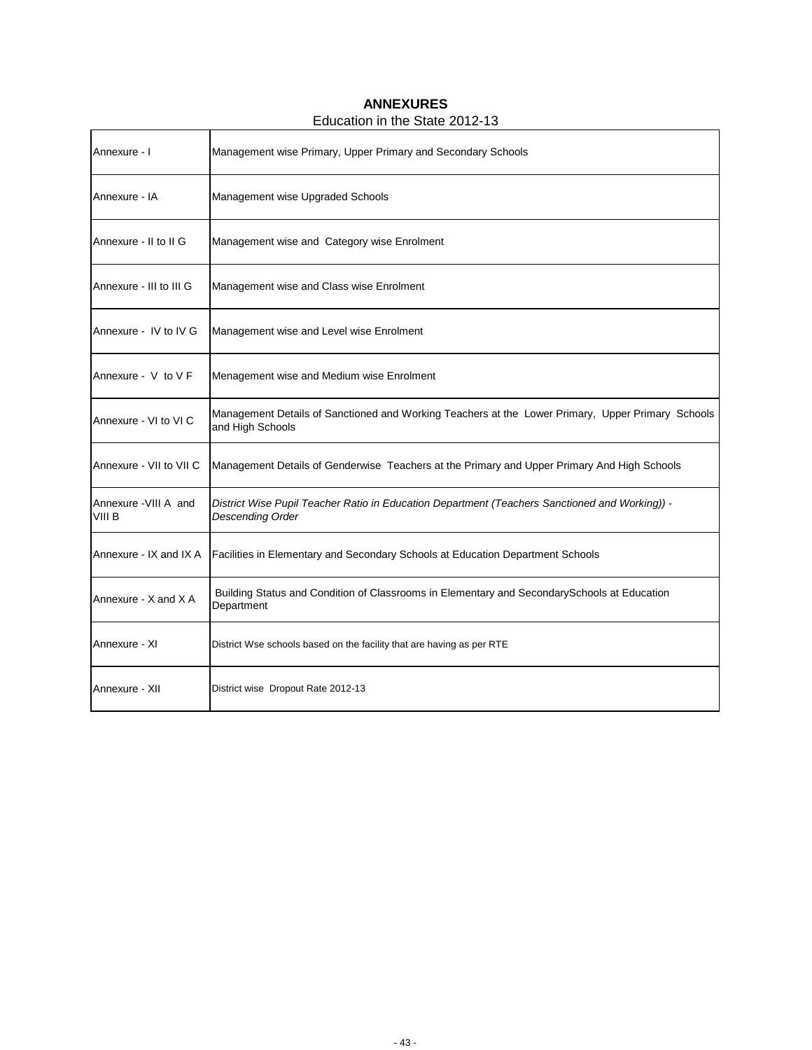## ANNEXURES

Education in the State 2012-13

| | |
|---|---|
| Annexure - I | Management wise Primary, Upper Primary and Secondary Schools |
| Annexure - IA | Management wise Upgraded Schools |
| Annexure - II to II G | Management wise and Category wise Enrolment |
| Annexure - III to III G | Management wise and Class wise Enrolment |
| Annexure - IV to IV G | Management wise and Level wise Enrolment |
| Annexure - V to V F | Menagement wise and Medium wise Enrolment |
| Annexure - VI to VI C | Management Details of Sanctioned and Working Teachers at the Lower Primary, Upper Primary Schools and High Schools |
| Annexure - VII to VII C | Management Details of Genderwise Teachers at the Primary and Upper Primary And High Schools |
| Annexure -VIII A and VIII B | *District Wise Pupil Teacher Ratio in Education Department (Teachers Sanctioned and Working)) - Descending Order* |
| Annexure - IX and IX A | Facilities in Elementary and Secondary Schools at Education Department Schools |
| Annexure - X and X A | Building Status and Condition of Classrooms in Elementary and SecondarySchools at Education Department |
| Annexure - XI | District Wse schools based on the facility that are having as per RTE |
| Annexure - XII | District wise Dropout Rate 2012-13 |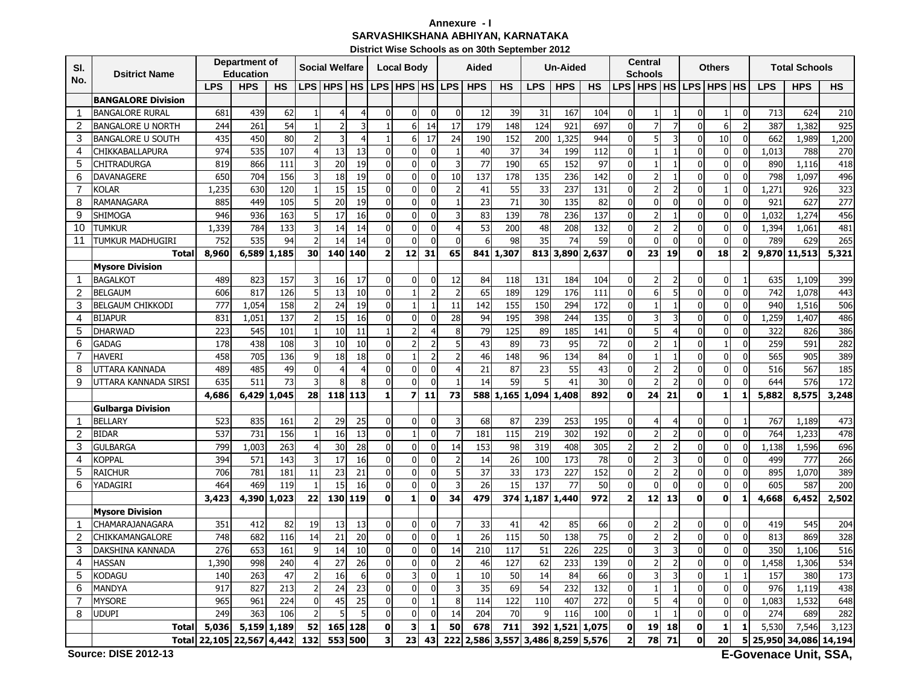**Annexure - I**

**SARVASHIKSHANA ABHIYAN, KARNATAKA**

**District Wise Schools as on 30th September 2012**

| Sl. No. | Dsitrict Name | Department of Education | | | Social Welfare | | | Local Body | | | Aided | | | Un-Aided | | | Central Schools | | | Others | | | Total Schools | | |
|---|---|---|---|---|---|---|---|---|---|---|---|---|---|---|---|---|---|---|---|---|---|---|---|---|---|
| | | LPS | HPS | HS | LPS | HPS | HS | LPS | HPS | HS | LPS | HPS | HS | LPS | HPS | HS | LPS | HPS | HS | LPS | HPS | HS | LPS | HPS | HS |
| | **BANGALORE Division** | | | | | | | | | | | | | | | | | | | | | | | | |
| 1 | BANGALORE RURAL | 681 | 439 | 62 | 1 | 4 | 4 | 0 | 0 | 0 | 0 | 12 | 39 | 31 | 167 | 104 | 0 | 1 | 1 | 0 | 1 | 0 | 713 | 624 | 210 |
| 2 | BANGALORE U NORTH | 244 | 261 | 54 | 1 | 2 | 3 | 1 | 6 | 14 | 17 | 179 | 148 | 124 | 921 | 697 | 0 | 7 | 7 | 0 | 6 | 2 | 387 | 1,382 | 925 |
| 3 | BANGALORE U SOUTH | 435 | 450 | 80 | 2 | 3 | 4 | 1 | 6 | 17 | 24 | 190 | 152 | 200 | 1,325 | 944 | 0 | 5 | 3 | 0 | 10 | 0 | 662 | 1,989 | 1,200 |
| 4 | CHIKKABALLAPURA | 974 | 535 | 107 | 4 | 13 | 13 | 0 | 0 | 0 | 1 | 40 | 37 | 34 | 199 | 112 | 0 | 1 | 1 | 0 | 0 | 0 | 1,013 | 788 | 270 |
| 5 | CHITRADURGA | 819 | 866 | 111 | 3 | 20 | 19 | 0 | 0 | 0 | 3 | 77 | 190 | 65 | 152 | 97 | 0 | 1 | 1 | 0 | 0 | 0 | 890 | 1,116 | 418 |
| 6 | DAVANAGERE | 650 | 704 | 156 | 3 | 18 | 19 | 0 | 0 | 0 | 10 | 137 | 178 | 135 | 236 | 142 | 0 | 2 | 1 | 0 | 0 | 0 | 798 | 1,097 | 496 |
| 7 | KOLAR | 1,235 | 630 | 120 | 1 | 15 | 15 | 0 | 0 | 0 | 2 | 41 | 55 | 33 | 237 | 131 | 0 | 2 | 2 | 0 | 1 | 0 | 1,271 | 926 | 323 |
| 8 | RAMANAGARA | 885 | 449 | 105 | 5 | 20 | 19 | 0 | 0 | 0 | 1 | 23 | 71 | 30 | 135 | 82 | 0 | 0 | 0 | 0 | 0 | 0 | 921 | 627 | 277 |
| 9 | SHIMOGA | 946 | 936 | 163 | 5 | 17 | 16 | 0 | 0 | 0 | 3 | 83 | 139 | 78 | 236 | 137 | 0 | 2 | 1 | 0 | 0 | 0 | 1,032 | 1,274 | 456 |
| 10 | TUMKUR | 1,339 | 784 | 133 | 3 | 14 | 14 | 0 | 0 | 0 | 4 | 53 | 200 | 48 | 208 | 132 | 0 | 2 | 2 | 0 | 0 | 0 | 1,394 | 1,061 | 481 |
| 11 | TUMKUR MADHUGIRI | 752 | 535 | 94 | 2 | 14 | 14 | 0 | 0 | 0 | 0 | 6 | 98 | 35 | 74 | 59 | 0 | 0 | 0 | 0 | 0 | 0 | 789 | 629 | 265 |
| | **Total** | **8,960** | **6,589** | **1,185** | **30** | **140** | **140** | **2** | **12** | **31** | **65** | **841** | **1,307** | **813** | **3,890** | **2,637** | **0** | **23** | **19** | **0** | **18** | **2** | **9,870** | **11,513** | **5,321** |
| | **Mysore Division** | | | | | | | | | | | | | | | | | | | | | | | | |
| 1 | BAGALKOT | 489 | 823 | 157 | 3 | 16 | 17 | 0 | 0 | 0 | 12 | 84 | 118 | 131 | 184 | 104 | 0 | 2 | 2 | 0 | 0 | 1 | 635 | 1,109 | 399 |
| 2 | BELGAUM | 606 | 817 | 126 | 5 | 13 | 10 | 0 | 1 | 2 | 2 | 65 | 189 | 129 | 176 | 111 | 0 | 6 | 5 | 0 | 0 | 0 | 742 | 1,078 | 443 |
| 3 | BELGAUM CHIKKODI | 777 | 1,054 | 158 | 2 | 24 | 19 | 0 | 1 | 1 | 11 | 142 | 155 | 150 | 294 | 172 | 0 | 1 | 1 | 0 | 0 | 0 | 940 | 1,516 | 506 |
| 4 | BIJAPUR | 831 | 1,051 | 137 | 2 | 15 | 16 | 0 | 0 | 0 | 28 | 94 | 195 | 398 | 244 | 135 | 0 | 3 | 3 | 0 | 0 | 0 | 1,259 | 1,407 | 486 |
| 5 | DHARWAD | 223 | 545 | 101 | 1 | 10 | 11 | 1 | 2 | 4 | 8 | 79 | 125 | 89 | 185 | 141 | 0 | 5 | 4 | 0 | 0 | 0 | 322 | 826 | 386 |
| 6 | GADAG | 178 | 438 | 108 | 3 | 10 | 10 | 0 | 2 | 2 | 5 | 43 | 89 | 73 | 95 | 72 | 0 | 2 | 1 | 0 | 1 | 0 | 259 | 591 | 282 |
| 7 | HAVERI | 458 | 705 | 136 | 9 | 18 | 18 | 0 | 1 | 2 | 2 | 46 | 148 | 96 | 134 | 84 | 0 | 1 | 1 | 0 | 0 | 0 | 565 | 905 | 389 |
| 8 | UTTARA KANNADA | 489 | 485 | 49 | 0 | 4 | 4 | 0 | 0 | 0 | 4 | 21 | 87 | 23 | 55 | 43 | 0 | 2 | 2 | 0 | 0 | 0 | 516 | 567 | 185 |
| 9 | UTTARA KANNADA SIRSI | 635 | 511 | 73 | 3 | 8 | 8 | 0 | 0 | 0 | 1 | 14 | 59 | 5 | 41 | 30 | 0 | 2 | 2 | 0 | 0 | 0 | 644 | 576 | 172 |
| | | **4,686** | **6,429** | **1,045** | **28** | **118** | **113** | **1** | **7** | **11** | **73** | **588** | **1,165** | **1,094** | **1,408** | **892** | **0** | **24** | **21** | **0** | **1** | **1** | **5,882** | **8,575** | **3,248** |
| | **Gulbarga Division** | | | | | | | | | | | | | | | | | | | | | | | | |
| 1 | BELLARY | 523 | 835 | 161 | 2 | 29 | 25 | 0 | 0 | 0 | 3 | 68 | 87 | 239 | 253 | 195 | 0 | 4 | 4 | 0 | 0 | 1 | 767 | 1,189 | 473 |
| 2 | BIDAR | 537 | 731 | 156 | 1 | 16 | 13 | 0 | 1 | 0 | 7 | 181 | 115 | 219 | 302 | 192 | 0 | 2 | 2 | 0 | 0 | 0 | 764 | 1,233 | 478 |
| 3 | GULBARGA | 799 | 1,003 | 263 | 4 | 30 | 28 | 0 | 0 | 0 | 14 | 153 | 98 | 319 | 408 | 305 | 2 | 2 | 2 | 0 | 0 | 0 | 1,138 | 1,596 | 696 |
| 4 | KOPPAL | 394 | 571 | 143 | 3 | 17 | 16 | 0 | 0 | 0 | 2 | 14 | 26 | 100 | 173 | 78 | 0 | 2 | 3 | 0 | 0 | 0 | 499 | 777 | 266 |
| 5 | RAICHUR | 706 | 781 | 181 | 11 | 23 | 21 | 0 | 0 | 0 | 5 | 37 | 33 | 173 | 227 | 152 | 0 | 2 | 2 | 0 | 0 | 0 | 895 | 1,070 | 389 |
| 6 | YADAGIRI | 464 | 469 | 119 | 1 | 15 | 16 | 0 | 0 | 0 | 3 | 26 | 15 | 137 | 77 | 50 | 0 | 0 | 0 | 0 | 0 | 0 | 605 | 587 | 200 |
| | | **3,423** | **4,390** | **1,023** | **22** | **130** | **119** | **0** | **1** | **0** | **34** | **479** | **374** | **1,187** | **1,440** | **972** | **2** | **12** | **13** | **0** | **0** | **1** | **4,668** | **6,452** | **2,502** |
| | **Mysore Division** | | | | | | | | | | | | | | | | | | | | | | | | |
| 1 | CHAMARAJANAGARA | 351 | 412 | 82 | 19 | 13 | 13 | 0 | 0 | 0 | 7 | 33 | 41 | 42 | 85 | 66 | 0 | 2 | 2 | 0 | 0 | 0 | 419 | 545 | 204 |
| 2 | CHIKKAMANGALORE | 748 | 682 | 116 | 14 | 21 | 20 | 0 | 0 | 0 | 1 | 26 | 115 | 50 | 138 | 75 | 0 | 2 | 2 | 0 | 0 | 0 | 813 | 869 | 328 |
| 3 | DAKSHINA KANNADA | 276 | 653 | 161 | 9 | 14 | 10 | 0 | 0 | 0 | 14 | 210 | 117 | 51 | 226 | 225 | 0 | 3 | 3 | 0 | 0 | 0 | 350 | 1,106 | 516 |
| 4 | HASSAN | 1,390 | 998 | 240 | 4 | 27 | 26 | 0 | 0 | 0 | 2 | 46 | 127 | 62 | 233 | 139 | 0 | 2 | 2 | 0 | 0 | 0 | 1,458 | 1,306 | 534 |
| 5 | KODAGU | 140 | 263 | 47 | 2 | 16 | 6 | 0 | 3 | 0 | 1 | 10 | 50 | 14 | 84 | 66 | 0 | 3 | 3 | 0 | 1 | 1 | 157 | 380 | 173 |
| 6 | MANDYA | 917 | 827 | 213 | 2 | 24 | 23 | 0 | 0 | 0 | 3 | 35 | 69 | 54 | 232 | 132 | 0 | 1 | 1 | 0 | 0 | 0 | 976 | 1,119 | 438 |
| 7 | MYSORE | 965 | 961 | 224 | 0 | 45 | 25 | 0 | 0 | 1 | 8 | 114 | 122 | 110 | 407 | 272 | 0 | 5 | 4 | 0 | 0 | 0 | 1,083 | 1,532 | 648 |
| 8 | UDUPI | 249 | 363 | 106 | 2 | 5 | 5 | 0 | 0 | 0 | 14 | 204 | 70 | 9 | 116 | 100 | 0 | 1 | 1 | 0 | 0 | 0 | 274 | 689 | 282 |
| | **Total** | **5,036** | **5,159** | **1,189** | **52** | **165** | **128** | **0** | **3** | **1** | **50** | **678** | **711** | **392** | **1,521** | **1,075** | **0** | **19** | **18** | **0** | **1** | **1** | 5,530 | 7,546 | 3,123 |
| | **Total** | **22,105** | **22,567** | **4,442** | **132** | **553** | **500** | **3** | **23** | **43** | **222** | **2,586** | **3,557** | **3,486** | **8,259** | **5,576** | **2** | **78** | **71** | **0** | **20** | **5** | **25,950** | **34,086** | **14,194** |

**Source: DISE 2012-13**

**E-Govenace Unit, SSA,**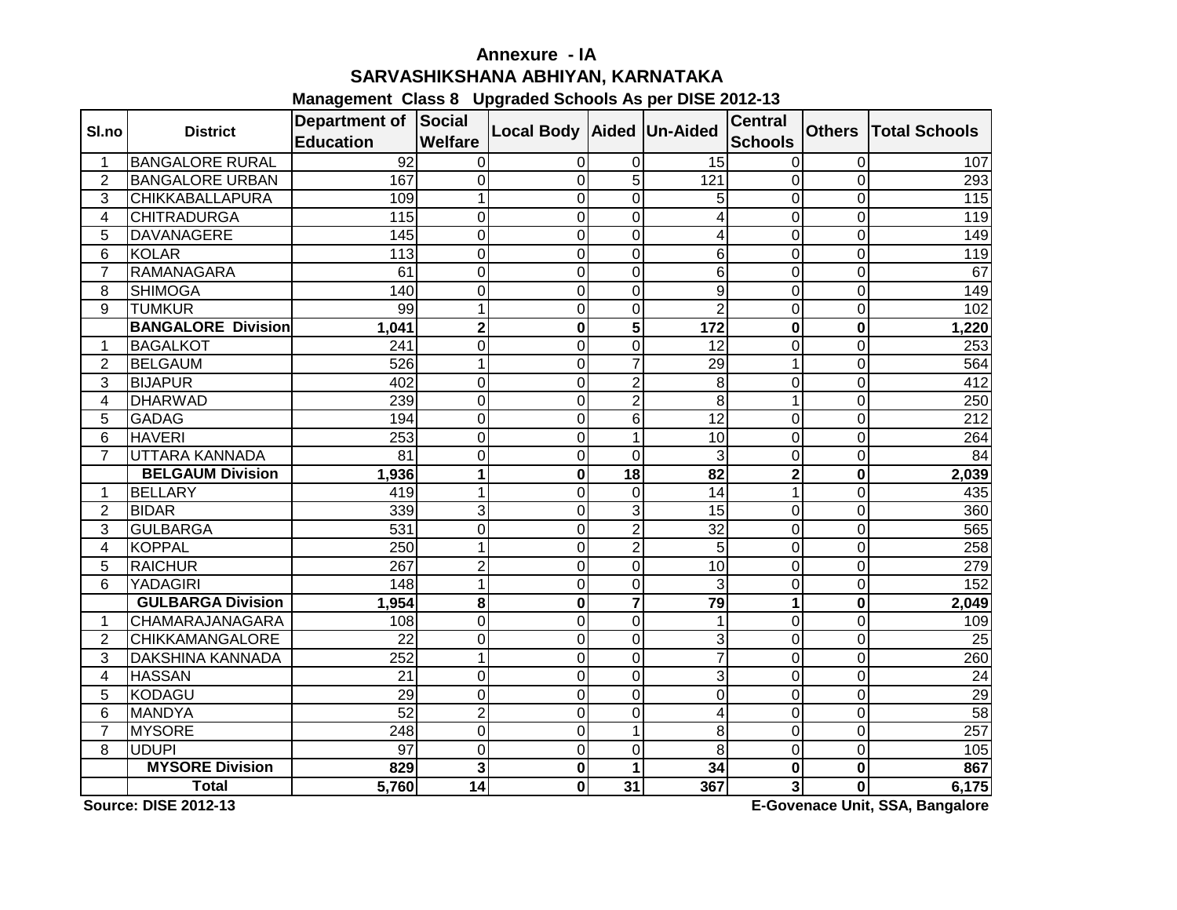# Annexure - IA

## SARVASHIKSHANA ABHIYAN, KARNATAKA

### Management Class 8 Upgraded Schools As per DISE 2012-13

| Sl.no | District | Department of Education | Social Welfare | Local Body | Aided | Un-Aided | Central Schools | Others | Total Schools |
|---|---|---|---|---|---|---|---|---|---|
| 1 | BANGALORE RURAL | 92 | 0 | 0 | 0 | 15 | 0 | 0 | 107 |
| 2 | BANGALORE URBAN | 167 | 0 | 0 | 5 | 121 | 0 | 0 | 293 |
| 3 | CHIKKABALLAPURA | 109 | 1 | 0 | 0 | 5 | 0 | 0 | 115 |
| 4 | CHITRADURGA | 115 | 0 | 0 | 0 | 4 | 0 | 0 | 119 |
| 5 | DAVANAGERE | 145 | 0 | 0 | 0 | 4 | 0 | 0 | 149 |
| 6 | KOLAR | 113 | 0 | 0 | 0 | 6 | 0 | 0 | 119 |
| 7 | RAMANAGARA | 61 | 0 | 0 | 0 | 6 | 0 | 0 | 67 |
| 8 | SHIMOGA | 140 | 0 | 0 | 0 | 9 | 0 | 0 | 149 |
| 9 | TUMKUR | 99 | 1 | 0 | 0 | 2 | 0 | 0 | 102 |
| | **BANGALORE Division** | **1,041** | **2** | **0** | **5** | **172** | **0** | **0** | **1,220** |
| 1 | BAGALKOT | 241 | 0 | 0 | 0 | 12 | 0 | 0 | 253 |
| 2 | BELGAUM | 526 | 1 | 0 | 7 | 29 | 1 | 0 | 564 |
| 3 | BIJAPUR | 402 | 0 | 0 | 2 | 8 | 0 | 0 | 412 |
| 4 | DHARWAD | 239 | 0 | 0 | 2 | 8 | 1 | 0 | 250 |
| 5 | GADAG | 194 | 0 | 0 | 6 | 12 | 0 | 0 | 212 |
| 6 | HAVERI | 253 | 0 | 0 | 1 | 10 | 0 | 0 | 264 |
| 7 | UTTARA KANNADA | 81 | 0 | 0 | 0 | 3 | 0 | 0 | 84 |
| | **BELGAUM Division** | **1,936** | **1** | **0** | **18** | **82** | **2** | **0** | **2,039** |
| 1 | BELLARY | 419 | 1 | 0 | 0 | 14 | 1 | 0 | 435 |
| 2 | BIDAR | 339 | 3 | 0 | 3 | 15 | 0 | 0 | 360 |
| 3 | GULBARGA | 531 | 0 | 0 | 2 | 32 | 0 | 0 | 565 |
| 4 | KOPPAL | 250 | 1 | 0 | 2 | 5 | 0 | 0 | 258 |
| 5 | RAICHUR | 267 | 2 | 0 | 0 | 10 | 0 | 0 | 279 |
| 6 | YADAGIRI | 148 | 1 | 0 | 0 | 3 | 0 | 0 | 152 |
| | **GULBARGA Division** | **1,954** | **8** | **0** | **7** | **79** | **1** | **0** | **2,049** |
| 1 | CHAMARAJANAGARA | 108 | 0 | 0 | 0 | 1 | 0 | 0 | 109 |
| 2 | CHIKKAMANGALORE | 22 | 0 | 0 | 0 | 3 | 0 | 0 | 25 |
| 3 | DAKSHINA KANNADA | 252 | 1 | 0 | 0 | 7 | 0 | 0 | 260 |
| 4 | HASSAN | 21 | 0 | 0 | 0 | 3 | 0 | 0 | 24 |
| 5 | KODAGU | 29 | 0 | 0 | 0 | 0 | 0 | 0 | 29 |
| 6 | MANDYA | 52 | 2 | 0 | 0 | 4 | 0 | 0 | 58 |
| 7 | MYSORE | 248 | 0 | 0 | 1 | 8 | 0 | 0 | 257 |
| 8 | UDUPI | 97 | 0 | 0 | 0 | 8 | 0 | 0 | 105 |
| | **MYSORE Division** | **829** | **3** | **0** | **1** | **34** | **0** | **0** | **867** |
| | **Total** | **5,760** | **14** | **0** | **31** | **367** | **3** | **0** | **6,175** |

**Source: DISE 2012-13** **E-Govenace Unit, SSA, Bangalore**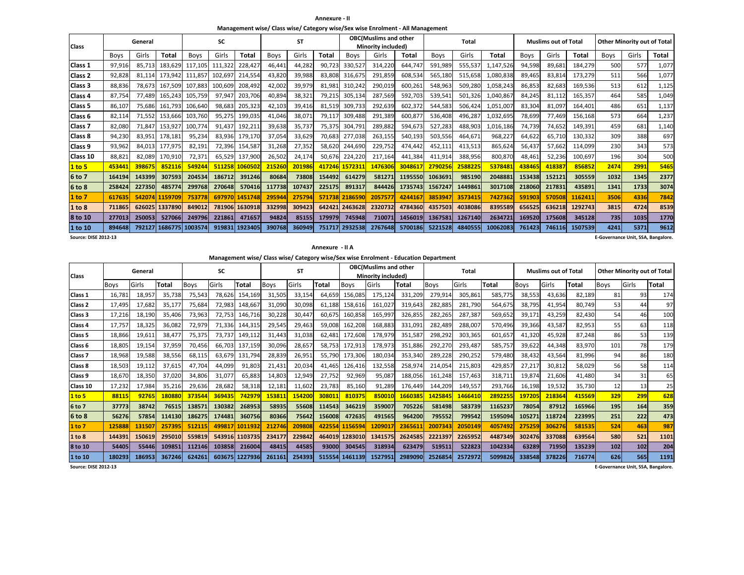# Annexure - II

## Management wise/ Class wise/ Category wise/Sex wise Enrolment - All Management

| Class | General | | | SC | | | ST | | | OBC(Muslims and other Minority included) | | | Total | | | Muslims out of Total | | | Other Minority out of Total | | |
|---|---|---|---|---|---|---|---|---|---|---|---|---|---|---|---|---|---|---|---|---|---|
| | Boys | Girls | Total | Boys | Girls | Total | Boys | Girls | Total | Boys | Girls | Total | Boys | Girls | Total | Boys | Girls | Total | Boys | Girls | Total |
| Class 1 | 97,916 | 85,713 | 183,629 | 117,105 | 111,322 | 228,427 | 46,441 | 44,282 | 90,723 | 330,527 | 314,220 | 644,747 | 591,989 | 555,537 | 1,147,526 | 94,598 | 89,681 | 184,279 | 500 | 577 | 1,077 |
| Class 2 | 92,828 | 81,114 | 173,942 | 111,857 | 102,697 | 214,554 | 43,820 | 39,988 | 83,808 | 316,675 | 291,859 | 608,534 | 565,180 | 515,658 | 1,080,838 | 89,465 | 83,814 | 173,279 | 511 | 566 | 1,077 |
| Class 3 | 88,836 | 78,673 | 167,509 | 107,883 | 100,609 | 208,492 | 42,002 | 39,979 | 81,981 | 310,242 | 290,019 | 600,261 | 548,963 | 509,280 | 1,058,243 | 86,853 | 82,683 | 169,536 | 513 | 612 | 1,125 |
| Class 4 | 87,754 | 77,489 | 165,243 | 105,759 | 97,947 | 203,706 | 40,894 | 38,321 | 79,215 | 305,134 | 287,569 | 592,703 | 539,541 | 501,326 | 1,040,867 | 84,245 | 81,112 | 165,357 | 464 | 585 | 1,049 |
| Class 5 | 86,107 | 75,686 | 161,793 | 106,640 | 98,683 | 205,323 | 42,103 | 39,416 | 81,519 | 309,733 | 292,639 | 602,372 | 544,583 | 506,424 | 1,051,007 | 83,304 | 81,097 | 164,401 | 486 | 651 | 1,137 |
| Class 6 | 82,114 | 71,552 | 153,666 | 103,760 | 95,275 | 199,035 | 41,046 | 38,071 | 79,117 | 309,488 | 291,389 | 600,877 | 536,408 | 496,287 | 1,032,695 | 78,699 | 77,469 | 156,168 | 573 | 664 | 1,237 |
| Class 7 | 82,080 | 71,847 | 153,927 | 100,774 | 91,437 | 192,211 | 39,638 | 35,737 | 75,375 | 304,791 | 289,882 | 594,673 | 527,283 | 488,903 | 1,016,186 | 74,739 | 74,652 | 149,391 | 459 | 681 | 1,140 |
| Class 8 | 94,230 | 83,951 | 178,181 | 95,234 | 83,936 | 179,170 | 37,054 | 33,629 | 70,683 | 277,038 | 263,155 | 540,193 | 503,556 | 464,671 | 968,227 | 64,622 | 65,710 | 130,332 | 309 | 388 | 697 |
| Class 9 | 93,962 | 84,013 | 177,975 | 82,191 | 72,396 | 154,587 | 31,268 | 27,352 | 58,620 | 244,690 | 229,752 | 474,442 | 452,111 | 413,513 | 865,624 | 56,437 | 57,662 | 114,099 | 230 | 343 | 573 |
| Class 10 | 88,821 | 82,089 | 170,910 | 72,371 | 65,529 | 137,900 | 26,502 | 24,174 | 50,676 | 224,220 | 217,164 | 441,384 | 411,914 | 388,956 | 800,870 | 48,461 | 52,236 | 100,697 | 196 | 304 | 500 |
| 1 to 5 | 453441 | 398675 | 852116 | 549244 | 511258 | 1060502 | 215260 | 201986 | 417246 | 1572311 | 1476306 | 3048617 | 2790256 | 2588225 | 5378481 | 438465 | 418387 | 856852 | 2474 | 2991 | 5465 |
| 6 to 7 | 164194 | 143399 | 307593 | 204534 | 186712 | 391246 | 80684 | 73808 | 154492 | 614279 | 581271 | 1195550 | 1063691 | 985190 | 2048881 | 153438 | 152121 | 305559 | 1032 | 1345 | 2377 |
| 6 to 8 | 258424 | 227350 | 485774 | 299768 | 270648 | 570416 | 117738 | 107437 | 225175 | 891317 | 844426 | 1735743 | 1567247 | 1449861 | 3017108 | 218060 | 217831 | 435891 | 1341 | 1733 | 3074 |
| 1 to 7 | 617635 | 542074 | 1159709 | 753778 | 697970 | 1451748 | 295944 | 275794 | 571738 | 2186590 | 2057577 | 4244167 | 3853947 | 3573415 | 7427362 | 591903 | 570508 | 1162411 | 3506 | 4336 | 7842 |
| 1 to 8 | 711865 | 626025 | 1337890 | 849012 | 781906 | 1630918 | 332998 | 309423 | 642421 | 2463628 | 2320732 | 4784360 | 4357503 | 4038086 | 8395589 | 656525 | 636218 | 1292743 | 3815 | 4724 | 8539 |
| 8 to 10 | 277013 | 250053 | 527066 | 249796 | 221861 | 471657 | 94824 | 85155 | 179979 | 745948 | 710071 | 1456019 | 1367581 | 1267140 | 2634721 | 169520 | 175608 | 345128 | 735 | 1035 | 1770 |
| 1 to 10 | 894648 | 792127 | 1686775 | 1003574 | 919831 | 1923405 | 390768 | 360949 | 751717 | 2932538 | 2767648 | 5700186 | 5221528 | 4840555 | 10062083 | 761423 | 746116 | 1507539 | 4241 | 5371 | 9612 |

Source: DISE 2012-13

E-Governance Unit, SSA, Bangalore.

# Annexure - II A

## Management wise/ Class wise/ Category wise/Sex wise Enrolment - Education Department

| Class | General | | | SC | | | ST | | | OBC(Muslims and other Minority included) | | | Total | | | Muslims out of Total | | | Other Minority out of Total | | |
|---|---|---|---|---|---|---|---|---|---|---|---|---|---|---|---|---|---|---|---|---|---|
| | Boys | Girls | Total | Boys | Girls | Total | Boys | Girls | Total | Boys | Girls | Total | Boys | Girls | Total | Boys | Girls | Total | Boys | Girls | Total |
| Class 1 | 16,781 | 18,957 | 35,738 | 75,543 | 78,626 | 154,169 | 31,505 | 33,154 | 64,659 | 156,085 | 175,124 | 331,209 | 279,914 | 305,861 | 585,775 | 38,553 | 43,636 | 82,189 | 81 | 93 | 174 |
| Class 2 | 17,495 | 17,682 | 35,177 | 75,684 | 72,983 | 148,667 | 31,090 | 30,098 | 61,188 | 158,616 | 161,027 | 319,643 | 282,885 | 281,790 | 564,675 | 38,795 | 41,954 | 80,749 | 53 | 44 | 97 |
| Class 3 | 17,216 | 18,190 | 35,406 | 73,963 | 72,753 | 146,716 | 30,228 | 30,447 | 60,675 | 160,858 | 165,997 | 326,855 | 282,265 | 287,387 | 569,652 | 39,171 | 43,259 | 82,430 | 54 | 46 | 100 |
| Class 4 | 17,757 | 18,325 | 36,082 | 72,979 | 71,336 | 144,315 | 29,545 | 29,463 | 59,008 | 162,208 | 168,883 | 331,091 | 282,489 | 288,007 | 570,496 | 39,366 | 43,587 | 82,953 | 55 | 63 | 118 |
| Class 5 | 18,866 | 19,611 | 38,477 | 75,375 | 73,737 | 149,112 | 31,443 | 31,038 | 62,481 | 172,608 | 178,979 | 351,587 | 298,292 | 303,365 | 601,657 | 41,320 | 45,928 | 87,248 | 86 | 53 | 139 |
| Class 6 | 18,805 | 19,154 | 37,959 | 70,456 | 66,703 | 137,159 | 30,096 | 28,657 | 58,753 | 172,913 | 178,973 | 351,886 | 292,270 | 293,487 | 585,757 | 39,622 | 44,348 | 83,970 | 101 | 78 | 179 |
| Class 7 | 18,968 | 19,588 | 38,556 | 68,115 | 63,679 | 131,794 | 28,839 | 26,951 | 55,790 | 173,306 | 180,034 | 353,340 | 289,228 | 290,252 | 579,480 | 38,432 | 43,564 | 81,996 | 94 | 86 | 180 |
| Class 8 | 18,503 | 19,112 | 37,615 | 47,704 | 44,099 | 91,803 | 21,431 | 20,034 | 41,465 | 126,416 | 132,558 | 258,974 | 214,054 | 215,803 | 429,857 | 27,217 | 30,812 | 58,029 | 56 | 58 | 114 |
| Class 9 | 18,670 | 18,350 | 37,020 | 34,806 | 31,077 | 65,883 | 14,803 | 12,949 | 27,752 | 92,969 | 95,087 | 188,056 | 161,248 | 157,463 | 318,711 | 19,874 | 21,606 | 41,480 | 34 | 31 | 65 |
| Class 10 | 17,232 | 17,984 | 35,216 | 29,636 | 28,682 | 58,318 | 12,181 | 11,602 | 23,783 | 85,160 | 91,289 | 176,449 | 144,209 | 149,557 | 293,766 | 16,198 | 19,532 | 35,730 | 12 | 13 | 25 |
| 1 to 5 | 88115 | 92765 | 180880 | 373544 | 369435 | 742979 | 153811 | 154200 | 308011 | 810375 | 850010 | 1660385 | 1425845 | 1466410 | 2892255 | 197205 | 218364 | 415569 | 329 | 299 | 628 |
| 6 to 7 | 37773 | 38742 | 76515 | 138571 | 130382 | 268953 | 58935 | 55608 | 114543 | 346219 | 359007 | 705226 | 581498 | 583739 | 1165237 | 78054 | 87912 | 165966 | 195 | 164 | 359 |
| 6 to 8 | 56276 | 57854 | 114130 | 186275 | 174481 | 360756 | 80366 | 75642 | 156008 | 472635 | 491565 | 964200 | 795552 | 799542 | 1595094 | 105271 | 118724 | 223995 | 251 | 222 | 473 |
| 1 to 7 | 125888 | 131507 | 257395 | 512115 | 499817 | 1011932 | 212746 | 209808 | 422554 | 1156594 | 1209017 | 2365611 | 2007343 | 2050149 | 4057492 | 275259 | 306276 | 581535 | 524 | 463 | 987 |
| 1 to 8 | 144391 | 150619 | 295010 | 559819 | 543916 | 1103735 | 234177 | 229842 | 464019 | 1283010 | 1341575 | 2624585 | 2221397 | 2265952 | 4487349 | 302476 | 337088 | 639564 | 580 | 521 | 1101 |
| 8 to 10 | 54405 | 55446 | 109851 | 112146 | 103858 | 216004 | 48415 | 44585 | 93000 | 304545 | 318934 | 623479 | 519511 | 522823 | 1042334 | 63289 | 71950 | 135239 | 102 | 102 | 204 |
| 1 to 10 | 180293 | 186953 | 367246 | 624261 | 603675 | 1227936 | 261161 | 254393 | 515554 | 1461139 | 1527951 | 2989090 | 2526854 | 2572972 | 5099826 | 338548 | 378226 | 716774 | 626 | 565 | 1191 |

Source: DISE 2012-13

E-Governance Unit, SSA, Bangalore.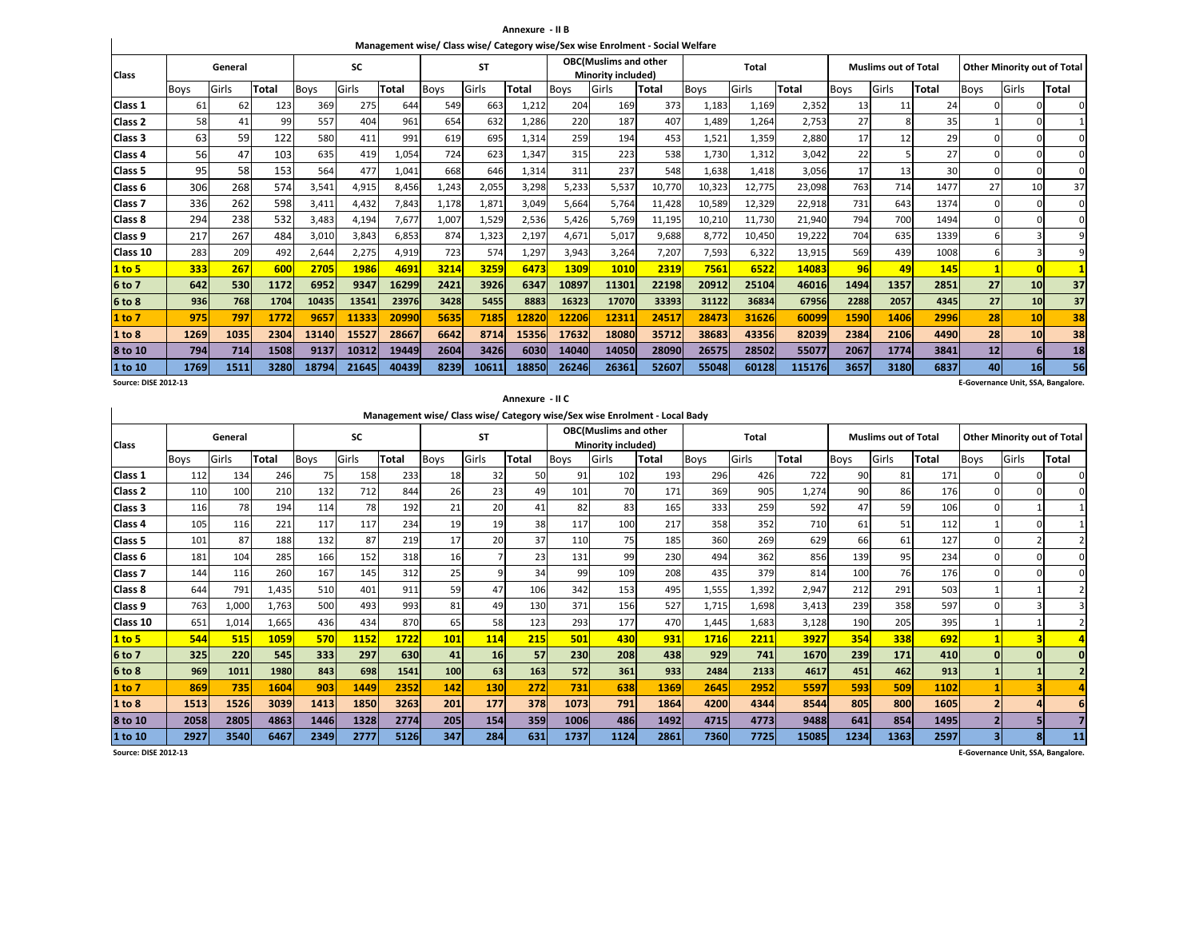## Annexure - II B

### Management wise/ Class wise/ Category wise/Sex wise Enrolment - Social Welfare

| Class | General | | | SC | | | ST | | | OBC(Muslims and other Minority included) | | | Total | | | Muslims out of Total | | | Other Minority out of Total | | |
|---|---|---|---|---|---|---|---|---|---|---|---|---|---|---|---|---|---|---|---|---|---|
| | Boys | Girls | Total | Boys | Girls | Total | Boys | Girls | Total | Boys | Girls | Total | Boys | Girls | Total | Boys | Girls | Total | Boys | Girls | Total |
| Class 1 | 61 | 62 | 123 | 369 | 275 | 644 | 549 | 663 | 1,212 | 204 | 169 | 373 | 1,183 | 1,169 | 2,352 | 13 | 11 | 24 | 0 | 0 | 0 |
| Class 2 | 58 | 41 | 99 | 557 | 404 | 961 | 654 | 632 | 1,286 | 220 | 187 | 407 | 1,489 | 1,264 | 2,753 | 27 | 8 | 35 | 1 | 0 | 1 |
| Class 3 | 63 | 59 | 122 | 580 | 411 | 991 | 619 | 695 | 1,314 | 259 | 194 | 453 | 1,521 | 1,359 | 2,880 | 17 | 12 | 29 | 0 | 0 | 0 |
| Class 4 | 56 | 47 | 103 | 635 | 419 | 1,054 | 724 | 623 | 1,347 | 315 | 223 | 538 | 1,730 | 1,312 | 3,042 | 22 | 5 | 27 | 0 | 0 | 0 |
| Class 5 | 95 | 58 | 153 | 564 | 477 | 1,041 | 668 | 646 | 1,314 | 311 | 237 | 548 | 1,638 | 1,418 | 3,056 | 17 | 13 | 30 | 0 | 0 | 0 |
| Class 6 | 306 | 268 | 574 | 3,541 | 4,915 | 8,456 | 1,243 | 2,055 | 3,298 | 5,233 | 5,537 | 10,770 | 10,323 | 12,775 | 23,098 | 763 | 714 | 1477 | 27 | 10 | 37 |
| Class 7 | 336 | 262 | 598 | 3,411 | 4,432 | 7,843 | 1,178 | 1,871 | 3,049 | 5,664 | 5,764 | 11,428 | 10,589 | 12,329 | 22,918 | 731 | 643 | 1374 | 0 | 0 | 0 |
| Class 8 | 294 | 238 | 532 | 3,483 | 4,194 | 7,677 | 1,007 | 1,529 | 2,536 | 5,426 | 5,769 | 11,195 | 10,210 | 11,730 | 21,940 | 794 | 700 | 1494 | 0 | 0 | 0 |
| Class 9 | 217 | 267 | 484 | 3,010 | 3,843 | 6,853 | 874 | 1,323 | 2,197 | 4,671 | 5,017 | 9,688 | 8,772 | 10,450 | 19,222 | 704 | 635 | 1339 | 6 | 3 | 9 |
| Class 10 | 283 | 209 | 492 | 2,644 | 2,275 | 4,919 | 723 | 574 | 1,297 | 3,943 | 3,264 | 7,207 | 7,593 | 6,322 | 13,915 | 569 | 439 | 1008 | 6 | 3 | 9 |
| **1 to 5** | **333** | **267** | **600** | **2705** | **1986** | **4691** | **3214** | **3259** | **6473** | **1309** | **1010** | **2319** | **7561** | **6522** | **14083** | **96** | **49** | **145** | **1** | **0** | **1** |
| **6 to 7** | **642** | **530** | **1172** | **6952** | **9347** | **16299** | **2421** | **3926** | **6347** | **10897** | **11301** | **22198** | **20912** | **25104** | **46016** | **1494** | **1357** | **2851** | **27** | **10** | **37** |
| **6 to 8** | **936** | **768** | **1704** | **10435** | **13541** | **23976** | **3428** | **5455** | **8883** | **16323** | **17070** | **33393** | **31122** | **36834** | **67956** | **2288** | **2057** | **4345** | **27** | **10** | **37** |
| **1 to 7** | **975** | **797** | **1772** | **9657** | **11333** | **20990** | **5635** | **7185** | **12820** | **12206** | **12311** | **24517** | **28473** | **31626** | **60099** | **1590** | **1406** | **2996** | **28** | **10** | **38** |
| **1 to 8** | **1269** | **1035** | **2304** | **13140** | **15527** | **28667** | **6642** | **8714** | **15356** | **17632** | **18080** | **35712** | **38683** | **43356** | **82039** | **2384** | **2106** | **4490** | **28** | **10** | **38** |
| **8 to 10** | **794** | **714** | **1508** | **9137** | **10312** | **19449** | **2604** | **3426** | **6030** | **14040** | **14050** | **28090** | **26575** | **28502** | **55077** | **2067** | **1774** | **3841** | **12** | **6** | **18** |
| **1 to 10** | **1769** | **1511** | **3280** | **18794** | **21645** | **40439** | **8239** | **10611** | **18850** | **26246** | **26361** | **52607** | **55048** | **60128** | **115176** | **3657** | **3180** | **6837** | **40** | **16** | **56** |

Source: DISE 2012-13

E-Governance Unit, SSA, Bangalore.

## Annexure - II C

### Management wise/ Class wise/ Category wise/Sex wise Enrolment - Local Bady

| Class | General | | | SC | | | ST | | | OBC(Muslims and other Minority included) | | | Total | | | Muslims out of Total | | | Other Minority out of Total | | |
|---|---|---|---|---|---|---|---|---|---|---|---|---|---|---|---|---|---|---|---|---|---|
| | Boys | Girls | Total | Boys | Girls | Total | Boys | Girls | Total | Boys | Girls | Total | Boys | Girls | Total | Boys | Girls | Total | Boys | Girls | Total |
| Class 1 | 112 | 134 | 246 | 75 | 158 | 233 | 18 | 32 | 50 | 91 | 102 | 193 | 296 | 426 | 722 | 90 | 81 | 171 | 0 | 0 | 0 |
| Class 2 | 110 | 100 | 210 | 132 | 712 | 844 | 26 | 23 | 49 | 101 | 70 | 171 | 369 | 905 | 1,274 | 90 | 86 | 176 | 0 | 0 | 0 |
| Class 3 | 116 | 78 | 194 | 114 | 78 | 192 | 21 | 20 | 41 | 82 | 83 | 165 | 333 | 259 | 592 | 47 | 59 | 106 | 0 | 1 | 1 |
| Class 4 | 105 | 116 | 221 | 117 | 117 | 234 | 19 | 19 | 38 | 117 | 100 | 217 | 358 | 352 | 710 | 61 | 51 | 112 | 1 | 0 | 1 |
| Class 5 | 101 | 87 | 188 | 132 | 87 | 219 | 17 | 20 | 37 | 110 | 75 | 185 | 360 | 269 | 629 | 66 | 61 | 127 | 0 | 2 | 2 |
| Class 6 | 181 | 104 | 285 | 166 | 152 | 318 | 16 | 7 | 23 | 131 | 99 | 230 | 494 | 362 | 856 | 139 | 95 | 234 | 0 | 0 | 0 |
| Class 7 | 144 | 116 | 260 | 167 | 145 | 312 | 25 | 9 | 34 | 99 | 109 | 208 | 435 | 379 | 814 | 100 | 76 | 176 | 0 | 0 | 0 |
| Class 8 | 644 | 791 | 1,435 | 510 | 401 | 911 | 59 | 47 | 106 | 342 | 153 | 495 | 1,555 | 1,392 | 2,947 | 212 | 291 | 503 | 1 | 1 | 2 |
| Class 9 | 763 | 1,000 | 1,763 | 500 | 493 | 993 | 81 | 49 | 130 | 371 | 156 | 527 | 1,715 | 1,698 | 3,413 | 239 | 358 | 597 | 0 | 3 | 3 |
| Class 10 | 651 | 1,014 | 1,665 | 436 | 434 | 870 | 65 | 58 | 123 | 293 | 177 | 470 | 1,445 | 1,683 | 3,128 | 190 | 205 | 395 | 1 | 1 | 2 |
| **1 to 5** | **544** | **515** | **1059** | **570** | **1152** | **1722** | **101** | **114** | **215** | **501** | **430** | **931** | **1716** | **2211** | **3927** | **354** | **338** | **692** | **1** | **3** | **4** |
| **6 to 7** | **325** | **220** | **545** | **333** | **297** | **630** | **41** | **16** | **57** | **230** | **208** | **438** | **929** | **741** | **1670** | **239** | **171** | **410** | **0** | **0** | **0** |
| **6 to 8** | **969** | **1011** | **1980** | **843** | **698** | **1541** | **100** | **63** | **163** | **572** | **361** | **933** | **2484** | **2133** | **4617** | **451** | **462** | **913** | **1** | **1** | **2** |
| **1 to 7** | **869** | **735** | **1604** | **903** | **1449** | **2352** | **142** | **130** | **272** | **731** | **638** | **1369** | **2645** | **2952** | **5597** | **593** | **509** | **1102** | **1** | **3** | **4** |
| **1 to 8** | **1513** | **1526** | **3039** | **1413** | **1850** | **3263** | **201** | **177** | **378** | **1073** | **791** | **1864** | **4200** | **4344** | **8544** | **805** | **800** | **1605** | **2** | **4** | **6** |
| **8 to 10** | **2058** | **2805** | **4863** | **1446** | **1328** | **2774** | **205** | **154** | **359** | **1006** | **486** | **1492** | **4715** | **4773** | **9488** | **641** | **854** | **1495** | **2** | **5** | **7** |
| **1 to 10** | **2927** | **3540** | **6467** | **2349** | **2777** | **5126** | **347** | **284** | **631** | **1737** | **1124** | **2861** | **7360** | **7725** | **15085** | **1234** | **1363** | **2597** | **3** | **8** | **11** |

Source: DISE 2012-13

E-Governance Unit, SSA, Bangalore.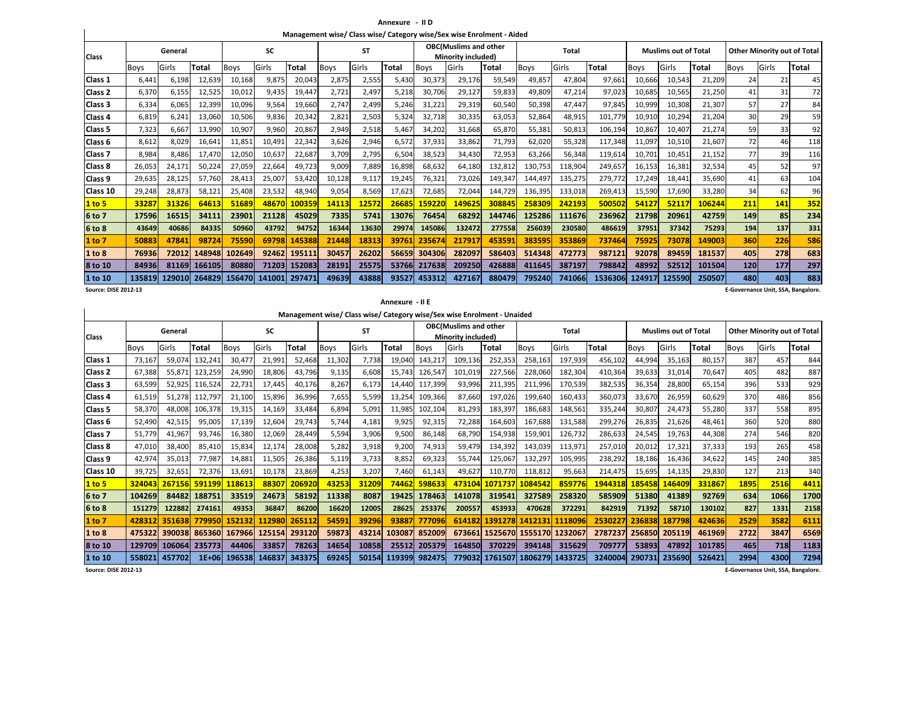## Annexure - II D

### Management wise/ Class wise/ Category wise/Sex wise Enrolment - Aided

| Class | General | | | SC | | | ST | | | OBC(Muslims and other Minority included) | | | Total | | | Muslims out of Total | | | Other Minority out of Total | | |
|---|---|---|---|---|---|---|---|---|---|---|---|---|---|---|---|---|---|---|---|---|---|
| | Boys | Girls | Total | Boys | Girls | Total | Boys | Girls | Total | Boys | Girls | Total | Boys | Girls | Total | Boys | Girls | Total | Boys | Girls | Total |
| Class 1 | 6,441 | 6,198 | 12,639 | 10,168 | 9,875 | 20,043 | 2,875 | 2,555 | 5,430 | 30,373 | 29,176 | 59,549 | 49,857 | 47,804 | 97,661 | 10,666 | 10,543 | 21,209 | 24 | 21 | 45 |
| Class 2 | 6,370 | 6,155 | 12,525 | 10,012 | 9,435 | 19,447 | 2,721 | 2,497 | 5,218 | 30,706 | 29,127 | 59,833 | 49,809 | 47,214 | 97,023 | 10,685 | 10,565 | 21,250 | 41 | 31 | 72 |
| Class 3 | 6,334 | 6,065 | 12,399 | 10,096 | 9,564 | 19,660 | 2,747 | 2,499 | 5,246 | 31,221 | 29,319 | 60,540 | 50,398 | 47,447 | 97,845 | 10,999 | 10,308 | 21,307 | 57 | 27 | 84 |
| Class 4 | 6,819 | 6,241 | 13,060 | 10,506 | 9,836 | 20,342 | 2,821 | 2,503 | 5,324 | 32,718 | 30,335 | 63,053 | 52,864 | 48,915 | 101,779 | 10,910 | 10,294 | 21,204 | 30 | 29 | 59 |
| Class 5 | 7,323 | 6,667 | 13,990 | 10,907 | 9,960 | 20,867 | 2,949 | 2,518 | 5,467 | 34,202 | 31,668 | 65,870 | 55,381 | 50,813 | 106,194 | 10,867 | 10,407 | 21,274 | 59 | 33 | 92 |
| Class 6 | 8,612 | 8,029 | 16,641 | 11,851 | 10,491 | 22,342 | 3,626 | 2,946 | 6,572 | 37,931 | 33,862 | 71,793 | 62,020 | 55,328 | 117,348 | 11,097 | 10,510 | 21,607 | 72 | 46 | 118 |
| Class 7 | 8,984 | 8,486 | 17,470 | 12,050 | 10,637 | 22,687 | 3,709 | 2,795 | 6,504 | 38,523 | 34,430 | 72,953 | 63,266 | 56,348 | 119,614 | 10,701 | 10,451 | 21,152 | 77 | 39 | 116 |
| Class 8 | 26,053 | 24,171 | 50,224 | 27,059 | 22,664 | 49,723 | 9,009 | 7,889 | 16,898 | 68,632 | 64,180 | 132,812 | 130,753 | 118,904 | 249,657 | 16,153 | 16,381 | 32,534 | 45 | 52 | 97 |
| Class 9 | 29,635 | 28,125 | 57,760 | 28,413 | 25,007 | 53,420 | 10,128 | 9,117 | 19,245 | 76,321 | 73,026 | 149,347 | 144,497 | 135,275 | 279,772 | 17,249 | 18,441 | 35,690 | 41 | 63 | 104 |
| Class 10 | 29,248 | 28,873 | 58,121 | 25,408 | 23,532 | 48,940 | 9,054 | 8,569 | 17,623 | 72,685 | 72,044 | 144,729 | 136,395 | 133,018 | 269,413 | 15,590 | 17,690 | 33,280 | 34 | 62 | 96 |
| **1 to 5** | **33287** | **31326** | **64613** | **51689** | **48670** | **100359** | **14113** | **12572** | **26685** | **159220** | **149625** | **308845** | **258309** | **242193** | **500502** | **54127** | **52117** | **106244** | **211** | **141** | **352** |
| **6 to 7** | **17596** | **16515** | **34111** | **23901** | **21128** | **45029** | **7335** | **5741** | **13076** | **76454** | **68292** | **144746** | **125286** | **111676** | **236962** | **21798** | **20961** | **42759** | **149** | **85** | **234** |
| **6 to 8** | **43649** | **40686** | **84335** | **50960** | **43792** | **94752** | **16344** | **13630** | **29974** | **145086** | **132472** | **277558** | **256039** | **230580** | **486619** | **37951** | **37342** | **75293** | **194** | **137** | **331** |
| **1 to 7** | **50883** | **47841** | **98724** | **75590** | **69798** | **145388** | **21448** | **18313** | **39761** | **235674** | **217917** | **453591** | **383595** | **353869** | **737464** | **75925** | **73078** | **149003** | **360** | **226** | **586** |
| **1 to 8** | **76936** | **72012** | **148948** | **102649** | **92462** | **195111** | **30457** | **26202** | **56659** | **304306** | **282097** | **586403** | **514348** | **472773** | **987121** | **92078** | **89459** | **181537** | **405** | **278** | **683** |
| **8 to 10** | **84936** | **81169** | **166105** | **80880** | **71203** | **152083** | **28191** | **25575** | **53766** | **217638** | **209250** | **426888** | **411645** | **387197** | **798842** | **48992** | **52512** | **101504** | **120** | **177** | **297** |
| **1 to 10** | **135819** | **129010** | **264829** | **156470** | **141001** | **297471** | **49639** | **43888** | **93527** | **453312** | **427167** | **880479** | **795240** | **741066** | **1536306** | **124917** | **125590** | **250507** | **480** | **403** | **883** |

Source: DISE 2012-13

E-Governance Unit, SSA, Bangalore.

## Annexure - II E

### Management wise/ Class wise/ Category wise/Sex wise Enrolment - Unaided

| Class | General | | | SC | | | ST | | | OBC(Muslims and other Minority included) | | | Total | | | Muslims out of Total | | | Other Minority out of Total | | |
|---|---|---|---|---|---|---|---|---|---|---|---|---|---|---|---|---|---|---|---|---|---|
| | Boys | Girls | Total | Boys | Girls | Total | Boys | Girls | Total | Boys | Girls | Total | Boys | Girls | Total | Boys | Girls | Total | Boys | Girls | Total |
| Class 1 | 73,167 | 59,074 | 132,241 | 30,477 | 21,991 | 52,468 | 11,302 | 7,738 | 19,040 | 143,217 | 109,136 | 252,353 | 258,163 | 197,939 | 456,102 | 44,994 | 35,163 | 80,157 | 387 | 457 | 844 |
| Class 2 | 67,388 | 55,871 | 123,259 | 24,990 | 18,806 | 43,796 | 9,135 | 6,608 | 15,743 | 126,547 | 101,019 | 227,566 | 228,060 | 182,304 | 410,364 | 39,633 | 31,014 | 70,647 | 405 | 482 | 887 |
| Class 3 | 63,599 | 52,925 | 116,524 | 22,731 | 17,445 | 40,176 | 8,267 | 6,173 | 14,440 | 117,399 | 93,996 | 211,395 | 211,996 | 170,539 | 382,535 | 36,354 | 28,800 | 65,154 | 396 | 533 | 929 |
| Class 4 | 61,519 | 51,278 | 112,797 | 21,100 | 15,896 | 36,996 | 7,655 | 5,599 | 13,254 | 109,366 | 87,660 | 197,026 | 199,640 | 160,433 | 360,073 | 33,670 | 26,959 | 60,629 | 370 | 486 | 856 |
| Class 5 | 58,370 | 48,008 | 106,378 | 19,315 | 14,169 | 33,484 | 6,894 | 5,091 | 11,985 | 102,104 | 81,293 | 183,397 | 186,683 | 148,561 | 335,244 | 30,807 | 24,473 | 55,280 | 337 | 558 | 895 |
| Class 6 | 52,490 | 42,515 | 95,005 | 17,139 | 12,604 | 29,743 | 5,744 | 4,181 | 9,925 | 92,315 | 72,288 | 164,603 | 167,688 | 131,588 | 299,276 | 26,835 | 21,626 | 48,461 | 360 | 520 | 880 |
| Class 7 | 51,779 | 41,967 | 93,746 | 16,380 | 12,069 | 28,449 | 5,594 | 3,906 | 9,500 | 86,148 | 68,790 | 154,938 | 159,901 | 126,732 | 286,633 | 24,545 | 19,763 | 44,308 | 274 | 546 | 820 |
| Class 8 | 47,010 | 38,400 | 85,410 | 15,834 | 12,174 | 28,008 | 5,282 | 3,918 | 9,200 | 74,913 | 59,479 | 134,392 | 143,039 | 113,971 | 257,010 | 20,012 | 17,321 | 37,333 | 193 | 265 | 458 |
| Class 9 | 42,974 | 35,013 | 77,987 | 14,881 | 11,505 | 26,386 | 5,119 | 3,733 | 8,852 | 69,323 | 55,744 | 125,067 | 132,297 | 105,995 | 238,292 | 18,186 | 16,436 | 34,622 | 145 | 240 | 385 |
| Class 10 | 39,725 | 32,651 | 72,376 | 13,691 | 10,178 | 23,869 | 4,253 | 3,207 | 7,460 | 61,143 | 49,627 | 110,770 | 118,812 | 95,663 | 214,475 | 15,695 | 14,135 | 29,830 | 127 | 213 | 340 |
| **1 to 5** | **324043** | **267156** | **591199** | **118613** | **88307** | **206920** | **43253** | **31209** | **74462** | **598633** | **473104** | **1071737** | **1084542** | **859776** | **1944318** | **185458** | **146409** | **331867** | **1895** | **2516** | **4411** |
| **6 to 7** | **104269** | **84482** | **188751** | **33519** | **24673** | **58192** | **11338** | **8087** | **19425** | **178463** | **141078** | **319541** | **327589** | **258320** | **585909** | **51380** | **41389** | **92769** | **634** | **1066** | **1700** |
| **6 to 8** | **151279** | **122882** | **274161** | **49353** | **36847** | **86200** | **16620** | **12005** | **28625** | **253376** | **200557** | **453933** | **470628** | **372291** | **842919** | **71392** | **58710** | **130102** | **827** | **1331** | **2158** |
| **1 to 7** | **428312** | **351638** | **779950** | **152132** | **112980** | **265112** | **54591** | **39296** | **93887** | **777096** | **614182** | **1391278** | **1412131** | **1118096** | **2530227** | **236838** | **187798** | **424636** | **2529** | **3582** | **6111** |
| **1 to 8** | **475322** | **390038** | **865360** | **167966** | **125154** | **293120** | **59873** | **43214** | **103087** | **852009** | **673661** | **1525670** | **1555170** | **1232067** | **2787237** | **256850** | **205119** | **461969** | **2722** | **3847** | **6569** |
| **8 to 10** | **129709** | **106064** | **235773** | **44406** | **33857** | **78263** | **14654** | **10858** | **25512** | **205379** | **164850** | **370229** | **394148** | **315629** | **709777** | **53893** | **47892** | **101785** | **465** | **718** | **1183** |
| **1 to 10** | **558021** | **457702** | **1E+06** | **196538** | **146837** | **343375** | **69245** | **50154** | **119399** | **982475** | **779032** | **1761507** | **1806279** | **1433725** | **3240004** | **290731** | **235690** | **526421** | **2994** | **4300** | **7294** |

Source: DISE 2012-13

E-Governance Unit, SSA, Bangalore.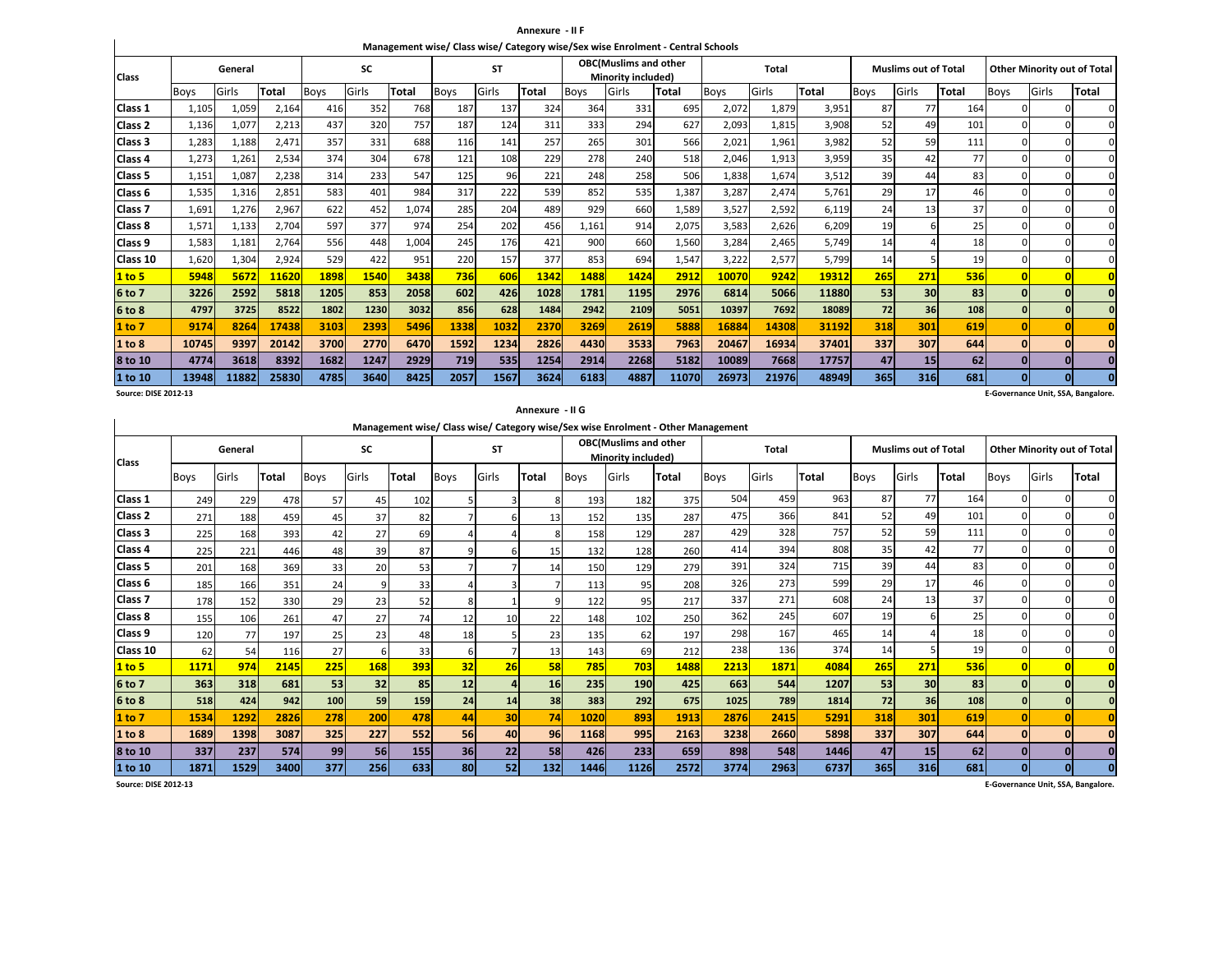## Annexure - II F

### Management wise/ Class wise/ Category wise/Sex wise Enrolment - Central Schools

| Class | General | | | SC | | | ST | | | OBC(Muslims and other Minority included) | | | Total | | | Muslims out of Total | | | Other Minority out of Total | | |
|---|---|---|---|---|---|---|---|---|---|---|---|---|---|---|---|---|---|---|---|---|---|
| | Boys | Girls | Total | Boys | Girls | Total | Boys | Girls | Total | Boys | Girls | Total | Boys | Girls | Total | Boys | Girls | Total | Boys | Girls | Total |
| Class 1 | 1,105 | 1,059 | 2,164 | 416 | 352 | 768 | 187 | 137 | 324 | 364 | 331 | 695 | 2,072 | 1,879 | 3,951 | 87 | 77 | 164 | 0 | 0 | 0 |
| Class 2 | 1,136 | 1,077 | 2,213 | 437 | 320 | 757 | 187 | 124 | 311 | 333 | 294 | 627 | 2,093 | 1,815 | 3,908 | 52 | 49 | 101 | 0 | 0 | 0 |
| Class 3 | 1,283 | 1,188 | 2,471 | 357 | 331 | 688 | 116 | 141 | 257 | 265 | 301 | 566 | 2,021 | 1,961 | 3,982 | 52 | 59 | 111 | 0 | 0 | 0 |
| Class 4 | 1,273 | 1,261 | 2,534 | 374 | 304 | 678 | 121 | 108 | 229 | 278 | 240 | 518 | 2,046 | 1,913 | 3,959 | 35 | 42 | 77 | 0 | 0 | 0 |
| Class 5 | 1,151 | 1,087 | 2,238 | 314 | 233 | 547 | 125 | 96 | 221 | 248 | 258 | 506 | 1,838 | 1,674 | 3,512 | 39 | 44 | 83 | 0 | 0 | 0 |
| Class 6 | 1,535 | 1,316 | 2,851 | 583 | 401 | 984 | 317 | 222 | 539 | 852 | 535 | 1,387 | 3,287 | 2,474 | 5,761 | 29 | 17 | 46 | 0 | 0 | 0 |
| Class 7 | 1,691 | 1,276 | 2,967 | 622 | 452 | 1,074 | 285 | 204 | 489 | 929 | 660 | 1,589 | 3,527 | 2,592 | 6,119 | 24 | 13 | 37 | 0 | 0 | 0 |
| Class 8 | 1,571 | 1,133 | 2,704 | 597 | 377 | 974 | 254 | 202 | 456 | 1,161 | 914 | 2,075 | 3,583 | 2,626 | 6,209 | 19 | 6 | 25 | 0 | 0 | 0 |
| Class 9 | 1,583 | 1,181 | 2,764 | 556 | 448 | 1,004 | 245 | 176 | 421 | 900 | 660 | 1,560 | 3,284 | 2,465 | 5,749 | 14 | 4 | 18 | 0 | 0 | 0 |
| Class 10 | 1,620 | 1,304 | 2,924 | 529 | 422 | 951 | 220 | 157 | 377 | 853 | 694 | 1,547 | 3,222 | 2,577 | 5,799 | 14 | 5 | 19 | 0 | 0 | 0 |
| **1 to 5** | **5948** | **5672** | **11620** | **1898** | **1540** | **3438** | **736** | **606** | **1342** | **1488** | **1424** | **2912** | **10070** | **9242** | **19312** | **265** | **271** | **536** | **0** | **0** | **0** |
| **6 to 7** | **3226** | **2592** | **5818** | **1205** | **853** | **2058** | **602** | **426** | **1028** | **1781** | **1195** | **2976** | **6814** | **5066** | **11880** | **53** | **30** | **83** | **0** | **0** | **0** |
| **6 to 8** | **4797** | **3725** | **8522** | **1802** | **1230** | **3032** | **856** | **628** | **1484** | **2942** | **2109** | **5051** | **10397** | **7692** | **18089** | **72** | **36** | **108** | **0** | **0** | **0** |
| **1 to 7** | **9174** | **8264** | **17438** | **3103** | **2393** | **5496** | **1338** | **1032** | **2370** | **3269** | **2619** | **5888** | **16884** | **14308** | **31192** | **318** | **301** | **619** | **0** | **0** | **0** |
| **1 to 8** | **10745** | **9397** | **20142** | **3700** | **2770** | **6470** | **1592** | **1234** | **2826** | **4430** | **3533** | **7963** | **20467** | **16934** | **37401** | **337** | **307** | **644** | **0** | **0** | **0** |
| **8 to 10** | **4774** | **3618** | **8392** | **1682** | **1247** | **2929** | **719** | **535** | **1254** | **2914** | **2268** | **5182** | **10089** | **7668** | **17757** | **47** | **15** | **62** | **0** | **0** | **0** |
| **1 to 10** | **13948** | **11882** | **25830** | **4785** | **3640** | **8425** | **2057** | **1567** | **3624** | **6183** | **4887** | **11070** | **26973** | **21976** | **48949** | **365** | **316** | **681** | **0** | **0** | **0** |

Source: DISE 2012-13

E-Governance Unit, SSA, Bangalore.

## Annexure - II G

### Management wise/ Class wise/ Category wise/Sex wise Enrolment - Other Management

| Class | General | | | SC | | | ST | | | OBC(Muslims and other Minority included) | | | Total | | | Muslims out of Total | | | Other Minority out of Total | | |
|---|---|---|---|---|---|---|---|---|---|---|---|---|---|---|---|---|---|---|---|---|---|
| | Boys | Girls | Total | Boys | Girls | Total | Boys | Girls | Total | Boys | Girls | Total | Boys | Girls | Total | Boys | Girls | Total | Boys | Girls | Total |
| Class 1 | 249 | 229 | 478 | 57 | 45 | 102 | 5 | 3 | 8 | 193 | 182 | 375 | 504 | 459 | 963 | 87 | 77 | 164 | 0 | 0 | 0 |
| Class 2 | 271 | 188 | 459 | 45 | 37 | 82 | 7 | 6 | 13 | 152 | 135 | 287 | 475 | 366 | 841 | 52 | 49 | 101 | 0 | 0 | 0 |
| Class 3 | 225 | 168 | 393 | 42 | 27 | 69 | 4 | 4 | 8 | 158 | 129 | 287 | 429 | 328 | 757 | 52 | 59 | 111 | 0 | 0 | 0 |
| Class 4 | 225 | 221 | 446 | 48 | 39 | 87 | 9 | 6 | 15 | 132 | 128 | 260 | 414 | 394 | 808 | 35 | 42 | 77 | 0 | 0 | 0 |
| Class 5 | 201 | 168 | 369 | 33 | 20 | 53 | 7 | 7 | 14 | 150 | 129 | 279 | 391 | 324 | 715 | 39 | 44 | 83 | 0 | 0 | 0 |
| Class 6 | 185 | 166 | 351 | 24 | 9 | 33 | 4 | 3 | 7 | 113 | 95 | 208 | 326 | 273 | 599 | 29 | 17 | 46 | 0 | 0 | 0 |
| Class 7 | 178 | 152 | 330 | 29 | 23 | 52 | 8 | 1 | 9 | 122 | 95 | 217 | 337 | 271 | 608 | 24 | 13 | 37 | 0 | 0 | 0 |
| Class 8 | 155 | 106 | 261 | 47 | 27 | 74 | 12 | 10 | 22 | 148 | 102 | 250 | 362 | 245 | 607 | 19 | 6 | 25 | 0 | 0 | 0 |
| Class 9 | 120 | 77 | 197 | 25 | 23 | 48 | 18 | 5 | 23 | 135 | 62 | 197 | 298 | 167 | 465 | 14 | 4 | 18 | 0 | 0 | 0 |
| Class 10 | 62 | 54 | 116 | 27 | 6 | 33 | 6 | 7 | 13 | 143 | 69 | 212 | 238 | 136 | 374 | 14 | 5 | 19 | 0 | 0 | 0 |
| **1 to 5** | **1171** | **974** | **2145** | **225** | **168** | **393** | **32** | **26** | **58** | **785** | **703** | **1488** | **2213** | **1871** | **4084** | **265** | **271** | **536** | **0** | **0** | **0** |
| **6 to 7** | **363** | **318** | **681** | **53** | **32** | **85** | **12** | **4** | **16** | **235** | **190** | **425** | **663** | **544** | **1207** | **53** | **30** | **83** | **0** | **0** | **0** |
| **6 to 8** | **518** | **424** | **942** | **100** | **59** | **159** | **24** | **14** | **38** | **383** | **292** | **675** | **1025** | **789** | **1814** | **72** | **36** | **108** | **0** | **0** | **0** |
| **1 to 7** | **1534** | **1292** | **2826** | **278** | **200** | **478** | **44** | **30** | **74** | **1020** | **893** | **1913** | **2876** | **2415** | **5291** | **318** | **301** | **619** | **0** | **0** | **0** |
| **1 to 8** | **1689** | **1398** | **3087** | **325** | **227** | **552** | **56** | **40** | **96** | **1168** | **995** | **2163** | **3238** | **2660** | **5898** | **337** | **307** | **644** | **0** | **0** | **0** |
| **8 to 10** | **337** | **237** | **574** | **99** | **56** | **155** | **36** | **22** | **58** | **426** | **233** | **659** | **898** | **548** | **1446** | **47** | **15** | **62** | **0** | **0** | **0** |
| **1 to 10** | **1871** | **1529** | **3400** | **377** | **256** | **633** | **80** | **52** | **132** | **1446** | **1126** | **2572** | **3774** | **2963** | **6737** | **365** | **316** | **681** | **0** | **0** | **0** |

Source: DISE 2012-13

E-Governance Unit, SSA, Bangalore.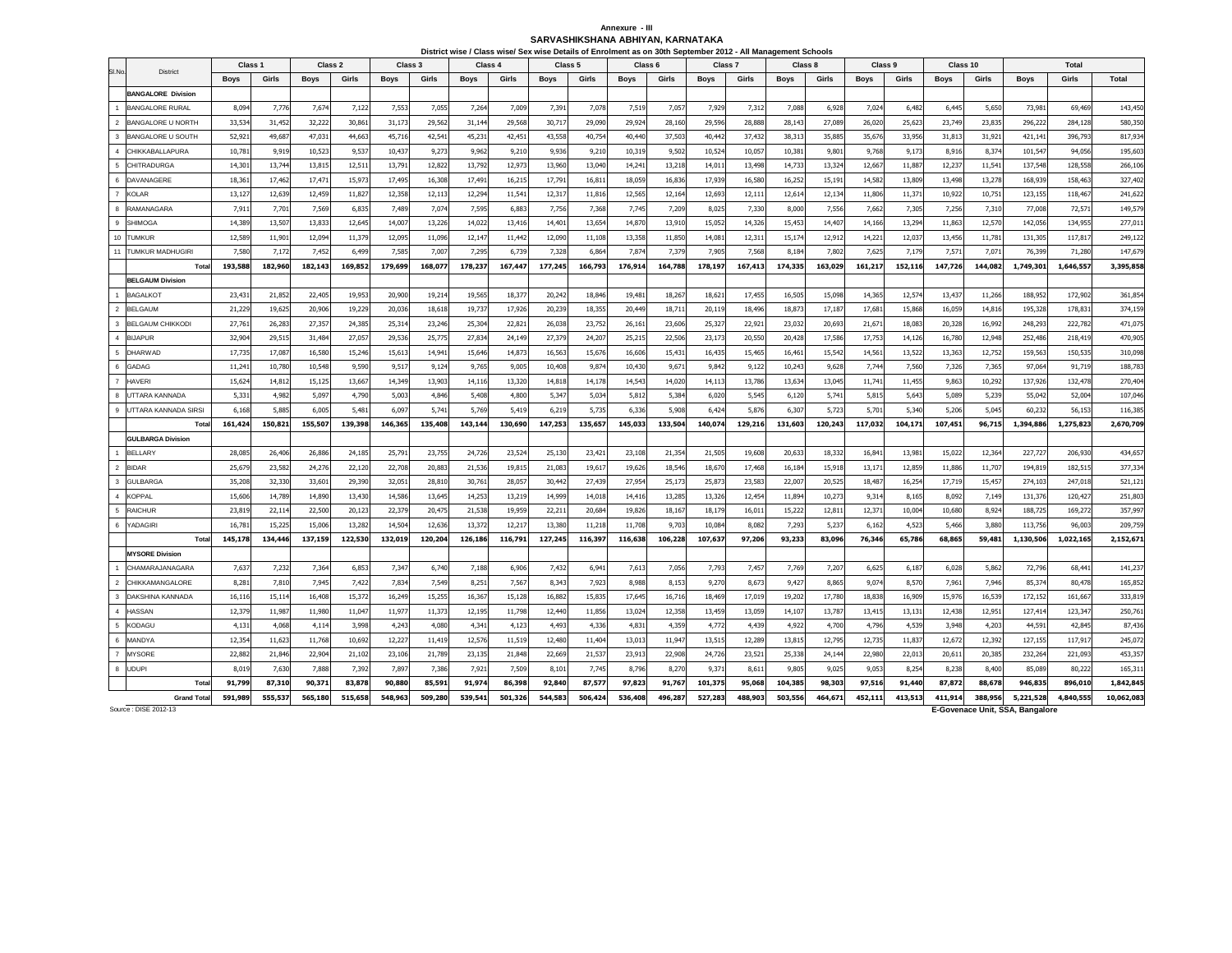Annexure - III

**SARVASHIKSHANA ABHIYAN, KARNATAKA**

District wise / Class wise/ Sex wise Details of Enrolment as on 30th September 2012 - All Management Schools

| Sl.No. | District | Class 1 | | Class 2 | | Class 3 | | Class 4 | | Class 5 | | Class 6 | | Class 7 | | Class 8 | | Class 9 | | Class 10 | | Total | | |
|---|---|---|---|---|---|---|---|---|---|---|---|---|---|---|---|---|---|---|---|---|---|---|---|---|
| | | Boys | Girls | Boys | Girls | Boys | Girls | Boys | Girls | Boys | Girls | Boys | Girls | Boys | Girls | Boys | Girls | Boys | Girls | Boys | Girls | Boys | Girls | Total |
| | **BANGALORE Division** | | | | | | | | | | | | | | | | | | | | | | | |
| 1 | BANGALORE RURAL | 8,094 | 7,776 | 7,674 | 7,122 | 7,553 | 7,055 | 7,264 | 7,009 | 7,391 | 7,078 | 7,519 | 7,057 | 7,929 | 7,312 | 7,088 | 6,928 | 7,024 | 6,482 | 6,445 | 5,650 | 73,981 | 69,469 | 143,450 |
| 2 | BANGALORE U NORTH | 33,534 | 31,452 | 32,222 | 30,861 | 31,173 | 29,562 | 31,144 | 29,568 | 30,717 | 29,090 | 29,924 | 28,160 | 29,596 | 28,888 | 28,143 | 27,089 | 26,020 | 25,623 | 23,749 | 23,835 | 296,222 | 284,128 | 580,350 |
| 3 | BANGALORE U SOUTH | 52,921 | 49,687 | 47,031 | 44,663 | 45,716 | 42,541 | 45,231 | 42,451 | 43,558 | 40,754 | 40,440 | 37,503 | 40,442 | 37,432 | 38,313 | 35,885 | 35,676 | 33,956 | 31,813 | 31,921 | 421,141 | 396,793 | 817,934 |
| 4 | CHIKKABALLAPURA | 10,781 | 9,919 | 10,523 | 9,537 | 10,437 | 9,273 | 9,962 | 9,210 | 9,936 | 9,210 | 10,319 | 9,502 | 10,524 | 10,057 | 10,381 | 9,801 | 9,768 | 9,173 | 8,916 | 8,374 | 101,547 | 94,056 | 195,603 |
| 5 | CHITRADURGA | 14,301 | 13,744 | 13,815 | 12,511 | 13,791 | 12,822 | 13,792 | 12,973 | 13,960 | 13,040 | 14,241 | 13,218 | 14,011 | 13,498 | 14,733 | 13,324 | 12,667 | 11,887 | 12,237 | 11,541 | 137,548 | 128,558 | 266,106 |
| 6 | DAVANAGERE | 18,361 | 17,462 | 17,471 | 15,973 | 17,495 | 16,308 | 17,491 | 16,215 | 17,791 | 16,811 | 18,059 | 16,836 | 17,939 | 16,580 | 16,252 | 15,191 | 14,582 | 13,809 | 13,498 | 13,278 | 168,939 | 158,463 | 327,402 |
| 7 | KOLAR | 13,127 | 12,639 | 12,459 | 11,827 | 12,358 | 12,113 | 12,294 | 11,541 | 12,317 | 11,816 | 12,565 | 12,164 | 12,693 | 12,111 | 12,614 | 12,134 | 11,806 | 11,371 | 10,922 | 10,751 | 123,155 | 118,467 | 241,622 |
| 8 | RAMANAGARA | 7,911 | 7,701 | 7,569 | 6,835 | 7,489 | 7,074 | 7,595 | 6,883 | 7,756 | 7,368 | 7,745 | 7,209 | 8,025 | 7,330 | 8,000 | 7,556 | 7,662 | 7,305 | 7,256 | 7,310 | 77,008 | 72,571 | 149,579 |
| 9 | SHIMOGA | 14,389 | 13,507 | 13,833 | 12,645 | 14,007 | 13,226 | 14,022 | 13,416 | 14,401 | 13,654 | 14,870 | 13,910 | 15,052 | 14,326 | 15,453 | 14,407 | 14,166 | 13,294 | 11,863 | 12,570 | 142,056 | 134,955 | 277,011 |
| 10 | TUMKUR | 12,589 | 11,901 | 12,094 | 11,379 | 12,095 | 11,096 | 12,147 | 11,442 | 12,090 | 11,108 | 13,358 | 11,850 | 14,081 | 12,311 | 15,174 | 12,912 | 14,221 | 12,037 | 13,456 | 11,781 | 131,305 | 117,817 | 249,122 |
| 11 | TUMKUR MADHUGIRI | 7,580 | 7,172 | 7,452 | 6,499 | 7,585 | 7,007 | 7,295 | 6,739 | 7,328 | 6,864 | 7,874 | 7,379 | 7,905 | 7,568 | 8,184 | 7,802 | 7,625 | 7,179 | 7,571 | 7,071 | 76,399 | 71,280 | 147,679 |
| | **Total** | **193,588** | **182,960** | **182,143** | **169,852** | **179,699** | **168,077** | **178,237** | **167,447** | **177,245** | **166,793** | **176,914** | **164,788** | **178,197** | **167,413** | **174,335** | **163,029** | **161,217** | **152,116** | **147,726** | **144,082** | **1,749,301** | **1,646,557** | **3,395,858** |
| | **BELGAUM Division** | | | | | | | | | | | | | | | | | | | | | | | |
| 1 | BAGALKOT | 23,431 | 21,852 | 22,405 | 19,953 | 20,900 | 19,214 | 19,565 | 18,377 | 20,242 | 18,846 | 19,481 | 18,267 | 18,621 | 17,455 | 16,505 | 15,098 | 14,365 | 12,574 | 13,437 | 11,266 | 188,952 | 172,902 | 361,854 |
| 2 | BELGAUM | 21,229 | 19,625 | 20,906 | 19,229 | 20,036 | 18,618 | 19,737 | 17,926 | 20,239 | 18,355 | 20,449 | 18,711 | 20,119 | 18,496 | 18,873 | 17,187 | 17,681 | 15,868 | 16,059 | 14,816 | 195,328 | 178,831 | 374,159 |
| 3 | BELGAUM CHIKKODI | 27,761 | 26,283 | 27,357 | 24,385 | 25,314 | 23,246 | 25,304 | 22,821 | 26,038 | 23,752 | 26,161 | 23,606 | 25,327 | 22,921 | 23,032 | 20,693 | 21,671 | 18,083 | 20,328 | 16,992 | 248,293 | 222,782 | 471,075 |
| 4 | BIJAPUR | 32,904 | 29,515 | 31,484 | 27,057 | 29,536 | 25,775 | 27,834 | 24,149 | 27,379 | 24,207 | 25,215 | 22,506 | 23,173 | 20,550 | 20,428 | 17,586 | 17,753 | 14,126 | 16,780 | 12,948 | 252,486 | 218,419 | 470,905 |
| 5 | DHARWAD | 17,735 | 17,087 | 16,580 | 15,246 | 15,613 | 14,941 | 15,646 | 14,873 | 16,563 | 15,676 | 16,606 | 15,431 | 16,435 | 15,465 | 16,461 | 15,542 | 14,561 | 13,522 | 13,363 | 12,752 | 159,563 | 150,535 | 310,098 |
| 6 | GADAG | 11,241 | 10,780 | 10,548 | 9,590 | 9,517 | 9,124 | 9,765 | 9,005 | 10,408 | 9,874 | 10,430 | 9,671 | 9,842 | 9,122 | 10,243 | 9,628 | 7,744 | 7,560 | 7,326 | 7,365 | 97,064 | 91,719 | 188,783 |
| 7 | HAVERI | 15,624 | 14,812 | 15,125 | 13,667 | 14,349 | 13,903 | 14,116 | 13,320 | 14,818 | 14,178 | 14,543 | 14,020 | 14,113 | 13,786 | 13,634 | 13,045 | 11,741 | 11,455 | 9,863 | 10,292 | 137,926 | 132,478 | 270,404 |
| 8 | UTTARA KANNADA | 5,331 | 4,982 | 5,097 | 4,790 | 5,003 | 4,846 | 5,408 | 4,800 | 5,347 | 5,034 | 5,812 | 5,384 | 6,020 | 5,545 | 6,120 | 5,741 | 5,815 | 5,643 | 5,089 | 5,239 | 55,042 | 52,004 | 107,046 |
| 9 | UTTARA KANNADA SIRSI | 6,168 | 5,885 | 6,005 | 5,481 | 6,097 | 5,741 | 5,769 | 5,419 | 6,219 | 5,735 | 6,336 | 5,908 | 6,424 | 5,876 | 6,307 | 5,723 | 5,701 | 5,340 | 5,206 | 5,045 | 60,232 | 56,153 | 116,385 |
| | **Total** | **161,424** | **150,821** | **155,507** | **139,398** | **146,365** | **135,408** | **143,144** | **130,690** | **147,253** | **135,657** | **145,033** | **133,504** | **140,074** | **129,216** | **131,603** | **120,243** | **117,032** | **104,171** | **107,451** | **96,715** | **1,394,886** | **1,275,823** | **2,670,709** |
| | **GULBARGA Division** | | | | | | | | | | | | | | | | | | | | | | | |
| 1 | BELLARY | 28,085 | 26,406 | 26,886 | 24,185 | 25,791 | 23,755 | 24,726 | 23,524 | 25,130 | 23,421 | 23,108 | 21,354 | 21,505 | 19,608 | 20,633 | 18,332 | 16,841 | 13,981 | 15,022 | 12,364 | 227,727 | 206,930 | 434,657 |
| 2 | BIDAR | 25,679 | 23,582 | 24,276 | 22,120 | 22,708 | 20,883 | 21,536 | 19,815 | 21,083 | 19,617 | 19,626 | 18,546 | 18,670 | 17,468 | 16,184 | 15,918 | 13,171 | 12,859 | 11,886 | 11,707 | 194,819 | 182,515 | 377,334 |
| 3 | GULBARGA | 35,208 | 32,330 | 33,601 | 29,390 | 32,051 | 28,810 | 30,761 | 28,057 | 30,442 | 27,439 | 27,954 | 25,173 | 25,873 | 23,583 | 22,007 | 20,525 | 18,487 | 16,254 | 17,719 | 15,457 | 274,103 | 247,018 | 521,121 |
| 4 | KOPPAL | 15,606 | 14,789 | 14,890 | 13,430 | 14,586 | 13,645 | 14,253 | 13,219 | 14,999 | 14,018 | 14,416 | 13,285 | 13,326 | 12,454 | 11,894 | 10,273 | 9,314 | 8,165 | 8,092 | 7,149 | 131,376 | 120,427 | 251,803 |
| 5 | RAICHUR | 23,819 | 22,114 | 22,500 | 20,123 | 22,379 | 20,475 | 21,538 | 19,959 | 22,211 | 20,684 | 19,826 | 18,167 | 18,179 | 16,011 | 15,222 | 12,811 | 12,371 | 10,004 | 10,680 | 8,924 | 188,725 | 169,272 | 357,997 |
| 6 | YADAGIRI | 16,781 | 15,225 | 15,006 | 13,282 | 14,504 | 12,636 | 13,372 | 12,217 | 13,380 | 11,218 | 11,708 | 9,703 | 10,084 | 8,082 | 7,293 | 5,237 | 6,162 | 4,523 | 5,466 | 3,880 | 113,756 | 96,003 | 209,759 |
| | **Total** | **145,178** | **134,446** | **137,159** | **122,530** | **132,019** | **120,204** | **126,186** | **116,791** | **127,245** | **116,397** | **116,638** | **106,228** | **107,637** | **97,206** | **93,233** | **83,096** | **76,346** | **65,786** | **68,865** | **59,481** | **1,130,506** | **1,022,165** | **2,152,671** |
| | **MYSORE Division** | | | | | | | | | | | | | | | | | | | | | | | |
| 1 | CHAMARAJANAGARA | 7,637 | 7,232 | 7,364 | 6,853 | 7,347 | 6,740 | 7,188 | 6,906 | 7,432 | 6,941 | 7,613 | 7,056 | 7,793 | 7,457 | 7,769 | 7,207 | 6,625 | 6,187 | 6,028 | 5,862 | 72,796 | 68,441 | 141,237 |
| 2 | CHIKKAMANGALORE | 8,281 | 7,810 | 7,945 | 7,422 | 7,834 | 7,549 | 8,251 | 7,567 | 8,343 | 7,923 | 8,988 | 8,153 | 9,270 | 8,673 | 9,427 | 8,865 | 9,074 | 8,570 | 7,961 | 7,946 | 85,374 | 80,478 | 165,852 |
| 3 | DAKSHINA KANNADA | 16,116 | 15,114 | 16,408 | 15,372 | 16,249 | 15,255 | 16,367 | 15,128 | 16,882 | 15,835 | 17,645 | 16,716 | 18,469 | 17,019 | 19,202 | 17,780 | 18,838 | 16,909 | 15,976 | 16,539 | 172,152 | 161,667 | 333,819 |
| 4 | HASSAN | 12,379 | 11,987 | 11,980 | 11,047 | 11,977 | 11,373 | 12,195 | 11,798 | 12,440 | 11,856 | 13,024 | 12,358 | 13,459 | 13,059 | 14,107 | 13,787 | 13,415 | 13,131 | 12,438 | 12,951 | 127,414 | 123,347 | 250,761 |
| 5 | KODAGU | 4,131 | 4,068 | 4,114 | 3,998 | 4,243 | 4,080 | 4,341 | 4,123 | 4,493 | 4,336 | 4,831 | 4,359 | 4,772 | 4,439 | 4,922 | 4,700 | 4,796 | 4,539 | 3,948 | 4,203 | 44,591 | 42,845 | 87,436 |
| 6 | MANDYA | 12,354 | 11,623 | 11,768 | 10,692 | 12,227 | 11,419 | 12,576 | 11,519 | 12,480 | 11,404 | 13,013 | 11,947 | 13,515 | 12,289 | 13,815 | 12,795 | 12,735 | 11,837 | 12,672 | 12,392 | 127,155 | 117,917 | 245,072 |
| 7 | MYSORE | 22,882 | 21,846 | 22,904 | 21,102 | 23,106 | 21,789 | 23,135 | 21,848 | 22,669 | 21,537 | 23,913 | 22,908 | 24,726 | 23,521 | 25,338 | 24,144 | 22,980 | 22,013 | 20,611 | 20,385 | 232,264 | 221,093 | 453,357 |
| 8 | UDUPI | 8,019 | 7,630 | 7,888 | 7,392 | 7,897 | 7,386 | 7,921 | 7,509 | 8,101 | 7,745 | 8,796 | 8,270 | 9,371 | 8,611 | 9,805 | 9,025 | 9,053 | 8,254 | 8,238 | 8,400 | 85,089 | 80,222 | 165,311 |
| | **Total** | **91,799** | **87,310** | **90,371** | **83,878** | **90,880** | **85,591** | **91,974** | **86,398** | **92,840** | **87,577** | **97,823** | **91,767** | **101,375** | **95,068** | **104,385** | **98,303** | **97,516** | **91,440** | **87,872** | **88,678** | **946,835** | **896,010** | **1,842,845** |
| | **Grand Total** | **591,989** | **555,537** | **565,180** | **515,658** | **548,963** | **509,280** | **539,541** | **501,326** | **544,583** | **506,424** | **536,408** | **496,287** | **527,283** | **488,903** | **503,556** | **464,671** | **452,111** | **413,513** | **411,914** | **388,956** | **5,221,528** | **4,840,555** | **10,062,083** |

Source : DISE 2012-13

**E-Govenace Unit, SSA, Bangalore**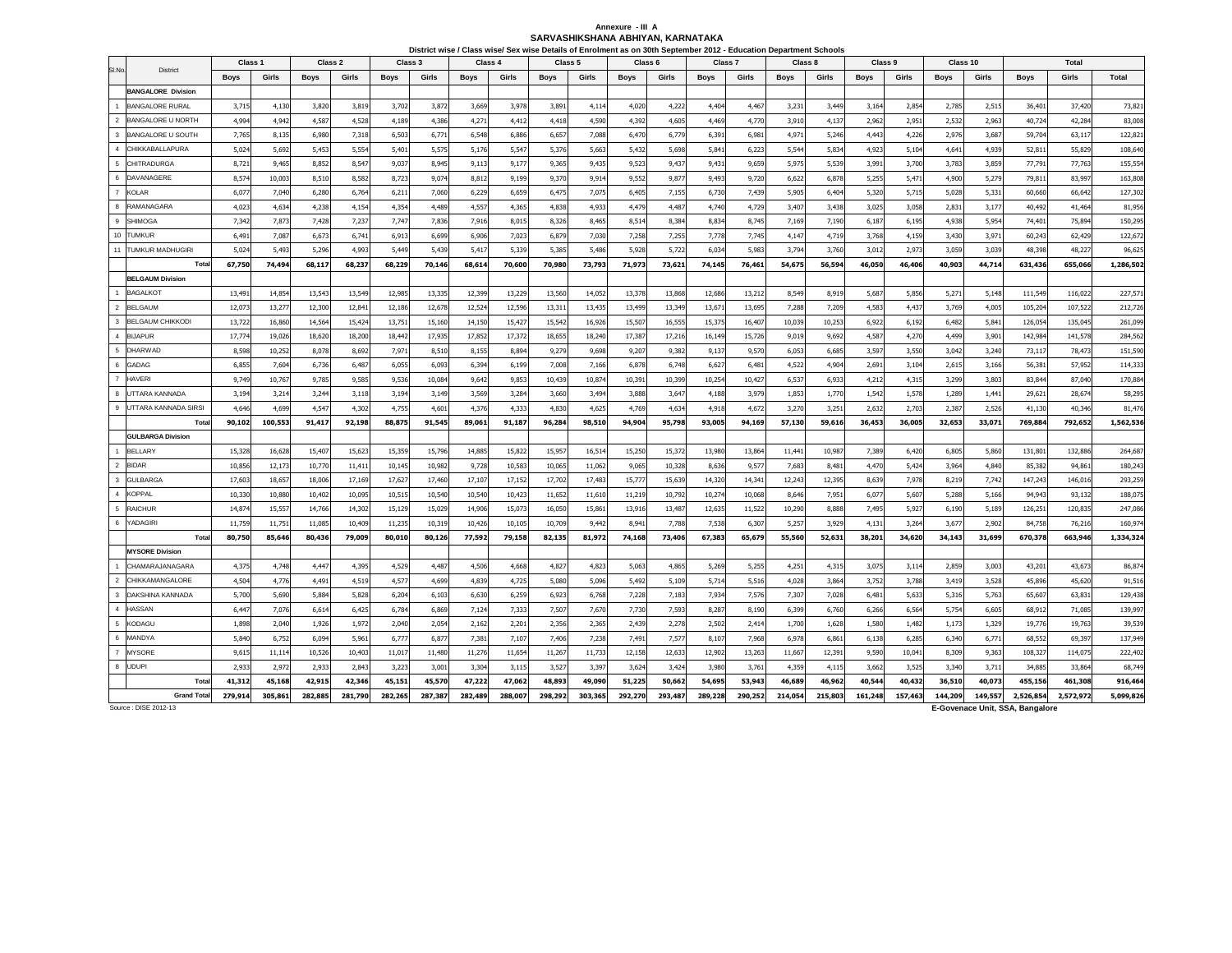Annexure - III A

**SARVASHIKSHANA ABHIYAN, KARNATAKA**

**District wise / Class wise/ Sex wise Details of Enrolment as on 30th September 2012 - Education Department Schools**

| Sl.No. | District | Class 1 | | Class 2 | | Class 3 | | Class 4 | | Class 5 | | Class 6 | | Class 7 | | Class 8 | | Class 9 | | Class 10 | | Total | | |
|---|---|---|---|---|---|---|---|---|---|---|---|---|---|---|---|---|---|---|---|---|---|---|---|---|
| | | Boys | Girls | Boys | Girls | Boys | Girls | Boys | Girls | Boys | Girls | Boys | Girls | Boys | Girls | Boys | Girls | Boys | Girls | Boys | Girls | Boys | Girls | Total |
| | **BANGALORE Division** | | | | | | | | | | | | | | | | | | | | | | | |
| 1 | BANGALORE RURAL | 3,715 | 4,130 | 3,820 | 3,819 | 3,702 | 3,872 | 3,669 | 3,978 | 3,891 | 4,114 | 4,020 | 4,222 | 4,404 | 4,467 | 3,231 | 3,449 | 3,164 | 2,854 | 2,785 | 2,515 | 36,401 | 37,420 | 73,821 |
| 2 | BANGALORE U NORTH | 4,994 | 4,942 | 4,587 | 4,528 | 4,189 | 4,386 | 4,271 | 4,412 | 4,418 | 4,590 | 4,392 | 4,605 | 4,469 | 4,770 | 3,910 | 4,137 | 2,962 | 2,951 | 2,532 | 2,963 | 40,724 | 42,284 | 83,008 |
| 3 | BANGALORE U SOUTH | 7,765 | 8,135 | 6,980 | 7,318 | 6,503 | 6,771 | 6,548 | 6,886 | 6,657 | 7,088 | 6,470 | 6,779 | 6,391 | 6,981 | 4,971 | 5,246 | 4,443 | 4,226 | 2,976 | 3,687 | 59,704 | 63,117 | 122,821 |
| 4 | CHIKKABALLAPURA | 5,024 | 5,692 | 5,453 | 5,554 | 5,401 | 5,575 | 5,176 | 5,547 | 5,376 | 5,663 | 5,432 | 5,698 | 5,841 | 6,223 | 5,544 | 5,834 | 4,923 | 5,104 | 4,641 | 4,939 | 52,811 | 55,829 | 108,640 |
| 5 | CHITRADURGA | 8,721 | 9,465 | 8,852 | 8,547 | 9,037 | 8,945 | 9,113 | 9,177 | 9,365 | 9,435 | 9,523 | 9,437 | 9,431 | 9,659 | 5,975 | 5,539 | 3,991 | 3,700 | 3,783 | 3,859 | 77,791 | 77,763 | 155,554 |
| 6 | DAVANAGERE | 8,574 | 10,003 | 8,510 | 8,582 | 8,723 | 9,074 | 8,812 | 9,199 | 9,370 | 9,914 | 9,552 | 9,877 | 9,493 | 9,720 | 6,622 | 6,878 | 5,255 | 5,471 | 4,900 | 5,279 | 79,811 | 83,997 | 163,808 |
| 7 | KOLAR | 6,077 | 7,040 | 6,280 | 6,764 | 6,211 | 7,060 | 6,229 | 6,659 | 6,475 | 7,075 | 6,405 | 7,155 | 6,730 | 7,439 | 5,905 | 6,404 | 5,320 | 5,715 | 5,028 | 5,331 | 60,660 | 66,642 | 127,302 |
| 8 | RAMANAGARA | 4,023 | 4,634 | 4,238 | 4,154 | 4,354 | 4,489 | 4,557 | 4,365 | 4,838 | 4,933 | 4,479 | 4,487 | 4,740 | 4,729 | 3,407 | 3,438 | 3,025 | 3,058 | 2,831 | 3,177 | 40,492 | 41,464 | 81,956 |
| 9 | SHIMOGA | 7,342 | 7,873 | 7,428 | 7,237 | 7,747 | 7,836 | 7,916 | 8,015 | 8,326 | 8,465 | 8,514 | 8,384 | 8,834 | 8,745 | 7,169 | 7,190 | 6,187 | 6,195 | 4,938 | 5,954 | 74,401 | 75,894 | 150,295 |
| 10 | TUMKUR | 6,491 | 7,087 | 6,673 | 6,741 | 6,913 | 6,699 | 6,906 | 7,023 | 6,879 | 7,030 | 7,258 | 7,255 | 7,778 | 7,745 | 4,147 | 4,719 | 3,768 | 4,159 | 3,430 | 3,971 | 60,243 | 62,429 | 122,672 |
| 11 | TUMKUR MADHUGIRI | 5,024 | 5,493 | 5,296 | 4,993 | 5,449 | 5,439 | 5,417 | 5,339 | 5,385 | 5,486 | 5,928 | 5,722 | 6,034 | 5,983 | 3,794 | 3,760 | 3,012 | 2,973 | 3,059 | 3,039 | 48,398 | 48,227 | 96,625 |
| | **Total** | **67,750** | **74,494** | **68,117** | **68,237** | **68,229** | **70,146** | **68,614** | **70,600** | **70,980** | **73,793** | **71,973** | **73,621** | **74,145** | **76,461** | **54,675** | **56,594** | **46,050** | **46,406** | **40,903** | **44,714** | **631,436** | **655,066** | **1,286,502** |
| | **BELGAUM Division** | | | | | | | | | | | | | | | | | | | | | | | |
| 1 | BAGALKOT | 13,491 | 14,854 | 13,543 | 13,549 | 12,985 | 13,335 | 12,399 | 13,229 | 13,560 | 14,052 | 13,378 | 13,868 | 12,686 | 13,212 | 8,549 | 8,919 | 5,687 | 5,856 | 5,271 | 5,148 | 111,549 | 116,022 | 227,571 |
| 2 | BELGAUM | 12,073 | 13,277 | 12,300 | 12,841 | 12,186 | 12,678 | 12,524 | 12,596 | 13,311 | 13,435 | 13,499 | 13,349 | 13,671 | 13,695 | 7,288 | 7,209 | 4,583 | 4,437 | 3,769 | 4,005 | 105,204 | 107,522 | 212,726 |
| 3 | BELGAUM CHIKKODI | 13,722 | 16,860 | 14,564 | 15,424 | 13,751 | 15,160 | 14,150 | 15,427 | 15,542 | 16,926 | 15,507 | 16,555 | 15,375 | 16,407 | 10,039 | 10,253 | 6,922 | 6,192 | 6,482 | 5,841 | 126,054 | 135,045 | 261,099 |
| 4 | BIJAPUR | 17,774 | 19,026 | 18,620 | 18,200 | 18,442 | 17,935 | 17,852 | 17,372 | 18,655 | 18,240 | 17,387 | 17,216 | 16,149 | 15,726 | 9,019 | 9,692 | 4,587 | 4,270 | 4,499 | 3,901 | 142,984 | 141,578 | 284,562 |
| 5 | DHARWAD | 8,598 | 10,252 | 8,078 | 8,692 | 7,971 | 8,510 | 8,155 | 8,894 | 9,279 | 9,698 | 9,207 | 9,382 | 9,137 | 9,570 | 6,053 | 6,685 | 3,597 | 3,550 | 3,042 | 3,240 | 73,117 | 78,473 | 151,590 |
| 6 | GADAG | 6,855 | 7,604 | 6,736 | 6,487 | 6,055 | 6,093 | 6,394 | 6,199 | 7,008 | 7,166 | 6,878 | 6,748 | 6,627 | 6,481 | 4,522 | 4,904 | 2,691 | 3,104 | 2,615 | 3,166 | 56,381 | 57,952 | 114,333 |
| 7 | HAVERI | 9,749 | 10,767 | 9,785 | 9,585 | 9,536 | 10,084 | 9,642 | 9,853 | 10,439 | 10,874 | 10,391 | 10,399 | 10,254 | 10,427 | 6,537 | 6,933 | 4,212 | 4,315 | 3,299 | 3,803 | 83,844 | 87,040 | 170,884 |
| 8 | UTTARA KANNADA | 3,194 | 3,214 | 3,244 | 3,118 | 3,194 | 3,149 | 3,569 | 3,284 | 3,660 | 3,494 | 3,888 | 3,647 | 4,188 | 3,979 | 1,853 | 1,770 | 1,542 | 1,578 | 1,289 | 1,441 | 29,621 | 28,674 | 58,295 |
| 9 | UTTARA KANNADA SIRSI | 4,646 | 4,699 | 4,547 | 4,302 | 4,755 | 4,601 | 4,376 | 4,333 | 4,830 | 4,625 | 4,769 | 4,634 | 4,918 | 4,672 | 3,270 | 3,251 | 2,632 | 2,703 | 2,387 | 2,526 | 41,130 | 40,346 | 81,476 |
| | **Total** | **90,102** | **100,553** | **91,417** | **92,198** | **88,875** | **91,545** | **89,061** | **91,187** | **96,284** | **98,510** | **94,904** | **95,798** | **93,005** | **94,169** | **57,130** | **59,616** | **36,453** | **36,005** | **32,653** | **33,071** | **769,884** | **792,652** | **1,562,536** |
| | **GULBARGA Division** | | | | | | | | | | | | | | | | | | | | | | | |
| 1 | BELLARY | 15,328 | 16,628 | 15,407 | 15,623 | 15,359 | 15,796 | 14,885 | 15,822 | 15,957 | 16,514 | 15,250 | 15,372 | 13,980 | 13,864 | 11,441 | 10,987 | 7,389 | 6,420 | 6,805 | 5,860 | 131,801 | 132,886 | 264,687 |
| 2 | BIDAR | 10,856 | 12,173 | 10,770 | 11,411 | 10,145 | 10,982 | 9,728 | 10,583 | 10,065 | 11,062 | 9,065 | 10,328 | 8,636 | 9,577 | 7,683 | 8,481 | 4,470 | 5,424 | 3,964 | 4,840 | 85,382 | 94,861 | 180,243 |
| 3 | GULBARGA | 17,603 | 18,657 | 18,006 | 17,169 | 17,627 | 17,460 | 17,107 | 17,152 | 17,702 | 17,483 | 15,777 | 15,639 | 14,320 | 14,341 | 12,243 | 12,395 | 8,639 | 7,978 | 8,219 | 7,742 | 147,243 | 146,016 | 293,259 |
| 4 | KOPPAL | 10,330 | 10,880 | 10,402 | 10,095 | 10,515 | 10,540 | 10,540 | 10,423 | 11,652 | 11,610 | 11,219 | 10,792 | 10,274 | 10,068 | 8,646 | 7,951 | 6,077 | 5,607 | 5,288 | 5,166 | 94,943 | 93,132 | 188,075 |
| 5 | RAICHUR | 14,874 | 15,557 | 14,766 | 14,302 | 15,129 | 15,029 | 14,906 | 15,073 | 16,050 | 15,861 | 13,916 | 13,487 | 12,635 | 11,522 | 10,290 | 8,888 | 7,495 | 5,927 | 6,190 | 5,189 | 126,251 | 120,835 | 247,086 |
| 6 | YADAGIRI | 11,759 | 11,751 | 11,085 | 10,409 | 11,235 | 10,319 | 10,426 | 10,105 | 10,709 | 9,442 | 8,941 | 7,788 | 7,538 | 6,307 | 5,257 | 3,929 | 4,131 | 3,264 | 3,677 | 2,902 | 84,758 | 76,216 | 160,974 |
| | **Total** | **80,750** | **85,646** | **80,436** | **79,009** | **80,010** | **80,126** | **77,592** | **79,158** | **82,135** | **81,972** | **74,168** | **73,406** | **67,383** | **65,679** | **55,560** | **52,631** | **38,201** | **34,620** | **34,143** | **31,699** | **670,378** | **663,946** | **1,334,324** |
| | **MYSORE Division** | | | | | | | | | | | | | | | | | | | | | | | |
| 1 | CHAMARAJANAGARA | 4,375 | 4,748 | 4,447 | 4,395 | 4,529 | 4,487 | 4,506 | 4,668 | 4,827 | 4,823 | 5,063 | 4,865 | 5,269 | 5,255 | 4,251 | 4,315 | 3,075 | 3,114 | 2,859 | 3,003 | 43,201 | 43,673 | 86,874 |
| 2 | CHIKKAMANGALORE | 4,504 | 4,776 | 4,491 | 4,519 | 4,577 | 4,699 | 4,839 | 4,725 | 5,080 | 5,096 | 5,492 | 5,109 | 5,714 | 5,516 | 4,028 | 3,864 | 3,752 | 3,788 | 3,419 | 3,528 | 45,896 | 45,620 | 91,516 |
| 3 | DAKSHINA KANNADA | 5,700 | 5,690 | 5,884 | 5,828 | 6,204 | 6,103 | 6,630 | 6,259 | 6,923 | 6,768 | 7,228 | 7,183 | 7,934 | 7,576 | 7,307 | 7,028 | 6,481 | 5,633 | 5,316 | 5,763 | 65,607 | 63,831 | 129,438 |
| 4 | HASSAN | 6,447 | 7,076 | 6,614 | 6,425 | 6,784 | 6,869 | 7,124 | 7,333 | 7,507 | 7,670 | 7,730 | 7,593 | 8,287 | 8,190 | 6,399 | 6,760 | 6,266 | 6,564 | 5,754 | 6,605 | 68,912 | 71,085 | 139,997 |
| 5 | KODAGU | 1,898 | 2,040 | 1,926 | 1,972 | 2,040 | 2,054 | 2,162 | 2,201 | 2,356 | 2,365 | 2,439 | 2,278 | 2,502 | 2,414 | 1,700 | 1,628 | 1,580 | 1,482 | 1,173 | 1,329 | 19,776 | 19,763 | 39,539 |
| 6 | MANDYA | 5,840 | 6,752 | 6,094 | 5,961 | 6,777 | 6,877 | 7,381 | 7,107 | 7,406 | 7,238 | 7,491 | 7,577 | 8,107 | 7,968 | 6,978 | 6,861 | 6,138 | 6,285 | 6,340 | 6,771 | 68,552 | 69,397 | 137,949 |
| 7 | MYSORE | 9,615 | 11,114 | 10,526 | 10,403 | 11,017 | 11,480 | 11,276 | 11,654 | 11,267 | 11,733 | 12,158 | 12,633 | 12,902 | 13,263 | 11,667 | 12,391 | 9,590 | 10,041 | 8,309 | 9,363 | 108,327 | 114,075 | 222,402 |
| 8 | UDUPI | 2,933 | 2,972 | 2,933 | 2,843 | 3,223 | 3,001 | 3,304 | 3,115 | 3,527 | 3,397 | 3,624 | 3,424 | 3,980 | 3,761 | 4,359 | 4,115 | 3,662 | 3,525 | 3,340 | 3,711 | 34,885 | 33,864 | 68,749 |
| | **Total** | **41,312** | **45,168** | **42,915** | **42,346** | **45,151** | **45,570** | **47,222** | **47,062** | **48,893** | **49,090** | **51,225** | **50,662** | **54,695** | **53,943** | **46,689** | **46,962** | **40,544** | **40,432** | **36,510** | **40,073** | **455,156** | **461,308** | **916,464** |
| | **Grand Total** | **279,914** | **305,861** | **282,885** | **281,790** | **282,265** | **287,387** | **282,489** | **288,007** | **298,292** | **303,365** | **292,270** | **293,487** | **289,228** | **290,252** | **214,054** | **215,803** | **161,248** | **157,463** | **144,209** | **149,557** | **2,526,854** | **2,572,972** | **5,099,826** |

Source : DISE 2012-13

**E-Govenace Unit, SSA, Bangalore**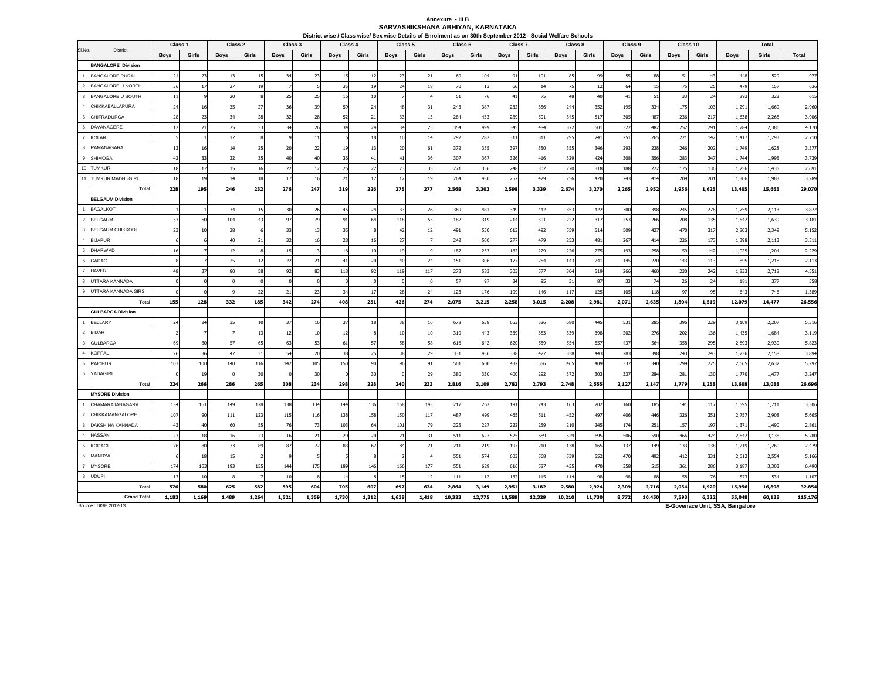Annexure - III B

**SARVASHIKSHANA ABHIYAN, KARNATAKA**

District wise / Class wise/ Sex wise Details of Enrolment as on 30th September 2012 - Social Welfare Schools

| Sl.No. | District | Class 1 | | Class 2 | | Class 3 | | Class 4 | | Class 5 | | Class 6 | | Class 7 | | Class 8 | | Class 9 | | Class 10 | | Total | | |
|---|---|---|---|---|---|---|---|---|---|---|---|---|---|---|---|---|---|---|---|---|---|---|---|---|
| | | Boys | Girls | Boys | Girls | Boys | Girls | Boys | Girls | Boys | Girls | Boys | Girls | Boys | Girls | Boys | Girls | Boys | Girls | Boys | Girls | Boys | Girls | Total |
| | **BANGALORE Division** | | | | | | | | | | | | | | | | | | | | | | | |
| 1 | BANGALORE RURAL | 21 | 23 | 13 | 15 | 34 | 23 | 15 | 12 | 23 | 21 | 60 | 104 | 91 | 101 | 85 | 99 | 55 | 88 | 51 | 43 | 448 | 529 | 977 |
| 2 | BANGALORE U NORTH | 36 | 17 | 27 | 19 | 7 | 5 | 35 | 19 | 24 | 18 | 70 | 13 | 66 | 14 | 75 | 12 | 64 | 15 | 75 | 25 | 479 | 157 | 636 |
| 3 | BANGALORE U SOUTH | 11 | 9 | 20 | 8 | 25 | 25 | 16 | 10 | 7 | 4 | 51 | 76 | 41 | 75 | 48 | 40 | 41 | 51 | 33 | 24 | 293 | 322 | 615 |
| 4 | CHIKKABALLAPURA | 24 | 16 | 35 | 27 | 36 | 39 | 59 | 24 | 48 | 31 | 243 | 387 | 232 | 356 | 244 | 352 | 195 | 334 | 175 | 103 | 1,291 | 1,669 | 2,960 |
| 5 | CHITRADURGA | 28 | 23 | 34 | 28 | 32 | 28 | 52 | 21 | 33 | 13 | 284 | 433 | 289 | 501 | 345 | 517 | 305 | 487 | 236 | 217 | 1,638 | 2,268 | 3,906 |
| 6 | DAVANAGERE | 12 | 21 | 25 | 33 | 34 | 26 | 34 | 24 | 34 | 25 | 354 | 499 | 345 | 484 | 372 | 501 | 322 | 482 | 252 | 291 | 1,784 | 2,386 | 4,170 |
| 7 | KOLAR | 5 | 1 | 17 | 8 | 9 | 11 | 6 | 18 | 10 | 14 | 292 | 282 | 311 | 311 | 295 | 241 | 251 | 265 | 221 | 142 | 1,417 | 1,293 | 2,710 |
| 8 | RAMANAGARA | 13 | 16 | 14 | 25 | 20 | 22 | 19 | 13 | 20 | 61 | 372 | 355 | 397 | 350 | 355 | 346 | 293 | 238 | 246 | 202 | 1,749 | 1,628 | 3,377 |
| 9 | SHIMOGA | 42 | 33 | 32 | 35 | 40 | 40 | 36 | 41 | 41 | 36 | 307 | 367 | 326 | 416 | 329 | 424 | 308 | 356 | 283 | 247 | 1,744 | 1,995 | 3,739 |
| 10 | TUMKUR | 18 | 17 | 15 | 16 | 22 | 12 | 26 | 27 | 23 | 35 | 271 | 356 | 248 | 302 | 270 | 318 | 188 | 222 | 175 | 130 | 1,256 | 1,435 | 2,691 |
| 11 | TUMKUR MADHUGIRI | 18 | 19 | 14 | 18 | 17 | 16 | 21 | 17 | 12 | 19 | 264 | 430 | 252 | 429 | 256 | 420 | 243 | 414 | 209 | 201 | 1,306 | 1,983 | 3,289 |
| | **Total** | **228** | **195** | **246** | **232** | **276** | **247** | **319** | **226** | **275** | **277** | **2,568** | **3,302** | **2,598** | **3,339** | **2,674** | **3,270** | **2,265** | **2,952** | **1,956** | **1,625** | **13,405** | **15,665** | **29,070** |
| | **BELGAUM Division** | | | | | | | | | | | | | | | | | | | | | | | |
| 1 | BAGALKOT | 1 | 1 | 34 | 15 | 30 | 26 | 45 | 24 | 33 | 26 | 369 | 481 | 349 | 442 | 353 | 422 | 300 | 398 | 245 | 278 | 1,759 | 2,113 | 3,872 |
| 2 | BELGAUM | 53 | 60 | 104 | 43 | 97 | 79 | 91 | 64 | 118 | 55 | 182 | 319 | 214 | 301 | 222 | 317 | 253 | 266 | 208 | 135 | 1,542 | 1,639 | 3,181 |
| 3 | BELGAUM CHIKKODI | 23 | 10 | 28 | 6 | 33 | 13 | 35 | 8 | 42 | 12 | 491 | 550 | 613 | 492 | 559 | 514 | 509 | 427 | 470 | 317 | 2,803 | 2,349 | 5,152 |
| 4 | BIJAPUR | 6 | 6 | 40 | 21 | 32 | 16 | 28 | 16 | 27 | 7 | 242 | 500 | 277 | 479 | 253 | 481 | 267 | 414 | 226 | 173 | 1,398 | 2,113 | 3,511 |
| 5 | DHARWAD | 16 | 7 | 12 | 8 | 15 | 13 | 16 | 10 | 19 | 9 | 187 | 253 | 182 | 229 | 226 | 275 | 193 | 258 | 159 | 142 | 1,025 | 1,204 | 2,229 |
| 6 | GADAG | 8 | 7 | 25 | 12 | 22 | 21 | 41 | 20 | 40 | 24 | 151 | 306 | 177 | 254 | 143 | 241 | 145 | 220 | 143 | 113 | 895 | 1,218 | 2,113 |
| 7 | HAVERI | 48 | 37 | 80 | 58 | 92 | 83 | 118 | 92 | 119 | 117 | 273 | 533 | 303 | 577 | 304 | 519 | 266 | 460 | 230 | 242 | 1,833 | 2,718 | 4,551 |
| 8 | UTTARA KANNADA | 0 | 0 | 0 | 0 | 0 | 0 | 0 | 0 | 0 | 0 | 57 | 97 | 34 | 95 | 31 | 87 | 33 | 74 | 26 | 24 | 181 | 377 | 558 |
| 9 | UTTARA KANNADA SIRSI | 0 | 0 | 9 | 22 | 21 | 23 | 34 | 17 | 28 | 24 | 123 | 176 | 109 | 146 | 117 | 125 | 105 | 118 | 97 | 95 | 643 | 746 | 1,389 |
| | **Total** | **155** | **128** | **332** | **185** | **342** | **274** | **408** | **251** | **426** | **274** | **2,075** | **3,215** | **2,258** | **3,015** | **2,208** | **2,981** | **2,071** | **2,635** | **1,804** | **1,519** | **12,079** | **14,477** | **26,556** |
| | **GULBARGA Division** | | | | | | | | | | | | | | | | | | | | | | | |
| 1 | BELLARY | 24 | 24 | 35 | 10 | 37 | 16 | 37 | 18 | 38 | 16 | 678 | 638 | 653 | 526 | 680 | 445 | 531 | 285 | 396 | 229 | 3,109 | 2,207 | 5,316 |
| 2 | BIDAR | 2 | 7 | 7 | 13 | 12 | 10 | 12 | 8 | 10 | 10 | 310 | 443 | 339 | 383 | 339 | 398 | 202 | 276 | 202 | 136 | 1,435 | 1,684 | 3,119 |
| 3 | GULBARGA | 69 | 80 | 57 | 65 | 63 | 53 | 61 | 57 | 58 | 58 | 616 | 642 | 620 | 559 | 554 | 557 | 437 | 564 | 358 | 295 | 2,893 | 2,930 | 5,823 |
| 4 | KOPPAL | 26 | 36 | 47 | 31 | 54 | 20 | 38 | 25 | 38 | 29 | 331 | 456 | 338 | 477 | 338 | 443 | 283 | 398 | 243 | 243 | 1,736 | 2,158 | 3,894 |
| 5 | RAICHUR | 103 | 100 | 140 | 116 | 142 | 105 | 150 | 90 | 96 | 91 | 501 | 600 | 432 | 556 | 465 | 409 | 337 | 340 | 299 | 225 | 2,665 | 2,632 | 5,297 |
| 6 | YADAGIRI | 0 | 19 | 0 | 30 | 0 | 30 | 0 | 30 | 0 | 29 | 380 | 330 | 400 | 292 | 372 | 303 | 337 | 284 | 281 | 130 | 1,770 | 1,477 | 3,247 |
| | **Total** | **224** | **266** | **286** | **265** | **308** | **234** | **298** | **228** | **240** | **233** | **2,816** | **3,109** | **2,782** | **2,793** | **2,748** | **2,555** | **2,127** | **2,147** | **1,779** | **1,258** | **13,608** | **13,088** | **26,696** |
| | **MYSORE Division** | | | | | | | | | | | | | | | | | | | | | | | |
| 1 | CHAMARAJANAGARA | 134 | 161 | 149 | 128 | 138 | 134 | 144 | 136 | 158 | 143 | 217 | 262 | 191 | 243 | 163 | 202 | 160 | 185 | 141 | 117 | 1,595 | 1,711 | 3,306 |
| 2 | CHIKKAMANGALORE | 107 | 90 | 111 | 123 | 115 | 116 | 138 | 158 | 150 | 117 | 487 | 499 | 465 | 511 | 452 | 497 | 406 | 446 | 326 | 351 | 2,757 | 2,908 | 5,665 |
| 3 | DAKSHINA KANNADA | 43 | 40 | 60 | 55 | 76 | 73 | 103 | 64 | 101 | 79 | 225 | 227 | 222 | 259 | 210 | 245 | 174 | 251 | 157 | 197 | 1,371 | 1,490 | 2,861 |
| 4 | HASSAN | 23 | 18 | 16 | 23 | 16 | 21 | 29 | 20 | 21 | 31 | 511 | 627 | 525 | 689 | 529 | 695 | 506 | 590 | 466 | 424 | 2,642 | 3,138 | 5,780 |
| 5 | KODAGU | 76 | 80 | 73 | 89 | 87 | 72 | 83 | 67 | 84 | 71 | 211 | 219 | 197 | 210 | 138 | 165 | 137 | 149 | 133 | 138 | 1,219 | 1,260 | 2,479 |
| 6 | MANDYA | 6 | 18 | 15 | 2 | 9 | 5 | 5 | 8 | 2 | 4 | 551 | 574 | 603 | 568 | 539 | 552 | 470 | 492 | 412 | 331 | 2,612 | 2,554 | 5,166 |
| 7 | MYSORE | 174 | 163 | 193 | 155 | 144 | 175 | 189 | 146 | 166 | 177 | 551 | 629 | 616 | 587 | 435 | 470 | 358 | 515 | 361 | 286 | 3,187 | 3,303 | 6,490 |
| 8 | UDUPI | 13 | 10 | 8 | 7 | 10 | 8 | 14 | 8 | 15 | 12 | 111 | 112 | 132 | 115 | 114 | 98 | 98 | 88 | 58 | 76 | 573 | 534 | 1,107 |
| | **Total** | **576** | **580** | **625** | **582** | **595** | **604** | **705** | **607** | **697** | **634** | **2,864** | **3,149** | **2,951** | **3,182** | **2,580** | **2,924** | **2,309** | **2,716** | **2,054** | **1,920** | **15,956** | **16,898** | **32,854** |
| | **Grand Total** | **1,183** | **1,169** | **1,489** | **1,264** | **1,521** | **1,359** | **1,730** | **1,312** | **1,638** | **1,418** | **10,323** | **12,775** | **10,589** | **12,329** | **10,210** | **11,730** | **8,772** | **10,450** | **7,593** | **6,322** | **55,048** | **60,128** | **115,176** |

Source : DISE 2012-13

**E-Govenace Unit, SSA, Bangalore**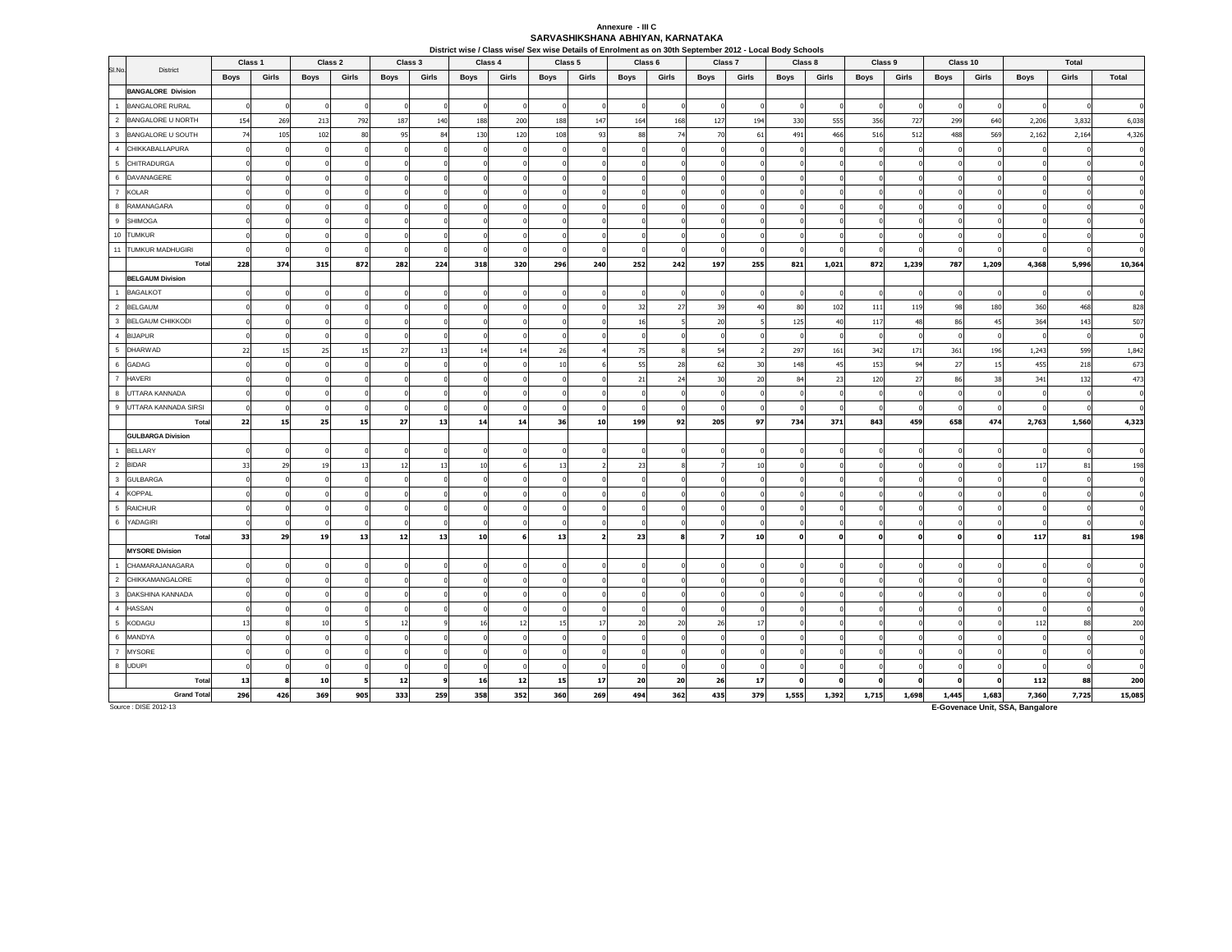Annexure - III C

**SARVASHIKSHANA ABHIYAN, KARNATAKA**

**District wise / Class wise/ Sex wise Details of Enrolment as on 30th September 2012 - Local Body Schools**

| Sl.No. | District | Class 1 | | Class 2 | | Class 3 | | Class 4 | | Class 5 | | Class 6 | | Class 7 | | Class 8 | | Class 9 | | Class 10 | | Total | | |
|---|---|---|---|---|---|---|---|---|---|---|---|---|---|---|---|---|---|---|---|---|---|---|---|---|
| | | Boys | Girls | Boys | Girls | Boys | Girls | Boys | Girls | Boys | Girls | Boys | Girls | Boys | Girls | Boys | Girls | Boys | Girls | Boys | Girls | Boys | Girls | Total |
| | **BANGALORE Division** | | | | | | | | | | | | | | | | | | | | | | | |
| 1 | BANGALORE RURAL | 0 | 0 | 0 | 0 | 0 | 0 | 0 | 0 | 0 | 0 | 0 | 0 | 0 | 0 | 0 | 0 | 0 | 0 | 0 | 0 | 0 | 0 | 0 |
| 2 | BANGALORE U NORTH | 154 | 269 | 213 | 792 | 187 | 140 | 188 | 200 | 188 | 147 | 164 | 168 | 127 | 194 | 330 | 555 | 356 | 727 | 299 | 640 | 2,206 | 3,832 | 6,038 |
| 3 | BANGALORE U SOUTH | 74 | 105 | 102 | 80 | 95 | 84 | 130 | 120 | 108 | 93 | 88 | 74 | 70 | 61 | 491 | 466 | 516 | 512 | 488 | 569 | 2,162 | 2,164 | 4,326 |
| 4 | CHIKKABALLAPURA | 0 | 0 | 0 | 0 | 0 | 0 | 0 | 0 | 0 | 0 | 0 | 0 | 0 | 0 | 0 | 0 | 0 | 0 | 0 | 0 | 0 | 0 | 0 |
| 5 | CHITRADURGA | 0 | 0 | 0 | 0 | 0 | 0 | 0 | 0 | 0 | 0 | 0 | 0 | 0 | 0 | 0 | 0 | 0 | 0 | 0 | 0 | 0 | 0 | 0 |
| 6 | DAVANAGERE | 0 | 0 | 0 | 0 | 0 | 0 | 0 | 0 | 0 | 0 | 0 | 0 | 0 | 0 | 0 | 0 | 0 | 0 | 0 | 0 | 0 | 0 | 0 |
| 7 | KOLAR | 0 | 0 | 0 | 0 | 0 | 0 | 0 | 0 | 0 | 0 | 0 | 0 | 0 | 0 | 0 | 0 | 0 | 0 | 0 | 0 | 0 | 0 | 0 |
| 8 | RAMANAGARA | 0 | 0 | 0 | 0 | 0 | 0 | 0 | 0 | 0 | 0 | 0 | 0 | 0 | 0 | 0 | 0 | 0 | 0 | 0 | 0 | 0 | 0 | 0 |
| 9 | SHIMOGA | 0 | 0 | 0 | 0 | 0 | 0 | 0 | 0 | 0 | 0 | 0 | 0 | 0 | 0 | 0 | 0 | 0 | 0 | 0 | 0 | 0 | 0 | 0 |
| 10 | TUMKUR | 0 | 0 | 0 | 0 | 0 | 0 | 0 | 0 | 0 | 0 | 0 | 0 | 0 | 0 | 0 | 0 | 0 | 0 | 0 | 0 | 0 | 0 | 0 |
| 11 | TUMKUR MADHUGIRI | 0 | 0 | 0 | 0 | 0 | 0 | 0 | 0 | 0 | 0 | 0 | 0 | 0 | 0 | 0 | 0 | 0 | 0 | 0 | 0 | 0 | 0 | 0 |
| | **Total** | **228** | **374** | **315** | **872** | **282** | **224** | **318** | **320** | **296** | **240** | **252** | **242** | **197** | **255** | **821** | **1,021** | **872** | **1,239** | **787** | **1,209** | **4,368** | **5,996** | **10,364** |
| | **BELGAUM Division** | | | | | | | | | | | | | | | | | | | | | | | |
| 1 | BAGALKOT | 0 | 0 | 0 | 0 | 0 | 0 | 0 | 0 | 0 | 0 | 0 | 0 | 0 | 0 | 0 | 0 | 0 | 0 | 0 | 0 | 0 | 0 | 0 |
| 2 | BELGAUM | 0 | 0 | 0 | 0 | 0 | 0 | 0 | 0 | 0 | 0 | 32 | 27 | 39 | 40 | 80 | 102 | 111 | 119 | 98 | 180 | 360 | 468 | 828 |
| 3 | BELGAUM CHIKKODI | 0 | 0 | 0 | 0 | 0 | 0 | 0 | 0 | 0 | 0 | 16 | 5 | 20 | 5 | 125 | 40 | 117 | 48 | 86 | 45 | 364 | 143 | 507 |
| 4 | BIJAPUR | 0 | 0 | 0 | 0 | 0 | 0 | 0 | 0 | 0 | 0 | 0 | 0 | 0 | 0 | 0 | 0 | 0 | 0 | 0 | 0 | 0 | 0 | 0 |
| 5 | DHARWAD | 22 | 15 | 25 | 15 | 27 | 13 | 14 | 14 | 26 | 4 | 75 | 8 | 54 | 2 | 297 | 161 | 342 | 171 | 361 | 196 | 1,243 | 599 | 1,842 |
| 6 | GADAG | 0 | 0 | 0 | 0 | 0 | 0 | 0 | 0 | 10 | 6 | 55 | 28 | 62 | 30 | 148 | 45 | 153 | 94 | 27 | 15 | 455 | 218 | 673 |
| 7 | HAVERI | 0 | 0 | 0 | 0 | 0 | 0 | 0 | 0 | 0 | 0 | 21 | 24 | 30 | 20 | 84 | 23 | 120 | 27 | 86 | 38 | 341 | 132 | 473 |
| 8 | UTTARA KANNADA | 0 | 0 | 0 | 0 | 0 | 0 | 0 | 0 | 0 | 0 | 0 | 0 | 0 | 0 | 0 | 0 | 0 | 0 | 0 | 0 | 0 | 0 | 0 |
| 9 | UTTARA KANNADA SIRSI | 0 | 0 | 0 | 0 | 0 | 0 | 0 | 0 | 0 | 0 | 0 | 0 | 0 | 0 | 0 | 0 | 0 | 0 | 0 | 0 | 0 | 0 | 0 |
| | **Total** | **22** | **15** | **25** | **15** | **27** | **13** | **14** | **14** | **36** | **10** | **199** | **92** | **205** | **97** | **734** | **371** | **843** | **459** | **658** | **474** | **2,763** | **1,560** | **4,323** |
| | **GULBARGA Division** | | | | | | | | | | | | | | | | | | | | | | | |
| 1 | BELLARY | 0 | 0 | 0 | 0 | 0 | 0 | 0 | 0 | 0 | 0 | 0 | 0 | 0 | 0 | 0 | 0 | 0 | 0 | 0 | 0 | 0 | 0 | 0 |
| 2 | BIDAR | 33 | 29 | 19 | 13 | 12 | 13 | 10 | 6 | 13 | 2 | 23 | 8 | 7 | 10 | 0 | 0 | 0 | 0 | 0 | 0 | 117 | 81 | 198 |
| 3 | GULBARGA | 0 | 0 | 0 | 0 | 0 | 0 | 0 | 0 | 0 | 0 | 0 | 0 | 0 | 0 | 0 | 0 | 0 | 0 | 0 | 0 | 0 | 0 | 0 |
| 4 | KOPPAL | 0 | 0 | 0 | 0 | 0 | 0 | 0 | 0 | 0 | 0 | 0 | 0 | 0 | 0 | 0 | 0 | 0 | 0 | 0 | 0 | 0 | 0 | 0 |
| 5 | RAICHUR | 0 | 0 | 0 | 0 | 0 | 0 | 0 | 0 | 0 | 0 | 0 | 0 | 0 | 0 | 0 | 0 | 0 | 0 | 0 | 0 | 0 | 0 | 0 |
| 6 | YADAGIRI | 0 | 0 | 0 | 0 | 0 | 0 | 0 | 0 | 0 | 0 | 0 | 0 | 0 | 0 | 0 | 0 | 0 | 0 | 0 | 0 | 0 | 0 | 0 |
| | **Total** | **33** | **29** | **19** | **13** | **12** | **13** | **10** | **6** | **13** | **2** | **23** | **8** | **7** | **10** | **0** | **0** | **0** | **0** | **0** | **0** | **117** | **81** | **198** |
| | **MYSORE Division** | | | | | | | | | | | | | | | | | | | | | | | |
| 1 | CHAMARAJANAGARA | 0 | 0 | 0 | 0 | 0 | 0 | 0 | 0 | 0 | 0 | 0 | 0 | 0 | 0 | 0 | 0 | 0 | 0 | 0 | 0 | 0 | 0 | 0 |
| 2 | CHIKKAMANGALORE | 0 | 0 | 0 | 0 | 0 | 0 | 0 | 0 | 0 | 0 | 0 | 0 | 0 | 0 | 0 | 0 | 0 | 0 | 0 | 0 | 0 | 0 | 0 |
| 3 | DAKSHINA KANNADA | 0 | 0 | 0 | 0 | 0 | 0 | 0 | 0 | 0 | 0 | 0 | 0 | 0 | 0 | 0 | 0 | 0 | 0 | 0 | 0 | 0 | 0 | 0 |
| 4 | HASSAN | 0 | 0 | 0 | 0 | 0 | 0 | 0 | 0 | 0 | 0 | 0 | 0 | 0 | 0 | 0 | 0 | 0 | 0 | 0 | 0 | 0 | 0 | 0 |
| 5 | KODAGU | 13 | 8 | 10 | 5 | 12 | 9 | 16 | 12 | 15 | 17 | 20 | 20 | 26 | 17 | 0 | 0 | 0 | 0 | 0 | 0 | 112 | 88 | 200 |
| 6 | MANDYA | 0 | 0 | 0 | 0 | 0 | 0 | 0 | 0 | 0 | 0 | 0 | 0 | 0 | 0 | 0 | 0 | 0 | 0 | 0 | 0 | 0 | 0 | 0 |
| 7 | MYSORE | 0 | 0 | 0 | 0 | 0 | 0 | 0 | 0 | 0 | 0 | 0 | 0 | 0 | 0 | 0 | 0 | 0 | 0 | 0 | 0 | 0 | 0 | 0 |
| 8 | UDUPI | 0 | 0 | 0 | 0 | 0 | 0 | 0 | 0 | 0 | 0 | 0 | 0 | 0 | 0 | 0 | 0 | 0 | 0 | 0 | 0 | 0 | 0 | 0 |
| | **Total** | **13** | **8** | **10** | **5** | **12** | **9** | **16** | **12** | **15** | **17** | **20** | **20** | **26** | **17** | **0** | **0** | **0** | **0** | **0** | **0** | **112** | **88** | **200** |
| | **Grand Total** | **296** | **426** | **369** | **905** | **333** | **259** | **358** | **352** | **360** | **269** | **494** | **362** | **435** | **379** | **1,555** | **1,392** | **1,715** | **1,698** | **1,445** | **1,683** | **7,360** | **7,725** | **15,085** |

Source : DISE 2012-13

**E-Govenace Unit, SSA, Bangalore**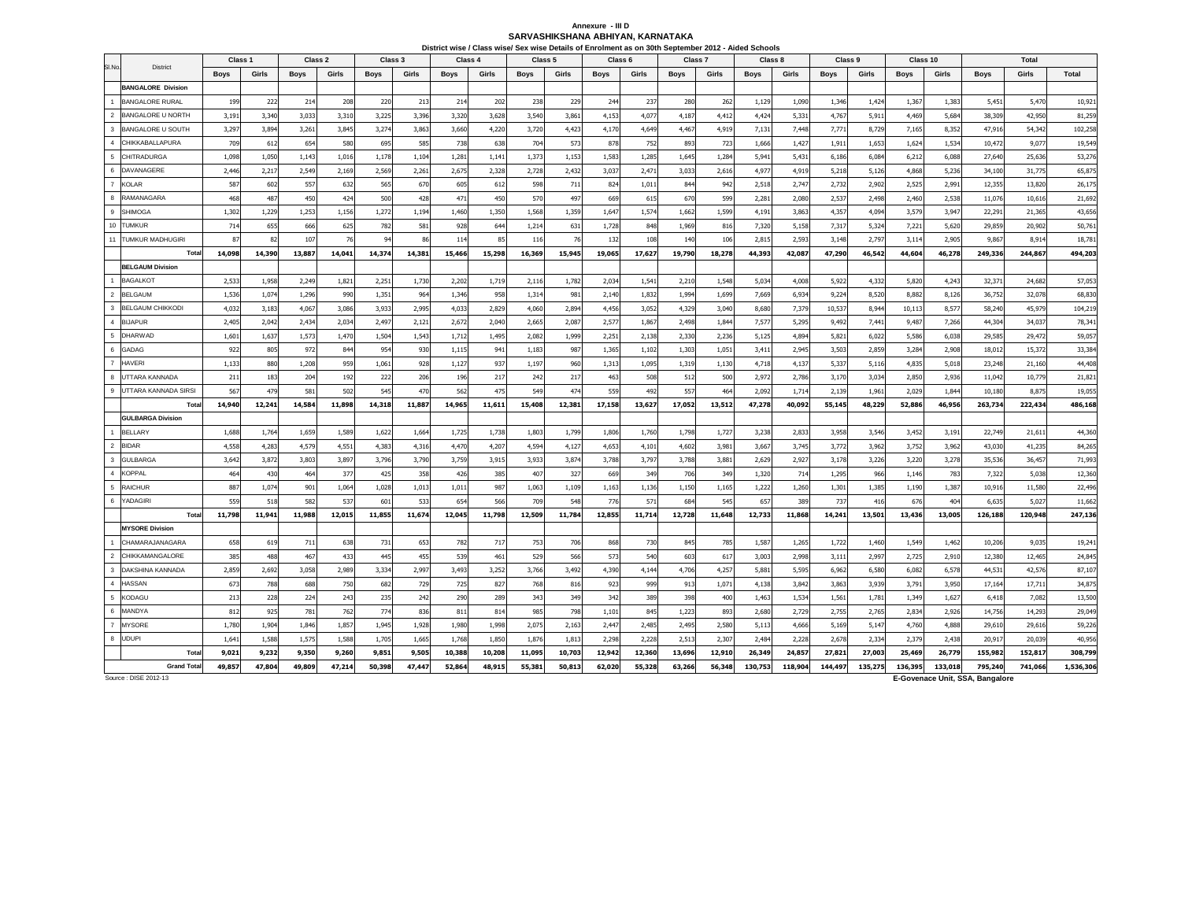Annexure - III D

## SARVASHIKSHANA ABHIYAN, KARNATAKA

District wise / Class wise/ Sex wise Details of Enrolment as on 30th September 2012 - Aided Schools

| Sl.No. | District | Class 1 | | Class 2 | | Class 3 | | Class 4 | | Class 5 | | Class 6 | | Class 7 | | Class 8 | | Class 9 | | Class 10 | | Total | | |
|---|---|---|---|---|---|---|---|---|---|---|---|---|---|---|---|---|---|---|---|---|---|---|---|---|
| | | Boys | Girls | Boys | Girls | Boys | Girls | Boys | Girls | Boys | Girls | Boys | Girls | Boys | Girls | Boys | Girls | Boys | Girls | Boys | Girls | Boys | Girls | Total |
| | **BANGALORE Division** | | | | | | | | | | | | | | | | | | | | | | | |
| 1 | BANGALORE RURAL | 199 | 222 | 214 | 208 | 220 | 213 | 214 | 202 | 238 | 229 | 244 | 237 | 280 | 262 | 1,129 | 1,090 | 1,346 | 1,424 | 1,367 | 1,383 | 5,451 | 5,470 | 10,921 |
| 2 | BANGALORE U NORTH | 3,191 | 3,340 | 3,033 | 3,310 | 3,225 | 3,396 | 3,320 | 3,628 | 3,540 | 3,861 | 4,153 | 4,077 | 4,187 | 4,412 | 4,424 | 5,331 | 4,767 | 5,911 | 4,469 | 5,684 | 38,309 | 42,950 | 81,259 |
| 3 | BANGALORE U SOUTH | 3,297 | 3,894 | 3,261 | 3,845 | 3,274 | 3,863 | 3,660 | 4,220 | 3,720 | 4,423 | 4,170 | 4,649 | 4,467 | 4,919 | 7,131 | 7,448 | 7,771 | 8,729 | 7,165 | 8,352 | 47,916 | 54,342 | 102,258 |
| 4 | CHIKKABALLAPURA | 709 | 612 | 654 | 580 | 695 | 585 | 738 | 638 | 704 | 573 | 878 | 752 | 893 | 723 | 1,666 | 1,427 | 1,911 | 1,653 | 1,624 | 1,534 | 10,472 | 9,077 | 19,549 |
| 5 | CHITRADURGA | 1,098 | 1,050 | 1,143 | 1,016 | 1,178 | 1,104 | 1,281 | 1,141 | 1,373 | 1,153 | 1,583 | 1,285 | 1,645 | 1,284 | 5,941 | 5,431 | 6,186 | 6,084 | 6,212 | 6,088 | 27,640 | 25,636 | 53,276 |
| 6 | DAVANAGERE | 2,446 | 2,217 | 2,549 | 2,169 | 2,569 | 2,261 | 2,675 | 2,328 | 2,728 | 2,432 | 3,037 | 2,471 | 3,033 | 2,616 | 4,977 | 4,919 | 5,218 | 5,126 | 4,868 | 5,236 | 34,100 | 31,775 | 65,875 |
| 7 | KOLAR | 587 | 602 | 557 | 632 | 565 | 670 | 605 | 612 | 598 | 711 | 824 | 1,011 | 844 | 942 | 2,518 | 2,747 | 2,732 | 2,902 | 2,525 | 2,991 | 12,355 | 13,820 | 26,175 |
| 8 | RAMANAGARA | 468 | 487 | 450 | 424 | 500 | 428 | 471 | 450 | 570 | 497 | 669 | 615 | 670 | 599 | 2,281 | 2,080 | 2,537 | 2,498 | 2,460 | 2,538 | 11,076 | 10,616 | 21,692 |
| 9 | SHIMOGA | 1,302 | 1,229 | 1,253 | 1,156 | 1,272 | 1,194 | 1,460 | 1,350 | 1,568 | 1,359 | 1,647 | 1,574 | 1,662 | 1,599 | 4,191 | 3,863 | 4,357 | 4,094 | 3,579 | 3,947 | 22,291 | 21,365 | 43,656 |
| 10 | TUMKUR | 714 | 655 | 666 | 625 | 782 | 581 | 928 | 644 | 1,214 | 631 | 1,728 | 848 | 1,969 | 816 | 7,320 | 5,158 | 7,317 | 5,324 | 7,221 | 5,620 | 29,859 | 20,902 | 50,761 |
| 11 | TUMKUR MADHUGIRI | 87 | 82 | 107 | 76 | 94 | 86 | 114 | 85 | 116 | 76 | 132 | 108 | 140 | 106 | 2,815 | 2,593 | 3,148 | 2,797 | 3,114 | 2,905 | 9,867 | 8,914 | 18,781 |
| | **Total** | **14,098** | **14,390** | **13,887** | **14,041** | **14,374** | **14,381** | **15,466** | **15,298** | **16,369** | **15,945** | **19,065** | **17,627** | **19,790** | **18,278** | **44,393** | **42,087** | **47,290** | **46,542** | **44,604** | **46,278** | **249,336** | **244,867** | **494,203** |
| | **BELGAUM Division** | | | | | | | | | | | | | | | | | | | | | | | |
| 1 | BAGALKOT | 2,533 | 1,958 | 2,249 | 1,821 | 2,251 | 1,730 | 2,202 | 1,719 | 2,116 | 1,782 | 2,034 | 1,541 | 2,210 | 1,548 | 5,034 | 4,008 | 5,922 | 4,332 | 5,820 | 4,243 | 32,371 | 24,682 | 57,053 |
| 2 | BELGAUM | 1,536 | 1,074 | 1,296 | 990 | 1,351 | 964 | 1,346 | 958 | 1,314 | 981 | 2,140 | 1,832 | 1,994 | 1,699 | 7,669 | 6,934 | 9,224 | 8,520 | 8,882 | 8,126 | 36,752 | 32,078 | 68,830 |
| 3 | BELGAUM CHIKKODI | 4,032 | 3,183 | 4,067 | 3,086 | 3,933 | 2,995 | 4,033 | 2,829 | 4,060 | 2,894 | 4,456 | 3,052 | 4,329 | 3,040 | 8,680 | 7,379 | 10,537 | 8,944 | 10,113 | 8,577 | 58,240 | 45,979 | 104,219 |
| 4 | BIJAPUR | 2,405 | 2,042 | 2,434 | 2,034 | 2,497 | 2,121 | 2,672 | 2,040 | 2,665 | 2,087 | 2,577 | 1,867 | 2,498 | 1,844 | 7,577 | 5,295 | 9,492 | 7,441 | 9,487 | 7,266 | 44,304 | 34,037 | 78,341 |
| 5 | DHARWAD | 1,601 | 1,637 | 1,573 | 1,470 | 1,504 | 1,543 | 1,712 | 1,495 | 2,082 | 1,999 | 2,251 | 2,138 | 2,330 | 2,236 | 5,125 | 4,894 | 5,821 | 6,022 | 5,586 | 6,038 | 29,585 | 29,472 | 59,057 |
| 6 | GADAG | 922 | 805 | 972 | 844 | 954 | 930 | 1,115 | 941 | 1,183 | 987 | 1,365 | 1,102 | 1,303 | 1,051 | 3,411 | 2,945 | 3,503 | 2,859 | 3,284 | 2,908 | 18,012 | 15,372 | 33,384 |
| 7 | HAVERI | 1,133 | 880 | 1,208 | 959 | 1,061 | 928 | 1,127 | 937 | 1,197 | 960 | 1,313 | 1,095 | 1,319 | 1,130 | 4,718 | 4,137 | 5,337 | 5,116 | 4,835 | 5,018 | 23,248 | 21,160 | 44,408 |
| 8 | UTTARA KANNADA | 211 | 183 | 204 | 192 | 222 | 206 | 196 | 217 | 242 | 217 | 463 | 508 | 512 | 500 | 2,972 | 2,786 | 3,170 | 3,034 | 2,850 | 2,936 | 11,042 | 10,779 | 21,821 |
| 9 | UTTARA KANNADA SIRSI | 567 | 479 | 581 | 502 | 545 | 470 | 562 | 475 | 549 | 474 | 559 | 492 | 557 | 464 | 2,092 | 1,714 | 2,139 | 1,961 | 2,029 | 1,844 | 10,180 | 8,875 | 19,055 |
| | **Total** | **14,940** | **12,241** | **14,584** | **11,898** | **14,318** | **11,887** | **14,965** | **11,611** | **15,408** | **12,381** | **17,158** | **13,627** | **17,052** | **13,512** | **47,278** | **40,092** | **55,145** | **48,229** | **52,886** | **46,956** | **263,734** | **222,434** | **486,168** |
| | **GULBARGA Division** | | | | | | | | | | | | | | | | | | | | | | | |
| 1 | BELLARY | 1,688 | 1,764 | 1,659 | 1,589 | 1,622 | 1,664 | 1,725 | 1,738 | 1,803 | 1,799 | 1,806 | 1,760 | 1,798 | 1,727 | 3,238 | 2,833 | 3,958 | 3,546 | 3,452 | 3,191 | 22,749 | 21,611 | 44,360 |
| 2 | BIDAR | 4,558 | 4,283 | 4,579 | 4,551 | 4,383 | 4,316 | 4,470 | 4,207 | 4,594 | 4,127 | 4,653 | 4,101 | 4,602 | 3,981 | 3,667 | 3,745 | 3,772 | 3,962 | 3,752 | 3,962 | 43,030 | 41,235 | 84,265 |
| 3 | GULBARGA | 3,642 | 3,872 | 3,803 | 3,897 | 3,796 | 3,790 | 3,759 | 3,915 | 3,933 | 3,874 | 3,788 | 3,797 | 3,788 | 3,881 | 2,629 | 2,927 | 3,178 | 3,226 | 3,220 | 3,278 | 35,536 | 36,457 | 71,993 |
| 4 | KOPPAL | 464 | 430 | 464 | 377 | 425 | 358 | 426 | 385 | 407 | 327 | 669 | 349 | 706 | 349 | 1,320 | 714 | 1,295 | 966 | 1,146 | 783 | 7,322 | 5,038 | 12,360 |
| 5 | RAICHUR | 887 | 1,074 | 901 | 1,064 | 1,028 | 1,013 | 1,011 | 987 | 1,063 | 1,109 | 1,163 | 1,136 | 1,150 | 1,165 | 1,222 | 1,260 | 1,301 | 1,385 | 1,190 | 1,387 | 10,916 | 11,580 | 22,496 |
| 6 | YADAGIRI | 559 | 518 | 582 | 537 | 601 | 533 | 654 | 566 | 709 | 548 | 776 | 571 | 684 | 545 | 657 | 389 | 737 | 416 | 676 | 404 | 6,635 | 5,027 | 11,662 |
| | **Total** | **11,798** | **11,941** | **11,988** | **12,015** | **11,855** | **11,674** | **12,045** | **11,798** | **12,509** | **11,784** | **12,855** | **11,714** | **12,728** | **11,648** | **12,733** | **11,868** | **14,241** | **13,501** | **13,436** | **13,005** | **126,188** | **120,948** | **247,136** |
| | **MYSORE Division** | | | | | | | | | | | | | | | | | | | | | | | |
| 1 | CHAMARAJANAGARA | 658 | 619 | 711 | 638 | 731 | 653 | 782 | 717 | 753 | 706 | 868 | 730 | 845 | 785 | 1,587 | 1,265 | 1,722 | 1,460 | 1,549 | 1,462 | 10,206 | 9,035 | 19,241 |
| 2 | CHIKKAMANGALORE | 385 | 488 | 467 | 433 | 445 | 455 | 539 | 461 | 529 | 566 | 573 | 540 | 603 | 617 | 3,003 | 2,998 | 3,111 | 2,997 | 2,725 | 2,910 | 12,380 | 12,465 | 24,845 |
| 3 | DAKSHINA KANNADA | 2,859 | 2,692 | 3,058 | 2,989 | 3,334 | 2,997 | 3,493 | 3,252 | 3,766 | 3,492 | 4,390 | 4,144 | 4,706 | 4,257 | 5,881 | 5,595 | 6,962 | 6,580 | 6,082 | 6,578 | 44,531 | 42,576 | 87,107 |
| 4 | HASSAN | 673 | 788 | 688 | 750 | 682 | 729 | 725 | 827 | 768 | 816 | 923 | 999 | 913 | 1,071 | 4,138 | 3,842 | 3,863 | 3,939 | 3,791 | 3,950 | 17,164 | 17,711 | 34,875 |
| 5 | KODAGU | 213 | 228 | 224 | 243 | 235 | 242 | 290 | 289 | 343 | 349 | 342 | 389 | 398 | 400 | 1,463 | 1,534 | 1,561 | 1,781 | 1,349 | 1,627 | 6,418 | 7,082 | 13,500 |
| 6 | MANDYA | 812 | 925 | 781 | 762 | 774 | 836 | 811 | 814 | 985 | 798 | 1,101 | 845 | 1,223 | 893 | 2,680 | 2,729 | 2,755 | 2,765 | 2,834 | 2,926 | 14,756 | 14,293 | 29,049 |
| 7 | MYSORE | 1,780 | 1,904 | 1,846 | 1,857 | 1,945 | 1,928 | 1,980 | 1,998 | 2,075 | 2,163 | 2,447 | 2,485 | 2,495 | 2,580 | 5,113 | 4,666 | 5,169 | 5,147 | 4,760 | 4,888 | 29,610 | 29,616 | 59,226 |
| 8 | UDUPI | 1,641 | 1,588 | 1,575 | 1,588 | 1,705 | 1,665 | 1,768 | 1,850 | 1,876 | 1,813 | 2,298 | 2,228 | 2,513 | 2,307 | 2,484 | 2,228 | 2,678 | 2,334 | 2,379 | 2,438 | 20,917 | 20,039 | 40,956 |
| | **Total** | **9,021** | **9,232** | **9,350** | **9,260** | **9,851** | **9,505** | **10,388** | **10,208** | **11,095** | **10,703** | **12,942** | **12,360** | **13,696** | **12,910** | **26,349** | **24,857** | **27,821** | **27,003** | **25,469** | **26,779** | **155,982** | **152,817** | **308,799** |
| | **Grand Total** | **49,857** | **47,804** | **49,809** | **47,214** | **50,398** | **47,447** | **52,864** | **48,915** | **55,381** | **50,813** | **62,020** | **55,328** | **63,266** | **56,348** | **130,753** | **118,904** | **144,497** | **135,275** | **136,395** | **133,018** | **795,240** | **741,066** | **1,536,306** |

Source : DISE 2012-13

**E-Govenace Unit, SSA, Bangalore**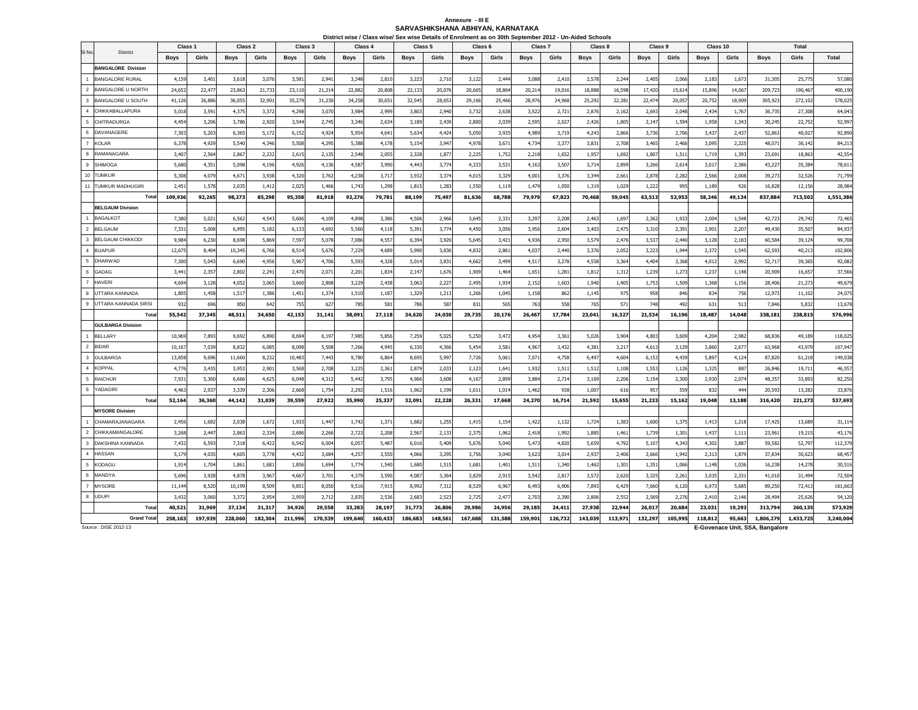Annexure - III E

**SARVASHIKSHANA ABHIYAN, KARNATAKA**

District wise / Class wise/ Sex wise Details of Enrolment as on 30th September 2012 - Un-Aided Schools

| Sl.No. | District | Class 1 | | Class 2 | | Class 3 | | Class 4 | | Class 5 | | Class 6 | | Class 7 | | Class 8 | | Class 9 | | Class 10 | | Total | | |
|---|---|---|---|---|---|---|---|---|---|---|---|---|---|---|---|---|---|---|---|---|---|---|---|---|
| | | Boys | Girls | Boys | Girls | Boys | Girls | Boys | Girls | Boys | Girls | Boys | Girls | Boys | Girls | Boys | Girls | Boys | Girls | Boys | Girls | Boys | Girls | Total |
| | **BANGALORE Division** | | | | | | | | | | | | | | | | | | | | | | | |
| 1 | BANGALORE RURAL | 4,159 | 3,401 | 3,618 | 3,076 | 3,581 | 2,941 | 3,348 | 2,810 | 3,223 | 2,710 | 3,122 | 2,444 | 3,088 | 2,410 | 2,578 | 2,244 | 2,405 | 2,066 | 2,183 | 1,673 | 31,305 | 25,775 | 57,080 |
| 2 | BANGALORE U NORTH | 24,652 | 22,477 | 23,863 | 21,733 | 23,110 | 21,214 | 22,882 | 20,808 | 22,133 | 20,076 | 20,665 | 18,864 | 20,214 | 19,016 | 18,888 | 16,598 | 17,420 | 15,614 | 15,896 | 14,067 | 209,723 | 190,467 | 400,190 |
| 3 | BANGALORE U SOUTH | 41,126 | 36,886 | 36,055 | 32,901 | 35,279 | 31,230 | 34,258 | 30,651 | 32,545 | 28,653 | 29,166 | 25,466 | 28,976 | 24,968 | 25,292 | 22,381 | 22,474 | 20,057 | 20,752 | 18,909 | 305,923 | 272,102 | 578,025 |
| 4 | CHIKKABALLAPURA | 5,018 | 3,591 | 4,375 | 3,372 | 4,298 | 3,070 | 3,984 | 2,999 | 3,803 | 2,940 | 3,732 | 2,638 | 3,522 | 2,721 | 2,876 | 2,162 | 2,693 | 2,048 | 2,434 | 1,767 | 36,735 | 27,308 | 64,043 |
| 5 | CHITRADURGA | 4,454 | 3,206 | 3,786 | 2,920 | 3,544 | 2,745 | 3,346 | 2,634 | 3,189 | 2,439 | 2,800 | 2,039 | 2,595 | 2,027 | 2,426 | 1,805 | 2,147 | 1,594 | 1,958 | 1,343 | 30,245 | 22,752 | 52,997 |
| 6 | DAVANAGERE | 7,303 | 5,203 | 6,365 | 5,172 | 6,152 | 4,924 | 5,954 | 4,641 | 5,634 | 4,424 | 5,050 | 3,935 | 4,989 | 3,719 | 4,243 | 2,866 | 3,736 | 2,706 | 3,437 | 2,437 | 52,863 | 40,027 | 92,890 |
| 7 | KOLAR | 6,378 | 4,929 | 5,540 | 4,346 | 5,508 | 4,295 | 5,388 | 4,178 | 5,154 | 3,947 | 4,978 | 3,671 | 4,734 | 3,377 | 3,831 | 2,708 | 3,465 | 2,466 | 3,095 | 2,225 | 48,071 | 36,142 | 84,213 |
| 8 | RAMANAGARA | 3,407 | 2,564 | 2,867 | 2,232 | 2,615 | 2,135 | 2,548 | 2,055 | 2,328 | 1,877 | 2,225 | 1,752 | 2,218 | 1,652 | 1,957 | 1,692 | 1,807 | 1,511 | 1,719 | 1,393 | 23,691 | 18,863 | 42,554 |
| 9 | SHIMOGA | 5,680 | 4,351 | 5,098 | 4,196 | 4,926 | 4,136 | 4,587 | 3,990 | 4,443 | 3,774 | 4,333 | 3,531 | 4,163 | 3,507 | 3,714 | 2,899 | 3,266 | 2,614 | 3,017 | 2,386 | 43,227 | 35,384 | 78,611 |
| 10 | TUMKUR | 5,308 | 4,079 | 4,671 | 3,938 | 4,320 | 3,762 | 4,238 | 3,717 | 3,932 | 3,374 | 4,015 | 3,329 | 4,001 | 3,376 | 3,344 | 2,661 | 2,878 | 2,282 | 2,566 | 2,008 | 39,273 | 32,526 | 71,799 |
| 11 | TUMKUR MADHUGIRI | 2,451 | 1,578 | 2,035 | 1,412 | 2,025 | 1,466 | 1,743 | 1,298 | 1,815 | 1,283 | 1,550 | 1,119 | 1,479 | 1,050 | 1,319 | 1,029 | 1,222 | 995 | 1,189 | 926 | 16,828 | 12,156 | 28,984 |
| | **Total** | **109,936** | **92,265** | **98,273** | **85,298** | **95,358** | **81,918** | **92,276** | **79,781** | **88,199** | **75,497** | **81,636** | **68,788** | **79,979** | **67,823** | **70,468** | **59,045** | **63,513** | **53,953** | **58,246** | **49,134** | **837,884** | **713,502** | **1,551,386** |
| | **BELGAUM Division** | | | | | | | | | | | | | | | | | | | | | | | |
| 1 | BAGALKOT | 7,380 | 5,021 | 6,562 | 4,543 | 5,606 | 4,109 | 4,898 | 3,386 | 4,506 | 2,966 | 3,645 | 2,331 | 3,297 | 2,208 | 2,463 | 1,697 | 2,362 | 1,933 | 2,004 | 1,548 | 42,723 | 29,742 | 72,465 |
| 2 | BELGAUM | 7,331 | 5,008 | 6,995 | 5,182 | 6,133 | 4,692 | 5,560 | 4,118 | 5,391 | 3,774 | 4,450 | 3,056 | 3,956 | 2,604 | 3,403 | 2,475 | 3,310 | 2,391 | 2,901 | 2,207 | 49,430 | 35,507 | 84,937 |
| 3 | BELGAUM CHIKKODI | 9,984 | 6,230 | 8,698 | 5,869 | 7,597 | 5,078 | 7,086 | 4,557 | 6,394 | 3,920 | 5,645 | 3,421 | 4,936 | 2,950 | 3,579 | 2,476 | 3,537 | 2,440 | 3,128 | 2,183 | 60,584 | 39,124 | 99,708 |
| 4 | BIJAPUR | 12,675 | 8,404 | 10,345 | 6,766 | 8,514 | 5,676 | 7,229 | 4,689 | 5,990 | 3,836 | 4,832 | 2,861 | 4,037 | 2,440 | 3,376 | 2,052 | 3,223 | 1,944 | 2,372 | 1,545 | 62,593 | 40,213 | 102,806 |
| 5 | DHARWAD | 7,300 | 5,043 | 6,690 | 4,956 | 5,967 | 4,706 | 5,593 | 4,328 | 5,014 | 3,831 | 4,662 | 3,499 | 4,517 | 3,278 | 4,558 | 3,364 | 4,404 | 3,368 | 4,012 | 2,992 | 52,717 | 39,365 | 92,082 |
| 6 | GADAG | 3,441 | 2,357 | 2,802 | 2,241 | 2,470 | 2,071 | 2,201 | 1,834 | 2,147 | 1,676 | 1,909 | 1,464 | 1,651 | 1,281 | 1,812 | 1,312 | 1,239 | 1,273 | 1,237 | 1,148 | 20,909 | 16,657 | 37,566 |
| 7 | HAVERI | 4,694 | 3,128 | 4,052 | 3,065 | 3,660 | 2,808 | 3,229 | 2,438 | 3,063 | 2,227 | 2,495 | 1,934 | 2,152 | 1,603 | 1,940 | 1,405 | 1,753 | 1,509 | 1,368 | 1,156 | 28,406 | 21,273 | 49,679 |
| 8 | UTTARA KANNADA | 1,805 | 1,458 | 1,517 | 1,386 | 1,451 | 1,374 | 1,510 | 1,187 | 1,329 | 1,213 | 1,266 | 1,045 | 1,158 | 862 | 1,145 | 975 | 958 | 846 | 834 | 756 | 12,973 | 11,102 | 24,075 |
| 9 | UTTARA KANNADA SIRSI | 932 | 696 | 850 | 642 | 755 | 627 | 785 | 581 | 786 | 587 | 831 | 565 | 763 | 558 | 765 | 571 | 748 | 492 | 631 | 513 | 7,846 | 5,832 | 13,678 |
| | **Total** | **55,542** | **37,345** | **48,511** | **34,650** | **42,153** | **31,141** | **38,091** | **27,118** | **34,620** | **24,030** | **29,735** | **20,176** | **26,467** | **17,784** | **23,041** | **16,327** | **21,534** | **16,196** | **18,487** | **14,048** | **338,181** | **238,815** | **576,996** |
| | **GULBARGA Division** | | | | | | | | | | | | | | | | | | | | | | | |
| 1 | BELLARY | 10,969 | 7,893 | 9,692 | 6,890 | 8,694 | 6,197 | 7,985 | 5,856 | 7,259 | 5,025 | 5,250 | 3,472 | 4,954 | 3,361 | 5,026 | 3,904 | 4,803 | 3,609 | 4,204 | 2,982 | 68,836 | 49,189 | 118,025 |
| 2 | BIDAR | 10,167 | 7,039 | 8,832 | 6,085 | 8,098 | 5,508 | 7,266 | 4,945 | 6,330 | 4,366 | 5,454 | 3,581 | 4,967 | 3,432 | 4,381 | 3,217 | 4,613 | 3,129 | 3,860 | 2,677 | 63,968 | 43,979 | 107,947 |
| 3 | GULBARGA | 13,858 | 9,696 | 11,660 | 8,232 | 10,483 | 7,443 | 9,780 | 6,864 | 8,695 | 5,997 | 7,726 | 5,061 | 7,071 | 4,758 | 6,497 | 4,604 | 6,153 | 4,439 | 5,897 | 4,124 | 87,820 | 61,218 | 149,038 |
| 4 | KOPPAL | 4,776 | 3,435 | 3,953 | 2,901 | 3,568 | 2,708 | 3,225 | 2,361 | 2,879 | 2,033 | 2,123 | 1,641 | 1,932 | 1,511 | 1,512 | 1,108 | 1,553 | 1,126 | 1,325 | 887 | 26,846 | 19,711 | 46,557 |
| 5 | RAICHUR | 7,931 | 5,360 | 6,666 | 4,625 | 6,048 | 4,312 | 5,442 | 3,795 | 4,966 | 3,608 | 4,167 | 2,899 | 3,884 | 2,714 | 3,169 | 2,206 | 3,154 | 2,300 | 2,930 | 2,074 | 48,357 | 33,893 | 82,250 |
| 6 | YADAGIRI | 4,463 | 2,937 | 3,339 | 2,306 | 2,668 | 1,754 | 2,292 | 1,516 | 1,962 | 1,199 | 1,611 | 1,014 | 1,462 | 938 | 1,007 | 616 | 957 | 559 | 832 | 444 | 20,593 | 13,283 | 33,876 |
| | **Total** | **52,164** | **36,360** | **44,142** | **31,039** | **39,559** | **27,922** | **35,990** | **25,337** | **32,091** | **22,228** | **26,331** | **17,668** | **24,270** | **16,714** | **21,592** | **15,655** | **21,233** | **15,162** | **19,048** | **13,188** | **316,420** | **221,273** | **537,693** |
| | **MYSORE Division** | | | | | | | | | | | | | | | | | | | | | | | |
| 1 | CHAMARAJANAGARA | 2,456 | 1,682 | 2,038 | 1,672 | 1,933 | 1,447 | 1,742 | 1,371 | 1,682 | 1,255 | 1,415 | 1,154 | 1,422 | 1,132 | 1,724 | 1,383 | 1,600 | 1,375 | 1,413 | 1,218 | 17,425 | 13,689 | 31,114 |
| 2 | CHIKKAMANGALORE | 3,268 | 2,447 | 2,863 | 2,334 | 2,686 | 2,266 | 2,723 | 2,208 | 2,567 | 2,133 | 2,375 | 1,962 | 2,418 | 1,992 | 1,885 | 1,461 | 1,739 | 1,301 | 1,437 | 1,111 | 23,961 | 19,215 | 43,176 |
| 3 | DAKSHINA KANNADA | 7,432 | 6,593 | 7,318 | 6,422 | 6,542 | 6,004 | 6,057 | 5,487 | 6,016 | 5,409 | 5,676 | 5,040 | 5,473 | 4,820 | 5,659 | 4,792 | 5,107 | 4,343 | 4,302 | 3,887 | 59,582 | 52,797 | 112,379 |
| 4 | HASSAN | 5,179 | 4,035 | 4,605 | 3,778 | 4,432 | 3,684 | 4,257 | 3,550 | 4,066 | 3,295 | 3,756 | 3,040 | 3,623 | 3,014 | 2,937 | 2,406 | 2,666 | 1,942 | 2,313 | 1,879 | 37,834 | 30,623 | 68,457 |
| 5 | KODAGU | 1,914 | 1,704 | 1,861 | 1,681 | 1,856 | 1,694 | 1,774 | 1,540 | 1,680 | 1,515 | 1,681 | 1,401 | 1,511 | 1,340 | 1,462 | 1,301 | 1,351 | 1,066 | 1,148 | 1,036 | 16,238 | 14,278 | 30,516 |
| 6 | MANDYA | 5,696 | 3,928 | 4,878 | 3,967 | 4,667 | 3,701 | 4,379 | 3,590 | 4,087 | 3,364 | 3,829 | 2,915 | 3,542 | 2,817 | 3,572 | 2,620 | 3,325 | 2,261 | 3,035 | 2,331 | 41,010 | 31,494 | 72,504 |
| 7 | MYSORE | 11,144 | 8,520 | 10,199 | 8,509 | 9,851 | 8,050 | 9,516 | 7,915 | 8,992 | 7,312 | 8,529 | 6,967 | 8,493 | 6,906 | 7,893 | 6,429 | 7,660 | 6,120 | 6,973 | 5,685 | 89,250 | 72,413 | 161,663 |
| 8 | UDUPI | 3,432 | 3,060 | 3,372 | 2,954 | 2,959 | 2,712 | 2,835 | 2,536 | 2,683 | 2,523 | 2,725 | 2,477 | 2,703 | 2,390 | 2,806 | 2,552 | 2,569 | 2,276 | 2,410 | 2,146 | 28,494 | 25,626 | 54,120 |
| | **Total** | **40,521** | **31,969** | **37,134** | **31,317** | **34,926** | **29,558** | **33,283** | **28,197** | **31,773** | **26,806** | **29,986** | **24,956** | **29,185** | **24,411** | **27,938** | **22,944** | **26,017** | **20,684** | **23,031** | **19,293** | **313,794** | **260,135** | **573,929** |
| | **Grand Total** | **258,163** | **197,939** | **228,060** | **182,304** | **211,996** | **170,539** | **199,640** | **160,433** | **186,683** | **148,561** | **167,688** | **131,588** | **159,901** | **126,732** | **143,039** | **113,971** | **132,297** | **105,995** | **118,812** | **95,663** | **1,806,279** | **1,433,725** | **3,240,004** |

Source : DISE 2012-13

**E-Govenace Unit, SSA, Bangalore**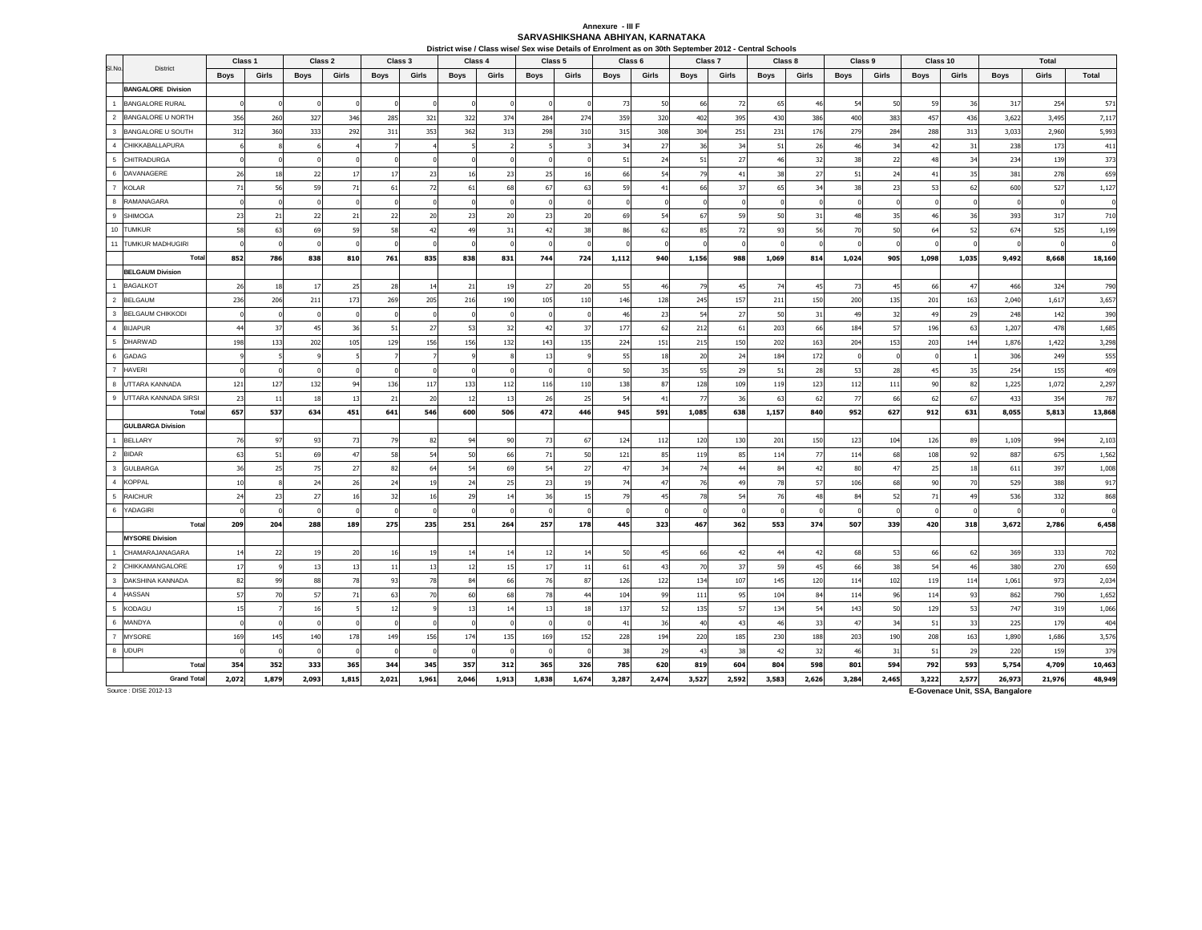Annexure - III F

**SARVASHIKSHANA ABHIYAN, KARNATAKA**

**District wise / Class wise/ Sex wise Details of Enrolment as on 30th September 2012 - Central Schools**

| Sl.No. | District | Class 1 | | Class 2 | | Class 3 | | Class 4 | | Class 5 | | Class 6 | | Class 7 | | Class 8 | | Class 9 | | Class 10 | | Total | | |
|---|---|---|---|---|---|---|---|---|---|---|---|---|---|---|---|---|---|---|---|---|---|---|---|---|
| | | Boys | Girls | Boys | Girls | Boys | Girls | Boys | Girls | Boys | Girls | Boys | Girls | Boys | Girls | Boys | Girls | Boys | Girls | Boys | Girls | Boys | Girls | Total |
| | **BANGALORE Division** | | | | | | | | | | | | | | | | | | | | | | | |
| 1 | BANGALORE RURAL | 0 | 0 | 0 | 0 | 0 | 0 | 0 | 0 | 0 | 0 | 73 | 50 | 66 | 72 | 65 | 46 | 54 | 50 | 59 | 36 | 317 | 254 | 571 |
| 2 | BANGALORE U NORTH | 356 | 260 | 327 | 346 | 285 | 321 | 322 | 374 | 284 | 274 | 359 | 320 | 402 | 395 | 430 | 386 | 400 | 383 | 457 | 436 | 3,622 | 3,495 | 7,117 |
| 3 | BANGALORE U SOUTH | 312 | 360 | 333 | 292 | 311 | 353 | 362 | 313 | 298 | 310 | 315 | 308 | 304 | 251 | 231 | 176 | 279 | 284 | 288 | 313 | 3,033 | 2,960 | 5,993 |
| 4 | CHIKKABALLAPURA | 6 | 8 | 6 | 4 | 7 | 4 | 5 | 2 | 5 | 3 | 34 | 27 | 36 | 34 | 51 | 26 | 46 | 34 | 42 | 31 | 238 | 173 | 411 |
| 5 | CHITRADURGA | 0 | 0 | 0 | 0 | 0 | 0 | 0 | 0 | 0 | 0 | 51 | 24 | 51 | 27 | 46 | 32 | 38 | 22 | 48 | 34 | 234 | 139 | 373 |
| 6 | DAVANAGERE | 26 | 18 | 22 | 17 | 17 | 23 | 16 | 23 | 25 | 16 | 66 | 54 | 79 | 41 | 38 | 27 | 51 | 24 | 41 | 35 | 381 | 278 | 659 |
| 7 | KOLAR | 71 | 56 | 59 | 71 | 61 | 72 | 61 | 68 | 67 | 63 | 59 | 41 | 66 | 37 | 65 | 34 | 38 | 23 | 53 | 62 | 600 | 527 | 1,127 |
| 8 | RAMANAGARA | 0 | 0 | 0 | 0 | 0 | 0 | 0 | 0 | 0 | 0 | 0 | 0 | 0 | 0 | 0 | 0 | 0 | 0 | 0 | 0 | 0 | 0 | 0 |
| 9 | SHIMOGA | 23 | 21 | 22 | 21 | 22 | 20 | 23 | 20 | 23 | 20 | 69 | 54 | 67 | 59 | 50 | 31 | 48 | 35 | 46 | 36 | 393 | 317 | 710 |
| 10 | TUMKUR | 58 | 63 | 69 | 59 | 58 | 42 | 49 | 31 | 42 | 38 | 86 | 62 | 85 | 72 | 93 | 56 | 70 | 50 | 64 | 52 | 674 | 525 | 1,199 |
| 11 | TUMKUR MADHUGIRI | 0 | 0 | 0 | 0 | 0 | 0 | 0 | 0 | 0 | 0 | 0 | 0 | 0 | 0 | 0 | 0 | 0 | 0 | 0 | 0 | 0 | 0 | 0 |
| | **Total** | **852** | **786** | **838** | **810** | **761** | **835** | **838** | **831** | **744** | **724** | **1,112** | **940** | **1,156** | **988** | **1,069** | **814** | **1,024** | **905** | **1,098** | **1,035** | **9,492** | **8,668** | **18,160** |
| | **BELGAUM Division** | | | | | | | | | | | | | | | | | | | | | | | |
| 1 | BAGALKOT | 26 | 18 | 17 | 25 | 28 | 14 | 21 | 19 | 27 | 20 | 55 | 46 | 79 | 45 | 74 | 45 | 73 | 45 | 66 | 47 | 466 | 324 | 790 |
| 2 | BELGAUM | 236 | 206 | 211 | 173 | 269 | 205 | 216 | 190 | 105 | 110 | 146 | 128 | 245 | 157 | 211 | 150 | 200 | 135 | 201 | 163 | 2,040 | 1,617 | 3,657 |
| 3 | BELGAUM CHIKKODI | 0 | 0 | 0 | 0 | 0 | 0 | 0 | 0 | 0 | 0 | 46 | 23 | 54 | 27 | 50 | 31 | 49 | 32 | 49 | 29 | 248 | 142 | 390 |
| 4 | BIJAPUR | 44 | 37 | 45 | 36 | 51 | 27 | 53 | 32 | 42 | 37 | 177 | 62 | 212 | 61 | 203 | 66 | 184 | 57 | 196 | 63 | 1,207 | 478 | 1,685 |
| 5 | DHARWAD | 198 | 133 | 202 | 105 | 129 | 156 | 156 | 132 | 143 | 135 | 224 | 151 | 215 | 150 | 202 | 163 | 204 | 153 | 203 | 144 | 1,876 | 1,422 | 3,298 |
| 6 | GADAG | 9 | 5 | 9 | 5 | 7 | 7 | 9 | 8 | 13 | 9 | 55 | 18 | 20 | 24 | 184 | 172 | 0 | 0 | 0 | 1 | 306 | 249 | 555 |
| 7 | HAVERI | 0 | 0 | 0 | 0 | 0 | 0 | 0 | 0 | 0 | 0 | 50 | 35 | 55 | 29 | 51 | 28 | 53 | 28 | 45 | 35 | 254 | 155 | 409 |
| 8 | UTTARA KANNADA | 121 | 127 | 132 | 94 | 136 | 117 | 133 | 112 | 116 | 110 | 138 | 87 | 128 | 109 | 119 | 123 | 112 | 111 | 90 | 82 | 1,225 | 1,072 | 2,297 |
| 9 | UTTARA KANNADA SIRSI | 23 | 11 | 18 | 13 | 21 | 20 | 12 | 13 | 26 | 25 | 54 | 41 | 77 | 36 | 63 | 62 | 77 | 66 | 62 | 67 | 433 | 354 | 787 |
| | **Total** | **657** | **537** | **634** | **451** | **641** | **546** | **600** | **506** | **472** | **446** | **945** | **591** | **1,085** | **638** | **1,157** | **840** | **952** | **627** | **912** | **631** | **8,055** | **5,813** | **13,868** |
| | **GULBARGA Division** | | | | | | | | | | | | | | | | | | | | | | | |
| 1 | BELLARY | 76 | 97 | 93 | 73 | 79 | 82 | 94 | 90 | 73 | 67 | 124 | 112 | 120 | 130 | 201 | 150 | 123 | 104 | 126 | 89 | 1,109 | 994 | 2,103 |
| 2 | BIDAR | 63 | 51 | 69 | 47 | 58 | 54 | 50 | 66 | 71 | 50 | 121 | 85 | 119 | 85 | 114 | 77 | 114 | 68 | 108 | 92 | 887 | 675 | 1,562 |
| 3 | GULBARGA | 36 | 25 | 75 | 27 | 82 | 64 | 54 | 69 | 54 | 27 | 47 | 34 | 74 | 44 | 84 | 42 | 80 | 47 | 25 | 18 | 611 | 397 | 1,008 |
| 4 | KOPPAL | 10 | 8 | 24 | 26 | 24 | 19 | 24 | 25 | 23 | 19 | 74 | 47 | 76 | 49 | 78 | 57 | 106 | 68 | 90 | 70 | 529 | 388 | 917 |
| 5 | RAICHUR | 24 | 23 | 27 | 16 | 32 | 16 | 29 | 14 | 36 | 15 | 79 | 45 | 78 | 54 | 76 | 48 | 84 | 52 | 71 | 49 | 536 | 332 | 868 |
| 6 | YADAGIRI | 0 | 0 | 0 | 0 | 0 | 0 | 0 | 0 | 0 | 0 | 0 | 0 | 0 | 0 | 0 | 0 | 0 | 0 | 0 | 0 | 0 | 0 | 0 |
| | **Total** | **209** | **204** | **288** | **189** | **275** | **235** | **251** | **264** | **257** | **178** | **445** | **323** | **467** | **362** | **553** | **374** | **507** | **339** | **420** | **318** | **3,672** | **2,786** | **6,458** |
| | **MYSORE Division** | | | | | | | | | | | | | | | | | | | | | | | |
| 1 | CHAMARAJANAGARA | 14 | 22 | 19 | 20 | 16 | 19 | 14 | 14 | 12 | 14 | 50 | 45 | 66 | 42 | 44 | 42 | 68 | 53 | 66 | 62 | 369 | 333 | 702 |
| 2 | CHIKKAMANGALORE | 17 | 9 | 13 | 13 | 11 | 13 | 12 | 15 | 17 | 11 | 61 | 43 | 70 | 37 | 59 | 45 | 66 | 38 | 54 | 46 | 380 | 270 | 650 |
| 3 | DAKSHINA KANNADA | 82 | 99 | 88 | 78 | 93 | 78 | 84 | 66 | 76 | 87 | 126 | 122 | 134 | 107 | 145 | 120 | 114 | 102 | 119 | 114 | 1,061 | 973 | 2,034 |
| 4 | HASSAN | 57 | 70 | 57 | 71 | 63 | 70 | 60 | 68 | 78 | 44 | 104 | 99 | 111 | 95 | 104 | 84 | 114 | 96 | 114 | 93 | 862 | 790 | 1,652 |
| 5 | KODAGU | 15 | 7 | 16 | 5 | 12 | 9 | 13 | 14 | 13 | 18 | 137 | 52 | 135 | 57 | 134 | 54 | 143 | 50 | 129 | 53 | 747 | 319 | 1,066 |
| 6 | MANDYA | 0 | 0 | 0 | 0 | 0 | 0 | 0 | 0 | 0 | 0 | 41 | 36 | 40 | 43 | 46 | 33 | 47 | 34 | 51 | 33 | 225 | 179 | 404 |
| 7 | MYSORE | 169 | 145 | 140 | 178 | 149 | 156 | 174 | 135 | 169 | 152 | 228 | 194 | 220 | 185 | 230 | 188 | 203 | 190 | 208 | 163 | 1,890 | 1,686 | 3,576 |
| 8 | UDUPI | 0 | 0 | 0 | 0 | 0 | 0 | 0 | 0 | 0 | 0 | 38 | 29 | 43 | 38 | 42 | 32 | 46 | 31 | 51 | 29 | 220 | 159 | 379 |
| | **Total** | **354** | **352** | **333** | **365** | **344** | **345** | **357** | **312** | **365** | **326** | **785** | **620** | **819** | **604** | **804** | **598** | **801** | **594** | **792** | **593** | **5,754** | **4,709** | **10,463** |
| | **Grand Total** | **2,072** | **1,879** | **2,093** | **1,815** | **2,021** | **1,961** | **2,046** | **1,913** | **1,838** | **1,674** | **3,287** | **2,474** | **3,527** | **2,592** | **3,583** | **2,626** | **3,284** | **2,465** | **3,222** | **2,577** | **26,973** | **21,976** | **48,949** |

Source : DISE 2012-13

**E-Govenace Unit, SSA, Bangalore**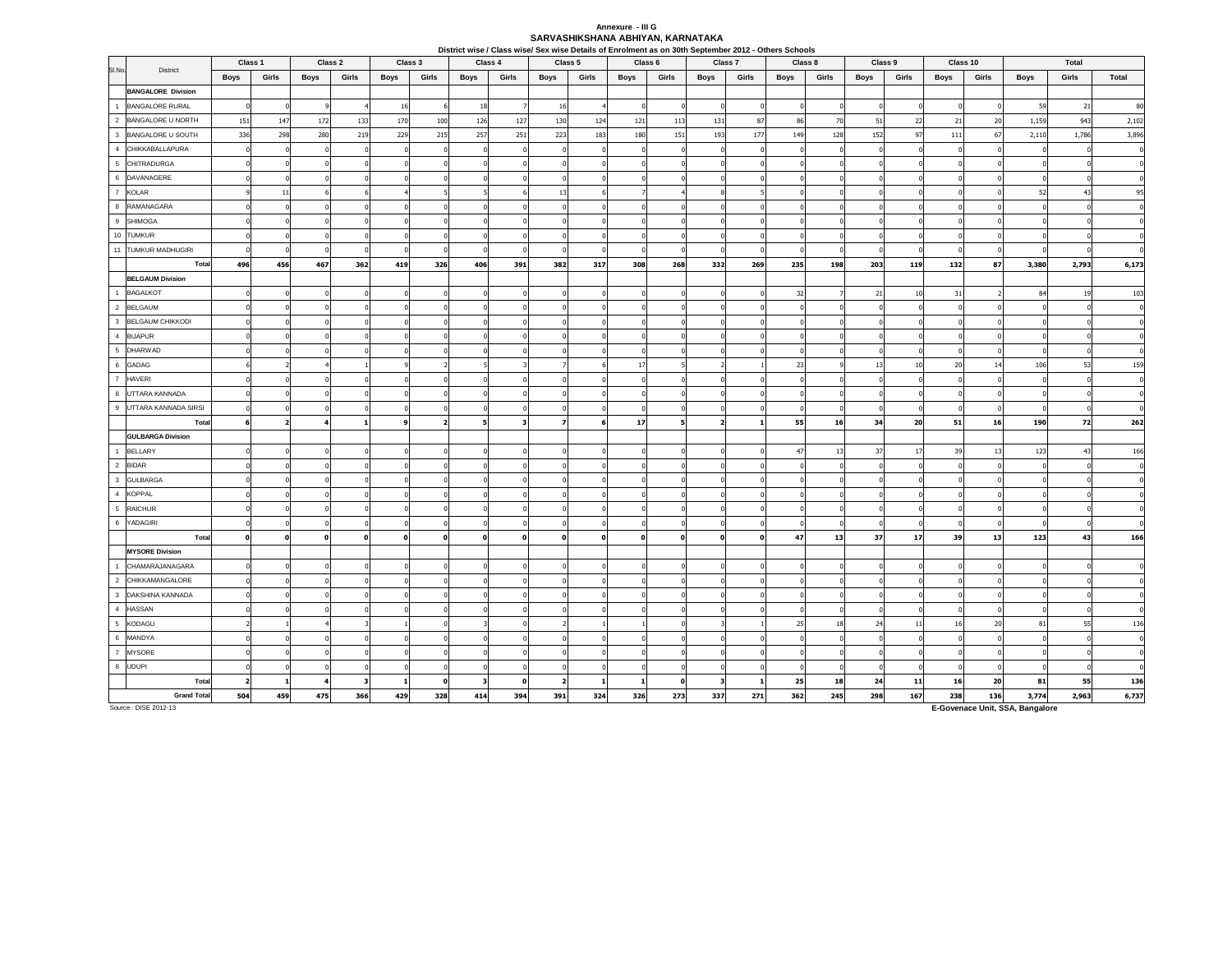Annexure - III G

**SARVASHIKSHANA ABHIYAN, KARNATAKA**

**District wise / Class wise/ Sex wise Details of Enrolment as on 30th September 2012 - Others Schools**

| Sl.No. | District | Class 1 | | Class 2 | | Class 3 | | Class 4 | | Class 5 | | Class 6 | | Class 7 | | Class 8 | | Class 9 | | Class 10 | | Total | | |
|---|---|---|---|---|---|---|---|---|---|---|---|---|---|---|---|---|---|---|---|---|---|---|---|---|
| | | Boys | Girls | Boys | Girls | Boys | Girls | Boys | Girls | Boys | Girls | Boys | Girls | Boys | Girls | Boys | Girls | Boys | Girls | Boys | Girls | Boys | Girls | Total |
| | **BANGALORE Division** | | | | | | | | | | | | | | | | | | | | | | | |
| 1 | BANGALORE RURAL | 0 | 0 | 9 | 4 | 16 | 6 | 18 | 7 | 16 | 4 | 0 | 0 | 0 | 0 | 0 | 0 | 0 | 0 | 0 | 0 | 59 | 21 | 80 |
| 2 | BANGALORE U NORTH | 151 | 147 | 172 | 133 | 170 | 100 | 126 | 127 | 130 | 124 | 121 | 113 | 131 | 87 | 86 | 70 | 51 | 22 | 21 | 20 | 1,159 | 943 | 2,102 |
| 3 | BANGALORE U SOUTH | 336 | 298 | 280 | 219 | 229 | 215 | 257 | 251 | 223 | 183 | 180 | 151 | 193 | 177 | 149 | 128 | 152 | 97 | 111 | 67 | 2,110 | 1,786 | 3,896 |
| 4 | CHIKKABALLAPURA | 0 | 0 | 0 | 0 | 0 | 0 | 0 | 0 | 0 | 0 | 0 | 0 | 0 | 0 | 0 | 0 | 0 | 0 | 0 | 0 | 0 | 0 | 0 |
| 5 | CHITRADURGA | 0 | 0 | 0 | 0 | 0 | 0 | 0 | 0 | 0 | 0 | 0 | 0 | 0 | 0 | 0 | 0 | 0 | 0 | 0 | 0 | 0 | 0 | 0 |
| 6 | DAVANAGERE | 0 | 0 | 0 | 0 | 0 | 0 | 0 | 0 | 0 | 0 | 0 | 0 | 0 | 0 | 0 | 0 | 0 | 0 | 0 | 0 | 0 | 0 | 0 |
| 7 | KOLAR | 9 | 11 | 6 | 6 | 4 | 5 | 5 | 6 | 13 | 6 | 7 | 4 | 8 | 5 | 0 | 0 | 0 | 0 | 0 | 0 | 52 | 43 | 95 |
| 8 | RAMANAGARA | 0 | 0 | 0 | 0 | 0 | 0 | 0 | 0 | 0 | 0 | 0 | 0 | 0 | 0 | 0 | 0 | 0 | 0 | 0 | 0 | 0 | 0 | 0 |
| 9 | SHIMOGA | 0 | 0 | 0 | 0 | 0 | 0 | 0 | 0 | 0 | 0 | 0 | 0 | 0 | 0 | 0 | 0 | 0 | 0 | 0 | 0 | 0 | 0 | 0 |
| 10 | TUMKUR | 0 | 0 | 0 | 0 | 0 | 0 | 0 | 0 | 0 | 0 | 0 | 0 | 0 | 0 | 0 | 0 | 0 | 0 | 0 | 0 | 0 | 0 | 0 |
| 11 | TUMKUR MADHUGIRI | 0 | 0 | 0 | 0 | 0 | 0 | 0 | 0 | 0 | 0 | 0 | 0 | 0 | 0 | 0 | 0 | 0 | 0 | 0 | 0 | 0 | 0 | 0 |
| | **Total** | **496** | **456** | **467** | **362** | **419** | **326** | **406** | **391** | **382** | **317** | **308** | **268** | **332** | **269** | **235** | **198** | **203** | **119** | **132** | **87** | **3,380** | **2,793** | **6,173** |
| | **BELGAUM Division** | | | | | | | | | | | | | | | | | | | | | | | |
| 1 | BAGALKOT | 0 | 0 | 0 | 0 | 0 | 0 | 0 | 0 | 0 | 0 | 0 | 0 | 0 | 0 | 32 | 7 | 21 | 10 | 31 | 2 | 84 | 19 | 103 |
| 2 | BELGAUM | 0 | 0 | 0 | 0 | 0 | 0 | 0 | 0 | 0 | 0 | 0 | 0 | 0 | 0 | 0 | 0 | 0 | 0 | 0 | 0 | 0 | 0 | 0 |
| 3 | BELGAUM CHIKKODI | 0 | 0 | 0 | 0 | 0 | 0 | 0 | 0 | 0 | 0 | 0 | 0 | 0 | 0 | 0 | 0 | 0 | 0 | 0 | 0 | 0 | 0 | 0 |
| 4 | BIJAPUR | 0 | 0 | 0 | 0 | 0 | 0 | 0 | 0 | 0 | 0 | 0 | 0 | 0 | 0 | 0 | 0 | 0 | 0 | 0 | 0 | 0 | 0 | 0 |
| 5 | DHARWAD | 0 | 0 | 0 | 0 | 0 | 0 | 0 | 0 | 0 | 0 | 0 | 0 | 0 | 0 | 0 | 0 | 0 | 0 | 0 | 0 | 0 | 0 | 0 |
| 6 | GADAG | 6 | 2 | 4 | 1 | 9 | 2 | 5 | 3 | 7 | 6 | 17 | 5 | 2 | 1 | 23 | 9 | 13 | 10 | 20 | 14 | 106 | 53 | 159 |
| 7 | HAVERI | 0 | 0 | 0 | 0 | 0 | 0 | 0 | 0 | 0 | 0 | 0 | 0 | 0 | 0 | 0 | 0 | 0 | 0 | 0 | 0 | 0 | 0 | 0 |
| 8 | UTTARA KANNADA | 0 | 0 | 0 | 0 | 0 | 0 | 0 | 0 | 0 | 0 | 0 | 0 | 0 | 0 | 0 | 0 | 0 | 0 | 0 | 0 | 0 | 0 | 0 |
| 9 | UTTARA KANNADA SIRSI | 0 | 0 | 0 | 0 | 0 | 0 | 0 | 0 | 0 | 0 | 0 | 0 | 0 | 0 | 0 | 0 | 0 | 0 | 0 | 0 | 0 | 0 | 0 |
| | **Total** | **6** | **2** | **4** | **1** | **9** | **2** | **5** | **3** | **7** | **6** | **17** | **5** | **2** | **1** | **55** | **16** | **34** | **20** | **51** | **16** | **190** | **72** | **262** |
| | **GULBARGA Division** | | | | | | | | | | | | | | | | | | | | | | | |
| 1 | BELLARY | 0 | 0 | 0 | 0 | 0 | 0 | 0 | 0 | 0 | 0 | 0 | 0 | 0 | 0 | 47 | 13 | 37 | 17 | 39 | 13 | 123 | 43 | 166 |
| 2 | BIDAR | 0 | 0 | 0 | 0 | 0 | 0 | 0 | 0 | 0 | 0 | 0 | 0 | 0 | 0 | 0 | 0 | 0 | 0 | 0 | 0 | 0 | 0 | 0 |
| 3 | GULBARGA | 0 | 0 | 0 | 0 | 0 | 0 | 0 | 0 | 0 | 0 | 0 | 0 | 0 | 0 | 0 | 0 | 0 | 0 | 0 | 0 | 0 | 0 | 0 |
| 4 | KOPPAL | 0 | 0 | 0 | 0 | 0 | 0 | 0 | 0 | 0 | 0 | 0 | 0 | 0 | 0 | 0 | 0 | 0 | 0 | 0 | 0 | 0 | 0 | 0 |
| 5 | RAICHUR | 0 | 0 | 0 | 0 | 0 | 0 | 0 | 0 | 0 | 0 | 0 | 0 | 0 | 0 | 0 | 0 | 0 | 0 | 0 | 0 | 0 | 0 | 0 |
| 6 | YADAGIRI | 0 | 0 | 0 | 0 | 0 | 0 | 0 | 0 | 0 | 0 | 0 | 0 | 0 | 0 | 0 | 0 | 0 | 0 | 0 | 0 | 0 | 0 | 0 |
| | **Total** | **0** | **0** | **0** | **0** | **0** | **0** | **0** | **0** | **0** | **0** | **0** | **0** | **0** | **0** | **47** | **13** | **37** | **17** | **39** | **13** | **123** | **43** | **166** |
| | **MYSORE Division** | | | | | | | | | | | | | | | | | | | | | | | |
| 1 | CHAMARAJANAGARA | 0 | 0 | 0 | 0 | 0 | 0 | 0 | 0 | 0 | 0 | 0 | 0 | 0 | 0 | 0 | 0 | 0 | 0 | 0 | 0 | 0 | 0 | 0 |
| 2 | CHIKKAMANGALORE | 0 | 0 | 0 | 0 | 0 | 0 | 0 | 0 | 0 | 0 | 0 | 0 | 0 | 0 | 0 | 0 | 0 | 0 | 0 | 0 | 0 | 0 | 0 |
| 3 | DAKSHINA KANNADA | 0 | 0 | 0 | 0 | 0 | 0 | 0 | 0 | 0 | 0 | 0 | 0 | 0 | 0 | 0 | 0 | 0 | 0 | 0 | 0 | 0 | 0 | 0 |
| 4 | HASSAN | 0 | 0 | 0 | 0 | 0 | 0 | 0 | 0 | 0 | 0 | 0 | 0 | 0 | 0 | 0 | 0 | 0 | 0 | 0 | 0 | 0 | 0 | 0 |
| 5 | KODAGU | 2 | 1 | 4 | 3 | 1 | 0 | 3 | 0 | 2 | 1 | 1 | 0 | 3 | 1 | 25 | 18 | 24 | 11 | 16 | 20 | 81 | 55 | 136 |
| 6 | MANDYA | 0 | 0 | 0 | 0 | 0 | 0 | 0 | 0 | 0 | 0 | 0 | 0 | 0 | 0 | 0 | 0 | 0 | 0 | 0 | 0 | 0 | 0 | 0 |
| 7 | MYSORE | 0 | 0 | 0 | 0 | 0 | 0 | 0 | 0 | 0 | 0 | 0 | 0 | 0 | 0 | 0 | 0 | 0 | 0 | 0 | 0 | 0 | 0 | 0 |
| 8 | UDUPI | 0 | 0 | 0 | 0 | 0 | 0 | 0 | 0 | 0 | 0 | 0 | 0 | 0 | 0 | 0 | 0 | 0 | 0 | 0 | 0 | 0 | 0 | 0 |
| | **Total** | **2** | **1** | **4** | **3** | **1** | **0** | **3** | **0** | **2** | **1** | **1** | **0** | **3** | **1** | **25** | **18** | **24** | **11** | **16** | **20** | **81** | **55** | **136** |
| | **Grand Total** | **504** | **459** | **475** | **366** | **429** | **328** | **414** | **394** | **391** | **324** | **326** | **273** | **337** | **271** | **362** | **245** | **298** | **167** | **238** | **136** | **3,774** | **2,963** | **6,737** |

Source : DISE 2012-13

**E-Govenace Unit, SSA, Bangalore**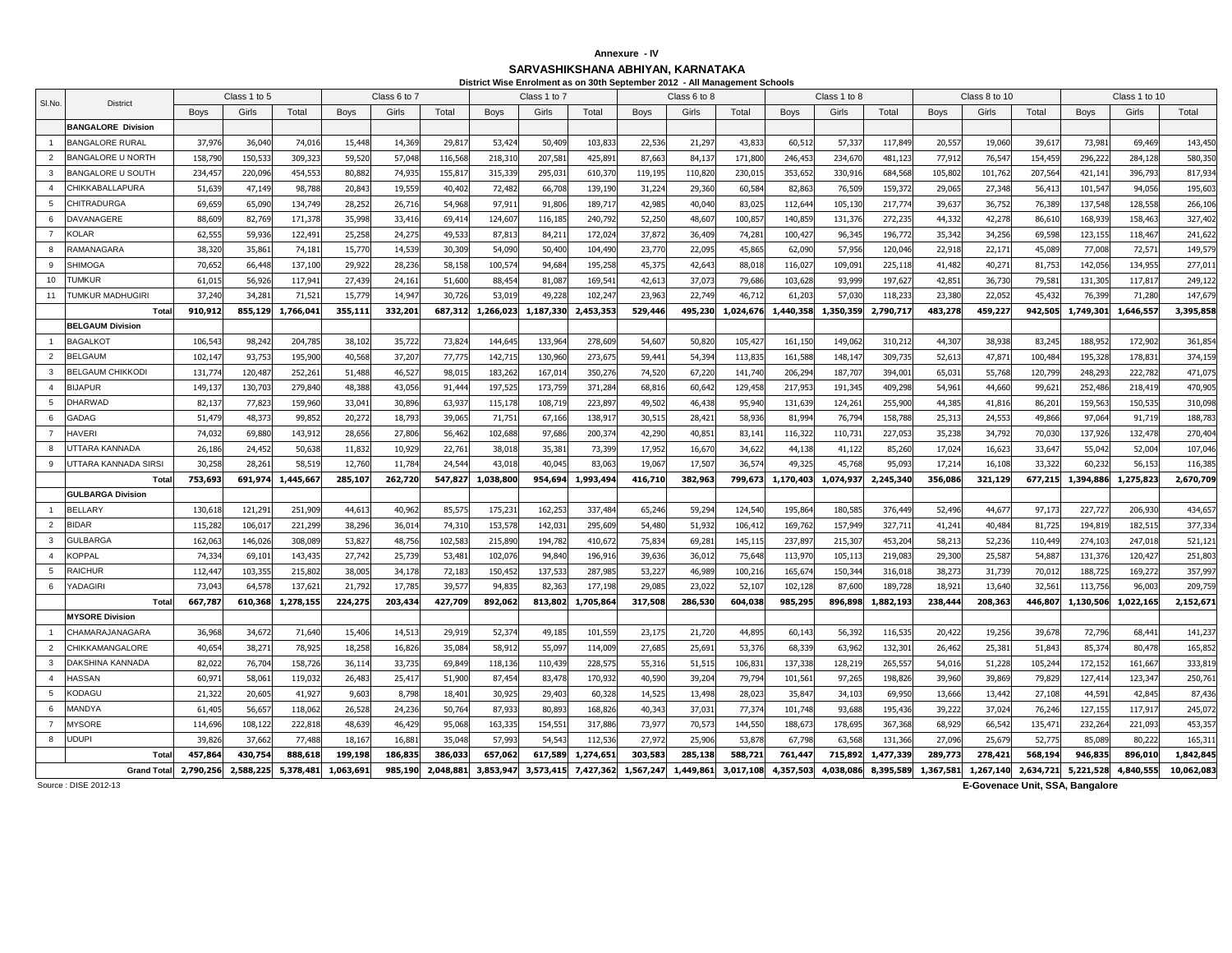**Annexure - IV**

**SARVASHIKSHANA ABHIYAN, KARNATAKA**

**District Wise Enrolment as on 30th September 2012 - All Management Schools**

| Sl.No. | District | Class 1 to 5 | | | Class 6 to 7 | | | Class 1 to 7 | | | Class 6 to 8 | | | Class 1 to 8 | | | Class 8 to 10 | | | Class 1 to 10 | | |
|---|---|---|---|---|---|---|---|---|---|---|---|---|---|---|---|---|---|---|---|---|---|---|
| | | Boys | Girls | Total | Boys | Girls | Total | Boys | Girls | Total | Boys | Girls | Total | Boys | Girls | Total | Boys | Girls | Total | Boys | Girls | Total |
| | **BANGALORE Division** | | | | | | | | | | | | | | | | | | | | | |
| 1 | BANGALORE RURAL | 37,976 | 36,040 | 74,016 | 15,448 | 14,369 | 29,817 | 53,424 | 50,409 | 103,833 | 22,536 | 21,297 | 43,833 | 60,512 | 57,337 | 117,849 | 20,557 | 19,060 | 39,617 | 73,981 | 69,469 | 143,450 |
| 2 | BANGALORE U NORTH | 158,790 | 150,533 | 309,323 | 59,520 | 57,048 | 116,568 | 218,310 | 207,581 | 425,891 | 87,663 | 84,137 | 171,800 | 246,453 | 234,670 | 481,123 | 77,912 | 76,547 | 154,459 | 296,222 | 284,128 | 580,350 |
| 3 | BANGALORE U SOUTH | 234,457 | 220,096 | 454,553 | 80,882 | 74,935 | 155,817 | 315,339 | 295,031 | 610,370 | 119,195 | 110,820 | 230,015 | 353,652 | 330,916 | 684,568 | 105,802 | 101,762 | 207,564 | 421,141 | 396,793 | 817,934 |
| 4 | CHIKKABALLAPURA | 51,639 | 47,149 | 98,788 | 20,843 | 19,559 | 40,402 | 72,482 | 66,708 | 139,190 | 31,224 | 29,360 | 60,584 | 82,863 | 76,509 | 159,372 | 29,065 | 27,348 | 56,413 | 101,547 | 94,056 | 195,603 |
| 5 | CHITRADURGA | 69,659 | 65,090 | 134,749 | 28,252 | 26,716 | 54,968 | 97,911 | 91,806 | 189,717 | 42,985 | 40,040 | 83,025 | 112,644 | 105,130 | 217,774 | 39,637 | 36,752 | 76,389 | 137,548 | 128,558 | 266,106 |
| 6 | DAVANAGERE | 88,609 | 82,769 | 171,378 | 35,998 | 33,416 | 69,414 | 124,607 | 116,185 | 240,792 | 52,250 | 48,607 | 100,857 | 140,859 | 131,376 | 272,235 | 44,332 | 42,278 | 86,610 | 168,939 | 158,463 | 327,402 |
| 7 | KOLAR | 62,555 | 59,936 | 122,491 | 25,258 | 24,275 | 49,533 | 87,813 | 84,211 | 172,024 | 37,872 | 36,409 | 74,281 | 100,427 | 96,345 | 196,772 | 35,342 | 34,256 | 69,598 | 123,155 | 118,467 | 241,622 |
| 8 | RAMANAGARA | 38,320 | 35,861 | 74,181 | 15,770 | 14,539 | 30,309 | 54,090 | 50,400 | 104,490 | 23,770 | 22,095 | 45,865 | 62,090 | 57,956 | 120,046 | 22,918 | 22,171 | 45,089 | 77,008 | 72,571 | 149,579 |
| 9 | SHIMOGA | 70,652 | 66,448 | 137,100 | 29,922 | 28,236 | 58,158 | 100,574 | 94,684 | 195,258 | 45,375 | 42,643 | 88,018 | 116,027 | 109,091 | 225,118 | 41,482 | 40,271 | 81,753 | 142,056 | 134,955 | 277,011 |
| 10 | TUMKUR | 61,015 | 56,926 | 117,941 | 27,439 | 24,161 | 51,600 | 88,454 | 81,087 | 169,541 | 42,613 | 37,073 | 79,686 | 103,628 | 93,999 | 197,627 | 42,851 | 36,730 | 79,581 | 131,305 | 117,817 | 249,122 |
| 11 | TUMKUR MADHUGIRI | 37,240 | 34,281 | 71,521 | 15,779 | 14,947 | 30,726 | 53,019 | 49,228 | 102,247 | 23,963 | 22,749 | 46,712 | 61,203 | 57,030 | 118,233 | 23,380 | 22,052 | 45,432 | 76,399 | 71,280 | 147,679 |
| | **Total** | **910,912** | **855,129** | **1,766,041** | **355,111** | **332,201** | **687,312** | **1,266,023** | **1,187,330** | **2,453,353** | **529,446** | **495,230** | **1,024,676** | **1,440,358** | **1,350,359** | **2,790,717** | **483,278** | **459,227** | **942,505** | **1,749,301** | **1,646,557** | **3,395,858** |
| | **BELGAUM Division** | | | | | | | | | | | | | | | | | | | | | |
| 1 | BAGALKOT | 106,543 | 98,242 | 204,785 | 38,102 | 35,722 | 73,824 | 144,645 | 133,964 | 278,609 | 54,607 | 50,820 | 105,427 | 161,150 | 149,062 | 310,212 | 44,307 | 38,938 | 83,245 | 188,952 | 172,902 | 361,854 |
| 2 | BELGAUM | 102,147 | 93,753 | 195,900 | 40,568 | 37,207 | 77,775 | 142,715 | 130,960 | 273,675 | 59,441 | 54,394 | 113,835 | 161,588 | 148,147 | 309,735 | 52,613 | 47,871 | 100,484 | 195,328 | 178,831 | 374,159 |
| 3 | BELGAUM CHIKKODI | 131,774 | 120,487 | 252,261 | 51,488 | 46,527 | 98,015 | 183,262 | 167,014 | 350,276 | 74,520 | 67,220 | 141,740 | 206,294 | 187,707 | 394,001 | 65,031 | 55,768 | 120,799 | 248,293 | 222,782 | 471,075 |
| 4 | BIJAPUR | 149,137 | 130,703 | 279,840 | 48,388 | 43,056 | 91,444 | 197,525 | 173,759 | 371,284 | 68,816 | 60,642 | 129,458 | 217,953 | 191,345 | 409,298 | 54,961 | 44,660 | 99,621 | 252,486 | 218,419 | 470,905 |
| 5 | DHARWAD | 82,137 | 77,823 | 159,960 | 33,041 | 30,896 | 63,937 | 115,178 | 108,719 | 223,897 | 49,502 | 46,438 | 95,940 | 131,639 | 124,261 | 255,900 | 44,385 | 41,816 | 86,201 | 159,563 | 150,535 | 310,098 |
| 6 | GADAG | 51,479 | 48,373 | 99,852 | 20,272 | 18,793 | 39,065 | 71,751 | 67,166 | 138,917 | 30,515 | 28,421 | 58,936 | 81,994 | 76,794 | 158,788 | 25,313 | 24,553 | 49,866 | 97,064 | 91,719 | 188,783 |
| 7 | HAVERI | 74,032 | 69,880 | 143,912 | 28,656 | 27,806 | 56,462 | 102,688 | 97,686 | 200,374 | 42,290 | 40,851 | 83,141 | 116,322 | 110,731 | 227,053 | 35,238 | 34,792 | 70,030 | 137,926 | 132,478 | 270,404 |
| 8 | UTTARA KANNADA | 26,186 | 24,452 | 50,638 | 11,832 | 10,929 | 22,761 | 38,018 | 35,381 | 73,399 | 17,952 | 16,670 | 34,622 | 44,138 | 41,122 | 85,260 | 17,024 | 16,623 | 33,647 | 55,042 | 52,004 | 107,046 |
| 9 | UTTARA KANNADA SIRSI | 30,258 | 28,261 | 58,519 | 12,760 | 11,784 | 24,544 | 43,018 | 40,045 | 83,063 | 19,067 | 17,507 | 36,574 | 49,325 | 45,768 | 95,093 | 17,214 | 16,108 | 33,322 | 60,232 | 56,153 | 116,385 |
| | **Total** | **753,693** | **691,974** | **1,445,667** | **285,107** | **262,720** | **547,827** | **1,038,800** | **954,694** | **1,993,494** | **416,710** | **382,963** | **799,673** | **1,170,403** | **1,074,937** | **2,245,340** | **356,086** | **321,129** | **677,215** | **1,394,886** | **1,275,823** | **2,670,709** |
| | **GULBARGA Division** | | | | | | | | | | | | | | | | | | | | | |
| 1 | BELLARY | 130,618 | 121,291 | 251,909 | 44,613 | 40,962 | 85,575 | 175,231 | 162,253 | 337,484 | 65,246 | 59,294 | 124,540 | 195,864 | 180,585 | 376,449 | 52,496 | 44,677 | 97,173 | 227,727 | 206,930 | 434,657 |
| 2 | BIDAR | 115,282 | 106,017 | 221,299 | 38,296 | 36,014 | 74,310 | 153,578 | 142,031 | 295,609 | 54,480 | 51,932 | 106,412 | 169,762 | 157,949 | 327,711 | 41,241 | 40,484 | 81,725 | 194,819 | 182,515 | 377,334 |
| 3 | GULBARGA | 162,063 | 146,026 | 308,089 | 53,827 | 48,756 | 102,583 | 215,890 | 194,782 | 410,672 | 75,834 | 69,281 | 145,115 | 237,897 | 215,307 | 453,204 | 58,213 | 52,236 | 110,449 | 274,103 | 247,018 | 521,121 |
| 4 | KOPPAL | 74,334 | 69,101 | 143,435 | 27,742 | 25,739 | 53,481 | 102,076 | 94,840 | 196,916 | 39,636 | 36,012 | 75,648 | 113,970 | 105,113 | 219,083 | 29,300 | 25,587 | 54,887 | 131,376 | 120,427 | 251,803 |
| 5 | RAICHUR | 112,447 | 103,355 | 215,802 | 38,005 | 34,178 | 72,183 | 150,452 | 137,533 | 287,985 | 53,227 | 46,989 | 100,216 | 165,674 | 150,344 | 316,018 | 38,273 | 31,739 | 70,012 | 188,725 | 169,272 | 357,997 |
| 6 | YADAGIRI | 73,043 | 64,578 | 137,621 | 21,792 | 17,785 | 39,577 | 94,835 | 82,363 | 177,198 | 29,085 | 23,022 | 52,107 | 102,128 | 87,600 | 189,728 | 18,921 | 13,640 | 32,561 | 113,756 | 96,003 | 209,759 |
| | **Total** | **667,787** | **610,368** | **1,278,155** | **224,275** | **203,434** | **427,709** | **892,062** | **813,802** | **1,705,864** | **317,508** | **286,530** | **604,038** | **985,295** | **896,898** | **1,882,193** | **238,444** | **208,363** | **446,807** | **1,130,506** | **1,022,165** | **2,152,671** |
| | **MYSORE Division** | | | | | | | | | | | | | | | | | | | | | |
| 1 | CHAMARAJANAGARA | 36,968 | 34,672 | 71,640 | 15,406 | 14,513 | 29,919 | 52,374 | 49,185 | 101,559 | 23,175 | 21,720 | 44,895 | 60,143 | 56,392 | 116,535 | 20,422 | 19,256 | 39,678 | 72,796 | 68,441 | 141,237 |
| 2 | CHIKKAMANGALORE | 40,654 | 38,271 | 78,925 | 18,258 | 16,826 | 35,084 | 58,912 | 55,097 | 114,009 | 27,685 | 25,691 | 53,376 | 68,339 | 63,962 | 132,301 | 26,462 | 25,381 | 51,843 | 85,374 | 80,478 | 165,852 |
| 3 | DAKSHINA KANNADA | 82,022 | 76,704 | 158,726 | 36,114 | 33,735 | 69,849 | 118,136 | 110,439 | 228,575 | 55,316 | 51,515 | 106,831 | 137,338 | 128,219 | 265,557 | 54,016 | 51,228 | 105,244 | 172,152 | 161,667 | 333,819 |
| 4 | HASSAN | 60,971 | 58,061 | 119,032 | 26,483 | 25,417 | 51,900 | 87,454 | 83,478 | 170,932 | 40,590 | 39,204 | 79,794 | 101,561 | 97,265 | 198,826 | 39,960 | 39,869 | 79,829 | 127,414 | 123,347 | 250,761 |
| 5 | KODAGU | 21,322 | 20,605 | 41,927 | 9,603 | 8,798 | 18,401 | 30,925 | 29,403 | 60,328 | 14,525 | 13,498 | 28,023 | 35,847 | 34,103 | 69,950 | 13,666 | 13,442 | 27,108 | 44,591 | 42,845 | 87,436 |
| 6 | MANDYA | 61,405 | 56,657 | 118,062 | 26,528 | 24,236 | 50,764 | 87,933 | 80,893 | 168,826 | 40,343 | 37,031 | 77,374 | 101,748 | 93,688 | 195,436 | 39,222 | 37,024 | 76,246 | 127,155 | 117,917 | 245,072 |
| 7 | MYSORE | 114,696 | 108,122 | 222,818 | 48,639 | 46,429 | 95,068 | 163,335 | 154,551 | 317,886 | 73,977 | 70,573 | 144,550 | 188,673 | 178,695 | 367,368 | 68,929 | 66,542 | 135,471 | 232,264 | 221,093 | 453,357 |
| 8 | UDUPI | 39,826 | 37,662 | 77,488 | 18,167 | 16,881 | 35,048 | 57,993 | 54,543 | 112,536 | 27,972 | 25,906 | 53,878 | 67,798 | 63,568 | 131,366 | 27,096 | 25,679 | 52,775 | 85,089 | 80,222 | 165,311 |
| | **Total** | **457,864** | **430,754** | **888,618** | **199,198** | **186,835** | **386,033** | **657,062** | **617,589** | **1,274,651** | **303,583** | **285,138** | **588,721** | **761,447** | **715,892** | **1,477,339** | **289,773** | **278,421** | **568,194** | **946,835** | **896,010** | **1,842,845** |
| | **Grand Total** | **2,790,256** | **2,588,225** | **5,378,481** | **1,063,691** | **985,190** | **2,048,881** | **3,853,947** | **3,573,415** | **7,427,362** | **1,567,247** | **1,449,861** | **3,017,108** | **4,357,503** | **4,038,086** | **8,395,589** | **1,367,581** | **1,267,140** | **2,634,721** | **5,221,528** | **4,840,555** | **10,062,083** |

Source : DISE 2012-13

**E-Govenace Unit, SSA, Bangalore**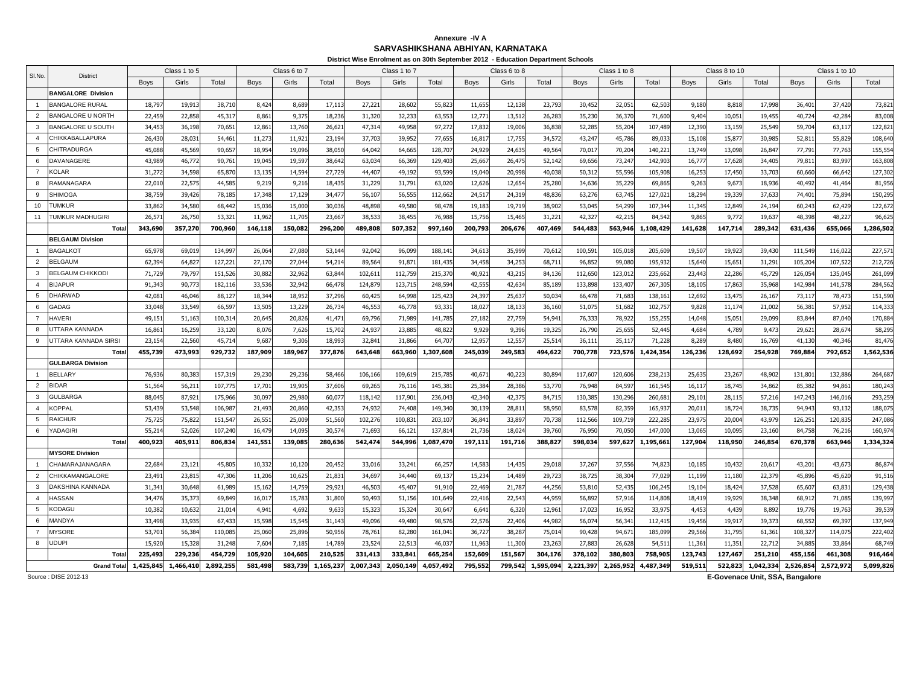**Annexure -IV A**

**SARVASHIKSHANA ABHIYAN, KARNATAKA**

**District Wise Enrolment as on 30th September 2012 - Education Department Schools**

| Sl.No. | District | Class 1 to 5 | | | Class 6 to 7 | | | Class 1 to 7 | | | Class 6 to 8 | | | Class 1 to 8 | | | Class 8 to 10 | | | Class 1 to 10 | | |
|---|---|---|---|---|---|---|---|---|---|---|---|---|---|---|---|---|---|---|---|---|---|---|
| | | Boys | Girls | Total | Boys | Girls | Total | Boys | Girls | Total | Boys | Girls | Total | Boys | Girls | Total | Boys | Girls | Total | Boys | Girls | Total |
| | **BANGALORE Division** | | | | | | | | | | | | | | | | | | | | | |
| 1 | BANGALORE RURAL | 18,797 | 19,913 | 38,710 | 8,424 | 8,689 | 17,113 | 27,221 | 28,602 | 55,823 | 11,655 | 12,138 | 23,793 | 30,452 | 32,051 | 62,503 | 9,180 | 8,818 | 17,998 | 36,401 | 37,420 | 73,821 |
| 2 | BANGALORE U NORTH | 22,459 | 22,858 | 45,317 | 8,861 | 9,375 | 18,236 | 31,320 | 32,233 | 63,553 | 12,771 | 13,512 | 26,283 | 35,230 | 36,370 | 71,600 | 9,404 | 10,051 | 19,455 | 40,724 | 42,284 | 83,008 |
| 3 | BANGALORE U SOUTH | 34,453 | 36,198 | 70,651 | 12,861 | 13,760 | 26,621 | 47,314 | 49,958 | 97,272 | 17,832 | 19,006 | 36,838 | 52,285 | 55,204 | 107,489 | 12,390 | 13,159 | 25,549 | 59,704 | 63,117 | 122,821 |
| 4 | CHIKKABALLAPURA | 26,430 | 28,031 | 54,461 | 11,273 | 11,921 | 23,194 | 37,703 | 39,952 | 77,655 | 16,817 | 17,755 | 34,572 | 43,247 | 45,786 | 89,033 | 15,108 | 15,877 | 30,985 | 52,811 | 55,829 | 108,640 |
| 5 | CHITRADURGA | 45,088 | 45,569 | 90,657 | 18,954 | 19,096 | 38,050 | 64,042 | 64,665 | 128,707 | 24,929 | 24,635 | 49,564 | 70,017 | 70,204 | 140,221 | 13,749 | 13,098 | 26,847 | 77,791 | 77,763 | 155,554 |
| 6 | DAVANAGERE | 43,989 | 46,772 | 90,761 | 19,045 | 19,597 | 38,642 | 63,034 | 66,369 | 129,403 | 25,667 | 26,475 | 52,142 | 69,656 | 73,247 | 142,903 | 16,777 | 17,628 | 34,405 | 79,811 | 83,997 | 163,808 |
| 7 | KOLAR | 31,272 | 34,598 | 65,870 | 13,135 | 14,594 | 27,729 | 44,407 | 49,192 | 93,599 | 19,040 | 20,998 | 40,038 | 50,312 | 55,596 | 105,908 | 16,253 | 17,450 | 33,703 | 60,660 | 66,642 | 127,302 |
| 8 | RAMANAGARA | 22,010 | 22,575 | 44,585 | 9,219 | 9,216 | 18,435 | 31,229 | 31,791 | 63,020 | 12,626 | 12,654 | 25,280 | 34,636 | 35,229 | 69,865 | 9,263 | 9,673 | 18,936 | 40,492 | 41,464 | 81,956 |
| 9 | SHIMOGA | 38,759 | 39,426 | 78,185 | 17,348 | 17,129 | 34,477 | 56,107 | 56,555 | 112,662 | 24,517 | 24,319 | 48,836 | 63,276 | 63,745 | 127,021 | 18,294 | 19,339 | 37,633 | 74,401 | 75,894 | 150,295 |
| 10 | TUMKUR | 33,862 | 34,580 | 68,442 | 15,036 | 15,000 | 30,036 | 48,898 | 49,580 | 98,478 | 19,183 | 19,719 | 38,902 | 53,045 | 54,299 | 107,344 | 11,345 | 12,849 | 24,194 | 60,243 | 62,429 | 122,672 |
| 11 | TUMKUR MADHUGIRI | 26,571 | 26,750 | 53,321 | 11,962 | 11,705 | 23,667 | 38,533 | 38,455 | 76,988 | 15,756 | 15,465 | 31,221 | 42,327 | 42,215 | 84,542 | 9,865 | 9,772 | 19,637 | 48,398 | 48,227 | 96,625 |
| | **Total** | **343,690** | **357,270** | **700,960** | **146,118** | **150,082** | **296,200** | **489,808** | **507,352** | **997,160** | **200,793** | **206,676** | **407,469** | **544,483** | **563,946** | **1,108,429** | **141,628** | **147,714** | **289,342** | **631,436** | **655,066** | **1,286,502** |
| | **BELGAUM Division** | | | | | | | | | | | | | | | | | | | | | |
| 1 | BAGALKOT | 65,978 | 69,019 | 134,997 | 26,064 | 27,080 | 53,144 | 92,042 | 96,099 | 188,141 | 34,613 | 35,999 | 70,612 | 100,591 | 105,018 | 205,609 | 19,507 | 19,923 | 39,430 | 111,549 | 116,022 | 227,571 |
| 2 | BELGAUM | 62,394 | 64,827 | 127,221 | 27,170 | 27,044 | 54,214 | 89,564 | 91,871 | 181,435 | 34,458 | 34,253 | 68,711 | 96,852 | 99,080 | 195,932 | 15,640 | 15,651 | 31,291 | 105,204 | 107,522 | 212,726 |
| 3 | BELGAUM CHIKKODI | 71,729 | 79,797 | 151,526 | 30,882 | 32,962 | 63,844 | 102,611 | 112,759 | 215,370 | 40,921 | 43,215 | 84,136 | 112,650 | 123,012 | 235,662 | 23,443 | 22,286 | 45,729 | 126,054 | 135,045 | 261,099 |
| 4 | BIJAPUR | 91,343 | 90,773 | 182,116 | 33,536 | 32,942 | 66,478 | 124,879 | 123,715 | 248,594 | 42,555 | 42,634 | 85,189 | 133,898 | 133,407 | 267,305 | 18,105 | 17,863 | 35,968 | 142,984 | 141,578 | 284,562 |
| 5 | DHARWAD | 42,081 | 46,046 | 88,127 | 18,344 | 18,952 | 37,296 | 60,425 | 64,998 | 125,423 | 24,397 | 25,637 | 50,034 | 66,478 | 71,683 | 138,161 | 12,692 | 13,475 | 26,167 | 73,117 | 78,473 | 151,590 |
| 6 | GADAG | 33,048 | 33,549 | 66,597 | 13,505 | 13,229 | 26,734 | 46,553 | 46,778 | 93,331 | 18,027 | 18,133 | 36,160 | 51,075 | 51,682 | 102,757 | 9,828 | 11,174 | 21,002 | 56,381 | 57,952 | 114,333 |
| 7 | HAVERI | 49,151 | 51,163 | 100,314 | 20,645 | 20,826 | 41,471 | 69,796 | 71,989 | 141,785 | 27,182 | 27,759 | 54,941 | 76,333 | 78,922 | 155,255 | 14,048 | 15,051 | 29,099 | 83,844 | 87,040 | 170,884 |
| 8 | UTTARA KANNADA | 16,861 | 16,259 | 33,120 | 8,076 | 7,626 | 15,702 | 24,937 | 23,885 | 48,822 | 9,929 | 9,396 | 19,325 | 26,790 | 25,655 | 52,445 | 4,684 | 4,789 | 9,473 | 29,621 | 28,674 | 58,295 |
| 9 | UTTARA KANNADA SIRSI | 23,154 | 22,560 | 45,714 | 9,687 | 9,306 | 18,993 | 32,841 | 31,866 | 64,707 | 12,957 | 12,557 | 25,514 | 36,111 | 35,117 | 71,228 | 8,289 | 8,480 | 16,769 | 41,130 | 40,346 | 81,476 |
| | **Total** | **455,739** | **473,993** | **929,732** | **187,909** | **189,967** | **377,876** | **643,648** | **663,960** | **1,307,608** | **245,039** | **249,583** | **494,622** | **700,778** | **723,576** | **1,424,354** | **126,236** | **128,692** | **254,928** | **769,884** | **792,652** | **1,562,536** |
| | **GULBARGA Division** | | | | | | | | | | | | | | | | | | | | | |
| 1 | BELLARY | 76,936 | 80,383 | 157,319 | 29,230 | 29,236 | 58,466 | 106,166 | 109,619 | 215,785 | 40,671 | 40,223 | 80,894 | 117,607 | 120,606 | 238,213 | 25,635 | 23,267 | 48,902 | 131,801 | 132,886 | 264,687 |
| 2 | BIDAR | 51,564 | 56,211 | 107,775 | 17,701 | 19,905 | 37,606 | 69,265 | 76,116 | 145,381 | 25,384 | 28,386 | 53,770 | 76,948 | 84,597 | 161,545 | 16,117 | 18,745 | 34,862 | 85,382 | 94,861 | 180,243 |
| 3 | GULBARGA | 88,045 | 87,921 | 175,966 | 30,097 | 29,980 | 60,077 | 118,142 | 117,901 | 236,043 | 42,340 | 42,375 | 84,715 | 130,385 | 130,296 | 260,681 | 29,101 | 28,115 | 57,216 | 147,243 | 146,016 | 293,259 |
| 4 | KOPPAL | 53,439 | 53,548 | 106,987 | 21,493 | 20,860 | 42,353 | 74,932 | 74,408 | 149,340 | 30,139 | 28,811 | 58,950 | 83,578 | 82,359 | 165,937 | 20,011 | 18,724 | 38,735 | 94,943 | 93,132 | 188,075 |
| 5 | RAICHUR | 75,725 | 75,822 | 151,547 | 26,551 | 25,009 | 51,560 | 102,276 | 100,831 | 203,107 | 36,841 | 33,897 | 70,738 | 112,566 | 109,719 | 222,285 | 23,975 | 20,004 | 43,979 | 126,251 | 120,835 | 247,086 |
| 6 | YADAGIRI | 55,214 | 52,026 | 107,240 | 16,479 | 14,095 | 30,574 | 71,693 | 66,121 | 137,814 | 21,736 | 18,024 | 39,760 | 76,950 | 70,050 | 147,000 | 13,065 | 10,095 | 23,160 | 84,758 | 76,216 | 160,974 |
| | **Total** | **400,923** | **405,911** | **806,834** | **141,551** | **139,085** | **280,636** | **542,474** | **544,996** | **1,087,470** | **197,111** | **191,716** | **388,827** | **598,034** | **597,627** | **1,195,661** | **127,904** | **118,950** | **246,854** | **670,378** | **663,946** | **1,334,324** |
| | **MYSORE Division** | | | | | | | | | | | | | | | | | | | | | |
| 1 | CHAMARAJANAGARA | 22,684 | 23,121 | 45,805 | 10,332 | 10,120 | 20,452 | 33,016 | 33,241 | 66,257 | 14,583 | 14,435 | 29,018 | 37,267 | 37,556 | 74,823 | 10,185 | 10,432 | 20,617 | 43,201 | 43,673 | 86,874 |
| 2 | CHIKKAMANGALORE | 23,491 | 23,815 | 47,306 | 11,206 | 10,625 | 21,831 | 34,697 | 34,440 | 69,137 | 15,234 | 14,489 | 29,723 | 38,725 | 38,304 | 77,029 | 11,199 | 11,180 | 22,379 | 45,896 | 45,620 | 91,516 |
| 3 | DAKSHINA KANNADA | 31,341 | 30,648 | 61,989 | 15,162 | 14,759 | 29,921 | 46,503 | 45,407 | 91,910 | 22,469 | 21,787 | 44,256 | 53,810 | 52,435 | 106,245 | 19,104 | 18,424 | 37,528 | 65,607 | 63,831 | 129,438 |
| 4 | HASSAN | 34,476 | 35,373 | 69,849 | 16,017 | 15,783 | 31,800 | 50,493 | 51,156 | 101,649 | 22,416 | 22,543 | 44,959 | 56,892 | 57,916 | 114,808 | 18,419 | 19,929 | 38,348 | 68,912 | 71,085 | 139,997 |
| 5 | KODAGU | 10,382 | 10,632 | 21,014 | 4,941 | 4,692 | 9,633 | 15,323 | 15,324 | 30,647 | 6,641 | 6,320 | 12,961 | 17,023 | 16,952 | 33,975 | 4,453 | 4,439 | 8,892 | 19,776 | 19,763 | 39,539 |
| 6 | MANDYA | 33,498 | 33,935 | 67,433 | 15,598 | 15,545 | 31,143 | 49,096 | 49,480 | 98,576 | 22,576 | 22,406 | 44,982 | 56,074 | 56,341 | 112,415 | 19,456 | 19,917 | 39,373 | 68,552 | 69,397 | 137,949 |
| 7 | MYSORE | 53,701 | 56,384 | 110,085 | 25,060 | 25,896 | 50,956 | 78,761 | 82,280 | 161,041 | 36,727 | 38,287 | 75,014 | 90,428 | 94,671 | 185,099 | 29,566 | 31,795 | 61,361 | 108,327 | 114,075 | 222,402 |
| 8 | UDUPI | 15,920 | 15,328 | 31,248 | 7,604 | 7,185 | 14,789 | 23,524 | 22,513 | 46,037 | 11,963 | 11,300 | 23,263 | 27,883 | 26,628 | 54,511 | 11,361 | 11,351 | 22,712 | 34,885 | 33,864 | 68,749 |
| | **Total** | **225,493** | **229,236** | **454,729** | **105,920** | **104,605** | **210,525** | **331,413** | **333,841** | **665,254** | **152,609** | **151,567** | **304,176** | **378,102** | **380,803** | **758,905** | **123,743** | **127,467** | **251,210** | **455,156** | **461,308** | **916,464** |
| | **Grand Total** | **1,425,845** | **1,466,410** | **2,892,255** | **581,498** | **583,739** | **1,165,237** | **2,007,343** | **2,050,149** | **4,057,492** | **795,552** | **799,542** | **1,595,094** | **2,221,397** | **2,265,952** | **4,487,349** | **519,511** | **522,823** | **1,042,334** | **2,526,854** | **2,572,972** | **5,099,826** |

Source : DISE 2012-13

**E-Govenace Unit, SSA, Bangalore**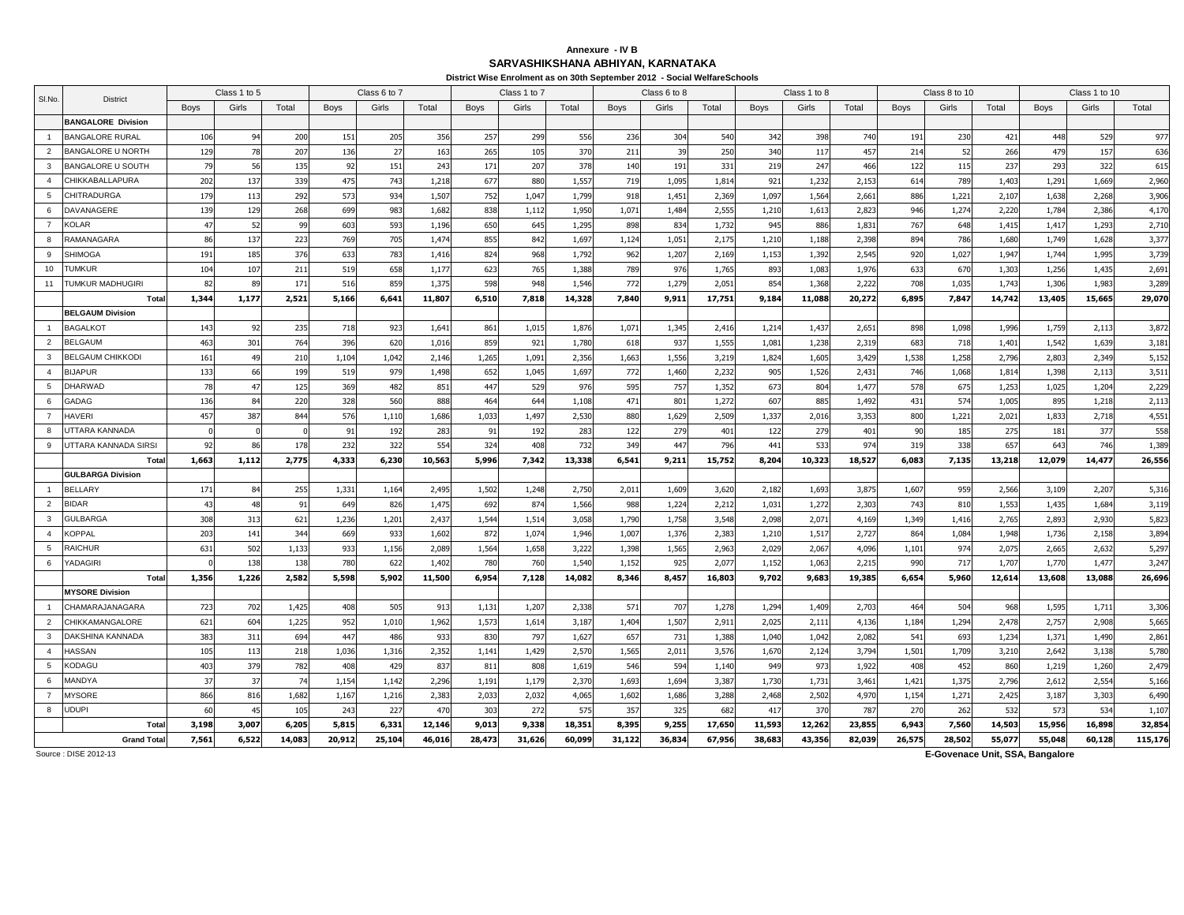**Annexure - IV B**

**SARVASHIKSHANA ABHIYAN, KARNATAKA**

**District Wise Enrolment as on 30th September 2012 - Social WelfareSchools**

| Sl.No. | District | Class 1 to 5 | | | Class 6 to 7 | | | Class 1 to 7 | | | Class 6 to 8 | | | Class 1 to 8 | | | Class 8 to 10 | | | Class 1 to 10 | | |
|---|---|---|---|---|---|---|---|---|---|---|---|---|---|---|---|---|---|---|---|---|---|---|
| | | Boys | Girls | Total | Boys | Girls | Total | Boys | Girls | Total | Boys | Girls | Total | Boys | Girls | Total | Boys | Girls | Total | Boys | Girls | Total |
| | **BANGALORE Division** | | | | | | | | | | | | | | | | | | | | | |
| 1 | BANGALORE RURAL | 106 | 94 | 200 | 151 | 205 | 356 | 257 | 299 | 556 | 236 | 304 | 540 | 342 | 398 | 740 | 191 | 230 | 421 | 448 | 529 | 977 |
| 2 | BANGALORE U NORTH | 129 | 78 | 207 | 136 | 27 | 163 | 265 | 105 | 370 | 211 | 39 | 250 | 340 | 117 | 457 | 214 | 52 | 266 | 479 | 157 | 636 |
| 3 | BANGALORE U SOUTH | 79 | 56 | 135 | 92 | 151 | 243 | 171 | 207 | 378 | 140 | 191 | 331 | 219 | 247 | 466 | 122 | 115 | 237 | 293 | 322 | 615 |
| 4 | CHIKKABALLAPURA | 202 | 137 | 339 | 475 | 743 | 1,218 | 677 | 880 | 1,557 | 719 | 1,095 | 1,814 | 921 | 1,232 | 2,153 | 614 | 789 | 1,403 | 1,291 | 1,669 | 2,960 |
| 5 | CHITRADURGA | 179 | 113 | 292 | 573 | 934 | 1,507 | 752 | 1,047 | 1,799 | 918 | 1,451 | 2,369 | 1,097 | 1,564 | 2,661 | 886 | 1,221 | 2,107 | 1,638 | 2,268 | 3,906 |
| 6 | DAVANAGERE | 139 | 129 | 268 | 699 | 983 | 1,682 | 838 | 1,112 | 1,950 | 1,071 | 1,484 | 2,555 | 1,210 | 1,613 | 2,823 | 946 | 1,274 | 2,220 | 1,784 | 2,386 | 4,170 |
| 7 | KOLAR | 47 | 52 | 99 | 603 | 593 | 1,196 | 650 | 645 | 1,295 | 898 | 834 | 1,732 | 945 | 886 | 1,831 | 767 | 648 | 1,415 | 1,417 | 1,293 | 2,710 |
| 8 | RAMANAGARA | 86 | 137 | 223 | 769 | 705 | 1,474 | 855 | 842 | 1,697 | 1,124 | 1,051 | 2,175 | 1,210 | 1,188 | 2,398 | 894 | 786 | 1,680 | 1,749 | 1,628 | 3,377 |
| 9 | SHIMOGA | 191 | 185 | 376 | 633 | 783 | 1,416 | 824 | 968 | 1,792 | 962 | 1,207 | 2,169 | 1,153 | 1,392 | 2,545 | 920 | 1,027 | 1,947 | 1,744 | 1,995 | 3,739 |
| 10 | TUMKUR | 104 | 107 | 211 | 519 | 658 | 1,177 | 623 | 765 | 1,388 | 789 | 976 | 1,765 | 893 | 1,083 | 1,976 | 633 | 670 | 1,303 | 1,256 | 1,435 | 2,691 |
| 11 | TUMKUR MADHUGIRI | 82 | 89 | 171 | 516 | 859 | 1,375 | 598 | 948 | 1,546 | 772 | 1,279 | 2,051 | 854 | 1,368 | 2,222 | 708 | 1,035 | 1,743 | 1,306 | 1,983 | 3,289 |
| | **Total** | **1,344** | **1,177** | **2,521** | **5,166** | **6,641** | **11,807** | **6,510** | **7,818** | **14,328** | **7,840** | **9,911** | **17,751** | **9,184** | **11,088** | **20,272** | **6,895** | **7,847** | **14,742** | **13,405** | **15,665** | **29,070** |
| | **BELGAUM Division** | | | | | | | | | | | | | | | | | | | | | |
| 1 | BAGALKOT | 143 | 92 | 235 | 718 | 923 | 1,641 | 861 | 1,015 | 1,876 | 1,071 | 1,345 | 2,416 | 1,214 | 1,437 | 2,651 | 898 | 1,098 | 1,996 | 1,759 | 2,113 | 3,872 |
| 2 | BELGAUM | 463 | 301 | 764 | 396 | 620 | 1,016 | 859 | 921 | 1,780 | 618 | 937 | 1,555 | 1,081 | 1,238 | 2,319 | 683 | 718 | 1,401 | 1,542 | 1,639 | 3,181 |
| 3 | BELGAUM CHIKKODI | 161 | 49 | 210 | 1,104 | 1,042 | 2,146 | 1,265 | 1,091 | 2,356 | 1,663 | 1,556 | 3,219 | 1,824 | 1,605 | 3,429 | 1,538 | 1,258 | 2,796 | 2,803 | 2,349 | 5,152 |
| 4 | BIJAPUR | 133 | 66 | 199 | 519 | 979 | 1,498 | 652 | 1,045 | 1,697 | 772 | 1,460 | 2,232 | 905 | 1,526 | 2,431 | 746 | 1,068 | 1,814 | 1,398 | 2,113 | 3,511 |
| 5 | DHARWAD | 78 | 47 | 125 | 369 | 482 | 851 | 447 | 529 | 976 | 595 | 757 | 1,352 | 673 | 804 | 1,477 | 578 | 675 | 1,253 | 1,025 | 1,204 | 2,229 |
| 6 | GADAG | 136 | 84 | 220 | 328 | 560 | 888 | 464 | 644 | 1,108 | 471 | 801 | 1,272 | 607 | 885 | 1,492 | 431 | 574 | 1,005 | 895 | 1,218 | 2,113 |
| 7 | HAVERI | 457 | 387 | 844 | 576 | 1,110 | 1,686 | 1,033 | 1,497 | 2,530 | 880 | 1,629 | 2,509 | 1,337 | 2,016 | 3,353 | 800 | 1,221 | 2,021 | 1,833 | 2,718 | 4,551 |
| 8 | UTTARA KANNADA | 0 | 0 | 0 | 91 | 192 | 283 | 91 | 192 | 283 | 122 | 279 | 401 | 122 | 279 | 401 | 90 | 185 | 275 | 181 | 377 | 558 |
| 9 | UTTARA KANNADA SIRSI | 92 | 86 | 178 | 232 | 322 | 554 | 324 | 408 | 732 | 349 | 447 | 796 | 441 | 533 | 974 | 319 | 338 | 657 | 643 | 746 | 1,389 |
| | **Total** | **1,663** | **1,112** | **2,775** | **4,333** | **6,230** | **10,563** | **5,996** | **7,342** | **13,338** | **6,541** | **9,211** | **15,752** | **8,204** | **10,323** | **18,527** | **6,083** | **7,135** | **13,218** | **12,079** | **14,477** | **26,556** |
| | **GULBARGA Division** | | | | | | | | | | | | | | | | | | | | | |
| 1 | BELLARY | 171 | 84 | 255 | 1,331 | 1,164 | 2,495 | 1,502 | 1,248 | 2,750 | 2,011 | 1,609 | 3,620 | 2,182 | 1,693 | 3,875 | 1,607 | 959 | 2,566 | 3,109 | 2,207 | 5,316 |
| 2 | BIDAR | 43 | 48 | 91 | 649 | 826 | 1,475 | 692 | 874 | 1,566 | 988 | 1,224 | 2,212 | 1,031 | 1,272 | 2,303 | 743 | 810 | 1,553 | 1,435 | 1,684 | 3,119 |
| 3 | GULBARGA | 308 | 313 | 621 | 1,236 | 1,201 | 2,437 | 1,544 | 1,514 | 3,058 | 1,790 | 1,758 | 3,548 | 2,098 | 2,071 | 4,169 | 1,349 | 1,416 | 2,765 | 2,893 | 2,930 | 5,823 |
| 4 | KOPPAL | 203 | 141 | 344 | 669 | 933 | 1,602 | 872 | 1,074 | 1,946 | 1,007 | 1,376 | 2,383 | 1,210 | 1,517 | 2,727 | 864 | 1,084 | 1,948 | 1,736 | 2,158 | 3,894 |
| 5 | RAICHUR | 631 | 502 | 1,133 | 933 | 1,156 | 2,089 | 1,564 | 1,658 | 3,222 | 1,398 | 1,565 | 2,963 | 2,029 | 2,067 | 4,096 | 1,101 | 974 | 2,075 | 2,665 | 2,632 | 5,297 |
| 6 | YADAGIRI | 0 | 138 | 138 | 780 | 622 | 1,402 | 780 | 760 | 1,540 | 1,152 | 925 | 2,077 | 1,152 | 1,063 | 2,215 | 990 | 717 | 1,707 | 1,770 | 1,477 | 3,247 |
| | **Total** | **1,356** | **1,226** | **2,582** | **5,598** | **5,902** | **11,500** | **6,954** | **7,128** | **14,082** | **8,346** | **8,457** | **16,803** | **9,702** | **9,683** | **19,385** | **6,654** | **5,960** | **12,614** | **13,608** | **13,088** | **26,696** |
| | **MYSORE Division** | | | | | | | | | | | | | | | | | | | | | |
| 1 | CHAMARAJANAGARA | 723 | 702 | 1,425 | 408 | 505 | 913 | 1,131 | 1,207 | 2,338 | 571 | 707 | 1,278 | 1,294 | 1,409 | 2,703 | 464 | 504 | 968 | 1,595 | 1,711 | 3,306 |
| 2 | CHIKKAMANGALORE | 621 | 604 | 1,225 | 952 | 1,010 | 1,962 | 1,573 | 1,614 | 3,187 | 1,404 | 1,507 | 2,911 | 2,025 | 2,111 | 4,136 | 1,184 | 1,294 | 2,478 | 2,757 | 2,908 | 5,665 |
| 3 | DAKSHINA KANNADA | 383 | 311 | 694 | 447 | 486 | 933 | 830 | 797 | 1,627 | 657 | 731 | 1,388 | 1,040 | 1,042 | 2,082 | 541 | 693 | 1,234 | 1,371 | 1,490 | 2,861 |
| 4 | HASSAN | 105 | 113 | 218 | 1,036 | 1,316 | 2,352 | 1,141 | 1,429 | 2,570 | 1,565 | 2,011 | 3,576 | 1,670 | 2,124 | 3,794 | 1,501 | 1,709 | 3,210 | 2,642 | 3,138 | 5,780 |
| 5 | KODAGU | 403 | 379 | 782 | 408 | 429 | 837 | 811 | 808 | 1,619 | 546 | 594 | 1,140 | 949 | 973 | 1,922 | 408 | 452 | 860 | 1,219 | 1,260 | 2,479 |
| 6 | MANDYA | 37 | 37 | 74 | 1,154 | 1,142 | 2,296 | 1,191 | 1,179 | 2,370 | 1,693 | 1,694 | 3,387 | 1,730 | 1,731 | 3,461 | 1,421 | 1,375 | 2,796 | 2,612 | 2,554 | 5,166 |
| 7 | MYSORE | 866 | 816 | 1,682 | 1,167 | 1,216 | 2,383 | 2,033 | 2,032 | 4,065 | 1,602 | 1,686 | 3,288 | 2,468 | 2,502 | 4,970 | 1,154 | 1,271 | 2,425 | 3,187 | 3,303 | 6,490 |
| 8 | UDUPI | 60 | 45 | 105 | 243 | 227 | 470 | 303 | 272 | 575 | 357 | 325 | 682 | 417 | 370 | 787 | 270 | 262 | 532 | 573 | 534 | 1,107 |
| | **Total** | **3,198** | **3,007** | **6,205** | **5,815** | **6,331** | **12,146** | **9,013** | **9,338** | **18,351** | **8,395** | **9,255** | **17,650** | **11,593** | **12,262** | **23,855** | **6,943** | **7,560** | **14,503** | **15,956** | **16,898** | **32,854** |
| | **Grand Total** | **7,561** | **6,522** | **14,083** | **20,912** | **25,104** | **46,016** | **28,473** | **31,626** | **60,099** | **31,122** | **36,834** | **67,956** | **38,683** | **43,356** | **82,039** | **26,575** | **28,502** | **55,077** | **55,048** | **60,128** | **115,176** |

Source : DISE 2012-13

**E-Govenace Unit, SSA, Bangalore**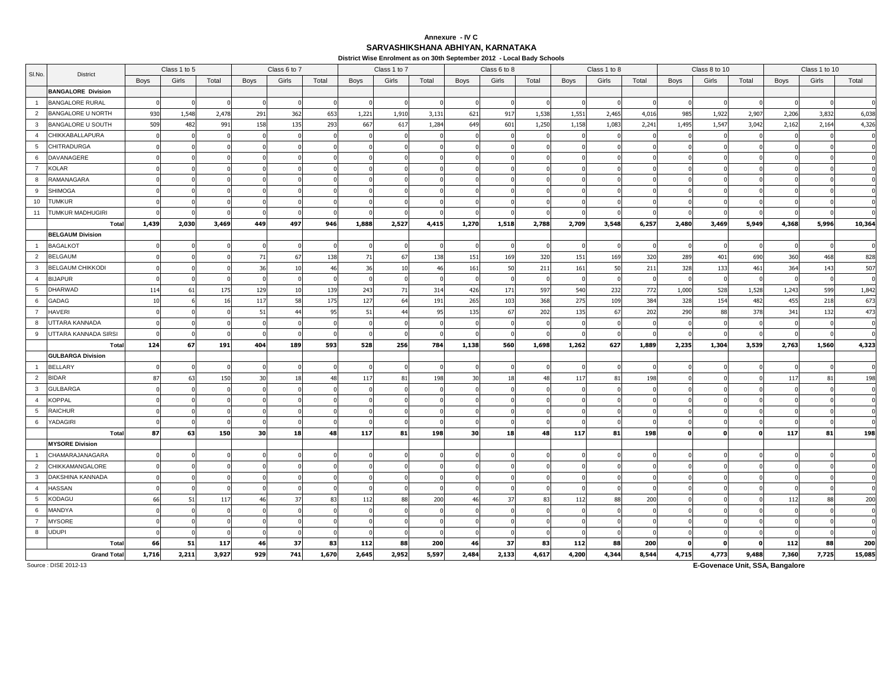**Annexure - IV C**

**SARVASHIKSHANA ABHIYAN, KARNATAKA**

**District Wise Enrolment as on 30th September 2012 - Local Bady Schools**

| Sl.No. | District | Class 1 to 5 | | | Class 6 to 7 | | | Class 1 to 7 | | | Class 6 to 8 | | | Class 1 to 8 | | | Class 8 to 10 | | | Class 1 to 10 | | |
|---|---|---|---|---|---|---|---|---|---|---|---|---|---|---|---|---|---|---|---|---|---|---|
| | | Boys | Girls | Total | Boys | Girls | Total | Boys | Girls | Total | Boys | Girls | Total | Boys | Girls | Total | Boys | Girls | Total | Boys | Girls | Total |
| | **BANGALORE Division** | | | | | | | | | | | | | | | | | | | | | |
| 1 | BANGALORE RURAL | 0 | 0 | 0 | 0 | 0 | 0 | 0 | 0 | 0 | 0 | 0 | 0 | 0 | 0 | 0 | 0 | 0 | 0 | 0 | 0 | 0 |
| 2 | BANGALORE U NORTH | 930 | 1,548 | 2,478 | 291 | 362 | 653 | 1,221 | 1,910 | 3,131 | 621 | 917 | 1,538 | 1,551 | 2,465 | 4,016 | 985 | 1,922 | 2,907 | 2,206 | 3,832 | 6,038 |
| 3 | BANGALORE U SOUTH | 509 | 482 | 991 | 158 | 135 | 293 | 667 | 617 | 1,284 | 649 | 601 | 1,250 | 1,158 | 1,083 | 2,241 | 1,495 | 1,547 | 3,042 | 2,162 | 2,164 | 4,326 |
| 4 | CHIKKABALLAPURA | 0 | 0 | 0 | 0 | 0 | 0 | 0 | 0 | 0 | 0 | 0 | 0 | 0 | 0 | 0 | 0 | 0 | 0 | 0 | 0 | 0 |
| 5 | CHITRADURGA | 0 | 0 | 0 | 0 | 0 | 0 | 0 | 0 | 0 | 0 | 0 | 0 | 0 | 0 | 0 | 0 | 0 | 0 | 0 | 0 | 0 |
| 6 | DAVANAGERE | 0 | 0 | 0 | 0 | 0 | 0 | 0 | 0 | 0 | 0 | 0 | 0 | 0 | 0 | 0 | 0 | 0 | 0 | 0 | 0 | 0 |
| 7 | KOLAR | 0 | 0 | 0 | 0 | 0 | 0 | 0 | 0 | 0 | 0 | 0 | 0 | 0 | 0 | 0 | 0 | 0 | 0 | 0 | 0 | 0 |
| 8 | RAMANAGARA | 0 | 0 | 0 | 0 | 0 | 0 | 0 | 0 | 0 | 0 | 0 | 0 | 0 | 0 | 0 | 0 | 0 | 0 | 0 | 0 | 0 |
| 9 | SHIMOGA | 0 | 0 | 0 | 0 | 0 | 0 | 0 | 0 | 0 | 0 | 0 | 0 | 0 | 0 | 0 | 0 | 0 | 0 | 0 | 0 | 0 |
| 10 | TUMKUR | 0 | 0 | 0 | 0 | 0 | 0 | 0 | 0 | 0 | 0 | 0 | 0 | 0 | 0 | 0 | 0 | 0 | 0 | 0 | 0 | 0 |
| 11 | TUMKUR MADHUGIRI | 0 | 0 | 0 | 0 | 0 | 0 | 0 | 0 | 0 | 0 | 0 | 0 | 0 | 0 | 0 | 0 | 0 | 0 | 0 | 0 | 0 |
| | **Total** | **1,439** | **2,030** | **3,469** | **449** | **497** | **946** | **1,888** | **2,527** | **4,415** | **1,270** | **1,518** | **2,788** | **2,709** | **3,548** | **6,257** | **2,480** | **3,469** | **5,949** | **4,368** | **5,996** | **10,364** |
| | **BELGAUM Division** | | | | | | | | | | | | | | | | | | | | | |
| 1 | BAGALKOT | 0 | 0 | 0 | 0 | 0 | 0 | 0 | 0 | 0 | 0 | 0 | 0 | 0 | 0 | 0 | 0 | 0 | 0 | 0 | 0 | 0 |
| 2 | BELGAUM | 0 | 0 | 0 | 71 | 67 | 138 | 71 | 67 | 138 | 151 | 169 | 320 | 151 | 169 | 320 | 289 | 401 | 690 | 360 | 468 | 828 |
| 3 | BELGAUM CHIKKODI | 0 | 0 | 0 | 36 | 10 | 46 | 36 | 10 | 46 | 161 | 50 | 211 | 161 | 50 | 211 | 328 | 133 | 461 | 364 | 143 | 507 |
| 4 | BIJAPUR | 0 | 0 | 0 | 0 | 0 | 0 | 0 | 0 | 0 | 0 | 0 | 0 | 0 | 0 | 0 | 0 | 0 | 0 | 0 | 0 | 0 |
| 5 | DHARWAD | 114 | 61 | 175 | 129 | 10 | 139 | 243 | 71 | 314 | 426 | 171 | 597 | 540 | 232 | 772 | 1,000 | 528 | 1,528 | 1,243 | 599 | 1,842 |
| 6 | GADAG | 10 | 6 | 16 | 117 | 58 | 175 | 127 | 64 | 191 | 265 | 103 | 368 | 275 | 109 | 384 | 328 | 154 | 482 | 455 | 218 | 673 |
| 7 | HAVERI | 0 | 0 | 0 | 51 | 44 | 95 | 51 | 44 | 95 | 135 | 67 | 202 | 135 | 67 | 202 | 290 | 88 | 378 | 341 | 132 | 473 |
| 8 | UTTARA KANNADA | 0 | 0 | 0 | 0 | 0 | 0 | 0 | 0 | 0 | 0 | 0 | 0 | 0 | 0 | 0 | 0 | 0 | 0 | 0 | 0 | 0 |
| 9 | UTTARA KANNADA SIRSI | 0 | 0 | 0 | 0 | 0 | 0 | 0 | 0 | 0 | 0 | 0 | 0 | 0 | 0 | 0 | 0 | 0 | 0 | 0 | 0 | 0 |
| | **Total** | **124** | **67** | **191** | **404** | **189** | **593** | **528** | **256** | **784** | **1,138** | **560** | **1,698** | **1,262** | **627** | **1,889** | **2,235** | **1,304** | **3,539** | **2,763** | **1,560** | **4,323** |
| | **GULBARGA Division** | | | | | | | | | | | | | | | | | | | | | |
| 1 | BELLARY | 0 | 0 | 0 | 0 | 0 | 0 | 0 | 0 | 0 | 0 | 0 | 0 | 0 | 0 | 0 | 0 | 0 | 0 | 0 | 0 | 0 |
| 2 | BIDAR | 87 | 63 | 150 | 30 | 18 | 48 | 117 | 81 | 198 | 30 | 18 | 48 | 117 | 81 | 198 | 0 | 0 | 0 | 117 | 81 | 198 |
| 3 | GULBARGA | 0 | 0 | 0 | 0 | 0 | 0 | 0 | 0 | 0 | 0 | 0 | 0 | 0 | 0 | 0 | 0 | 0 | 0 | 0 | 0 | 0 |
| 4 | KOPPAL | 0 | 0 | 0 | 0 | 0 | 0 | 0 | 0 | 0 | 0 | 0 | 0 | 0 | 0 | 0 | 0 | 0 | 0 | 0 | 0 | 0 |
| 5 | RAICHUR | 0 | 0 | 0 | 0 | 0 | 0 | 0 | 0 | 0 | 0 | 0 | 0 | 0 | 0 | 0 | 0 | 0 | 0 | 0 | 0 | 0 |
| 6 | YADAGIRI | 0 | 0 | 0 | 0 | 0 | 0 | 0 | 0 | 0 | 0 | 0 | 0 | 0 | 0 | 0 | 0 | 0 | 0 | 0 | 0 | 0 |
| | **Total** | **87** | **63** | **150** | **30** | **18** | **48** | **117** | **81** | **198** | **30** | **18** | **48** | **117** | **81** | **198** | **0** | **0** | **0** | **117** | **81** | **198** |
| | **MYSORE Division** | | | | | | | | | | | | | | | | | | | | | |
| 1 | CHAMARAJANAGARA | 0 | 0 | 0 | 0 | 0 | 0 | 0 | 0 | 0 | 0 | 0 | 0 | 0 | 0 | 0 | 0 | 0 | 0 | 0 | 0 | 0 |
| 2 | CHIKKAMANGALORE | 0 | 0 | 0 | 0 | 0 | 0 | 0 | 0 | 0 | 0 | 0 | 0 | 0 | 0 | 0 | 0 | 0 | 0 | 0 | 0 | 0 |
| 3 | DAKSHINA KANNADA | 0 | 0 | 0 | 0 | 0 | 0 | 0 | 0 | 0 | 0 | 0 | 0 | 0 | 0 | 0 | 0 | 0 | 0 | 0 | 0 | 0 |
| 4 | HASSAN | 0 | 0 | 0 | 0 | 0 | 0 | 0 | 0 | 0 | 0 | 0 | 0 | 0 | 0 | 0 | 0 | 0 | 0 | 0 | 0 | 0 |
| 5 | KODAGU | 66 | 51 | 117 | 46 | 37 | 83 | 112 | 88 | 200 | 46 | 37 | 83 | 112 | 88 | 200 | 0 | 0 | 0 | 112 | 88 | 200 |
| 6 | MANDYA | 0 | 0 | 0 | 0 | 0 | 0 | 0 | 0 | 0 | 0 | 0 | 0 | 0 | 0 | 0 | 0 | 0 | 0 | 0 | 0 | 0 |
| 7 | MYSORE | 0 | 0 | 0 | 0 | 0 | 0 | 0 | 0 | 0 | 0 | 0 | 0 | 0 | 0 | 0 | 0 | 0 | 0 | 0 | 0 | 0 |
| 8 | UDUPI | 0 | 0 | 0 | 0 | 0 | 0 | 0 | 0 | 0 | 0 | 0 | 0 | 0 | 0 | 0 | 0 | 0 | 0 | 0 | 0 | 0 |
| | **Total** | **66** | **51** | **117** | **46** | **37** | **83** | **112** | **88** | **200** | **46** | **37** | **83** | **112** | **88** | **200** | **0** | **0** | **0** | **112** | **88** | **200** |
| | **Grand Total** | **1,716** | **2,211** | **3,927** | **929** | **741** | **1,670** | **2,645** | **2,952** | **5,597** | **2,484** | **2,133** | **4,617** | **4,200** | **4,344** | **8,544** | **4,715** | **4,773** | **9,488** | **7,360** | **7,725** | **15,085** |

Source : DISE 2012-13

**E-Govenace Unit, SSA, Bangalore**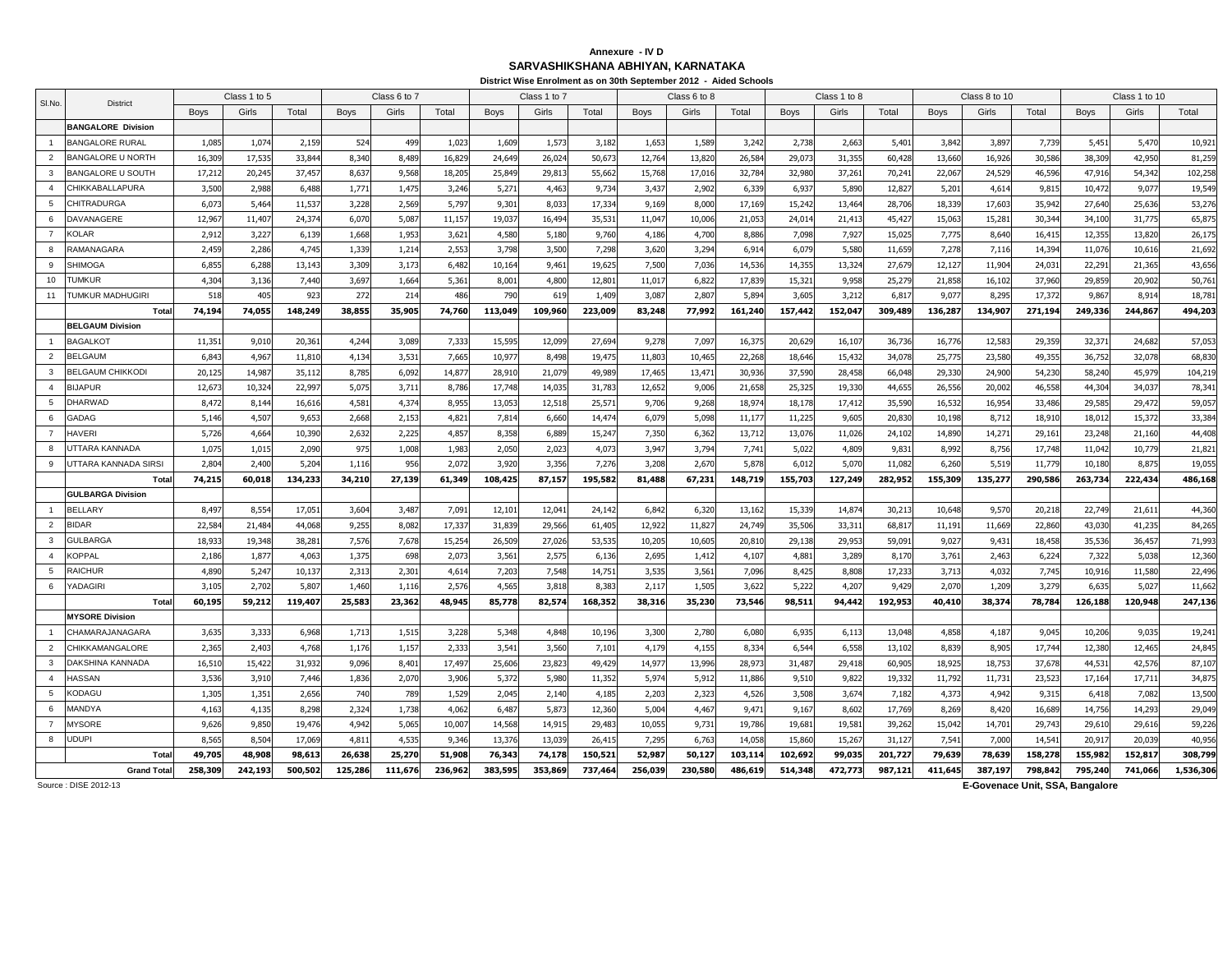**Annexure - IV D**

**SARVASHIKSHANA ABHIYAN, KARNATAKA**

**District Wise Enrolment as on 30th September 2012 - Aided Schools**

| Sl.No. | District | Class 1 to 5 | | | Class 6 to 7 | | | Class 1 to 7 | | | Class 6 to 8 | | | Class 1 to 8 | | | Class 8 to 10 | | | Class 1 to 10 | | |
|---|---|---|---|---|---|---|---|---|---|---|---|---|---|---|---|---|---|---|---|---|---|---|
| | | Boys | Girls | Total | Boys | Girls | Total | Boys | Girls | Total | Boys | Girls | Total | Boys | Girls | Total | Boys | Girls | Total | Boys | Girls | Total |
| | **BANGALORE Division** | | | | | | | | | | | | | | | | | | | | | |
| 1 | BANGALORE RURAL | 1,085 | 1,074 | 2,159 | 524 | 499 | 1,023 | 1,609 | 1,573 | 3,182 | 1,653 | 1,589 | 3,242 | 2,738 | 2,663 | 5,401 | 3,842 | 3,897 | 7,739 | 5,451 | 5,470 | 10,921 |
| 2 | BANGALORE U NORTH | 16,309 | 17,535 | 33,844 | 8,340 | 8,489 | 16,829 | 24,649 | 26,024 | 50,673 | 12,764 | 13,820 | 26,584 | 29,073 | 31,355 | 60,428 | 13,660 | 16,926 | 30,586 | 38,309 | 42,950 | 81,259 |
| 3 | BANGALORE U SOUTH | 17,212 | 20,245 | 37,457 | 8,637 | 9,568 | 18,205 | 25,849 | 29,813 | 55,662 | 15,768 | 17,016 | 32,784 | 32,980 | 37,261 | 70,241 | 22,067 | 24,529 | 46,596 | 47,916 | 54,342 | 102,258 |
| 4 | CHIKKABALLAPURA | 3,500 | 2,988 | 6,488 | 1,771 | 1,475 | 3,246 | 5,271 | 4,463 | 9,734 | 3,437 | 2,902 | 6,339 | 6,937 | 5,890 | 12,827 | 5,201 | 4,614 | 9,815 | 10,472 | 9,077 | 19,549 |
| 5 | CHITRADURGA | 6,073 | 5,464 | 11,537 | 3,228 | 2,569 | 5,797 | 9,301 | 8,033 | 17,334 | 9,169 | 8,000 | 17,169 | 15,242 | 13,464 | 28,706 | 18,339 | 17,603 | 35,942 | 27,640 | 25,636 | 53,276 |
| 6 | DAVANAGERE | 12,967 | 11,407 | 24,374 | 6,070 | 5,087 | 11,157 | 19,037 | 16,494 | 35,531 | 11,047 | 10,006 | 21,053 | 24,014 | 21,413 | 45,427 | 15,063 | 15,281 | 30,344 | 34,100 | 31,775 | 65,875 |
| 7 | KOLAR | 2,912 | 3,227 | 6,139 | 1,668 | 1,953 | 3,621 | 4,580 | 5,180 | 9,760 | 4,186 | 4,700 | 8,886 | 7,098 | 7,927 | 15,025 | 7,775 | 8,640 | 16,415 | 12,355 | 13,820 | 26,175 |
| 8 | RAMANAGARA | 2,459 | 2,286 | 4,745 | 1,339 | 1,214 | 2,553 | 3,798 | 3,500 | 7,298 | 3,620 | 3,294 | 6,914 | 6,079 | 5,580 | 11,659 | 7,278 | 7,116 | 14,394 | 11,076 | 10,616 | 21,692 |
| 9 | SHIMOGA | 6,855 | 6,288 | 13,143 | 3,309 | 3,173 | 6,482 | 10,164 | 9,461 | 19,625 | 7,500 | 7,036 | 14,536 | 14,355 | 13,324 | 27,679 | 12,127 | 11,904 | 24,031 | 22,291 | 21,365 | 43,656 |
| 10 | TUMKUR | 4,304 | 3,136 | 7,440 | 3,697 | 1,664 | 5,361 | 8,001 | 4,800 | 12,801 | 11,017 | 6,822 | 17,839 | 15,321 | 9,958 | 25,279 | 21,858 | 16,102 | 37,960 | 29,859 | 20,902 | 50,761 |
| 11 | TUMKUR MADHUGIRI | 518 | 405 | 923 | 272 | 214 | 486 | 790 | 619 | 1,409 | 3,087 | 2,807 | 5,894 | 3,605 | 3,212 | 6,817 | 9,077 | 8,295 | 17,372 | 9,867 | 8,914 | 18,781 |
| | **Total** | **74,194** | **74,055** | **148,249** | **38,855** | **35,905** | **74,760** | **113,049** | **109,960** | **223,009** | **83,248** | **77,992** | **161,240** | **157,442** | **152,047** | **309,489** | **136,287** | **134,907** | **271,194** | **249,336** | **244,867** | **494,203** |
| | **BELGAUM Division** | | | | | | | | | | | | | | | | | | | | | |
| 1 | BAGALKOT | 11,351 | 9,010 | 20,361 | 4,244 | 3,089 | 7,333 | 15,595 | 12,099 | 27,694 | 9,278 | 7,097 | 16,375 | 20,629 | 16,107 | 36,736 | 16,776 | 12,583 | 29,359 | 32,371 | 24,682 | 57,053 |
| 2 | BELGAUM | 6,843 | 4,967 | 11,810 | 4,134 | 3,531 | 7,665 | 10,977 | 8,498 | 19,475 | 11,803 | 10,465 | 22,268 | 18,646 | 15,432 | 34,078 | 25,775 | 23,580 | 49,355 | 36,752 | 32,078 | 68,830 |
| 3 | BELGAUM CHIKKODI | 20,125 | 14,987 | 35,112 | 8,785 | 6,092 | 14,877 | 28,910 | 21,079 | 49,989 | 17,465 | 13,471 | 30,936 | 37,590 | 28,458 | 66,048 | 29,330 | 24,900 | 54,230 | 58,240 | 45,979 | 104,219 |
| 4 | BIJAPUR | 12,673 | 10,324 | 22,997 | 5,075 | 3,711 | 8,786 | 17,748 | 14,035 | 31,783 | 12,652 | 9,006 | 21,658 | 25,325 | 19,330 | 44,655 | 26,556 | 20,002 | 46,558 | 44,304 | 34,037 | 78,341 |
| 5 | DHARWAD | 8,472 | 8,144 | 16,616 | 4,581 | 4,374 | 8,955 | 13,053 | 12,518 | 25,571 | 9,706 | 9,268 | 18,974 | 18,178 | 17,412 | 35,590 | 16,532 | 16,954 | 33,486 | 29,585 | 29,472 | 59,057 |
| 6 | GADAG | 5,146 | 4,507 | 9,653 | 2,668 | 2,153 | 4,821 | 7,814 | 6,660 | 14,474 | 6,079 | 5,098 | 11,177 | 11,225 | 9,605 | 20,830 | 10,198 | 8,712 | 18,910 | 18,012 | 15,372 | 33,384 |
| 7 | HAVERI | 5,726 | 4,664 | 10,390 | 2,632 | 2,225 | 4,857 | 8,358 | 6,889 | 15,247 | 7,350 | 6,362 | 13,712 | 13,076 | 11,026 | 24,102 | 14,890 | 14,271 | 29,161 | 23,248 | 21,160 | 44,408 |
| 8 | UTTARA KANNADA | 1,075 | 1,015 | 2,090 | 975 | 1,008 | 1,983 | 2,050 | 2,023 | 4,073 | 3,947 | 3,794 | 7,741 | 5,022 | 4,809 | 9,831 | 8,992 | 8,756 | 17,748 | 11,042 | 10,779 | 21,821 |
| 9 | UTTARA KANNADA SIRSI | 2,804 | 2,400 | 5,204 | 1,116 | 956 | 2,072 | 3,920 | 3,356 | 7,276 | 3,208 | 2,670 | 5,878 | 6,012 | 5,070 | 11,082 | 6,260 | 5,519 | 11,779 | 10,180 | 8,875 | 19,055 |
| | **Total** | **74,215** | **60,018** | **134,233** | **34,210** | **27,139** | **61,349** | **108,425** | **87,157** | **195,582** | **81,488** | **67,231** | **148,719** | **155,703** | **127,249** | **282,952** | **155,309** | **135,277** | **290,586** | **263,734** | **222,434** | **486,168** |
| | **GULBARGA Division** | | | | | | | | | | | | | | | | | | | | | |
| 1 | BELLARY | 8,497 | 8,554 | 17,051 | 3,604 | 3,487 | 7,091 | 12,101 | 12,041 | 24,142 | 6,842 | 6,320 | 13,162 | 15,339 | 14,874 | 30,213 | 10,648 | 9,570 | 20,218 | 22,749 | 21,611 | 44,360 |
| 2 | BIDAR | 22,584 | 21,484 | 44,068 | 9,255 | 8,082 | 17,337 | 31,839 | 29,566 | 61,405 | 12,922 | 11,827 | 24,749 | 35,506 | 33,311 | 68,817 | 11,191 | 11,669 | 22,860 | 43,030 | 41,235 | 84,265 |
| 3 | GULBARGA | 18,933 | 19,348 | 38,281 | 7,576 | 7,678 | 15,254 | 26,509 | 27,026 | 53,535 | 10,205 | 10,605 | 20,810 | 29,138 | 29,953 | 59,091 | 9,027 | 9,431 | 18,458 | 35,536 | 36,457 | 71,993 |
| 4 | KOPPAL | 2,186 | 1,877 | 4,063 | 1,375 | 698 | 2,073 | 3,561 | 2,575 | 6,136 | 2,695 | 1,412 | 4,107 | 4,881 | 3,289 | 8,170 | 3,761 | 2,463 | 6,224 | 7,322 | 5,038 | 12,360 |
| 5 | RAICHUR | 4,890 | 5,247 | 10,137 | 2,313 | 2,301 | 4,614 | 7,203 | 7,548 | 14,751 | 3,535 | 3,561 | 7,096 | 8,425 | 8,808 | 17,233 | 3,713 | 4,032 | 7,745 | 10,916 | 11,580 | 22,496 |
| 6 | YADAGIRI | 3,105 | 2,702 | 5,807 | 1,460 | 1,116 | 2,576 | 4,565 | 3,818 | 8,383 | 2,117 | 1,505 | 3,622 | 5,222 | 4,207 | 9,429 | 2,070 | 1,209 | 3,279 | 6,635 | 5,027 | 11,662 |
| | **Total** | **60,195** | **59,212** | **119,407** | **25,583** | **23,362** | **48,945** | **85,778** | **82,574** | **168,352** | **38,316** | **35,230** | **73,546** | **98,511** | **94,442** | **192,953** | **40,410** | **38,374** | **78,784** | **126,188** | **120,948** | **247,136** |
| | **MYSORE Division** | | | | | | | | | | | | | | | | | | | | | |
| 1 | CHAMARAJANAGARA | 3,635 | 3,333 | 6,968 | 1,713 | 1,515 | 3,228 | 5,348 | 4,848 | 10,196 | 3,300 | 2,780 | 6,080 | 6,935 | 6,113 | 13,048 | 4,858 | 4,187 | 9,045 | 10,206 | 9,035 | 19,241 |
| 2 | CHIKKAMANGALORE | 2,365 | 2,403 | 4,768 | 1,176 | 1,157 | 2,333 | 3,541 | 3,560 | 7,101 | 4,179 | 4,155 | 8,334 | 6,544 | 6,558 | 13,102 | 8,839 | 8,905 | 17,744 | 12,380 | 12,465 | 24,845 |
| 3 | DAKSHINA KANNADA | 16,510 | 15,422 | 31,932 | 9,096 | 8,401 | 17,497 | 25,606 | 23,823 | 49,429 | 14,977 | 13,996 | 28,973 | 31,487 | 29,418 | 60,905 | 18,925 | 18,753 | 37,678 | 44,531 | 42,576 | 87,107 |
| 4 | HASSAN | 3,536 | 3,910 | 7,446 | 1,836 | 2,070 | 3,906 | 5,372 | 5,980 | 11,352 | 5,974 | 5,912 | 11,886 | 9,510 | 9,822 | 19,332 | 11,792 | 11,731 | 23,523 | 17,164 | 17,711 | 34,875 |
| 5 | KODAGU | 1,305 | 1,351 | 2,656 | 740 | 789 | 1,529 | 2,045 | 2,140 | 4,185 | 2,203 | 2,323 | 4,526 | 3,508 | 3,674 | 7,182 | 4,373 | 4,942 | 9,315 | 6,418 | 7,082 | 13,500 |
| 6 | MANDYA | 4,163 | 4,135 | 8,298 | 2,324 | 1,738 | 4,062 | 6,487 | 5,873 | 12,360 | 5,004 | 4,467 | 9,471 | 9,167 | 8,602 | 17,769 | 8,269 | 8,420 | 16,689 | 14,756 | 14,293 | 29,049 |
| 7 | MYSORE | 9,626 | 9,850 | 19,476 | 4,942 | 5,065 | 10,007 | 14,568 | 14,915 | 29,483 | 10,055 | 9,731 | 19,786 | 19,681 | 19,581 | 39,262 | 15,042 | 14,701 | 29,743 | 29,610 | 29,616 | 59,226 |
| 8 | UDUPI | 8,565 | 8,504 | 17,069 | 4,811 | 4,535 | 9,346 | 13,376 | 13,039 | 26,415 | 7,295 | 6,763 | 14,058 | 15,860 | 15,267 | 31,127 | 7,541 | 7,000 | 14,541 | 20,917 | 20,039 | 40,956 |
| | **Total** | **49,705** | **48,908** | **98,613** | **26,638** | **25,270** | **51,908** | **76,343** | **74,178** | **150,521** | **52,987** | **50,127** | **103,114** | **102,692** | **99,035** | **201,727** | **79,639** | **78,639** | **158,278** | **155,982** | **152,817** | **308,799** |
| | **Grand Total** | **258,309** | **242,193** | **500,502** | **125,286** | **111,676** | **236,962** | **383,595** | **353,869** | **737,464** | **256,039** | **230,580** | **486,619** | **514,348** | **472,773** | **987,121** | **411,645** | **387,197** | **798,842** | **795,240** | **741,066** | **1,536,306** |

Source : DISE 2012-13

**E-Govenace Unit, SSA, Bangalore**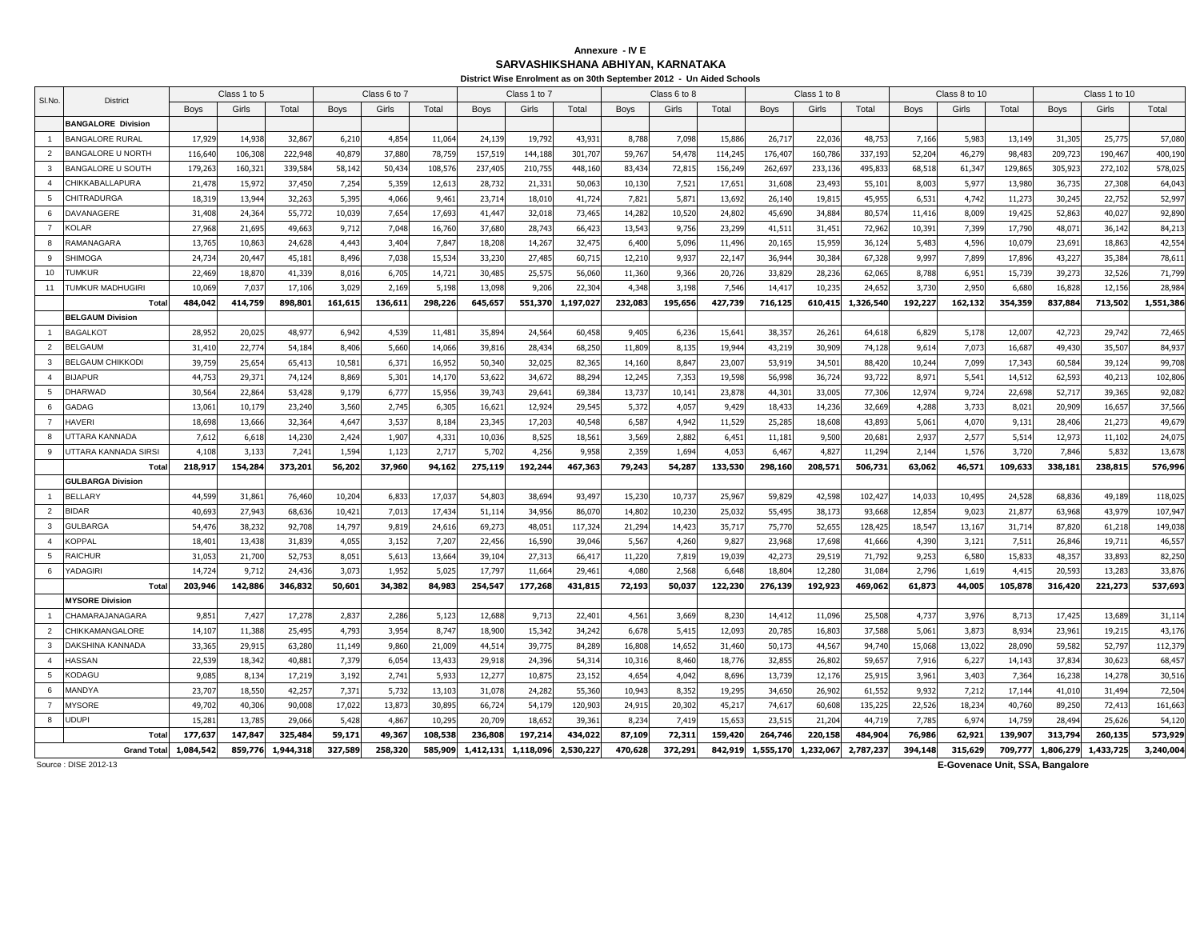**Annexure - IV E**

**SARVASHIKSHANA ABHIYAN, KARNATAKA**

**District Wise Enrolment as on 30th September 2012 - Un Aided Schools**

| Sl.No. | District | Class 1 to 5 | | | Class 6 to 7 | | | Class 1 to 7 | | | Class 6 to 8 | | | Class 1 to 8 | | | Class 8 to 10 | | | Class 1 to 10 | | |
|---|---|---|---|---|---|---|---|---|---|---|---|---|---|---|---|---|---|---|---|---|---|---|
| | | Boys | Girls | Total | Boys | Girls | Total | Boys | Girls | Total | Boys | Girls | Total | Boys | Girls | Total | Boys | Girls | Total | Boys | Girls | Total |
| | **BANGALORE Division** | | | | | | | | | | | | | | | | | | | | | |
| 1 | BANGALORE RURAL | 17,929 | 14,938 | 32,867 | 6,210 | 4,854 | 11,064 | 24,139 | 19,792 | 43,931 | 8,788 | 7,098 | 15,886 | 26,717 | 22,036 | 48,753 | 7,166 | 5,983 | 13,149 | 31,305 | 25,775 | 57,080 |
| 2 | BANGALORE U NORTH | 116,640 | 106,308 | 222,948 | 40,879 | 37,880 | 78,759 | 157,519 | 144,188 | 301,707 | 59,767 | 54,478 | 114,245 | 176,407 | 160,786 | 337,193 | 52,204 | 46,279 | 98,483 | 209,723 | 190,467 | 400,190 |
| 3 | BANGALORE U SOUTH | 179,263 | 160,321 | 339,584 | 58,142 | 50,434 | 108,576 | 237,405 | 210,755 | 448,160 | 83,434 | 72,815 | 156,249 | 262,697 | 233,136 | 495,833 | 68,518 | 61,347 | 129,865 | 305,923 | 272,102 | 578,025 |
| 4 | CHIKKABALLAPURA | 21,478 | 15,972 | 37,450 | 7,254 | 5,359 | 12,613 | 28,732 | 21,331 | 50,063 | 10,130 | 7,521 | 17,651 | 31,608 | 23,493 | 55,101 | 8,003 | 5,977 | 13,980 | 36,735 | 27,308 | 64,043 |
| 5 | CHITRADURGA | 18,319 | 13,944 | 32,263 | 5,395 | 4,066 | 9,461 | 23,714 | 18,010 | 41,724 | 7,821 | 5,871 | 13,692 | 26,140 | 19,815 | 45,955 | 6,531 | 4,742 | 11,273 | 30,245 | 22,752 | 52,997 |
| 6 | DAVANAGERE | 31,408 | 24,364 | 55,772 | 10,039 | 7,654 | 17,693 | 41,447 | 32,018 | 73,465 | 14,282 | 10,520 | 24,802 | 45,690 | 34,884 | 80,574 | 11,416 | 8,009 | 19,425 | 52,863 | 40,027 | 92,890 |
| 7 | KOLAR | 27,968 | 21,695 | 49,663 | 9,712 | 7,048 | 16,760 | 37,680 | 28,743 | 66,423 | 13,543 | 9,756 | 23,299 | 41,511 | 31,451 | 72,962 | 10,391 | 7,399 | 17,790 | 48,071 | 36,142 | 84,213 |
| 8 | RAMANAGARA | 13,765 | 10,863 | 24,628 | 4,443 | 3,404 | 7,847 | 18,208 | 14,267 | 32,475 | 6,400 | 5,096 | 11,496 | 20,165 | 15,959 | 36,124 | 5,483 | 4,596 | 10,079 | 23,691 | 18,863 | 42,554 |
| 9 | SHIMOGA | 24,734 | 20,447 | 45,181 | 8,496 | 7,038 | 15,534 | 33,230 | 27,485 | 60,715 | 12,210 | 9,937 | 22,147 | 36,944 | 30,384 | 67,328 | 9,997 | 7,899 | 17,896 | 43,227 | 35,384 | 78,611 |
| 10 | TUMKUR | 22,469 | 18,870 | 41,339 | 8,016 | 6,705 | 14,721 | 30,485 | 25,575 | 56,060 | 11,360 | 9,366 | 20,726 | 33,829 | 28,236 | 62,065 | 8,788 | 6,951 | 15,739 | 39,273 | 32,526 | 71,799 |
| 11 | TUMKUR MADHUGIRI | 10,069 | 7,037 | 17,106 | 3,029 | 2,169 | 5,198 | 13,098 | 9,206 | 22,304 | 4,348 | 3,198 | 7,546 | 14,417 | 10,235 | 24,652 | 3,730 | 2,950 | 6,680 | 16,828 | 12,156 | 28,984 |
| | **Total** | **484,042** | **414,759** | **898,801** | **161,615** | **136,611** | **298,226** | **645,657** | **551,370** | **1,197,027** | **232,083** | **195,656** | **427,739** | **716,125** | **610,415** | **1,326,540** | **192,227** | **162,132** | **354,359** | **837,884** | **713,502** | **1,551,386** |
| | **BELGAUM Division** | | | | | | | | | | | | | | | | | | | | | |
| 1 | BAGALKOT | 28,952 | 20,025 | 48,977 | 6,942 | 4,539 | 11,481 | 35,894 | 24,564 | 60,458 | 9,405 | 6,236 | 15,641 | 38,357 | 26,261 | 64,618 | 6,829 | 5,178 | 12,007 | 42,723 | 29,742 | 72,465 |
| 2 | BELGAUM | 31,410 | 22,774 | 54,184 | 8,406 | 5,660 | 14,066 | 39,816 | 28,434 | 68,250 | 11,809 | 8,135 | 19,944 | 43,219 | 30,909 | 74,128 | 9,614 | 7,073 | 16,687 | 49,430 | 35,507 | 84,937 |
| 3 | BELGAUM CHIKKODI | 39,759 | 25,654 | 65,413 | 10,581 | 6,371 | 16,952 | 50,340 | 32,025 | 82,365 | 14,160 | 8,847 | 23,007 | 53,919 | 34,501 | 88,420 | 10,244 | 7,099 | 17,343 | 60,584 | 39,124 | 99,708 |
| 4 | BIJAPUR | 44,753 | 29,371 | 74,124 | 8,869 | 5,301 | 14,170 | 53,622 | 34,672 | 88,294 | 12,245 | 7,353 | 19,598 | 56,998 | 36,724 | 93,722 | 8,971 | 5,541 | 14,512 | 62,593 | 40,213 | 102,806 |
| 5 | DHARWAD | 30,564 | 22,864 | 53,428 | 9,179 | 6,777 | 15,956 | 39,743 | 29,641 | 69,384 | 13,737 | 10,141 | 23,878 | 44,301 | 33,005 | 77,306 | 12,974 | 9,724 | 22,698 | 52,717 | 39,365 | 92,082 |
| 6 | GADAG | 13,061 | 10,179 | 23,240 | 3,560 | 2,745 | 6,305 | 16,621 | 12,924 | 29,545 | 5,372 | 4,057 | 9,429 | 18,433 | 14,236 | 32,669 | 4,288 | 3,733 | 8,021 | 20,909 | 16,657 | 37,566 |
| 7 | HAVERI | 18,698 | 13,666 | 32,364 | 4,647 | 3,537 | 8,184 | 23,345 | 17,203 | 40,548 | 6,587 | 4,942 | 11,529 | 25,285 | 18,608 | 43,893 | 5,061 | 4,070 | 9,131 | 28,406 | 21,273 | 49,679 |
| 8 | UTTARA KANNADA | 7,612 | 6,618 | 14,230 | 2,424 | 1,907 | 4,331 | 10,036 | 8,525 | 18,561 | 3,569 | 2,882 | 6,451 | 11,181 | 9,500 | 20,681 | 2,937 | 2,577 | 5,514 | 12,973 | 11,102 | 24,075 |
| 9 | UTTARA KANNADA SIRSI | 4,108 | 3,133 | 7,241 | 1,594 | 1,123 | 2,717 | 5,702 | 4,256 | 9,958 | 2,359 | 1,694 | 4,053 | 6,467 | 4,827 | 11,294 | 2,144 | 1,576 | 3,720 | 7,846 | 5,832 | 13,678 |
| | **Total** | **218,917** | **154,284** | **373,201** | **56,202** | **37,960** | **94,162** | **275,119** | **192,244** | **467,363** | **79,243** | **54,287** | **133,530** | **298,160** | **208,571** | **506,731** | **63,062** | **46,571** | **109,633** | **338,181** | **238,815** | **576,996** |
| | **GULBARGA Division** | | | | | | | | | | | | | | | | | | | | | |
| 1 | BELLARY | 44,599 | 31,861 | 76,460 | 10,204 | 6,833 | 17,037 | 54,803 | 38,694 | 93,497 | 15,230 | 10,737 | 25,967 | 59,829 | 42,598 | 102,427 | 14,033 | 10,495 | 24,528 | 68,836 | 49,189 | 118,025 |
| 2 | BIDAR | 40,693 | 27,943 | 68,636 | 10,421 | 7,013 | 17,434 | 51,114 | 34,956 | 86,070 | 14,802 | 10,230 | 25,032 | 55,495 | 38,173 | 93,668 | 12,854 | 9,023 | 21,877 | 63,968 | 43,979 | 107,947 |
| 3 | GULBARGA | 54,476 | 38,232 | 92,708 | 14,797 | 9,819 | 24,616 | 69,273 | 48,051 | 117,324 | 21,294 | 14,423 | 35,717 | 75,770 | 52,655 | 128,425 | 18,547 | 13,167 | 31,714 | 87,820 | 61,218 | 149,038 |
| 4 | KOPPAL | 18,401 | 13,438 | 31,839 | 4,055 | 3,152 | 7,207 | 22,456 | 16,590 | 39,046 | 5,567 | 4,260 | 9,827 | 23,968 | 17,698 | 41,666 | 4,390 | 3,121 | 7,511 | 26,846 | 19,711 | 46,557 |
| 5 | RAICHUR | 31,053 | 21,700 | 52,753 | 8,051 | 5,613 | 13,664 | 39,104 | 27,313 | 66,417 | 11,220 | 7,819 | 19,039 | 42,273 | 29,519 | 71,792 | 9,253 | 6,580 | 15,833 | 48,357 | 33,893 | 82,250 |
| 6 | YADAGIRI | 14,724 | 9,712 | 24,436 | 3,073 | 1,952 | 5,025 | 17,797 | 11,664 | 29,461 | 4,080 | 2,568 | 6,648 | 18,804 | 12,280 | 31,084 | 2,796 | 1,619 | 4,415 | 20,593 | 13,283 | 33,876 |
| | **Total** | **203,946** | **142,886** | **346,832** | **50,601** | **34,382** | **84,983** | **254,547** | **177,268** | **431,815** | **72,193** | **50,037** | **122,230** | **276,139** | **192,923** | **469,062** | **61,873** | **44,005** | **105,878** | **316,420** | **221,273** | **537,693** |
| | **MYSORE Division** | | | | | | | | | | | | | | | | | | | | | |
| 1 | CHAMARAJANAGARA | 9,851 | 7,427 | 17,278 | 2,837 | 2,286 | 5,123 | 12,688 | 9,713 | 22,401 | 4,561 | 3,669 | 8,230 | 14,412 | 11,096 | 25,508 | 4,737 | 3,976 | 8,713 | 17,425 | 13,689 | 31,114 |
| 2 | CHIKKAMANGALORE | 14,107 | 11,388 | 25,495 | 4,793 | 3,954 | 8,747 | 18,900 | 15,342 | 34,242 | 6,678 | 5,415 | 12,093 | 20,785 | 16,803 | 37,588 | 5,061 | 3,873 | 8,934 | 23,961 | 19,215 | 43,176 |
| 3 | DAKSHINA KANNADA | 33,365 | 29,915 | 63,280 | 11,149 | 9,860 | 21,009 | 44,514 | 39,775 | 84,289 | 16,808 | 14,652 | 31,460 | 50,173 | 44,567 | 94,740 | 15,068 | 13,022 | 28,090 | 59,582 | 52,797 | 112,379 |
| 4 | HASSAN | 22,539 | 18,342 | 40,881 | 7,379 | 6,054 | 13,433 | 29,918 | 24,396 | 54,314 | 10,316 | 8,460 | 18,776 | 32,855 | 26,802 | 59,657 | 7,916 | 6,227 | 14,143 | 37,834 | 30,623 | 68,457 |
| 5 | KODAGU | 9,085 | 8,134 | 17,219 | 3,192 | 2,741 | 5,933 | 12,277 | 10,875 | 23,152 | 4,654 | 4,042 | 8,696 | 13,739 | 12,176 | 25,915 | 3,961 | 3,403 | 7,364 | 16,238 | 14,278 | 30,516 |
| 6 | MANDYA | 23,707 | 18,550 | 42,257 | 7,371 | 5,732 | 13,103 | 31,078 | 24,282 | 55,360 | 10,943 | 8,352 | 19,295 | 34,650 | 26,902 | 61,552 | 9,932 | 7,212 | 17,144 | 41,010 | 31,494 | 72,504 |
| 7 | MYSORE | 49,702 | 40,306 | 90,008 | 17,022 | 13,873 | 30,895 | 66,724 | 54,179 | 120,903 | 24,915 | 20,302 | 45,217 | 74,617 | 60,608 | 135,225 | 22,526 | 18,234 | 40,760 | 89,250 | 72,413 | 161,663 |
| 8 | UDUPI | 15,281 | 13,785 | 29,066 | 5,428 | 4,867 | 10,295 | 20,709 | 18,652 | 39,361 | 8,234 | 7,419 | 15,653 | 23,515 | 21,204 | 44,719 | 7,785 | 6,974 | 14,759 | 28,494 | 25,626 | 54,120 |
| | **Total** | **177,637** | **147,847** | **325,484** | **59,171** | **49,367** | **108,538** | **236,808** | **197,214** | **434,022** | **87,109** | **72,311** | **159,420** | **264,746** | **220,158** | **484,904** | **76,986** | **62,921** | **139,907** | **313,794** | **260,135** | **573,929** |
| | **Grand Total** | **1,084,542** | **859,776** | **1,944,318** | **327,589** | **258,320** | **585,909** | **1,412,131** | **1,118,096** | **2,530,227** | **470,628** | **372,291** | **842,919** | **1,555,170** | **1,232,067** | **2,787,237** | **394,148** | **315,629** | **709,777** | **1,806,279** | **1,433,725** | **3,240,004** |

Source : DISE 2012-13

**E-Govenace Unit, SSA, Bangalore**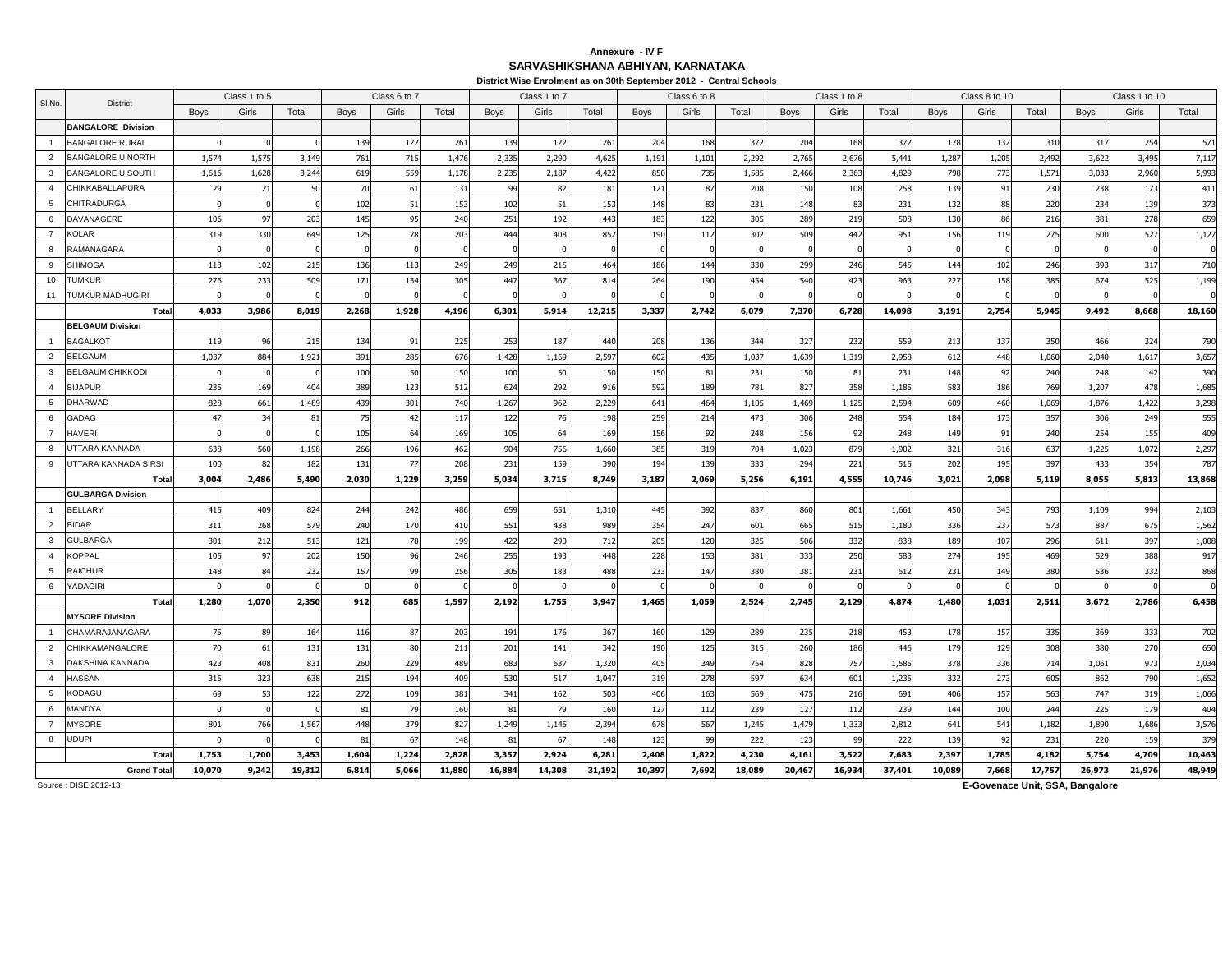**Annexure - IV F**

**SARVASHIKSHANA ABHIYAN, KARNATAKA**

**District Wise Enrolment as on 30th September 2012 - Central Schools**

| Sl.No. | District | Class 1 to 5 | | | Class 6 to 7 | | | Class 1 to 7 | | | Class 6 to 8 | | | Class 1 to 8 | | | Class 8 to 10 | | | Class 1 to 10 | | |
|---|---|---|---|---|---|---|---|---|---|---|---|---|---|---|---|---|---|---|---|---|---|---|
| | | Boys | Girls | Total | Boys | Girls | Total | Boys | Girls | Total | Boys | Girls | Total | Boys | Girls | Total | Boys | Girls | Total | Boys | Girls | Total |
| | **BANGALORE Division** | | | | | | | | | | | | | | | | | | | | | |
| 1 | BANGALORE RURAL | 0 | 0 | 0 | 139 | 122 | 261 | 139 | 122 | 261 | 204 | 168 | 372 | 204 | 168 | 372 | 178 | 132 | 310 | 317 | 254 | 571 |
| 2 | BANGALORE U NORTH | 1,574 | 1,575 | 3,149 | 761 | 715 | 1,476 | 2,335 | 2,290 | 4,625 | 1,191 | 1,101 | 2,292 | 2,765 | 2,676 | 5,441 | 1,287 | 1,205 | 2,492 | 3,622 | 3,495 | 7,117 |
| 3 | BANGALORE U SOUTH | 1,616 | 1,628 | 3,244 | 619 | 559 | 1,178 | 2,235 | 2,187 | 4,422 | 850 | 735 | 1,585 | 2,466 | 2,363 | 4,829 | 798 | 773 | 1,571 | 3,033 | 2,960 | 5,993 |
| 4 | CHIKKABALLAPURA | 29 | 21 | 50 | 70 | 61 | 131 | 99 | 82 | 181 | 121 | 87 | 208 | 150 | 108 | 258 | 139 | 91 | 230 | 238 | 173 | 411 |
| 5 | CHITRADURGA | 0 | 0 | 0 | 102 | 51 | 153 | 102 | 51 | 153 | 148 | 83 | 231 | 148 | 83 | 231 | 132 | 88 | 220 | 234 | 139 | 373 |
| 6 | DAVANAGERE | 106 | 97 | 203 | 145 | 95 | 240 | 251 | 192 | 443 | 183 | 122 | 305 | 289 | 219 | 508 | 130 | 86 | 216 | 381 | 278 | 659 |
| 7 | KOLAR | 319 | 330 | 649 | 125 | 78 | 203 | 444 | 408 | 852 | 190 | 112 | 302 | 509 | 442 | 951 | 156 | 119 | 275 | 600 | 527 | 1,127 |
| 8 | RAMANAGARA | 0 | 0 | 0 | 0 | 0 | 0 | 0 | 0 | 0 | 0 | 0 | 0 | 0 | 0 | 0 | 0 | 0 | 0 | 0 | 0 | 0 |
| 9 | SHIMOGA | 113 | 102 | 215 | 136 | 113 | 249 | 249 | 215 | 464 | 186 | 144 | 330 | 299 | 246 | 545 | 144 | 102 | 246 | 393 | 317 | 710 |
| 10 | TUMKUR | 276 | 233 | 509 | 171 | 134 | 305 | 447 | 367 | 814 | 264 | 190 | 454 | 540 | 423 | 963 | 227 | 158 | 385 | 674 | 525 | 1,199 |
| 11 | TUMKUR MADHUGIRI | 0 | 0 | 0 | 0 | 0 | 0 | 0 | 0 | 0 | 0 | 0 | 0 | 0 | 0 | 0 | 0 | 0 | 0 | 0 | 0 | 0 |
| | **Total** | **4,033** | **3,986** | **8,019** | **2,268** | **1,928** | **4,196** | **6,301** | **5,914** | **12,215** | **3,337** | **2,742** | **6,079** | **7,370** | **6,728** | **14,098** | **3,191** | **2,754** | **5,945** | **9,492** | **8,668** | **18,160** |
| | **BELGAUM Division** | | | | | | | | | | | | | | | | | | | | | |
| 1 | BAGALKOT | 119 | 96 | 215 | 134 | 91 | 225 | 253 | 187 | 440 | 208 | 136 | 344 | 327 | 232 | 559 | 213 | 137 | 350 | 466 | 324 | 790 |
| 2 | BELGAUM | 1,037 | 884 | 1,921 | 391 | 285 | 676 | 1,428 | 1,169 | 2,597 | 602 | 435 | 1,037 | 1,639 | 1,319 | 2,958 | 612 | 448 | 1,060 | 2,040 | 1,617 | 3,657 |
| 3 | BELGAUM CHIKKODI | 0 | 0 | 0 | 100 | 50 | 150 | 100 | 50 | 150 | 150 | 81 | 231 | 150 | 81 | 231 | 148 | 92 | 240 | 248 | 142 | 390 |
| 4 | BIJAPUR | 235 | 169 | 404 | 389 | 123 | 512 | 624 | 292 | 916 | 592 | 189 | 781 | 827 | 358 | 1,185 | 583 | 186 | 769 | 1,207 | 478 | 1,685 |
| 5 | DHARWAD | 828 | 661 | 1,489 | 439 | 301 | 740 | 1,267 | 962 | 2,229 | 641 | 464 | 1,105 | 1,469 | 1,125 | 2,594 | 609 | 460 | 1,069 | 1,876 | 1,422 | 3,298 |
| 6 | GADAG | 47 | 34 | 81 | 75 | 42 | 117 | 122 | 76 | 198 | 259 | 214 | 473 | 306 | 248 | 554 | 184 | 173 | 357 | 306 | 249 | 555 |
| 7 | HAVERI | 0 | 0 | 0 | 105 | 64 | 169 | 105 | 64 | 169 | 156 | 92 | 248 | 156 | 92 | 248 | 149 | 91 | 240 | 254 | 155 | 409 |
| 8 | UTTARA KANNADA | 638 | 560 | 1,198 | 266 | 196 | 462 | 904 | 756 | 1,660 | 385 | 319 | 704 | 1,023 | 879 | 1,902 | 321 | 316 | 637 | 1,225 | 1,072 | 2,297 |
| 9 | UTTARA KANNADA SIRSI | 100 | 82 | 182 | 131 | 77 | 208 | 231 | 159 | 390 | 194 | 139 | 333 | 294 | 221 | 515 | 202 | 195 | 397 | 433 | 354 | 787 |
| | **Total** | **3,004** | **2,486** | **5,490** | **2,030** | **1,229** | **3,259** | **5,034** | **3,715** | **8,749** | **3,187** | **2,069** | **5,256** | **6,191** | **4,555** | **10,746** | **3,021** | **2,098** | **5,119** | **8,055** | **5,813** | **13,868** |
| | **GULBARGA Division** | | | | | | | | | | | | | | | | | | | | | |
| 1 | BELLARY | 415 | 409 | 824 | 244 | 242 | 486 | 659 | 651 | 1,310 | 445 | 392 | 837 | 860 | 801 | 1,661 | 450 | 343 | 793 | 1,109 | 994 | 2,103 |
| 2 | BIDAR | 311 | 268 | 579 | 240 | 170 | 410 | 551 | 438 | 989 | 354 | 247 | 601 | 665 | 515 | 1,180 | 336 | 237 | 573 | 887 | 675 | 1,562 |
| 3 | GULBARGA | 301 | 212 | 513 | 121 | 78 | 199 | 422 | 290 | 712 | 205 | 120 | 325 | 506 | 332 | 838 | 189 | 107 | 296 | 611 | 397 | 1,008 |
| 4 | KOPPAL | 105 | 97 | 202 | 150 | 96 | 246 | 255 | 193 | 448 | 228 | 153 | 381 | 333 | 250 | 583 | 274 | 195 | 469 | 529 | 388 | 917 |
| 5 | RAICHUR | 148 | 84 | 232 | 157 | 99 | 256 | 305 | 183 | 488 | 233 | 147 | 380 | 381 | 231 | 612 | 231 | 149 | 380 | 536 | 332 | 868 |
| 6 | YADAGIRI | 0 | 0 | 0 | 0 | 0 | 0 | 0 | 0 | 0 | 0 | 0 | 0 | 0 | 0 | 0 | 0 | 0 | 0 | 0 | 0 | 0 |
| | **Total** | **1,280** | **1,070** | **2,350** | **912** | **685** | **1,597** | **2,192** | **1,755** | **3,947** | **1,465** | **1,059** | **2,524** | **2,745** | **2,129** | **4,874** | **1,480** | **1,031** | **2,511** | **3,672** | **2,786** | **6,458** |
| | **MYSORE Division** | | | | | | | | | | | | | | | | | | | | | |
| 1 | CHAMARAJANAGARA | 75 | 89 | 164 | 116 | 87 | 203 | 191 | 176 | 367 | 160 | 129 | 289 | 235 | 218 | 453 | 178 | 157 | 335 | 369 | 333 | 702 |
| 2 | CHIKKAMANGALORE | 70 | 61 | 131 | 131 | 80 | 211 | 201 | 141 | 342 | 190 | 125 | 315 | 260 | 186 | 446 | 179 | 129 | 308 | 380 | 270 | 650 |
| 3 | DAKSHINA KANNADA | 423 | 408 | 831 | 260 | 229 | 489 | 683 | 637 | 1,320 | 405 | 349 | 754 | 828 | 757 | 1,585 | 378 | 336 | 714 | 1,061 | 973 | 2,034 |
| 4 | HASSAN | 315 | 323 | 638 | 215 | 194 | 409 | 530 | 517 | 1,047 | 319 | 278 | 597 | 634 | 601 | 1,235 | 332 | 273 | 605 | 862 | 790 | 1,652 |
| 5 | KODAGU | 69 | 53 | 122 | 272 | 109 | 381 | 341 | 162 | 503 | 406 | 163 | 569 | 475 | 216 | 691 | 406 | 157 | 563 | 747 | 319 | 1,066 |
| 6 | MANDYA | 0 | 0 | 0 | 81 | 79 | 160 | 81 | 79 | 160 | 127 | 112 | 239 | 127 | 112 | 239 | 144 | 100 | 244 | 225 | 179 | 404 |
| 7 | MYSORE | 801 | 766 | 1,567 | 448 | 379 | 827 | 1,249 | 1,145 | 2,394 | 678 | 567 | 1,245 | 1,479 | 1,333 | 2,812 | 641 | 541 | 1,182 | 1,890 | 1,686 | 3,576 |
| 8 | UDUPI | 0 | 0 | 0 | 81 | 67 | 148 | 81 | 67 | 148 | 123 | 99 | 222 | 123 | 99 | 222 | 139 | 92 | 231 | 220 | 159 | 379 |
| | **Total** | **1,753** | **1,700** | **3,453** | **1,604** | **1,224** | **2,828** | **3,357** | **2,924** | **6,281** | **2,408** | **1,822** | **4,230** | **4,161** | **3,522** | **7,683** | **2,397** | **1,785** | **4,182** | **5,754** | **4,709** | **10,463** |
| | **Grand Total** | **10,070** | **9,242** | **19,312** | **6,814** | **5,066** | **11,880** | **16,884** | **14,308** | **31,192** | **10,397** | **7,692** | **18,089** | **20,467** | **16,934** | **37,401** | **10,089** | **7,668** | **17,757** | **26,973** | **21,976** | **48,949** |

Source : DISE 2012-13

**E-Govenace Unit, SSA, Bangalore**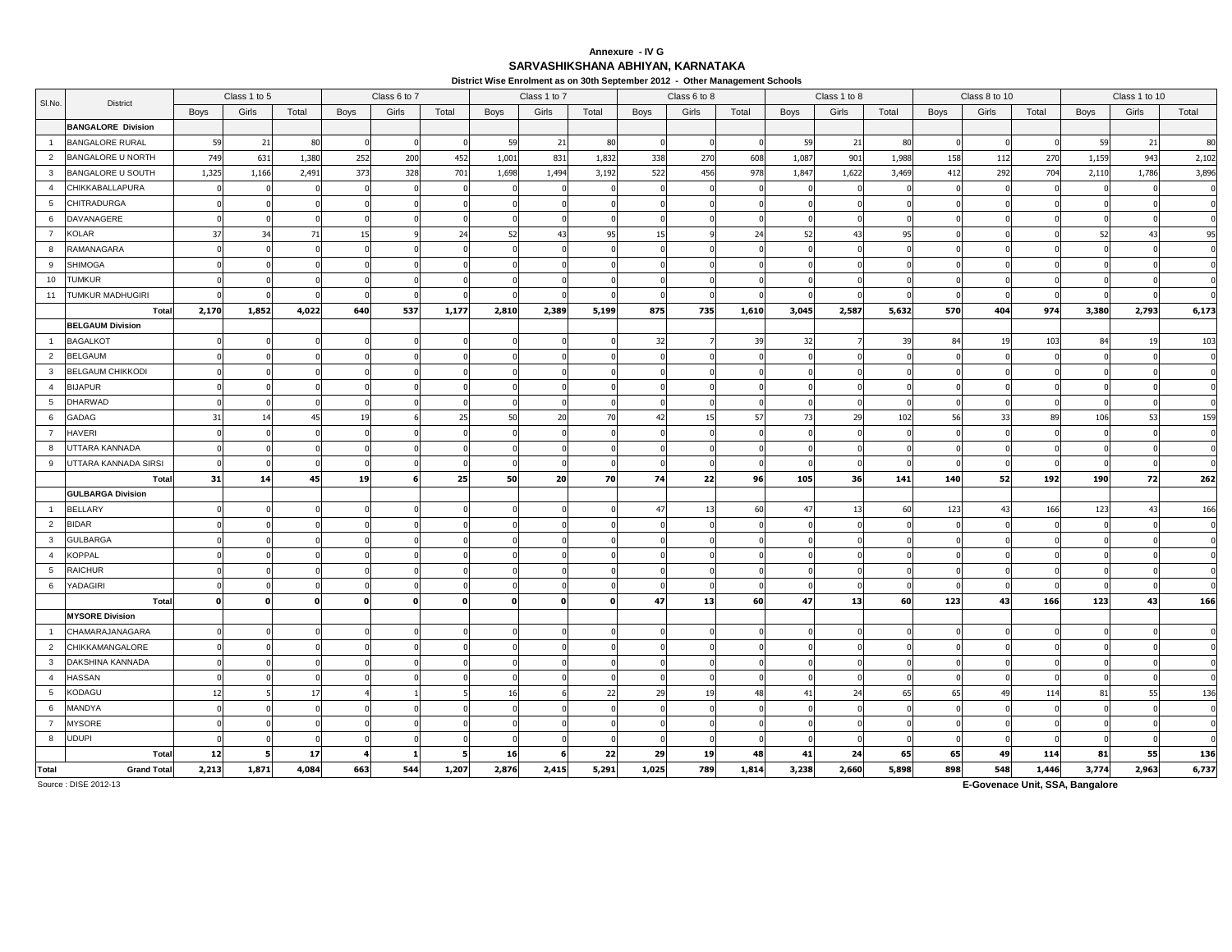**Annexure - IV G**

**SARVASHIKSHANA ABHIYAN, KARNATAKA**

**District Wise Enrolment as on 30th September 2012 - Other Management Schools**

| Sl.No. | District | Class 1 to 5 | | | Class 6 to 7 | | | Class 1 to 7 | | | Class 6 to 8 | | | Class 1 to 8 | | | Class 8 to 10 | | | Class 1 to 10 | | |
|---|---|---|---|---|---|---|---|---|---|---|---|---|---|---|---|---|---|---|---|---|---|---|
| | | Boys | Girls | Total | Boys | Girls | Total | Boys | Girls | Total | Boys | Girls | Total | Boys | Girls | Total | Boys | Girls | Total | Boys | Girls | Total |
| | **BANGALORE Division** | | | | | | | | | | | | | | | | | | | | | |
| 1 | BANGALORE RURAL | 59 | 21 | 80 | 0 | 0 | 0 | 59 | 21 | 80 | 0 | 0 | 0 | 59 | 21 | 80 | 0 | 0 | 0 | 59 | 21 | 80 |
| 2 | BANGALORE U NORTH | 749 | 631 | 1,380 | 252 | 200 | 452 | 1,001 | 831 | 1,832 | 338 | 270 | 608 | 1,087 | 901 | 1,988 | 158 | 112 | 270 | 1,159 | 943 | 2,102 |
| 3 | BANGALORE U SOUTH | 1,325 | 1,166 | 2,491 | 373 | 328 | 701 | 1,698 | 1,494 | 3,192 | 522 | 456 | 978 | 1,847 | 1,622 | 3,469 | 412 | 292 | 704 | 2,110 | 1,786 | 3,896 |
| 4 | CHIKKABALLAPURA | 0 | 0 | 0 | 0 | 0 | 0 | 0 | 0 | 0 | 0 | 0 | 0 | 0 | 0 | 0 | 0 | 0 | 0 | 0 | 0 | 0 |
| 5 | CHITRADURGA | 0 | 0 | 0 | 0 | 0 | 0 | 0 | 0 | 0 | 0 | 0 | 0 | 0 | 0 | 0 | 0 | 0 | 0 | 0 | 0 | 0 |
| 6 | DAVANAGERE | 0 | 0 | 0 | 0 | 0 | 0 | 0 | 0 | 0 | 0 | 0 | 0 | 0 | 0 | 0 | 0 | 0 | 0 | 0 | 0 | 0 |
| 7 | KOLAR | 37 | 34 | 71 | 15 | 9 | 24 | 52 | 43 | 95 | 15 | 9 | 24 | 52 | 43 | 95 | 0 | 0 | 0 | 52 | 43 | 95 |
| 8 | RAMANAGARA | 0 | 0 | 0 | 0 | 0 | 0 | 0 | 0 | 0 | 0 | 0 | 0 | 0 | 0 | 0 | 0 | 0 | 0 | 0 | 0 | 0 |
| 9 | SHIMOGA | 0 | 0 | 0 | 0 | 0 | 0 | 0 | 0 | 0 | 0 | 0 | 0 | 0 | 0 | 0 | 0 | 0 | 0 | 0 | 0 | 0 |
| 10 | TUMKUR | 0 | 0 | 0 | 0 | 0 | 0 | 0 | 0 | 0 | 0 | 0 | 0 | 0 | 0 | 0 | 0 | 0 | 0 | 0 | 0 | 0 |
| 11 | TUMKUR MADHUGIRI | 0 | 0 | 0 | 0 | 0 | 0 | 0 | 0 | 0 | 0 | 0 | 0 | 0 | 0 | 0 | 0 | 0 | 0 | 0 | 0 | 0 |
| | **Total** | **2,170** | **1,852** | **4,022** | **640** | **537** | **1,177** | **2,810** | **2,389** | **5,199** | **875** | **735** | **1,610** | **3,045** | **2,587** | **5,632** | **570** | **404** | **974** | **3,380** | **2,793** | **6,173** |
| | **BELGAUM Division** | | | | | | | | | | | | | | | | | | | | | |
| 1 | BAGALKOT | 0 | 0 | 0 | 0 | 0 | 0 | 0 | 0 | 0 | 32 | 7 | 39 | 32 | 7 | 39 | 84 | 19 | 103 | 84 | 19 | 103 |
| 2 | BELGAUM | 0 | 0 | 0 | 0 | 0 | 0 | 0 | 0 | 0 | 0 | 0 | 0 | 0 | 0 | 0 | 0 | 0 | 0 | 0 | 0 | 0 |
| 3 | BELGAUM CHIKKODI | 0 | 0 | 0 | 0 | 0 | 0 | 0 | 0 | 0 | 0 | 0 | 0 | 0 | 0 | 0 | 0 | 0 | 0 | 0 | 0 | 0 |
| 4 | BIJAPUR | 0 | 0 | 0 | 0 | 0 | 0 | 0 | 0 | 0 | 0 | 0 | 0 | 0 | 0 | 0 | 0 | 0 | 0 | 0 | 0 | 0 |
| 5 | DHARWAD | 0 | 0 | 0 | 0 | 0 | 0 | 0 | 0 | 0 | 0 | 0 | 0 | 0 | 0 | 0 | 0 | 0 | 0 | 0 | 0 | 0 |
| 6 | GADAG | 31 | 14 | 45 | 19 | 6 | 25 | 50 | 20 | 70 | 42 | 15 | 57 | 73 | 29 | 102 | 56 | 33 | 89 | 106 | 53 | 159 |
| 7 | HAVERI | 0 | 0 | 0 | 0 | 0 | 0 | 0 | 0 | 0 | 0 | 0 | 0 | 0 | 0 | 0 | 0 | 0 | 0 | 0 | 0 | 0 |
| 8 | UTTARA KANNADA | 0 | 0 | 0 | 0 | 0 | 0 | 0 | 0 | 0 | 0 | 0 | 0 | 0 | 0 | 0 | 0 | 0 | 0 | 0 | 0 | 0 |
| 9 | UTTARA KANNADA SIRSI | 0 | 0 | 0 | 0 | 0 | 0 | 0 | 0 | 0 | 0 | 0 | 0 | 0 | 0 | 0 | 0 | 0 | 0 | 0 | 0 | 0 |
| | **Total** | **31** | **14** | **45** | **19** | **6** | **25** | **50** | **20** | **70** | **74** | **22** | **96** | **105** | **36** | **141** | **140** | **52** | **192** | **190** | **72** | **262** |
| | **GULBARGA Division** | | | | | | | | | | | | | | | | | | | | | |
| 1 | BELLARY | 0 | 0 | 0 | 0 | 0 | 0 | 0 | 0 | 0 | 47 | 13 | 60 | 47 | 13 | 60 | 123 | 43 | 166 | 123 | 43 | 166 |
| 2 | BIDAR | 0 | 0 | 0 | 0 | 0 | 0 | 0 | 0 | 0 | 0 | 0 | 0 | 0 | 0 | 0 | 0 | 0 | 0 | 0 | 0 | 0 |
| 3 | GULBARGA | 0 | 0 | 0 | 0 | 0 | 0 | 0 | 0 | 0 | 0 | 0 | 0 | 0 | 0 | 0 | 0 | 0 | 0 | 0 | 0 | 0 |
| 4 | KOPPAL | 0 | 0 | 0 | 0 | 0 | 0 | 0 | 0 | 0 | 0 | 0 | 0 | 0 | 0 | 0 | 0 | 0 | 0 | 0 | 0 | 0 |
| 5 | RAICHUR | 0 | 0 | 0 | 0 | 0 | 0 | 0 | 0 | 0 | 0 | 0 | 0 | 0 | 0 | 0 | 0 | 0 | 0 | 0 | 0 | 0 |
| 6 | YADAGIRI | 0 | 0 | 0 | 0 | 0 | 0 | 0 | 0 | 0 | 0 | 0 | 0 | 0 | 0 | 0 | 0 | 0 | 0 | 0 | 0 | 0 |
| | **Total** | **0** | **0** | **0** | **0** | **0** | **0** | **0** | **0** | **0** | **47** | **13** | **60** | **47** | **13** | **60** | **123** | **43** | **166** | **123** | **43** | **166** |
| | **MYSORE Division** | | | | | | | | | | | | | | | | | | | | | |
| 1 | CHAMARAJANAGARA | 0 | 0 | 0 | 0 | 0 | 0 | 0 | 0 | 0 | 0 | 0 | 0 | 0 | 0 | 0 | 0 | 0 | 0 | 0 | 0 | 0 |
| 2 | CHIKKAMANGALORE | 0 | 0 | 0 | 0 | 0 | 0 | 0 | 0 | 0 | 0 | 0 | 0 | 0 | 0 | 0 | 0 | 0 | 0 | 0 | 0 | 0 |
| 3 | DAKSHINA KANNADA | 0 | 0 | 0 | 0 | 0 | 0 | 0 | 0 | 0 | 0 | 0 | 0 | 0 | 0 | 0 | 0 | 0 | 0 | 0 | 0 | 0 |
| 4 | HASSAN | 0 | 0 | 0 | 0 | 0 | 0 | 0 | 0 | 0 | 0 | 0 | 0 | 0 | 0 | 0 | 0 | 0 | 0 | 0 | 0 | 0 |
| 5 | KODAGU | 12 | 5 | 17 | 4 | 1 | 5 | 16 | 6 | 22 | 29 | 19 | 48 | 41 | 24 | 65 | 65 | 49 | 114 | 81 | 55 | 136 |
| 6 | MANDYA | 0 | 0 | 0 | 0 | 0 | 0 | 0 | 0 | 0 | 0 | 0 | 0 | 0 | 0 | 0 | 0 | 0 | 0 | 0 | 0 | 0 |
| 7 | MYSORE | 0 | 0 | 0 | 0 | 0 | 0 | 0 | 0 | 0 | 0 | 0 | 0 | 0 | 0 | 0 | 0 | 0 | 0 | 0 | 0 | 0 |
| 8 | UDUPI | 0 | 0 | 0 | 0 | 0 | 0 | 0 | 0 | 0 | 0 | 0 | 0 | 0 | 0 | 0 | 0 | 0 | 0 | 0 | 0 | 0 |
| | **Total** | **12** | **5** | **17** | **4** | **1** | **5** | **16** | **6** | **22** | **29** | **19** | **48** | **41** | **24** | **65** | **65** | **49** | **114** | **81** | **55** | **136** |
| **Total** | **Grand Total** | **2,213** | **1,871** | **4,084** | **663** | **544** | **1,207** | **2,876** | **2,415** | **5,291** | **1,025** | **789** | **1,814** | **3,238** | **2,660** | **5,898** | **898** | **548** | **1,446** | **3,774** | **2,963** | **6,737** |

Source : DISE 2012-13

**E-Govenace Unit, SSA, Bangalore**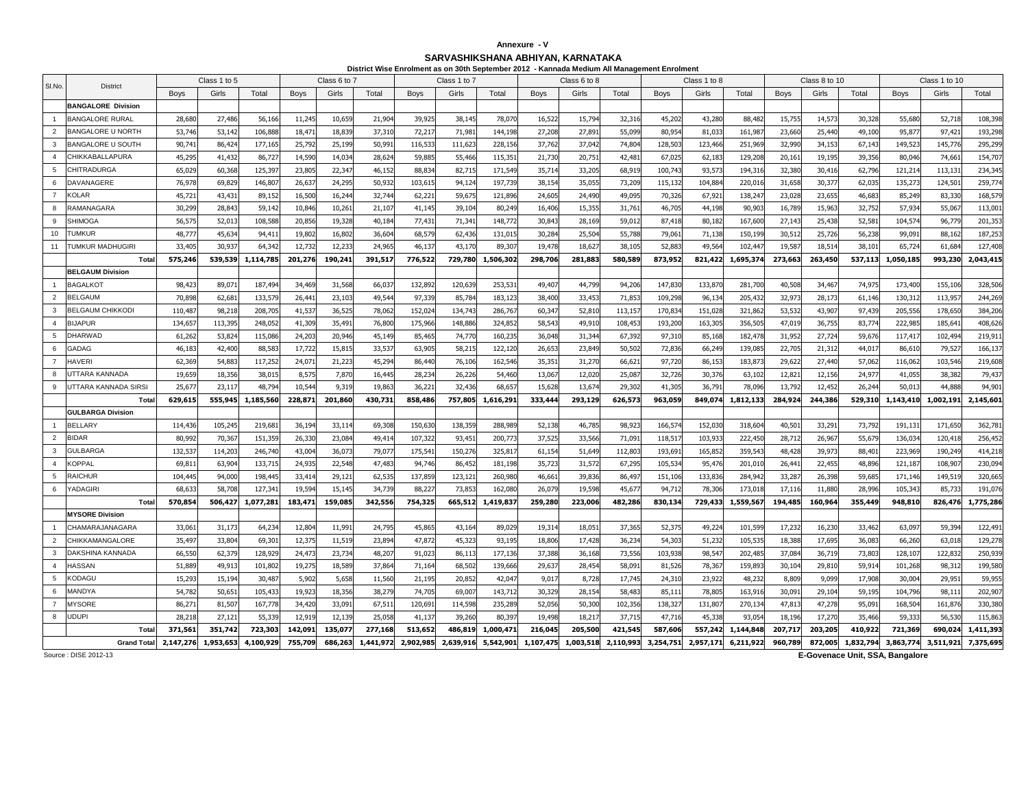**Annexure - V**

**SARVASHIKSHANA ABHIYAN, KARNATAKA**

**District Wise Enrolment as on 30th September 2012 - Kannada Medium All Management Enrolment**

| Sl.No. | District | Class 1 to 5 | | | Class 6 to 7 | | | Class 1 to 7 | | | Class 6 to 8 | | | Class 1 to 8 | | | Class 8 to 10 | | | Class 1 to 10 | | |
|---|---|---|---|---|---|---|---|---|---|---|---|---|---|---|---|---|---|---|---|---|---|---|
| | | Boys | Girls | Total | Boys | Girls | Total | Boys | Girls | Total | Boys | Girls | Total | Boys | Girls | Total | Boys | Girls | Total | Boys | Girls | Total |
| | **BANGALORE Division** | | | | | | | | | | | | | | | | | | | | | |
| 1 | BANGALORE RURAL | 28,680 | 27,486 | 56,166 | 11,245 | 10,659 | 21,904 | 39,925 | 38,145 | 78,070 | 16,522 | 15,794 | 32,316 | 45,202 | 43,280 | 88,482 | 15,755 | 14,573 | 30,328 | 55,680 | 52,718 | 108,398 |
| 2 | BANGALORE U NORTH | 53,746 | 53,142 | 106,888 | 18,471 | 18,839 | 37,310 | 72,217 | 71,981 | 144,198 | 27,208 | 27,891 | 55,099 | 80,954 | 81,033 | 161,987 | 23,660 | 25,440 | 49,100 | 95,877 | 97,421 | 193,298 |
| 3 | BANGALORE U SOUTH | 90,741 | 86,424 | 177,165 | 25,792 | 25,199 | 50,991 | 116,533 | 111,623 | 228,156 | 37,762 | 37,042 | 74,804 | 128,503 | 123,466 | 251,969 | 32,990 | 34,153 | 67,143 | 149,523 | 145,776 | 295,299 |
| 4 | CHIKKABALLAPURA | 45,295 | 41,432 | 86,727 | 14,590 | 14,034 | 28,624 | 59,885 | 55,466 | 115,351 | 21,730 | 20,751 | 42,481 | 67,025 | 62,183 | 129,208 | 20,161 | 19,195 | 39,356 | 80,046 | 74,661 | 154,707 |
| 5 | CHITRADURGA | 65,029 | 60,368 | 125,397 | 23,805 | 22,347 | 46,152 | 88,834 | 82,715 | 171,549 | 35,714 | 33,205 | 68,919 | 100,743 | 93,573 | 194,316 | 32,380 | 30,416 | 62,796 | 121,214 | 113,131 | 234,345 |
| 6 | DAVANAGERE | 76,978 | 69,829 | 146,807 | 26,637 | 24,295 | 50,932 | 103,615 | 94,124 | 197,739 | 38,154 | 35,055 | 73,209 | 115,132 | 104,884 | 220,016 | 31,658 | 30,377 | 62,035 | 135,273 | 124,501 | 259,774 |
| 7 | KOLAR | 45,721 | 43,431 | 89,152 | 16,500 | 16,244 | 32,744 | 62,221 | 59,675 | 121,896 | 24,605 | 24,490 | 49,095 | 70,326 | 67,921 | 138,247 | 23,028 | 23,655 | 46,683 | 85,249 | 83,330 | 168,579 |
| 8 | RAMANAGARA | 30,299 | 28,843 | 59,142 | 10,846 | 10,261 | 21,107 | 41,145 | 39,104 | 80,249 | 16,406 | 15,355 | 31,761 | 46,705 | 44,198 | 90,903 | 16,789 | 15,963 | 32,752 | 57,934 | 55,067 | 113,001 |
| 9 | SHIMOGA | 56,575 | 52,013 | 108,588 | 20,856 | 19,328 | 40,184 | 77,431 | 71,341 | 148,772 | 30,843 | 28,169 | 59,012 | 87,418 | 80,182 | 167,600 | 27,143 | 25,438 | 52,581 | 104,574 | 96,779 | 201,353 |
| 10 | TUMKUR | 48,777 | 45,634 | 94,411 | 19,802 | 16,802 | 36,604 | 68,579 | 62,436 | 131,015 | 30,284 | 25,504 | 55,788 | 79,061 | 71,138 | 150,199 | 30,512 | 25,726 | 56,238 | 99,091 | 88,162 | 187,253 |
| 11 | TUMKUR MADHUGIRI | 33,405 | 30,937 | 64,342 | 12,732 | 12,233 | 24,965 | 46,137 | 43,170 | 89,307 | 19,478 | 18,627 | 38,105 | 52,883 | 49,564 | 102,447 | 19,587 | 18,514 | 38,101 | 65,724 | 61,684 | 127,408 |
| | **Total** | **575,246** | **539,539** | **1,114,785** | **201,276** | **190,241** | **391,517** | **776,522** | **729,780** | **1,506,302** | **298,706** | **281,883** | **580,589** | **873,952** | **821,422** | **1,695,374** | **273,663** | **263,450** | **537,113** | **1,050,185** | **993,230** | **2,043,415** |
| | **BELGAUM Division** | | | | | | | | | | | | | | | | | | | | | |
| 1 | BAGALKOT | 98,423 | 89,071 | 187,494 | 34,469 | 31,568 | 66,037 | 132,892 | 120,639 | 253,531 | 49,407 | 44,799 | 94,206 | 147,830 | 133,870 | 281,700 | 40,508 | 34,467 | 74,975 | 173,400 | 155,106 | 328,506 |
| 2 | BELGAUM | 70,898 | 62,681 | 133,579 | 26,441 | 23,103 | 49,544 | 97,339 | 85,784 | 183,123 | 38,400 | 33,453 | 71,853 | 109,298 | 96,134 | 205,432 | 32,973 | 28,173 | 61,146 | 130,312 | 113,957 | 244,269 |
| 3 | BELGAUM CHIKKODI | 110,487 | 98,218 | 208,705 | 41,537 | 36,525 | 78,062 | 152,024 | 134,743 | 286,767 | 60,347 | 52,810 | 113,157 | 170,834 | 151,028 | 321,862 | 53,532 | 43,907 | 97,439 | 205,556 | 178,650 | 384,206 |
| 4 | BIJAPUR | 134,657 | 113,395 | 248,052 | 41,309 | 35,491 | 76,800 | 175,966 | 148,886 | 324,852 | 58,543 | 49,910 | 108,453 | 193,200 | 163,305 | 356,505 | 47,019 | 36,755 | 83,774 | 222,985 | 185,641 | 408,626 |
| 5 | DHARWAD | 61,262 | 53,824 | 115,086 | 24,203 | 20,946 | 45,149 | 85,465 | 74,770 | 160,235 | 36,048 | 31,344 | 67,392 | 97,310 | 85,168 | 182,478 | 31,952 | 27,724 | 59,676 | 117,417 | 102,494 | 219,911 |
| 6 | GADAG | 46,183 | 42,400 | 88,583 | 17,722 | 15,815 | 33,537 | 63,905 | 58,215 | 122,120 | 26,653 | 23,849 | 50,502 | 72,836 | 66,249 | 139,085 | 22,705 | 21,312 | 44,017 | 86,610 | 79,527 | 166,137 |
| 7 | HAVERI | 62,369 | 54,883 | 117,252 | 24,071 | 21,223 | 45,294 | 86,440 | 76,106 | 162,546 | 35,351 | 31,270 | 66,621 | 97,720 | 86,153 | 183,873 | 29,622 | 27,440 | 57,062 | 116,062 | 103,546 | 219,608 |
| 8 | UTTARA KANNADA | 19,659 | 18,356 | 38,015 | 8,575 | 7,870 | 16,445 | 28,234 | 26,226 | 54,460 | 13,067 | 12,020 | 25,087 | 32,726 | 30,376 | 63,102 | 12,821 | 12,156 | 24,977 | 41,055 | 38,382 | 79,437 |
| 9 | UTTARA KANNADA SIRSI | 25,677 | 23,117 | 48,794 | 10,544 | 9,319 | 19,863 | 36,221 | 32,436 | 68,657 | 15,628 | 13,674 | 29,302 | 41,305 | 36,791 | 78,096 | 13,792 | 12,452 | 26,244 | 50,013 | 44,888 | 94,901 |
| | **Total** | **629,615** | **555,945** | **1,185,560** | **228,871** | **201,860** | **430,731** | **858,486** | **757,805** | **1,616,291** | **333,444** | **293,129** | **626,573** | **963,059** | **849,074** | **1,812,133** | **284,924** | **244,386** | **529,310** | **1,143,410** | **1,002,191** | **2,145,601** |
| | **GULBARGA Division** | | | | | | | | | | | | | | | | | | | | | |
| 1 | BELLARY | 114,436 | 105,245 | 219,681 | 36,194 | 33,114 | 69,308 | 150,630 | 138,359 | 288,989 | 52,138 | 46,785 | 98,923 | 166,574 | 152,030 | 318,604 | 40,501 | 33,291 | 73,792 | 191,131 | 171,650 | 362,781 |
| 2 | BIDAR | 80,992 | 70,367 | 151,359 | 26,330 | 23,084 | 49,414 | 107,322 | 93,451 | 200,773 | 37,525 | 33,566 | 71,091 | 118,517 | 103,933 | 222,450 | 28,712 | 26,967 | 55,679 | 136,034 | 120,418 | 256,452 |
| 3 | GULBARGA | 132,537 | 114,203 | 246,740 | 43,004 | 36,073 | 79,077 | 175,541 | 150,276 | 325,817 | 61,154 | 51,649 | 112,803 | 193,691 | 165,852 | 359,543 | 48,428 | 39,973 | 88,401 | 223,969 | 190,249 | 414,218 |
| 4 | KOPPAL | 69,811 | 63,904 | 133,715 | 24,935 | 22,548 | 47,483 | 94,746 | 86,452 | 181,198 | 35,723 | 31,572 | 67,295 | 105,534 | 95,476 | 201,010 | 26,441 | 22,455 | 48,896 | 121,187 | 108,907 | 230,094 |
| 5 | RAICHUR | 104,445 | 94,000 | 198,445 | 33,414 | 29,121 | 62,535 | 137,859 | 123,121 | 260,980 | 46,661 | 39,836 | 86,497 | 151,106 | 133,836 | 284,942 | 33,287 | 26,398 | 59,685 | 171,146 | 149,519 | 320,665 |
| 6 | YADAGIRI | 68,633 | 58,708 | 127,341 | 19,594 | 15,145 | 34,739 | 88,227 | 73,853 | 162,080 | 26,079 | 19,598 | 45,677 | 94,712 | 78,306 | 173,018 | 17,116 | 11,880 | 28,996 | 105,343 | 85,733 | 191,076 |
| | **Total** | **570,854** | **506,427** | **1,077,281** | **183,471** | **159,085** | **342,556** | **754,325** | **665,512** | **1,419,837** | **259,280** | **223,006** | **482,286** | **830,134** | **729,433** | **1,559,567** | **194,485** | **160,964** | **355,449** | **948,810** | **826,476** | **1,775,286** |
| | **MYSORE Division** | | | | | | | | | | | | | | | | | | | | | |
| 1 | CHAMARAJANAGARA | 33,061 | 31,173 | 64,234 | 12,804 | 11,991 | 24,795 | 45,865 | 43,164 | 89,029 | 19,314 | 18,051 | 37,365 | 52,375 | 49,224 | 101,599 | 17,232 | 16,230 | 33,462 | 63,097 | 59,394 | 122,491 |
| 2 | CHIKKAMANGALORE | 35,497 | 33,804 | 69,301 | 12,375 | 11,519 | 23,894 | 47,872 | 45,323 | 93,195 | 18,806 | 17,428 | 36,234 | 54,303 | 51,232 | 105,535 | 18,388 | 17,695 | 36,083 | 66,260 | 63,018 | 129,278 |
| 3 | DAKSHINA KANNADA | 66,550 | 62,379 | 128,929 | 24,473 | 23,734 | 48,207 | 91,023 | 86,113 | 177,136 | 37,388 | 36,168 | 73,556 | 103,938 | 98,547 | 202,485 | 37,084 | 36,719 | 73,803 | 128,107 | 122,832 | 250,939 |
| 4 | HASSAN | 51,889 | 49,913 | 101,802 | 19,275 | 18,589 | 37,864 | 71,164 | 68,502 | 139,666 | 29,637 | 28,454 | 58,091 | 81,526 | 78,367 | 159,893 | 30,104 | 29,810 | 59,914 | 101,268 | 98,312 | 199,580 |
| 5 | KODAGU | 15,293 | 15,194 | 30,487 | 5,902 | 5,658 | 11,560 | 21,195 | 20,852 | 42,047 | 9,017 | 8,728 | 17,745 | 24,310 | 23,922 | 48,232 | 8,809 | 9,099 | 17,908 | 30,004 | 29,951 | 59,955 |
| 6 | MANDYA | 54,782 | 50,651 | 105,433 | 19,923 | 18,356 | 38,279 | 74,705 | 69,007 | 143,712 | 30,329 | 28,154 | 58,483 | 85,111 | 78,805 | 163,916 | 30,091 | 29,104 | 59,195 | 104,796 | 98,111 | 202,907 |
| 7 | MYSORE | 86,271 | 81,507 | 167,778 | 34,420 | 33,091 | 67,511 | 120,691 | 114,598 | 235,289 | 52,056 | 50,300 | 102,356 | 138,327 | 131,807 | 270,134 | 47,813 | 47,278 | 95,091 | 168,504 | 161,876 | 330,380 |
| 8 | UDUPI | 28,218 | 27,121 | 55,339 | 12,919 | 12,139 | 25,058 | 41,137 | 39,260 | 80,397 | 19,498 | 18,217 | 37,715 | 47,716 | 45,338 | 93,054 | 18,196 | 17,270 | 35,466 | 59,333 | 56,530 | 115,863 |
| | **Total** | **371,561** | **351,742** | **723,303** | **142,091** | **135,077** | **277,168** | **513,652** | **486,819** | **1,000,471** | **216,045** | **205,500** | **421,545** | **587,606** | **557,242** | **1,144,848** | **207,717** | **203,205** | **410,922** | **721,369** | **690,024** | **1,411,393** |
| | **Grand Total** | **2,147,276** | **1,953,653** | **4,100,929** | **755,709** | **686,263** | **1,441,972** | **2,902,985** | **2,639,916** | **5,542,901** | **1,107,475** | **1,003,518** | **2,110,993** | **3,254,751** | **2,957,171** | **6,211,922** | **960,789** | **872,005** | **1,832,794** | **3,863,774** | **3,511,921** | **7,375,695** |

Source : DISE 2012-13

**E-Govenace Unit, SSA, Bangalore**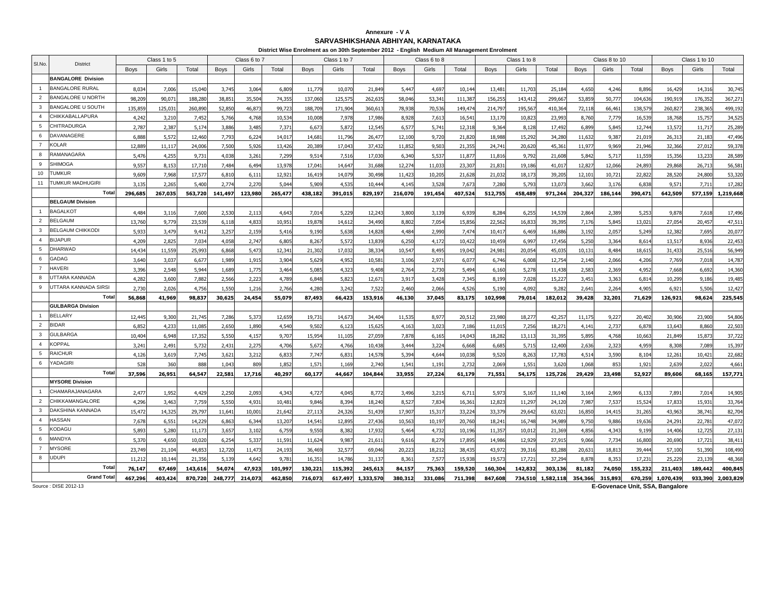**Annexure - V A**

**SARVASHIKSHANA ABHIYAN, KARNATAKA**

**District Wise Enrolment as on 30th September 2012 - English Medium All Management Enrolment**

| Sl.No. | District | Class 1 to 5 | | | Class 6 to 7 | | | Class 1 to 7 | | | Class 6 to 8 | | | Class 1 to 8 | | | Class 8 to 10 | | | Class 1 to 10 | | |
|---|---|---|---|---|---|---|---|---|---|---|---|---|---|---|---|---|---|---|---|---|---|---|
| | | Boys | Girls | Total | Boys | Girls | Total | Boys | Girls | Total | Boys | Girls | Total | Boys | Girls | Total | Boys | Girls | Total | Boys | Girls | Total |
| | **BANGALORE Division** | | | | | | | | | | | | | | | | | | | | | |
| 1 | BANGALORE RURAL | 8,034 | 7,006 | 15,040 | 3,745 | 3,064 | 6,809 | 11,779 | 10,070 | 21,849 | 5,447 | 4,697 | 10,144 | 13,481 | 11,703 | 25,184 | 4,650 | 4,246 | 8,896 | 16,429 | 14,316 | 30,745 |
| 2 | BANGALORE U NORTH | 98,209 | 90,071 | 188,280 | 38,851 | 35,504 | 74,355 | 137,060 | 125,575 | 262,635 | 58,046 | 53,341 | 111,387 | 156,255 | 143,412 | 299,667 | 53,859 | 50,777 | 104,636 | 190,919 | 176,352 | 367,271 |
| 3 | BANGALORE U SOUTH | 135,859 | 125,031 | 260,890 | 52,850 | 46,873 | 99,723 | 188,709 | 171,904 | 360,613 | 78,938 | 70,536 | 149,474 | 214,797 | 195,567 | 410,364 | 72,118 | 66,461 | 138,579 | 260,827 | 238,365 | 499,192 |
| 4 | CHIKKABALLAPURA | 4,242 | 3,210 | 7,452 | 5,766 | 4,768 | 10,534 | 10,008 | 7,978 | 17,986 | 8,928 | 7,613 | 16,541 | 13,170 | 10,823 | 23,993 | 8,760 | 7,779 | 16,539 | 18,768 | 15,757 | 34,525 |
| 5 | CHITRADURGA | 2,787 | 2,387 | 5,174 | 3,886 | 3,485 | 7,371 | 6,673 | 5,872 | 12,545 | 6,577 | 5,741 | 12,318 | 9,364 | 8,128 | 17,492 | 6,899 | 5,845 | 12,744 | 13,572 | 11,717 | 25,289 |
| 6 | DAVANAGERE | 6,888 | 5,572 | 12,460 | 7,793 | 6,224 | 14,017 | 14,681 | 11,796 | 26,477 | 12,100 | 9,720 | 21,820 | 18,988 | 15,292 | 34,280 | 11,632 | 9,387 | 21,019 | 26,313 | 21,183 | 47,496 |
| 7 | KOLAR | 12,889 | 11,117 | 24,006 | 7,500 | 5,926 | 13,426 | 20,389 | 17,043 | 37,432 | 11,852 | 9,503 | 21,355 | 24,741 | 20,620 | 45,361 | 11,977 | 9,969 | 21,946 | 32,366 | 27,012 | 59,378 |
| 8 | RAMANAGARA | 5,476 | 4,255 | 9,731 | 4,038 | 3,261 | 7,299 | 9,514 | 7,516 | 17,030 | 6,340 | 5,537 | 11,877 | 11,816 | 9,792 | 21,608 | 5,842 | 5,717 | 11,559 | 15,356 | 13,233 | 28,589 |
| 9 | SHIMOGA | 9,557 | 8,153 | 17,710 | 7,484 | 6,494 | 13,978 | 17,041 | 14,647 | 31,688 | 12,274 | 11,033 | 23,307 | 21,831 | 19,186 | 41,017 | 12,827 | 12,066 | 24,893 | 29,868 | 26,713 | 56,581 |
| 10 | TUMKUR | 9,609 | 7,968 | 17,577 | 6,810 | 6,111 | 12,921 | 16,419 | 14,079 | 30,498 | 11,423 | 10,205 | 21,628 | 21,032 | 18,173 | 39,205 | 12,101 | 10,721 | 22,822 | 28,520 | 24,800 | 53,320 |
| 11 | TUMKUR MADHUGIRI | 3,135 | 2,265 | 5,400 | 2,774 | 2,270 | 5,044 | 5,909 | 4,535 | 10,444 | 4,145 | 3,528 | 7,673 | 7,280 | 5,793 | 13,073 | 3,662 | 3,176 | 6,838 | 9,571 | 7,711 | 17,282 |
| | **Total** | **296,685** | **267,035** | **563,720** | **141,497** | **123,980** | **265,477** | **438,182** | **391,015** | **829,197** | **216,070** | **191,454** | **407,524** | **512,755** | **458,489** | **971,244** | **204,327** | **186,144** | **390,471** | **642,509** | **577,159** | **1,219,668** |
| | **BELGAUM Division** | | | | | | | | | | | | | | | | | | | | | |
| 1 | BAGALKOT | 4,484 | 3,116 | 7,600 | 2,530 | 2,113 | 4,643 | 7,014 | 5,229 | 12,243 | 3,800 | 3,139 | 6,939 | 8,284 | 6,255 | 14,539 | 2,864 | 2,389 | 5,253 | 9,878 | 7,618 | 17,496 |
| 2 | BELGAUM | 13,760 | 9,779 | 23,539 | 6,118 | 4,833 | 10,951 | 19,878 | 14,612 | 34,490 | 8,802 | 7,054 | 15,856 | 22,562 | 16,833 | 39,395 | 7,176 | 5,845 | 13,021 | 27,054 | 20,457 | 47,511 |
| 3 | BELGAUM CHIKKODI | 5,933 | 3,479 | 9,412 | 3,257 | 2,159 | 5,416 | 9,190 | 5,638 | 14,828 | 4,484 | 2,990 | 7,474 | 10,417 | 6,469 | 16,886 | 3,192 | 2,057 | 5,249 | 12,382 | 7,695 | 20,077 |
| 4 | BIJAPUR | 4,209 | 2,825 | 7,034 | 4,058 | 2,747 | 6,805 | 8,267 | 5,572 | 13,839 | 6,250 | 4,172 | 10,422 | 10,459 | 6,997 | 17,456 | 5,250 | 3,364 | 8,614 | 13,517 | 8,936 | 22,453 |
| 5 | DHARWAD | 14,434 | 11,559 | 25,993 | 6,868 | 5,473 | 12,341 | 21,302 | 17,032 | 38,334 | 10,547 | 8,495 | 19,042 | 24,981 | 20,054 | 45,035 | 10,131 | 8,484 | 18,615 | 31,433 | 25,516 | 56,949 |
| 6 | GADAG | 3,640 | 3,037 | 6,677 | 1,989 | 1,915 | 3,904 | 5,629 | 4,952 | 10,581 | 3,106 | 2,971 | 6,077 | 6,746 | 6,008 | 12,754 | 2,140 | 2,066 | 4,206 | 7,769 | 7,018 | 14,787 |
| 7 | HAVERI | 3,396 | 2,548 | 5,944 | 1,689 | 1,775 | 3,464 | 5,085 | 4,323 | 9,408 | 2,764 | 2,730 | 5,494 | 6,160 | 5,278 | 11,438 | 2,583 | 2,369 | 4,952 | 7,668 | 6,692 | 14,360 |
| 8 | UTTARA KANNADA | 4,282 | 3,600 | 7,882 | 2,566 | 2,223 | 4,789 | 6,848 | 5,823 | 12,671 | 3,917 | 3,428 | 7,345 | 8,199 | 7,028 | 15,227 | 3,451 | 3,363 | 6,814 | 10,299 | 9,186 | 19,485 |
| 9 | UTTARA KANNADA SIRSI | 2,730 | 2,026 | 4,756 | 1,550 | 1,216 | 2,766 | 4,280 | 3,242 | 7,522 | 2,460 | 2,066 | 4,526 | 5,190 | 4,092 | 9,282 | 2,641 | 2,264 | 4,905 | 6,921 | 5,506 | 12,427 |
| | **Total** | **56,868** | **41,969** | **98,837** | **30,625** | **24,454** | **55,079** | **87,493** | **66,423** | **153,916** | **46,130** | **37,045** | **83,175** | **102,998** | **79,014** | **182,012** | **39,428** | **32,201** | **71,629** | **126,921** | **98,624** | **225,545** |
| | **GULBARGA Division** | | | | | | | | | | | | | | | | | | | | | |
| 1 | BELLARY | 12,445 | 9,300 | 21,745 | 7,286 | 5,373 | 12,659 | 19,731 | 14,673 | 34,404 | 11,535 | 8,977 | 20,512 | 23,980 | 18,277 | 42,257 | 11,175 | 9,227 | 20,402 | 30,906 | 23,900 | 54,806 |
| 2 | BIDAR | 6,852 | 4,233 | 11,085 | 2,650 | 1,890 | 4,540 | 9,502 | 6,123 | 15,625 | 4,163 | 3,023 | 7,186 | 11,015 | 7,256 | 18,271 | 4,141 | 2,737 | 6,878 | 13,643 | 8,860 | 22,503 |
| 3 | GULBARGA | 10,404 | 6,948 | 17,352 | 5,550 | 4,157 | 9,707 | 15,954 | 11,105 | 27,059 | 7,878 | 6,165 | 14,043 | 18,282 | 13,113 | 31,395 | 5,895 | 4,768 | 10,663 | 21,849 | 15,873 | 37,722 |
| 4 | KOPPAL | 3,241 | 2,491 | 5,732 | 2,431 | 2,275 | 4,706 | 5,672 | 4,766 | 10,438 | 3,444 | 3,224 | 6,668 | 6,685 | 5,715 | 12,400 | 2,636 | 2,323 | 4,959 | 8,308 | 7,089 | 15,397 |
| 5 | RAICHUR | 4,126 | 3,619 | 7,745 | 3,621 | 3,212 | 6,833 | 7,747 | 6,831 | 14,578 | 5,394 | 4,644 | 10,038 | 9,520 | 8,263 | 17,783 | 4,514 | 3,590 | 8,104 | 12,261 | 10,421 | 22,682 |
| 6 | YADAGIRI | 528 | 360 | 888 | 1,043 | 809 | 1,852 | 1,571 | 1,169 | 2,740 | 1,541 | 1,191 | 2,732 | 2,069 | 1,551 | 3,620 | 1,068 | 853 | 1,921 | 2,639 | 2,022 | 4,661 |
| | **Total** | **37,596** | **26,951** | **64,547** | **22,581** | **17,716** | **40,297** | **60,177** | **44,667** | **104,844** | **33,955** | **27,224** | **61,179** | **71,551** | **54,175** | **125,726** | **29,429** | **23,498** | **52,927** | **89,606** | **68,165** | **157,771** |
| | **MYSORE Division** | | | | | | | | | | | | | | | | | | | | | |
| 1 | CHAMARAJANAGARA | 2,477 | 1,952 | 4,429 | 2,250 | 2,093 | 4,343 | 4,727 | 4,045 | 8,772 | 3,496 | 3,215 | 6,711 | 5,973 | 5,167 | 11,140 | 3,164 | 2,969 | 6,133 | 7,891 | 7,014 | 14,905 |
| 2 | CHIKKAMANGALORE | 4,296 | 3,463 | 7,759 | 5,550 | 4,931 | 10,481 | 9,846 | 8,394 | 18,240 | 8,527 | 7,834 | 16,361 | 12,823 | 11,297 | 24,120 | 7,987 | 7,537 | 15,524 | 17,833 | 15,931 | 33,764 |
| 3 | DAKSHINA KANNADA | 15,472 | 14,325 | 29,797 | 11,641 | 10,001 | 21,642 | 27,113 | 24,326 | 51,439 | 17,907 | 15,317 | 33,224 | 33,379 | 29,642 | 63,021 | 16,850 | 14,415 | 31,265 | 43,963 | 38,741 | 82,704 |
| 4 | HASSAN | 7,678 | 6,551 | 14,229 | 6,863 | 6,344 | 13,207 | 14,541 | 12,895 | 27,436 | 10,563 | 10,197 | 20,760 | 18,241 | 16,748 | 34,989 | 9,750 | 9,886 | 19,636 | 24,291 | 22,781 | 47,072 |
| 5 | KODAGU | 5,893 | 5,280 | 11,173 | 3,657 | 3,102 | 6,759 | 9,550 | 8,382 | 17,932 | 5,464 | 4,732 | 10,196 | 11,357 | 10,012 | 21,369 | 4,856 | 4,343 | 9,199 | 14,406 | 12,725 | 27,131 |
| 6 | MANDYA | 5,370 | 4,650 | 10,020 | 6,254 | 5,337 | 11,591 | 11,624 | 9,987 | 21,611 | 9,616 | 8,279 | 17,895 | 14,986 | 12,929 | 27,915 | 9,066 | 7,734 | 16,800 | 20,690 | 17,721 | 38,411 |
| 7 | MYSORE | 23,749 | 21,104 | 44,853 | 12,720 | 11,473 | 24,193 | 36,469 | 32,577 | 69,046 | 20,223 | 18,212 | 38,435 | 43,972 | 39,316 | 83,288 | 20,631 | 18,813 | 39,444 | 57,100 | 51,390 | 108,490 |
| 8 | UDUPI | 11,212 | 10,144 | 21,356 | 5,139 | 4,642 | 9,781 | 16,351 | 14,786 | 31,137 | 8,361 | 7,577 | 15,938 | 19,573 | 17,721 | 37,294 | 8,878 | 8,353 | 17,231 | 25,229 | 23,139 | 48,368 |
| | **Total** | **76,147** | **67,469** | **143,616** | **54,074** | **47,923** | **101,997** | **130,221** | **115,392** | **245,613** | **84,157** | **75,363** | **159,520** | **160,304** | **142,832** | **303,136** | **81,182** | **74,050** | **155,232** | **211,403** | **189,442** | **400,845** |
| | **Grand Total** | **467,296** | **403,424** | **870,720** | **248,777** | **214,073** | **462,850** | **716,073** | **617,497** | **1,333,570** | **380,312** | **331,086** | **711,398** | **847,608** | **734,510** | **1,582,118** | **354,366** | **315,893** | **670,259** | **1,070,439** | **933,390** | **2,003,829** |

Source : DISE 2012-13

**E-Govenance Unit, SSA, Bangalore**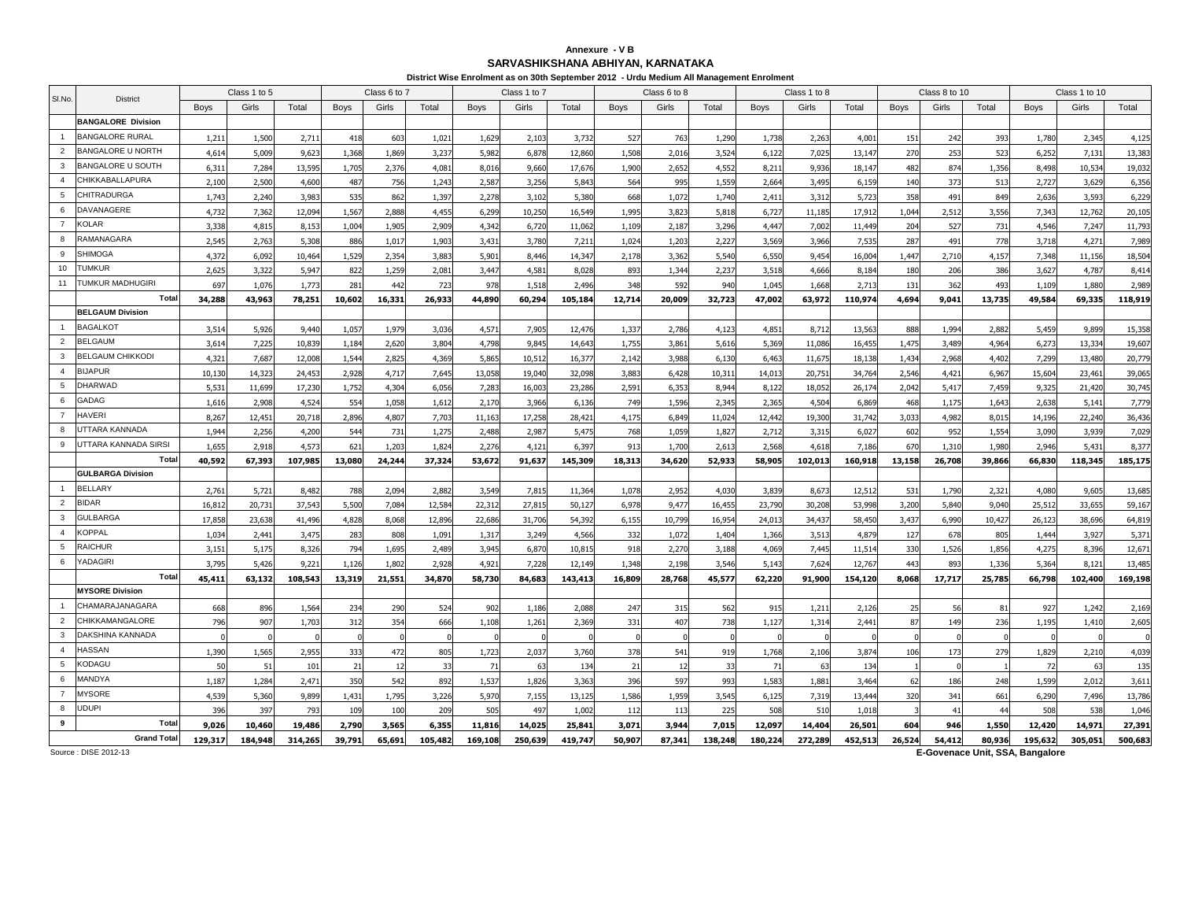**Annexure - V B**

**SARVASHIKSHANA ABHIYAN, KARNATAKA**

**District Wise Enrolment as on 30th September 2012 - Urdu Medium All Management Enrolment**

| Sl.No. | District | Class 1 to 5 | | | Class 6 to 7 | | | Class 1 to 7 | | | Class 6 to 8 | | | Class 1 to 8 | | | Class 8 to 10 | | | Class 1 to 10 | | |
|---|---|---|---|---|---|---|---|---|---|---|---|---|---|---|---|---|---|---|---|---|---|---|
| | | Boys | Girls | Total | Boys | Girls | Total | Boys | Girls | Total | Boys | Girls | Total | Boys | Girls | Total | Boys | Girls | Total | Boys | Girls | Total |
| | **BANGALORE Division** | | | | | | | | | | | | | | | | | | | | | |
| 1 | BANGALORE RURAL | 1,211 | 1,500 | 2,711 | 418 | 603 | 1,021 | 1,629 | 2,103 | 3,732 | 527 | 763 | 1,290 | 1,738 | 2,263 | 4,001 | 151 | 242 | 393 | 1,780 | 2,345 | 4,125 |
| 2 | BANGALORE U NORTH | 4,614 | 5,009 | 9,623 | 1,368 | 1,869 | 3,237 | 5,982 | 6,878 | 12,860 | 1,508 | 2,016 | 3,524 | 6,122 | 7,025 | 13,147 | 270 | 253 | 523 | 6,252 | 7,131 | 13,383 |
| 3 | BANGALORE U SOUTH | 6,311 | 7,284 | 13,595 | 1,705 | 2,376 | 4,081 | 8,016 | 9,660 | 17,676 | 1,900 | 2,652 | 4,552 | 8,211 | 9,936 | 18,147 | 482 | 874 | 1,356 | 8,498 | 10,534 | 19,032 |
| 4 | CHIKKABALLAPURA | 2,100 | 2,500 | 4,600 | 487 | 756 | 1,243 | 2,587 | 3,256 | 5,843 | 564 | 995 | 1,559 | 2,664 | 3,495 | 6,159 | 140 | 373 | 513 | 2,727 | 3,629 | 6,356 |
| 5 | CHITRADURGA | 1,743 | 2,240 | 3,983 | 535 | 862 | 1,397 | 2,278 | 3,102 | 5,380 | 668 | 1,072 | 1,740 | 2,411 | 3,312 | 5,723 | 358 | 491 | 849 | 2,636 | 3,593 | 6,229 |
| 6 | DAVANAGERE | 4,732 | 7,362 | 12,094 | 1,567 | 2,888 | 4,455 | 6,299 | 10,250 | 16,549 | 1,995 | 3,823 | 5,818 | 6,727 | 11,185 | 17,912 | 1,044 | 2,512 | 3,556 | 7,343 | 12,762 | 20,105 |
| 7 | KOLAR | 3,338 | 4,815 | 8,153 | 1,004 | 1,905 | 2,909 | 4,342 | 6,720 | 11,062 | 1,109 | 2,187 | 3,296 | 4,447 | 7,002 | 11,449 | 204 | 527 | 731 | 4,546 | 7,247 | 11,793 |
| 8 | RAMANAGARA | 2,545 | 2,763 | 5,308 | 886 | 1,017 | 1,903 | 3,431 | 3,780 | 7,211 | 1,024 | 1,203 | 2,227 | 3,569 | 3,966 | 7,535 | 287 | 491 | 778 | 3,718 | 4,271 | 7,989 |
| 9 | SHIMOGA | 4,372 | 6,092 | 10,464 | 1,529 | 2,354 | 3,883 | 5,901 | 8,446 | 14,347 | 2,178 | 3,362 | 5,540 | 6,550 | 9,454 | 16,004 | 1,447 | 2,710 | 4,157 | 7,348 | 11,156 | 18,504 |
| 10 | TUMKUR | 2,625 | 3,322 | 5,947 | 822 | 1,259 | 2,081 | 3,447 | 4,581 | 8,028 | 893 | 1,344 | 2,237 | 3,518 | 4,666 | 8,184 | 180 | 206 | 386 | 3,627 | 4,787 | 8,414 |
| 11 | TUMKUR MADHUGIRI | 697 | 1,076 | 1,773 | 281 | 442 | 723 | 978 | 1,518 | 2,496 | 348 | 592 | 940 | 1,045 | 1,668 | 2,713 | 131 | 362 | 493 | 1,109 | 1,880 | 2,989 |
| | **Total** | **34,288** | **43,963** | **78,251** | **10,602** | **16,331** | **26,933** | **44,890** | **60,294** | **105,184** | **12,714** | **20,009** | **32,723** | **47,002** | **63,972** | **110,974** | **4,694** | **9,041** | **13,735** | **49,584** | **69,335** | **118,919** |
| | **BELGAUM Division** | | | | | | | | | | | | | | | | | | | | | |
| 1 | BAGALKOT | 3,514 | 5,926 | 9,440 | 1,057 | 1,979 | 3,036 | 4,571 | 7,905 | 12,476 | 1,337 | 2,786 | 4,123 | 4,851 | 8,712 | 13,563 | 888 | 1,994 | 2,882 | 5,459 | 9,899 | 15,358 |
| 2 | BELGAUM | 3,614 | 7,225 | 10,839 | 1,184 | 2,620 | 3,804 | 4,798 | 9,845 | 14,643 | 1,755 | 3,861 | 5,616 | 5,369 | 11,086 | 16,455 | 1,475 | 3,489 | 4,964 | 6,273 | 13,334 | 19,607 |
| 3 | BELGAUM CHIKKODI | 4,321 | 7,687 | 12,008 | 1,544 | 2,825 | 4,369 | 5,865 | 10,512 | 16,377 | 2,142 | 3,988 | 6,130 | 6,463 | 11,675 | 18,138 | 1,434 | 2,968 | 4,402 | 7,299 | 13,480 | 20,779 |
| 4 | BIJAPUR | 10,130 | 14,323 | 24,453 | 2,928 | 4,717 | 7,645 | 13,058 | 19,040 | 32,098 | 3,883 | 6,428 | 10,311 | 14,013 | 20,751 | 34,764 | 2,546 | 4,421 | 6,967 | 15,604 | 23,461 | 39,065 |
| 5 | DHARWAD | 5,531 | 11,699 | 17,230 | 1,752 | 4,304 | 6,056 | 7,283 | 16,003 | 23,286 | 2,591 | 6,353 | 8,944 | 8,122 | 18,052 | 26,174 | 2,042 | 5,417 | 7,459 | 9,325 | 21,420 | 30,745 |
| 6 | GADAG | 1,616 | 2,908 | 4,524 | 554 | 1,058 | 1,612 | 2,170 | 3,966 | 6,136 | 749 | 1,596 | 2,345 | 2,365 | 4,504 | 6,869 | 468 | 1,175 | 1,643 | 2,638 | 5,141 | 7,779 |
| 7 | HAVERI | 8,267 | 12,451 | 20,718 | 2,896 | 4,807 | 7,703 | 11,163 | 17,258 | 28,421 | 4,175 | 6,849 | 11,024 | 12,442 | 19,300 | 31,742 | 3,033 | 4,982 | 8,015 | 14,196 | 22,240 | 36,436 |
| 8 | UTTARA KANNADA | 1,944 | 2,256 | 4,200 | 544 | 731 | 1,275 | 2,488 | 2,987 | 5,475 | 768 | 1,059 | 1,827 | 2,712 | 3,315 | 6,027 | 602 | 952 | 1,554 | 3,090 | 3,939 | 7,029 |
| 9 | UTTARA KANNADA SIRSI | 1,655 | 2,918 | 4,573 | 621 | 1,203 | 1,824 | 2,276 | 4,121 | 6,397 | 913 | 1,700 | 2,613 | 2,568 | 4,618 | 7,186 | 670 | 1,310 | 1,980 | 2,946 | 5,431 | 8,377 |
| | **Total** | **40,592** | **67,393** | **107,985** | **13,080** | **24,244** | **37,324** | **53,672** | **91,637** | **145,309** | **18,313** | **34,620** | **52,933** | **58,905** | **102,013** | **160,918** | **13,158** | **26,708** | **39,866** | **66,830** | **118,345** | **185,175** |
| | **GULBARGA Division** | | | | | | | | | | | | | | | | | | | | | |
| 1 | BELLARY | 2,761 | 5,721 | 8,482 | 788 | 2,094 | 2,882 | 3,549 | 7,815 | 11,364 | 1,078 | 2,952 | 4,030 | 3,839 | 8,673 | 12,512 | 531 | 1,790 | 2,321 | 4,080 | 9,605 | 13,685 |
| 2 | BIDAR | 16,812 | 20,731 | 37,543 | 5,500 | 7,084 | 12,584 | 22,312 | 27,815 | 50,127 | 6,978 | 9,477 | 16,455 | 23,790 | 30,208 | 53,998 | 3,200 | 5,840 | 9,040 | 25,512 | 33,655 | 59,167 |
| 3 | GULBARGA | 17,858 | 23,638 | 41,496 | 4,828 | 8,068 | 12,896 | 22,686 | 31,706 | 54,392 | 6,155 | 10,799 | 16,954 | 24,013 | 34,437 | 58,450 | 3,437 | 6,990 | 10,427 | 26,123 | 38,696 | 64,819 |
| 4 | KOPPAL | 1,034 | 2,441 | 3,475 | 283 | 808 | 1,091 | 1,317 | 3,249 | 4,566 | 332 | 1,072 | 1,404 | 1,366 | 3,513 | 4,879 | 127 | 678 | 805 | 1,444 | 3,927 | 5,371 |
| 5 | RAICHUR | 3,151 | 5,175 | 8,326 | 794 | 1,695 | 2,489 | 3,945 | 6,870 | 10,815 | 918 | 2,270 | 3,188 | 4,069 | 7,445 | 11,514 | 330 | 1,526 | 1,856 | 4,275 | 8,396 | 12,671 |
| 6 | YADAGIRI | 3,795 | 5,426 | 9,221 | 1,126 | 1,802 | 2,928 | 4,921 | 7,228 | 12,149 | 1,348 | 2,198 | 3,546 | 5,143 | 7,624 | 12,767 | 443 | 893 | 1,336 | 5,364 | 8,121 | 13,485 |
| | **Total** | **45,411** | **63,132** | **108,543** | **13,319** | **21,551** | **34,870** | **58,730** | **84,683** | **143,413** | **16,809** | **28,768** | **45,577** | **62,220** | **91,900** | **154,120** | **8,068** | **17,717** | **25,785** | **66,798** | **102,400** | **169,198** |
| | **MYSORE Division** | | | | | | | | | | | | | | | | | | | | | |
| 1 | CHAMARAJANAGARA | 668 | 896 | 1,564 | 234 | 290 | 524 | 902 | 1,186 | 2,088 | 247 | 315 | 562 | 915 | 1,211 | 2,126 | 25 | 56 | 81 | 927 | 1,242 | 2,169 |
| 2 | CHIKKAMANGALORE | 796 | 907 | 1,703 | 312 | 354 | 666 | 1,108 | 1,261 | 2,369 | 331 | 407 | 738 | 1,127 | 1,314 | 2,441 | 87 | 149 | 236 | 1,195 | 1,410 | 2,605 |
| 3 | DAKSHINA KANNADA | 0 | 0 | 0 | 0 | 0 | 0 | 0 | 0 | 0 | 0 | 0 | 0 | 0 | 0 | 0 | 0 | 0 | 0 | 0 | 0 | 0 |
| 4 | HASSAN | 1,390 | 1,565 | 2,955 | 333 | 472 | 805 | 1,723 | 2,037 | 3,760 | 378 | 541 | 919 | 1,768 | 2,106 | 3,874 | 106 | 173 | 279 | 1,829 | 2,210 | 4,039 |
| 5 | KODAGU | 50 | 51 | 101 | 21 | 12 | 33 | 71 | 63 | 134 | 21 | 12 | 33 | 71 | 63 | 134 | 1 | 0 | 1 | 72 | 63 | 135 |
| 6 | MANDYA | 1,187 | 1,284 | 2,471 | 350 | 542 | 892 | 1,537 | 1,826 | 3,363 | 396 | 597 | 993 | 1,583 | 1,881 | 3,464 | 62 | 186 | 248 | 1,599 | 2,012 | 3,611 |
| 7 | MYSORE | 4,539 | 5,360 | 9,899 | 1,431 | 1,795 | 3,226 | 5,970 | 7,155 | 13,125 | 1,586 | 1,959 | 3,545 | 6,125 | 7,319 | 13,444 | 320 | 341 | 661 | 6,290 | 7,496 | 13,786 |
| 8 | UDUPI | 396 | 397 | 793 | 109 | 100 | 209 | 505 | 497 | 1,002 | 112 | 113 | 225 | 508 | 510 | 1,018 | 3 | 41 | 44 | 508 | 538 | 1,046 |
| 9 | **Total** | **9,026** | **10,460** | **19,486** | **2,790** | **3,565** | **6,355** | **11,816** | **14,025** | **25,841** | **3,071** | **3,944** | **7,015** | **12,097** | **14,404** | **26,501** | **604** | **946** | **1,550** | **12,420** | **14,971** | **27,391** |
| | **Grand Total** | **129,317** | **184,948** | **314,265** | **39,791** | **65,691** | **105,482** | **169,108** | **250,639** | **419,747** | **50,907** | **87,341** | **138,248** | **180,224** | **272,289** | **452,513** | **26,524** | **54,412** | **80,936** | **195,632** | **305,051** | **500,683** |

Source : DISE 2012-13

**E-Govenace Unit, SSA, Bangalore**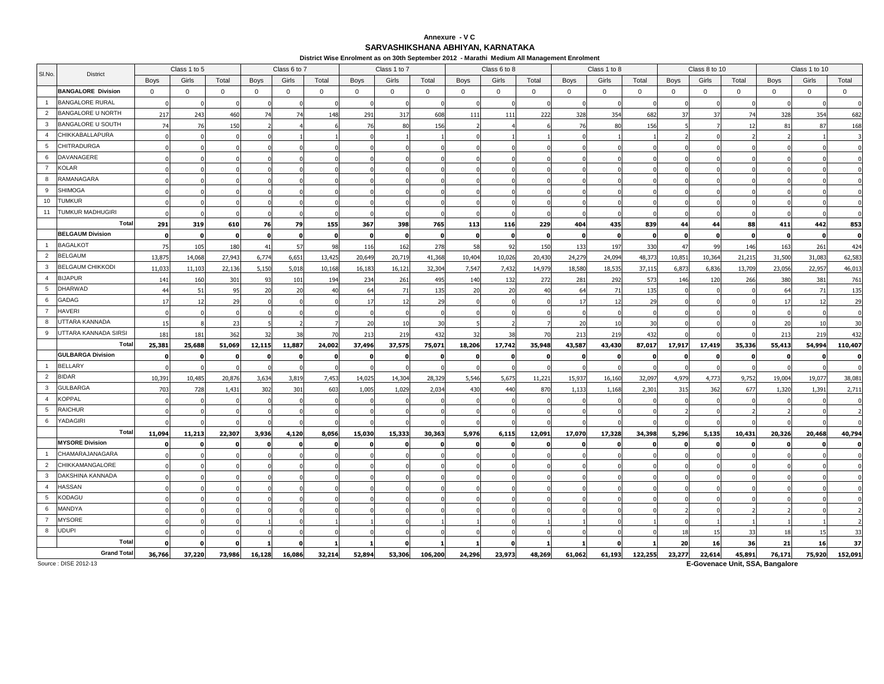**Annexure - V C**

**SARVASHIKSHANA ABHIYAN, KARNATAKA**

**District Wise Enrolment as on 30th September 2012 - Marathi Medium All Management Enrolment**

| Sl.No. | District | Class 1 to 5 | | | Class 6 to 7 | | | Class 1 to 7 | | | Class 6 to 8 | | | Class 1 to 8 | | | Class 8 to 10 | | | Class 1 to 10 | | |
|---|---|---|---|---|---|---|---|---|---|---|---|---|---|---|---|---|---|---|---|---|---|---|
| | | Boys | Girls | Total | Boys | Girls | Total | Boys | Girls | Total | Boys | Girls | Total | Boys | Girls | Total | Boys | Girls | Total | Boys | Girls | Total |
| | **BANGALORE Division** | 0 | 0 | 0 | 0 | 0 | 0 | 0 | 0 | 0 | 0 | 0 | 0 | 0 | 0 | 0 | 0 | 0 | 0 | 0 | 0 | 0 |
| 1 | BANGALORE RURAL | 0 | 0 | 0 | 0 | 0 | 0 | 0 | 0 | 0 | 0 | 0 | 0 | 0 | 0 | 0 | 0 | 0 | 0 | 0 | 0 | 0 |
| 2 | BANGALORE U NORTH | 217 | 243 | 460 | 74 | 74 | 148 | 291 | 317 | 608 | 111 | 111 | 222 | 328 | 354 | 682 | 37 | 37 | 74 | 328 | 354 | 682 |
| 3 | BANGALORE U SOUTH | 74 | 76 | 150 | 2 | 4 | 6 | 76 | 80 | 156 | 2 | 4 | 6 | 76 | 80 | 156 | 5 | 7 | 12 | 81 | 87 | 168 |
| 4 | CHIKKABALLAPURA | 0 | 0 | 0 | 0 | 1 | 1 | 0 | 1 | 1 | 0 | 1 | 1 | 0 | 1 | 1 | 2 | 0 | 2 | 2 | 1 | 3 |
| 5 | CHITRADURGA | 0 | 0 | 0 | 0 | 0 | 0 | 0 | 0 | 0 | 0 | 0 | 0 | 0 | 0 | 0 | 0 | 0 | 0 | 0 | 0 | 0 |
| 6 | DAVANAGERE | 0 | 0 | 0 | 0 | 0 | 0 | 0 | 0 | 0 | 0 | 0 | 0 | 0 | 0 | 0 | 0 | 0 | 0 | 0 | 0 | 0 |
| 7 | KOLAR | 0 | 0 | 0 | 0 | 0 | 0 | 0 | 0 | 0 | 0 | 0 | 0 | 0 | 0 | 0 | 0 | 0 | 0 | 0 | 0 | 0 |
| 8 | RAMANAGARA | 0 | 0 | 0 | 0 | 0 | 0 | 0 | 0 | 0 | 0 | 0 | 0 | 0 | 0 | 0 | 0 | 0 | 0 | 0 | 0 | 0 |
| 9 | SHIMOGA | 0 | 0 | 0 | 0 | 0 | 0 | 0 | 0 | 0 | 0 | 0 | 0 | 0 | 0 | 0 | 0 | 0 | 0 | 0 | 0 | 0 |
| 10 | TUMKUR | 0 | 0 | 0 | 0 | 0 | 0 | 0 | 0 | 0 | 0 | 0 | 0 | 0 | 0 | 0 | 0 | 0 | 0 | 0 | 0 | 0 |
| 11 | TUMKUR MADHUGIRI | 0 | 0 | 0 | 0 | 0 | 0 | 0 | 0 | 0 | 0 | 0 | 0 | 0 | 0 | 0 | 0 | 0 | 0 | 0 | 0 | 0 |
| | **Total** | **291** | **319** | **610** | **76** | **79** | **155** | **367** | **398** | **765** | **113** | **116** | **229** | **404** | **435** | **839** | **44** | **44** | **88** | **411** | **442** | **853** |
| | **BELGAUM Division** | **0** | **0** | **0** | **0** | **0** | **0** | **0** | **0** | **0** | **0** | **0** | **0** | **0** | **0** | **0** | **0** | **0** | **0** | **0** | **0** | **0** |
| 1 | BAGALKOT | 75 | 105 | 180 | 41 | 57 | 98 | 116 | 162 | 278 | 58 | 92 | 150 | 133 | 197 | 330 | 47 | 99 | 146 | 163 | 261 | 424 |
| 2 | BELGAUM | 13,875 | 14,068 | 27,943 | 6,774 | 6,651 | 13,425 | 20,649 | 20,719 | 41,368 | 10,404 | 10,026 | 20,430 | 24,279 | 24,094 | 48,373 | 10,851 | 10,364 | 21,215 | 31,500 | 31,083 | 62,583 |
| 3 | BELGAUM CHIKKODI | 11,033 | 11,103 | 22,136 | 5,150 | 5,018 | 10,168 | 16,183 | 16,121 | 32,304 | 7,547 | 7,432 | 14,979 | 18,580 | 18,535 | 37,115 | 6,873 | 6,836 | 13,709 | 23,056 | 22,957 | 46,013 |
| 4 | BIJAPUR | 141 | 160 | 301 | 93 | 101 | 194 | 234 | 261 | 495 | 140 | 132 | 272 | 281 | 292 | 573 | 146 | 120 | 266 | 380 | 381 | 761 |
| 5 | DHARWAD | 44 | 51 | 95 | 20 | 20 | 40 | 64 | 71 | 135 | 20 | 20 | 40 | 64 | 71 | 135 | 0 | 0 | 0 | 64 | 71 | 135 |
| 6 | GADAG | 17 | 12 | 29 | 0 | 0 | 0 | 17 | 12 | 29 | 0 | 0 | 0 | 17 | 12 | 29 | 0 | 0 | 0 | 17 | 12 | 29 |
| 7 | HAVERI | 0 | 0 | 0 | 0 | 0 | 0 | 0 | 0 | 0 | 0 | 0 | 0 | 0 | 0 | 0 | 0 | 0 | 0 | 0 | 0 | 0 |
| 8 | UTTARA KANNADA | 15 | 8 | 23 | 5 | 2 | 7 | 20 | 10 | 30 | 5 | 2 | 7 | 20 | 10 | 30 | 0 | 0 | 0 | 20 | 10 | 30 |
| 9 | UTTARA KANNADA SIRSI | 181 | 181 | 362 | 32 | 38 | 70 | 213 | 219 | 432 | 32 | 38 | 70 | 213 | 219 | 432 | 0 | 0 | 0 | 213 | 219 | 432 |
| | **Total** | **25,381** | **25,688** | **51,069** | **12,115** | **11,887** | **24,002** | **37,496** | **37,575** | **75,071** | **18,206** | **17,742** | **35,948** | **43,587** | **43,430** | **87,017** | **17,917** | **17,419** | **35,336** | **55,413** | **54,994** | **110,407** |
| | **GULBARGA Division** | **0** | **0** | **0** | **0** | **0** | **0** | **0** | **0** | **0** | **0** | **0** | **0** | **0** | **0** | **0** | **0** | **0** | **0** | **0** | **0** | **0** |
| 1 | BELLARY | 0 | 0 | 0 | 0 | 0 | 0 | 0 | 0 | 0 | 0 | 0 | 0 | 0 | 0 | 0 | 0 | 0 | 0 | 0 | 0 | 0 |
| 2 | BIDAR | 10,391 | 10,485 | 20,876 | 3,634 | 3,819 | 7,453 | 14,025 | 14,304 | 28,329 | 5,546 | 5,675 | 11,221 | 15,937 | 16,160 | 32,097 | 4,979 | 4,773 | 9,752 | 19,004 | 19,077 | 38,081 |
| 3 | GULBARGA | 703 | 728 | 1,431 | 302 | 301 | 603 | 1,005 | 1,029 | 2,034 | 430 | 440 | 870 | 1,133 | 1,168 | 2,301 | 315 | 362 | 677 | 1,320 | 1,391 | 2,711 |
| 4 | KOPPAL | 0 | 0 | 0 | 0 | 0 | 0 | 0 | 0 | 0 | 0 | 0 | 0 | 0 | 0 | 0 | 0 | 0 | 0 | 0 | 0 | 0 |
| 5 | RAICHUR | 0 | 0 | 0 | 0 | 0 | 0 | 0 | 0 | 0 | 0 | 0 | 0 | 0 | 0 | 0 | 2 | 0 | 2 | 2 | 0 | 2 |
| 6 | YADAGIRI | 0 | 0 | 0 | 0 | 0 | 0 | 0 | 0 | 0 | 0 | 0 | 0 | 0 | 0 | 0 | 0 | 0 | 0 | 0 | 0 | 0 |
| | **Total** | **11,094** | **11,213** | **22,307** | **3,936** | **4,120** | **8,056** | **15,030** | **15,333** | **30,363** | **5,976** | **6,115** | **12,091** | **17,070** | **17,328** | **34,398** | **5,296** | **5,135** | **10,431** | **20,326** | **20,468** | **40,794** |
| | **MYSORE Division** | **0** | **0** | **0** | **0** | **0** | **0** | **0** | **0** | **0** | **0** | **0** | **0** | **0** | **0** | **0** | **0** | **0** | **0** | **0** | **0** | **0** |
| 1 | CHAMARAJANAGARA | 0 | 0 | 0 | 0 | 0 | 0 | 0 | 0 | 0 | 0 | 0 | 0 | 0 | 0 | 0 | 0 | 0 | 0 | 0 | 0 | 0 |
| 2 | CHIKKAMANGALORE | 0 | 0 | 0 | 0 | 0 | 0 | 0 | 0 | 0 | 0 | 0 | 0 | 0 | 0 | 0 | 0 | 0 | 0 | 0 | 0 | 0 |
| 3 | DAKSHINA KANNADA | 0 | 0 | 0 | 0 | 0 | 0 | 0 | 0 | 0 | 0 | 0 | 0 | 0 | 0 | 0 | 0 | 0 | 0 | 0 | 0 | 0 |
| 4 | HASSAN | 0 | 0 | 0 | 0 | 0 | 0 | 0 | 0 | 0 | 0 | 0 | 0 | 0 | 0 | 0 | 0 | 0 | 0 | 0 | 0 | 0 |
| 5 | KODAGU | 0 | 0 | 0 | 0 | 0 | 0 | 0 | 0 | 0 | 0 | 0 | 0 | 0 | 0 | 0 | 0 | 0 | 0 | 0 | 0 | 0 |
| 6 | MANDYA | 0 | 0 | 0 | 0 | 0 | 0 | 0 | 0 | 0 | 0 | 0 | 0 | 0 | 0 | 0 | 2 | 0 | 2 | 2 | 0 | 2 |
| 7 | MYSORE | 0 | 0 | 0 | 1 | 0 | 1 | 1 | 0 | 1 | 1 | 0 | 1 | 1 | 0 | 1 | 0 | 1 | 1 | 1 | 1 | 2 |
| 8 | UDUPI | 0 | 0 | 0 | 0 | 0 | 0 | 0 | 0 | 0 | 0 | 0 | 0 | 0 | 0 | 0 | 18 | 15 | 33 | 18 | 15 | 33 |
| | **Total** | **0** | **0** | **0** | **1** | **0** | **1** | **1** | **0** | **1** | **1** | **0** | **1** | **1** | **0** | **1** | **20** | **16** | **36** | **21** | **16** | **37** |
| | **Grand Total** | **36,766** | **37,220** | **73,986** | **16,128** | **16,086** | **32,214** | **52,894** | **53,306** | **106,200** | **24,296** | **23,973** | **48,269** | **61,062** | **61,193** | **122,255** | **23,277** | **22,614** | **45,891** | **76,171** | **75,920** | **152,091** |

Source : DISE 2012-13

**E-Govenace Unit, SSA, Bangalore**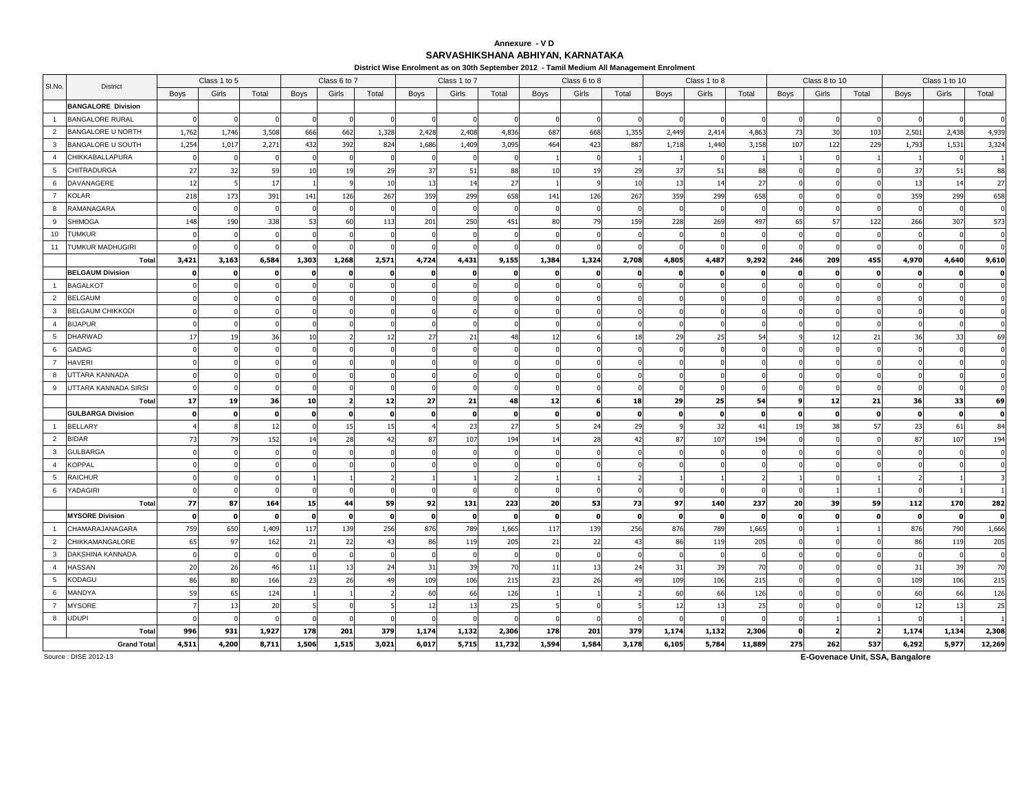Annexure - V D

**SARVASHIKSHANA ABHIYAN, KARNATAKA**

**District Wise Enrolment as on 30th September 2012 - Tamil Medium All Management Enrolment**

| Sl.No. | District | Class 1 to 5 | | | Class 6 to 7 | | | Class 1 to 7 | | | Class 6 to 8 | | | Class 1 to 8 | | | Class 8 to 10 | | | Class 1 to 10 | | |
|---|---|---|---|---|---|---|---|---|---|---|---|---|---|---|---|---|---|---|---|---|---|---|
| | | Boys | Girls | Total | Boys | Girls | Total | Boys | Girls | Total | Boys | Girls | Total | Boys | Girls | Total | Boys | Girls | Total | Boys | Girls | Total |
| | **BANGALORE Division** | | | | | | | | | | | | | | | | | | | | | |
| 1 | BANGALORE RURAL | 0 | 0 | 0 | 0 | 0 | 0 | 0 | 0 | 0 | 0 | 0 | 0 | 0 | 0 | 0 | 0 | 0 | 0 | 0 | 0 | 0 |
| 2 | BANGALORE U NORTH | 1,762 | 1,746 | 3,508 | 666 | 662 | 1,328 | 2,428 | 2,408 | 4,836 | 687 | 668 | 1,355 | 2,449 | 2,414 | 4,863 | 73 | 30 | 103 | 2,501 | 2,438 | 4,939 |
| 3 | BANGALORE U SOUTH | 1,254 | 1,017 | 2,271 | 432 | 392 | 824 | 1,686 | 1,409 | 3,095 | 464 | 423 | 887 | 1,718 | 1,440 | 3,158 | 107 | 122 | 229 | 1,793 | 1,531 | 3,324 |
| 4 | CHIKKABALLAPURA | 0 | 0 | 0 | 0 | 0 | 0 | 0 | 0 | 0 | 1 | 0 | 1 | 1 | 0 | 1 | 1 | 0 | 1 | 1 | 0 | 1 |
| 5 | CHITRADURGA | 27 | 32 | 59 | 10 | 19 | 29 | 37 | 51 | 88 | 10 | 19 | 29 | 37 | 51 | 88 | 0 | 0 | 0 | 37 | 51 | 88 |
| 6 | DAVANAGERE | 12 | 5 | 17 | 1 | 9 | 10 | 13 | 14 | 27 | 1 | 9 | 10 | 13 | 14 | 27 | 0 | 0 | 0 | 13 | 14 | 27 |
| 7 | KOLAR | 218 | 173 | 391 | 141 | 126 | 267 | 359 | 299 | 658 | 141 | 126 | 267 | 359 | 299 | 658 | 0 | 0 | 0 | 359 | 299 | 658 |
| 8 | RAMANAGARA | 0 | 0 | 0 | 0 | 0 | 0 | 0 | 0 | 0 | 0 | 0 | 0 | 0 | 0 | 0 | 0 | 0 | 0 | 0 | 0 | 0 |
| 9 | SHIMOGA | 148 | 190 | 338 | 53 | 60 | 113 | 201 | 250 | 451 | 80 | 79 | 159 | 228 | 269 | 497 | 65 | 57 | 122 | 266 | 307 | 573 |
| 10 | TUMKUR | 0 | 0 | 0 | 0 | 0 | 0 | 0 | 0 | 0 | 0 | 0 | 0 | 0 | 0 | 0 | 0 | 0 | 0 | 0 | 0 | 0 |
| 11 | TUMKUR MADHUGIRI | 0 | 0 | 0 | 0 | 0 | 0 | 0 | 0 | 0 | 0 | 0 | 0 | 0 | 0 | 0 | 0 | 0 | 0 | 0 | 0 | 0 |
| | **Total** | **3,421** | **3,163** | **6,584** | **1,303** | **1,268** | **2,571** | **4,724** | **4,431** | **9,155** | **1,384** | **1,324** | **2,708** | **4,805** | **4,487** | **9,292** | **246** | **209** | **455** | **4,970** | **4,640** | **9,610** |
| | **BELGAUM Division** | **0** | **0** | **0** | **0** | **0** | **0** | **0** | **0** | **0** | **0** | **0** | **0** | **0** | **0** | **0** | **0** | **0** | **0** | **0** | **0** | **0** |
| 1 | BAGALKOT | 0 | 0 | 0 | 0 | 0 | 0 | 0 | 0 | 0 | 0 | 0 | 0 | 0 | 0 | 0 | 0 | 0 | 0 | 0 | 0 | 0 |
| 2 | BELGAUM | 0 | 0 | 0 | 0 | 0 | 0 | 0 | 0 | 0 | 0 | 0 | 0 | 0 | 0 | 0 | 0 | 0 | 0 | 0 | 0 | 0 |
| 3 | BELGAUM CHIKKODI | 0 | 0 | 0 | 0 | 0 | 0 | 0 | 0 | 0 | 0 | 0 | 0 | 0 | 0 | 0 | 0 | 0 | 0 | 0 | 0 | 0 |
| 4 | BIJAPUR | 0 | 0 | 0 | 0 | 0 | 0 | 0 | 0 | 0 | 0 | 0 | 0 | 0 | 0 | 0 | 0 | 0 | 0 | 0 | 0 | 0 |
| 5 | DHARWAD | 17 | 19 | 36 | 10 | 2 | 12 | 27 | 21 | 48 | 12 | 6 | 18 | 29 | 25 | 54 | 9 | 12 | 21 | 36 | 33 | 69 |
| 6 | GADAG | 0 | 0 | 0 | 0 | 0 | 0 | 0 | 0 | 0 | 0 | 0 | 0 | 0 | 0 | 0 | 0 | 0 | 0 | 0 | 0 | 0 |
| 7 | HAVERI | 0 | 0 | 0 | 0 | 0 | 0 | 0 | 0 | 0 | 0 | 0 | 0 | 0 | 0 | 0 | 0 | 0 | 0 | 0 | 0 | 0 |
| 8 | UTTARA KANNADA | 0 | 0 | 0 | 0 | 0 | 0 | 0 | 0 | 0 | 0 | 0 | 0 | 0 | 0 | 0 | 0 | 0 | 0 | 0 | 0 | 0 |
| 9 | UTTARA KANNADA SIRSI | 0 | 0 | 0 | 0 | 0 | 0 | 0 | 0 | 0 | 0 | 0 | 0 | 0 | 0 | 0 | 0 | 0 | 0 | 0 | 0 | 0 |
| | **Total** | **17** | **19** | **36** | **10** | **2** | **12** | **27** | **21** | **48** | **12** | **6** | **18** | **29** | **25** | **54** | **9** | **12** | **21** | **36** | **33** | **69** |
| | **GULBARGA Division** | **0** | **0** | **0** | **0** | **0** | **0** | **0** | **0** | **0** | **0** | **0** | **0** | **0** | **0** | **0** | **0** | **0** | **0** | **0** | **0** | **0** |
| 1 | BELLARY | 4 | 8 | 12 | 0 | 15 | 15 | 4 | 23 | 27 | 5 | 24 | 29 | 9 | 32 | 41 | 19 | 38 | 57 | 23 | 61 | 84 |
| 2 | BIDAR | 73 | 79 | 152 | 14 | 28 | 42 | 87 | 107 | 194 | 14 | 28 | 42 | 87 | 107 | 194 | 0 | 0 | 0 | 87 | 107 | 194 |
| 3 | GULBARGA | 0 | 0 | 0 | 0 | 0 | 0 | 0 | 0 | 0 | 0 | 0 | 0 | 0 | 0 | 0 | 0 | 0 | 0 | 0 | 0 | 0 |
| 4 | KOPPAL | 0 | 0 | 0 | 0 | 0 | 0 | 0 | 0 | 0 | 0 | 0 | 0 | 0 | 0 | 0 | 0 | 0 | 0 | 0 | 0 | 0 |
| 5 | RAICHUR | 0 | 0 | 0 | 1 | 1 | 2 | 1 | 1 | 2 | 1 | 1 | 2 | 1 | 1 | 2 | 1 | 0 | 1 | 2 | 1 | 3 |
| 6 | YADAGIRI | 0 | 0 | 0 | 0 | 0 | 0 | 0 | 0 | 0 | 0 | 0 | 0 | 0 | 0 | 0 | 0 | 1 | 1 | 0 | 1 | 1 |
| | **Total** | **77** | **87** | **164** | **15** | **44** | **59** | **92** | **131** | **223** | **20** | **53** | **73** | **97** | **140** | **237** | **20** | **39** | **59** | **112** | **170** | **282** |
| | **MYSORE Division** | **0** | **0** | **0** | **0** | **0** | **0** | **0** | **0** | **0** | **0** | **0** | **0** | **0** | **0** | **0** | **0** | **0** | **0** | **0** | **0** | **0** |
| 1 | CHAMARAJANAGARA | 759 | 650 | 1,409 | 117 | 139 | 256 | 876 | 789 | 1,665 | 117 | 139 | 256 | 876 | 789 | 1,665 | 0 | 1 | 1 | 876 | 790 | 1,666 |
| 2 | CHIKKAMANGALORE | 65 | 97 | 162 | 21 | 22 | 43 | 86 | 119 | 205 | 21 | 22 | 43 | 86 | 119 | 205 | 0 | 0 | 0 | 86 | 119 | 205 |
| 3 | DAKSHINA KANNADA | 0 | 0 | 0 | 0 | 0 | 0 | 0 | 0 | 0 | 0 | 0 | 0 | 0 | 0 | 0 | 0 | 0 | 0 | 0 | 0 | 0 |
| 4 | HASSAN | 20 | 26 | 46 | 11 | 13 | 24 | 31 | 39 | 70 | 11 | 13 | 24 | 31 | 39 | 70 | 0 | 0 | 0 | 31 | 39 | 70 |
| 5 | KODAGU | 86 | 80 | 166 | 23 | 26 | 49 | 109 | 106 | 215 | 23 | 26 | 49 | 109 | 106 | 215 | 0 | 0 | 0 | 109 | 106 | 215 |
| 6 | MANDYA | 59 | 65 | 124 | 1 | 1 | 2 | 60 | 66 | 126 | 1 | 1 | 2 | 60 | 66 | 126 | 0 | 0 | 0 | 60 | 66 | 126 |
| 7 | MYSORE | 7 | 13 | 20 | 5 | 0 | 5 | 12 | 13 | 25 | 5 | 0 | 5 | 12 | 13 | 25 | 0 | 0 | 0 | 12 | 13 | 25 |
| 8 | UDUPI | 0 | 0 | 0 | 0 | 0 | 0 | 0 | 0 | 0 | 0 | 0 | 0 | 0 | 0 | 0 | 0 | 1 | 1 | 0 | 1 | 1 |
| | **Total** | **996** | **931** | **1,927** | **178** | **201** | **379** | **1,174** | **1,132** | **2,306** | **178** | **201** | **379** | **1,174** | **1,132** | **2,306** | **0** | **2** | **2** | **1,174** | **1,134** | **2,308** |
| | **Grand Total** | **4,511** | **4,200** | **8,711** | **1,506** | **1,515** | **3,021** | **6,017** | **5,715** | **11,732** | **1,594** | **1,584** | **3,178** | **6,105** | **5,784** | **11,889** | **275** | **262** | **537** | **6,292** | **5,977** | **12,269** |

Source : DISE 2012-13

**E-Govenace Unit, SSA, Bangalore**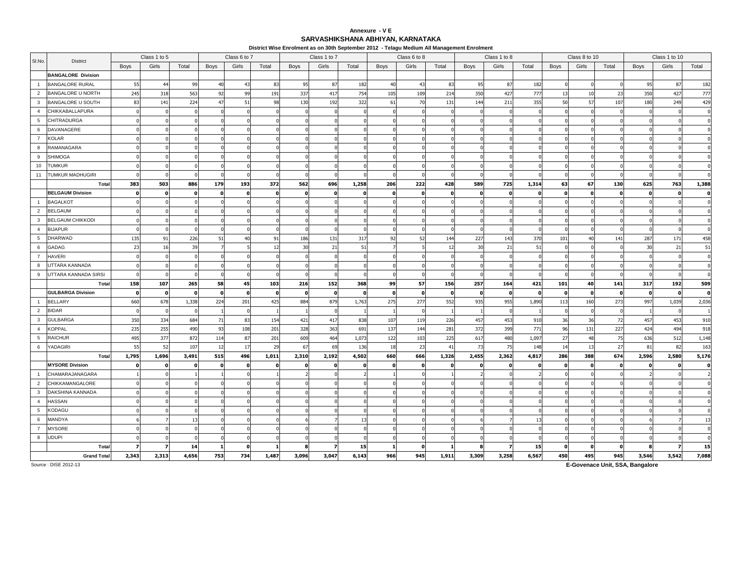Annexure - V E

# SARVASHIKSHANA ABHIYAN, KARNATAKA

District Wise Enrolment as on 30th September 2012 - Telagu Medium All Management Enrolment

| Sl.No. | District | Class 1 to 5 | | | Class 6 to 7 | | | Class 1 to 7 | | | Class 6 to 8 | | | Class 1 to 8 | | | Class 8 to 10 | | | Class 1 to 10 | | |
|---|---|---|---|---|---|---|---|---|---|---|---|---|---|---|---|---|---|---|---|---|---|---|
| | | Boys | Girls | Total | Boys | Girls | Total | Boys | Girls | Total | Boys | Girls | Total | Boys | Girls | Total | Boys | Girls | Total | Boys | Girls | Total |
| | **BANGALORE Division** | | | | | | | | | | | | | | | | | | | | | |
| 1 | BANGALORE RURAL | 55 | 44 | 99 | 40 | 43 | 83 | 95 | 87 | 182 | 40 | 43 | 83 | 95 | 87 | 182 | 0 | 0 | 0 | 95 | 87 | 182 |
| 2 | BANGALORE U NORTH | 245 | 318 | 563 | 92 | 99 | 191 | 337 | 417 | 754 | 105 | 109 | 214 | 350 | 427 | 777 | 13 | 10 | 23 | 350 | 427 | 777 |
| 3 | BANGALORE U SOUTH | 83 | 141 | 224 | 47 | 51 | 98 | 130 | 192 | 322 | 61 | 70 | 131 | 144 | 211 | 355 | 50 | 57 | 107 | 180 | 249 | 429 |
| 4 | CHIKKABALLAPURA | 0 | 0 | 0 | 0 | 0 | 0 | 0 | 0 | 0 | 0 | 0 | 0 | 0 | 0 | 0 | 0 | 0 | 0 | 0 | 0 | 0 |
| 5 | CHITRADURGA | 0 | 0 | 0 | 0 | 0 | 0 | 0 | 0 | 0 | 0 | 0 | 0 | 0 | 0 | 0 | 0 | 0 | 0 | 0 | 0 | 0 |
| 6 | DAVANAGERE | 0 | 0 | 0 | 0 | 0 | 0 | 0 | 0 | 0 | 0 | 0 | 0 | 0 | 0 | 0 | 0 | 0 | 0 | 0 | 0 | 0 |
| 7 | KOLAR | 0 | 0 | 0 | 0 | 0 | 0 | 0 | 0 | 0 | 0 | 0 | 0 | 0 | 0 | 0 | 0 | 0 | 0 | 0 | 0 | 0 |
| 8 | RAMANAGARA | 0 | 0 | 0 | 0 | 0 | 0 | 0 | 0 | 0 | 0 | 0 | 0 | 0 | 0 | 0 | 0 | 0 | 0 | 0 | 0 | 0 |
| 9 | SHIMOGA | 0 | 0 | 0 | 0 | 0 | 0 | 0 | 0 | 0 | 0 | 0 | 0 | 0 | 0 | 0 | 0 | 0 | 0 | 0 | 0 | 0 |
| 10 | TUMKUR | 0 | 0 | 0 | 0 | 0 | 0 | 0 | 0 | 0 | 0 | 0 | 0 | 0 | 0 | 0 | 0 | 0 | 0 | 0 | 0 | 0 |
| 11 | TUMKUR MADHUGIRI | 0 | 0 | 0 | 0 | 0 | 0 | 0 | 0 | 0 | 0 | 0 | 0 | 0 | 0 | 0 | 0 | 0 | 0 | 0 | 0 | 0 |
| | **Total** | **383** | **503** | **886** | **179** | **193** | **372** | **562** | **696** | **1,258** | **206** | **222** | **428** | **589** | **725** | **1,314** | **63** | **67** | **130** | **625** | **763** | **1,388** |
| | **BELGAUM Division** | **0** | **0** | **0** | **0** | **0** | **0** | **0** | **0** | **0** | **0** | **0** | **0** | **0** | **0** | **0** | **0** | **0** | **0** | **0** | **0** | **0** |
| 1 | BAGALKOT | 0 | 0 | 0 | 0 | 0 | 0 | 0 | 0 | 0 | 0 | 0 | 0 | 0 | 0 | 0 | 0 | 0 | 0 | 0 | 0 | 0 |
| 2 | BELGAUM | 0 | 0 | 0 | 0 | 0 | 0 | 0 | 0 | 0 | 0 | 0 | 0 | 0 | 0 | 0 | 0 | 0 | 0 | 0 | 0 | 0 |
| 3 | BELGAUM CHIKKODI | 0 | 0 | 0 | 0 | 0 | 0 | 0 | 0 | 0 | 0 | 0 | 0 | 0 | 0 | 0 | 0 | 0 | 0 | 0 | 0 | 0 |
| 4 | BIJAPUR | 0 | 0 | 0 | 0 | 0 | 0 | 0 | 0 | 0 | 0 | 0 | 0 | 0 | 0 | 0 | 0 | 0 | 0 | 0 | 0 | 0 |
| 5 | DHARWAD | 135 | 91 | 226 | 51 | 40 | 91 | 186 | 131 | 317 | 92 | 52 | 144 | 227 | 143 | 370 | 101 | 40 | 141 | 287 | 171 | 458 |
| 6 | GADAG | 23 | 16 | 39 | 7 | 5 | 12 | 30 | 21 | 51 | 7 | 5 | 12 | 30 | 21 | 51 | 0 | 0 | 0 | 30 | 21 | 51 |
| 7 | HAVERI | 0 | 0 | 0 | 0 | 0 | 0 | 0 | 0 | 0 | 0 | 0 | 0 | 0 | 0 | 0 | 0 | 0 | 0 | 0 | 0 | 0 |
| 8 | UTTARA KANNADA | 0 | 0 | 0 | 0 | 0 | 0 | 0 | 0 | 0 | 0 | 0 | 0 | 0 | 0 | 0 | 0 | 0 | 0 | 0 | 0 | 0 |
| 9 | UTTARA KANNADA SIRSI | 0 | 0 | 0 | 0 | 0 | 0 | 0 | 0 | 0 | 0 | 0 | 0 | 0 | 0 | 0 | 0 | 0 | 0 | 0 | 0 | 0 |
| | **Total** | **158** | **107** | **265** | **58** | **45** | **103** | **216** | **152** | **368** | **99** | **57** | **156** | **257** | **164** | **421** | **101** | **40** | **141** | **317** | **192** | **509** |
| | **GULBARGA Division** | **0** | **0** | **0** | **0** | **0** | **0** | **0** | **0** | **0** | **0** | **0** | **0** | **0** | **0** | **0** | **0** | **0** | **0** | **0** | **0** | **0** |
| 1 | BELLARY | 660 | 678 | 1,338 | 224 | 201 | 425 | 884 | 879 | 1,763 | 275 | 277 | 552 | 935 | 955 | 1,890 | 113 | 160 | 273 | 997 | 1,039 | 2,036 |
| 2 | BIDAR | 0 | 0 | 0 | 1 | 0 | 1 | 1 | 0 | 1 | 1 | 0 | 1 | 1 | 0 | 1 | 0 | 0 | 0 | 1 | 0 | 1 |
| 3 | GULBARGA | 350 | 334 | 684 | 71 | 83 | 154 | 421 | 417 | 838 | 107 | 119 | 226 | 457 | 453 | 910 | 36 | 36 | 72 | 457 | 453 | 910 |
| 4 | KOPPAL | 235 | 255 | 490 | 93 | 108 | 201 | 328 | 363 | 691 | 137 | 144 | 281 | 372 | 399 | 771 | 96 | 131 | 227 | 424 | 494 | 918 |
| 5 | RAICHUR | 495 | 377 | 872 | 114 | 87 | 201 | 609 | 464 | 1,073 | 122 | 103 | 225 | 617 | 480 | 1,097 | 27 | 48 | 75 | 636 | 512 | 1,148 |
| 6 | YADAGIRI | 55 | 52 | 107 | 12 | 17 | 29 | 67 | 69 | 136 | 18 | 23 | 41 | 73 | 75 | 148 | 14 | 13 | 27 | 81 | 82 | 163 |
| | **Total** | **1,795** | **1,696** | **3,491** | **515** | **496** | **1,011** | **2,310** | **2,192** | **4,502** | **660** | **666** | **1,326** | **2,455** | **2,362** | **4,817** | **286** | **388** | **674** | **2,596** | **2,580** | **5,176** |
| | **MYSORE Division** | **0** | **0** | **0** | **0** | **0** | **0** | **0** | **0** | **0** | **0** | **0** | **0** | **0** | **0** | **0** | **0** | **0** | **0** | **0** | **0** | **0** |
| 1 | CHAMARAJANAGARA | 1 | 0 | 1 | 1 | 0 | 1 | 2 | 0 | 2 | 1 | 0 | 1 | 2 | 0 | 2 | 0 | 0 | 0 | 2 | 0 | 2 |
| 2 | CHIKKAMANGALORE | 0 | 0 | 0 | 0 | 0 | 0 | 0 | 0 | 0 | 0 | 0 | 0 | 0 | 0 | 0 | 0 | 0 | 0 | 0 | 0 | 0 |
| 3 | DAKSHINA KANNADA | 0 | 0 | 0 | 0 | 0 | 0 | 0 | 0 | 0 | 0 | 0 | 0 | 0 | 0 | 0 | 0 | 0 | 0 | 0 | 0 | 0 |
| 4 | HASSAN | 0 | 0 | 0 | 0 | 0 | 0 | 0 | 0 | 0 | 0 | 0 | 0 | 0 | 0 | 0 | 0 | 0 | 0 | 0 | 0 | 0 |
| 5 | KODAGU | 0 | 0 | 0 | 0 | 0 | 0 | 0 | 0 | 0 | 0 | 0 | 0 | 0 | 0 | 0 | 0 | 0 | 0 | 0 | 0 | 0 |
| 6 | MANDYA | 6 | 7 | 13 | 0 | 0 | 0 | 6 | 7 | 13 | 0 | 0 | 0 | 6 | 7 | 13 | 0 | 0 | 0 | 6 | 7 | 13 |
| 7 | MYSORE | 0 | 0 | 0 | 0 | 0 | 0 | 0 | 0 | 0 | 0 | 0 | 0 | 0 | 0 | 0 | 0 | 0 | 0 | 0 | 0 | 0 |
| 8 | UDUPI | 0 | 0 | 0 | 0 | 0 | 0 | 0 | 0 | 0 | 0 | 0 | 0 | 0 | 0 | 0 | 0 | 0 | 0 | 0 | 0 | 0 |
| | **Total** | **7** | **7** | **14** | **1** | **0** | **1** | **8** | **7** | **15** | **1** | **0** | **1** | **8** | **7** | **15** | **0** | **0** | **0** | **8** | **7** | **15** |
| | **Grand Total** | **2,343** | **2,313** | **4,656** | **753** | **734** | **1,487** | **3,096** | **3,047** | **6,143** | **966** | **945** | **1,911** | **3,309** | **3,258** | **6,567** | **450** | **495** | **945** | **3,546** | **3,542** | **7,088** |

Source : DISE 2012-13

**E-Govenace Unit, SSA, Bangalore**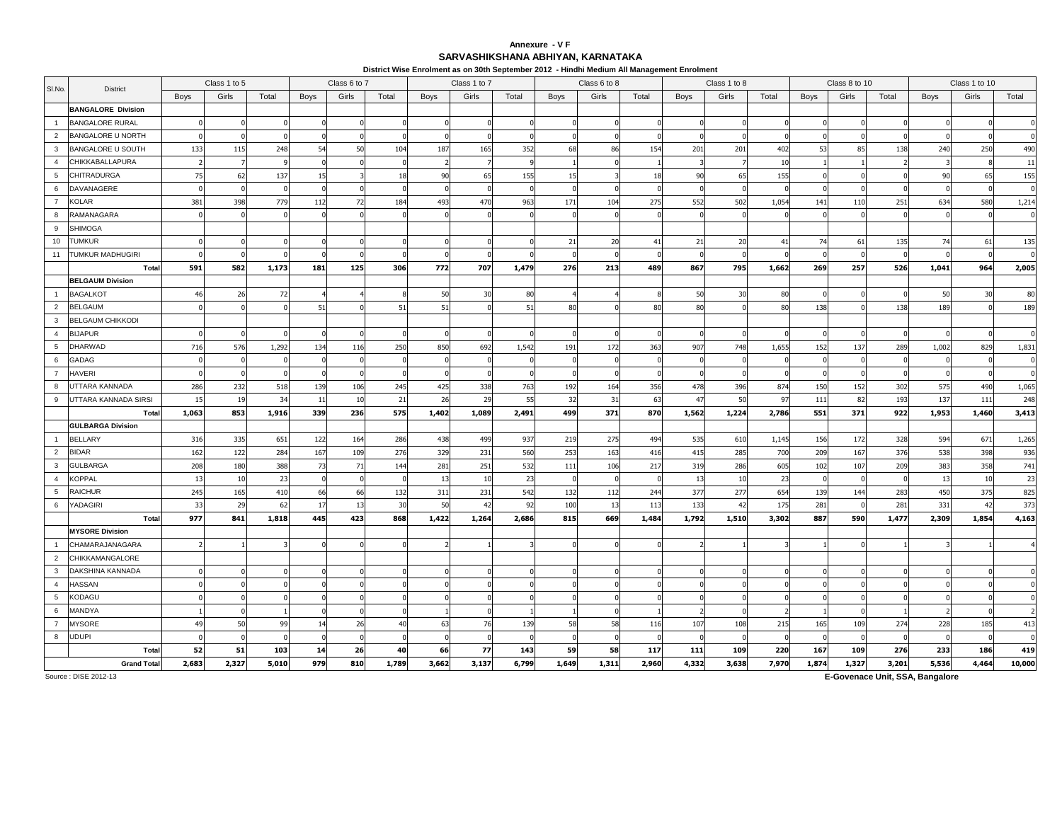Annexure - V F

# SARVASHIKSHANA ABHIYAN, KARNATAKA

District Wise Enrolment as on 30th September 2012 - Hindhi Medium All Management Enrolment

| Sl.No. | District | Class 1 to 5 | | | Class 6 to 7 | | | Class 1 to 7 | | | Class 6 to 8 | | | Class 1 to 8 | | | Class 8 to 10 | | | Class 1 to 10 | | |
|---|---|---|---|---|---|---|---|---|---|---|---|---|---|---|---|---|---|---|---|---|---|---|
| | | Boys | Girls | Total | Boys | Girls | Total | Boys | Girls | Total | Boys | Girls | Total | Boys | Girls | Total | Boys | Girls | Total | Boys | Girls | Total |
| | **BANGALORE Division** | | | | | | | | | | | | | | | | | | | | | |
| 1 | BANGALORE RURAL | 0 | 0 | 0 | 0 | 0 | 0 | 0 | 0 | 0 | 0 | 0 | 0 | 0 | 0 | 0 | 0 | 0 | 0 | 0 | 0 | 0 |
| 2 | BANGALORE U NORTH | 0 | 0 | 0 | 0 | 0 | 0 | 0 | 0 | 0 | 0 | 0 | 0 | 0 | 0 | 0 | 0 | 0 | 0 | 0 | 0 | 0 |
| 3 | BANGALORE U SOUTH | 133 | 115 | 248 | 54 | 50 | 104 | 187 | 165 | 352 | 68 | 86 | 154 | 201 | 201 | 402 | 53 | 85 | 138 | 240 | 250 | 490 |
| 4 | CHIKKABALLAPURA | 2 | 7 | 9 | 0 | 0 | 0 | 2 | 7 | 9 | 1 | 0 | 1 | 3 | 7 | 10 | 1 | 1 | 2 | 3 | 8 | 11 |
| 5 | CHITRADURGA | 75 | 62 | 137 | 15 | 3 | 18 | 90 | 65 | 155 | 15 | 3 | 18 | 90 | 65 | 155 | 0 | 0 | 0 | 90 | 65 | 155 |
| 6 | DAVANAGERE | 0 | 0 | 0 | 0 | 0 | 0 | 0 | 0 | 0 | 0 | 0 | 0 | 0 | 0 | 0 | 0 | 0 | 0 | 0 | 0 | 0 |
| 7 | KOLAR | 381 | 398 | 779 | 112 | 72 | 184 | 493 | 470 | 963 | 171 | 104 | 275 | 552 | 502 | 1,054 | 141 | 110 | 251 | 634 | 580 | 1,214 |
| 8 | RAMANAGARA | 0 | 0 | 0 | 0 | 0 | 0 | 0 | 0 | 0 | 0 | 0 | 0 | 0 | 0 | 0 | 0 | 0 | 0 | 0 | 0 | 0 |
| 9 | SHIMOGA | | | | | | | | | | | | | | | | | | | | | |
| 10 | TUMKUR | 0 | 0 | 0 | 0 | 0 | 0 | 0 | 0 | 0 | 21 | 20 | 41 | 21 | 20 | 41 | 74 | 61 | 135 | 74 | 61 | 135 |
| 11 | TUMKUR MADHUGIRI | 0 | 0 | 0 | 0 | 0 | 0 | 0 | 0 | 0 | 0 | 0 | 0 | 0 | 0 | 0 | 0 | 0 | 0 | 0 | 0 | 0 |
| | **Total** | **591** | **582** | **1,173** | **181** | **125** | **306** | **772** | **707** | **1,479** | **276** | **213** | **489** | **867** | **795** | **1,662** | **269** | **257** | **526** | **1,041** | **964** | **2,005** |
| | **BELGAUM Division** | | | | | | | | | | | | | | | | | | | | | |
| 1 | BAGALKOT | 46 | 26 | 72 | 4 | 4 | 8 | 50 | 30 | 80 | 4 | 4 | 8 | 50 | 30 | 80 | 0 | 0 | 0 | 50 | 30 | 80 |
| 2 | BELGAUM | 0 | 0 | 0 | 51 | 0 | 51 | 51 | 0 | 51 | 80 | 0 | 80 | 80 | 0 | 80 | 138 | 0 | 138 | 189 | 0 | 189 |
| 3 | BELGAUM CHIKKODI | | | | | | | | | | | | | | | | | | | | | |
| 4 | BIJAPUR | 0 | 0 | 0 | 0 | 0 | 0 | 0 | 0 | 0 | 0 | 0 | 0 | 0 | 0 | 0 | 0 | 0 | 0 | 0 | 0 | 0 |
| 5 | DHARWAD | 716 | 576 | 1,292 | 134 | 116 | 250 | 850 | 692 | 1,542 | 191 | 172 | 363 | 907 | 748 | 1,655 | 152 | 137 | 289 | 1,002 | 829 | 1,831 |
| 6 | GADAG | 0 | 0 | 0 | 0 | 0 | 0 | 0 | 0 | 0 | 0 | 0 | 0 | 0 | 0 | 0 | 0 | 0 | 0 | 0 | 0 | 0 |
| 7 | HAVERI | 0 | 0 | 0 | 0 | 0 | 0 | 0 | 0 | 0 | 0 | 0 | 0 | 0 | 0 | 0 | 0 | 0 | 0 | 0 | 0 | 0 |
| 8 | UTTARA KANNADA | 286 | 232 | 518 | 139 | 106 | 245 | 425 | 338 | 763 | 192 | 164 | 356 | 478 | 396 | 874 | 150 | 152 | 302 | 575 | 490 | 1,065 |
| 9 | UTTARA KANNADA SIRSI | 15 | 19 | 34 | 11 | 10 | 21 | 26 | 29 | 55 | 32 | 31 | 63 | 47 | 50 | 97 | 111 | 82 | 193 | 137 | 111 | 248 |
| | **Total** | **1,063** | **853** | **1,916** | **339** | **236** | **575** | **1,402** | **1,089** | **2,491** | **499** | **371** | **870** | **1,562** | **1,224** | **2,786** | **551** | **371** | **922** | **1,953** | **1,460** | **3,413** |
| | **GULBARGA Division** | | | | | | | | | | | | | | | | | | | | | |
| 1 | BELLARY | 316 | 335 | 651 | 122 | 164 | 286 | 438 | 499 | 937 | 219 | 275 | 494 | 535 | 610 | 1,145 | 156 | 172 | 328 | 594 | 671 | 1,265 |
| 2 | BIDAR | 162 | 122 | 284 | 167 | 109 | 276 | 329 | 231 | 560 | 253 | 163 | 416 | 415 | 285 | 700 | 209 | 167 | 376 | 538 | 398 | 936 |
| 3 | GULBARGA | 208 | 180 | 388 | 73 | 71 | 144 | 281 | 251 | 532 | 111 | 106 | 217 | 319 | 286 | 605 | 102 | 107 | 209 | 383 | 358 | 741 |
| 4 | KOPPAL | 13 | 10 | 23 | 0 | 0 | 0 | 13 | 10 | 23 | 0 | 0 | 0 | 13 | 10 | 23 | 0 | 0 | 0 | 13 | 10 | 23 |
| 5 | RAICHUR | 245 | 165 | 410 | 66 | 66 | 132 | 311 | 231 | 542 | 132 | 112 | 244 | 377 | 277 | 654 | 139 | 144 | 283 | 450 | 375 | 825 |
| 6 | YADAGIRI | 33 | 29 | 62 | 17 | 13 | 30 | 50 | 42 | 92 | 100 | 13 | 113 | 133 | 42 | 175 | 281 | 0 | 281 | 331 | 42 | 373 |
| | **Total** | **977** | **841** | **1,818** | **445** | **423** | **868** | **1,422** | **1,264** | **2,686** | **815** | **669** | **1,484** | **1,792** | **1,510** | **3,302** | **887** | **590** | **1,477** | **2,309** | **1,854** | **4,163** |
| | **MYSORE Division** | | | | | | | | | | | | | | | | | | | | | |
| 1 | CHAMARAJANAGARA | 2 | 1 | 3 | 0 | 0 | 0 | 2 | 1 | 3 | 0 | 0 | 0 | 2 | 1 | 3 | 1 | 0 | 1 | 3 | 1 | 4 |
| 2 | CHIKKAMANGALORE | | | | | | | | | | | | | | | | | | | | | |
| 3 | DAKSHINA KANNADA | 0 | 0 | 0 | 0 | 0 | 0 | 0 | 0 | 0 | 0 | 0 | 0 | 0 | 0 | 0 | 0 | 0 | 0 | 0 | 0 | 0 |
| 4 | HASSAN | 0 | 0 | 0 | 0 | 0 | 0 | 0 | 0 | 0 | 0 | 0 | 0 | 0 | 0 | 0 | 0 | 0 | 0 | 0 | 0 | 0 |
| 5 | KODAGU | 0 | 0 | 0 | 0 | 0 | 0 | 0 | 0 | 0 | 0 | 0 | 0 | 0 | 0 | 0 | 0 | 0 | 0 | 0 | 0 | 0 |
| 6 | MANDYA | 1 | 0 | 1 | 0 | 0 | 0 | 1 | 0 | 1 | 1 | 0 | 1 | 2 | 0 | 2 | 1 | 0 | 1 | 2 | 0 | 2 |
| 7 | MYSORE | 49 | 50 | 99 | 14 | 26 | 40 | 63 | 76 | 139 | 58 | 58 | 116 | 107 | 108 | 215 | 165 | 109 | 274 | 228 | 185 | 413 |
| 8 | UDUPI | 0 | 0 | 0 | 0 | 0 | 0 | 0 | 0 | 0 | 0 | 0 | 0 | 0 | 0 | 0 | 0 | 0 | 0 | 0 | 0 | 0 |
| | **Total** | **52** | **51** | **103** | **14** | **26** | **40** | **66** | **77** | **143** | **59** | **58** | **117** | **111** | **109** | **220** | **167** | **109** | **276** | **233** | **186** | **419** |
| | **Grand Total** | **2,683** | **2,327** | **5,010** | **979** | **810** | **1,789** | **3,662** | **3,137** | **6,799** | **1,649** | **1,311** | **2,960** | **4,332** | **3,638** | **7,970** | **1,874** | **1,327** | **3,201** | **5,536** | **4,464** | **10,000** |

Source : DISE 2012-13

**E-Govenace Unit, SSA, Bangalore**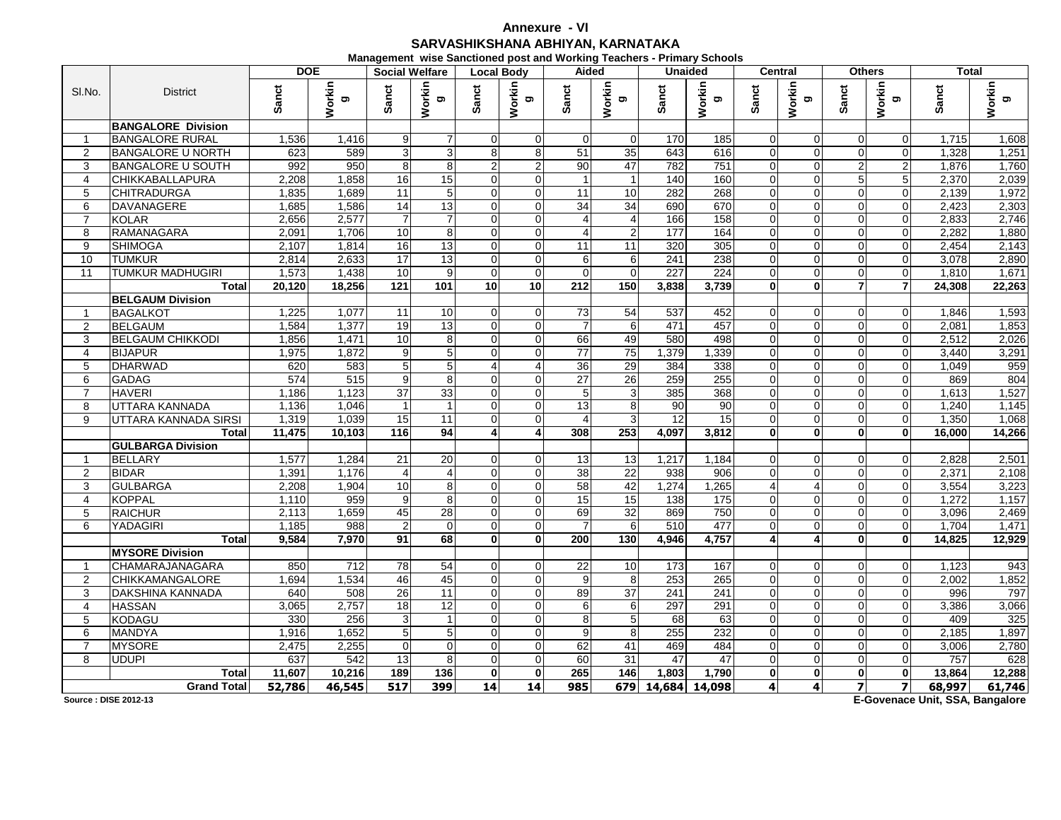# Annexure - VI

## SARVASHIKSHANA ABHIYAN, KARNATAKA

### Management wise Sanctioned post and Working Teachers - Primary Schools

| Sl.No. | District | DOE | | Social Welfare | | Local Body | | Aided | | Unaided | | Central | | Others | | Total | |
|---|---|---|---|---|---|---|---|---|---|---|---|---|---|---|---|---|---|
| | | Sanct | Working | Sanct | Working | Sanct | Working | Sanct | Working | Sanct | Working | Sanct | Working | Sanct | Working | Sanct | Working |
| | **BANGALORE Division** | | | | | | | | | | | | | | | | |
| 1 | BANGALORE RURAL | 1,536 | 1,416 | 9 | 7 | 0 | 0 | 0 | 0 | 170 | 185 | 0 | 0 | 0 | 0 | 1,715 | 1,608 |
| 2 | BANGALORE U NORTH | 623 | 589 | 3 | 3 | 8 | 8 | 51 | 35 | 643 | 616 | 0 | 0 | 0 | 0 | 1,328 | 1,251 |
| 3 | BANGALORE U SOUTH | 992 | 950 | 8 | 8 | 2 | 2 | 90 | 47 | 782 | 751 | 0 | 0 | 2 | 2 | 1,876 | 1,760 |
| 4 | CHIKKABALLAPURA | 2,208 | 1,858 | 16 | 15 | 0 | 0 | 1 | 1 | 140 | 160 | 0 | 0 | 5 | 5 | 2,370 | 2,039 |
| 5 | CHITRADURGA | 1,835 | 1,689 | 11 | 5 | 0 | 0 | 11 | 10 | 282 | 268 | 0 | 0 | 0 | 0 | 2,139 | 1,972 |
| 6 | DAVANAGERE | 1,685 | 1,586 | 14 | 13 | 0 | 0 | 34 | 34 | 690 | 670 | 0 | 0 | 0 | 0 | 2,423 | 2,303 |
| 7 | KOLAR | 2,656 | 2,577 | 7 | 7 | 0 | 0 | 4 | 4 | 166 | 158 | 0 | 0 | 0 | 0 | 2,833 | 2,746 |
| 8 | RAMANAGARA | 2,091 | 1,706 | 10 | 8 | 0 | 0 | 4 | 2 | 177 | 164 | 0 | 0 | 0 | 0 | 2,282 | 1,880 |
| 9 | SHIMOGA | 2,107 | 1,814 | 16 | 13 | 0 | 0 | 11 | 11 | 320 | 305 | 0 | 0 | 0 | 0 | 2,454 | 2,143 |
| 10 | TUMKUR | 2,814 | 2,633 | 17 | 13 | 0 | 0 | 6 | 6 | 241 | 238 | 0 | 0 | 0 | 0 | 3,078 | 2,890 |
| 11 | TUMKUR MADHUGIRI | 1,573 | 1,438 | 10 | 9 | 0 | 0 | 0 | 0 | 227 | 224 | 0 | 0 | 0 | 0 | 1,810 | 1,671 |
| | **Total** | **20,120** | **18,256** | **121** | **101** | **10** | **10** | **212** | **150** | **3,838** | **3,739** | **0** | **0** | **7** | **7** | **24,308** | **22,263** |
| | **BELGAUM Division** | | | | | | | | | | | | | | | | |
| 1 | BAGALKOT | 1,225 | 1,077 | 11 | 10 | 0 | 0 | 73 | 54 | 537 | 452 | 0 | 0 | 0 | 0 | 1,846 | 1,593 |
| 2 | BELGAUM | 1,584 | 1,377 | 19 | 13 | 0 | 0 | 7 | 6 | 471 | 457 | 0 | 0 | 0 | 0 | 2,081 | 1,853 |
| 3 | BELGAUM CHIKKODI | 1,856 | 1,471 | 10 | 8 | 0 | 0 | 66 | 49 | 580 | 498 | 0 | 0 | 0 | 0 | 2,512 | 2,026 |
| 4 | BIJAPUR | 1,975 | 1,872 | 9 | 5 | 0 | 0 | 77 | 75 | 1,379 | 1,339 | 0 | 0 | 0 | 0 | 3,440 | 3,291 |
| 5 | DHARWAD | 620 | 583 | 5 | 5 | 4 | 4 | 36 | 29 | 384 | 338 | 0 | 0 | 0 | 0 | 1,049 | 959 |
| 6 | GADAG | 574 | 515 | 9 | 8 | 0 | 0 | 27 | 26 | 259 | 255 | 0 | 0 | 0 | 0 | 869 | 804 |
| 7 | HAVERI | 1,186 | 1,123 | 37 | 33 | 0 | 0 | 5 | 3 | 385 | 368 | 0 | 0 | 0 | 0 | 1,613 | 1,527 |
| 8 | UTTARA KANNADA | 1,136 | 1,046 | 1 | 1 | 0 | 0 | 13 | 8 | 90 | 90 | 0 | 0 | 0 | 0 | 1,240 | 1,145 |
| 9 | UTTARA KANNADA SIRSI | 1,319 | 1,039 | 15 | 11 | 0 | 0 | 4 | 3 | 12 | 15 | 0 | 0 | 0 | 0 | 1,350 | 1,068 |
| | **Total** | **11,475** | **10,103** | **116** | **94** | **4** | **4** | **308** | **253** | **4,097** | **3,812** | **0** | **0** | **0** | **0** | **16,000** | **14,266** |
| | **GULBARGA Division** | | | | | | | | | | | | | | | | |
| 1 | BELLARY | 1,577 | 1,284 | 21 | 20 | 0 | 0 | 13 | 13 | 1,217 | 1,184 | 0 | 0 | 0 | 0 | 2,828 | 2,501 |
| 2 | BIDAR | 1,391 | 1,176 | 4 | 4 | 0 | 0 | 38 | 22 | 938 | 906 | 0 | 0 | 0 | 0 | 2,371 | 2,108 |
| 3 | GULBARGA | 2,208 | 1,904 | 10 | 8 | 0 | 0 | 58 | 42 | 1,274 | 1,265 | 4 | 4 | 0 | 0 | 3,554 | 3,223 |
| 4 | KOPPAL | 1,110 | 959 | 9 | 8 | 0 | 0 | 15 | 15 | 138 | 175 | 0 | 0 | 0 | 0 | 1,272 | 1,157 |
| 5 | RAICHUR | 2,113 | 1,659 | 45 | 28 | 0 | 0 | 69 | 32 | 869 | 750 | 0 | 0 | 0 | 0 | 3,096 | 2,469 |
| 6 | YADAGIRI | 1,185 | 988 | 2 | 0 | 0 | 0 | 7 | 6 | 510 | 477 | 0 | 0 | 0 | 0 | 1,704 | 1,471 |
| | **Total** | **9,584** | **7,970** | **91** | **68** | **0** | **0** | **200** | **130** | **4,946** | **4,757** | **4** | **4** | **0** | **0** | **14,825** | **12,929** |
| | **MYSORE Division** | | | | | | | | | | | | | | | | |
| 1 | CHAMARAJANAGARA | 850 | 712 | 78 | 54 | 0 | 0 | 22 | 10 | 173 | 167 | 0 | 0 | 0 | 0 | 1,123 | 943 |
| 2 | CHIKKAMANGALORE | 1,694 | 1,534 | 46 | 45 | 0 | 0 | 9 | 8 | 253 | 265 | 0 | 0 | 0 | 0 | 2,002 | 1,852 |
| 3 | DAKSHINA KANNADA | 640 | 508 | 26 | 11 | 0 | 0 | 89 | 37 | 241 | 241 | 0 | 0 | 0 | 0 | 996 | 797 |
| 4 | HASSAN | 3,065 | 2,757 | 18 | 12 | 0 | 0 | 6 | 6 | 297 | 291 | 0 | 0 | 0 | 0 | 3,386 | 3,066 |
| 5 | KODAGU | 330 | 256 | 3 | 1 | 0 | 0 | 8 | 5 | 68 | 63 | 0 | 0 | 0 | 0 | 409 | 325 |
| 6 | MANDYA | 1,916 | 1,652 | 5 | 5 | 0 | 0 | 9 | 8 | 255 | 232 | 0 | 0 | 0 | 0 | 2,185 | 1,897 |
| 7 | MYSORE | 2,475 | 2,255 | 0 | 0 | 0 | 0 | 62 | 41 | 469 | 484 | 0 | 0 | 0 | 0 | 3,006 | 2,780 |
| 8 | UDUPI | 637 | 542 | 13 | 8 | 0 | 0 | 60 | 31 | 47 | 47 | 0 | 0 | 0 | 0 | 757 | 628 |
| | **Total** | **11,607** | **10,216** | **189** | **136** | **0** | **0** | **265** | **146** | **1,803** | **1,790** | **0** | **0** | **0** | **0** | **13,864** | **12,288** |
| | **Grand Total** | **52,786** | **46,545** | **517** | **399** | **14** | **14** | **985** | **679** | **14,684** | **14,098** | **4** | **4** | **7** | **7** | **68,997** | **61,746** |

**Source : DISE 2012-13**

**E-Govenace Unit, SSA, Bangalore**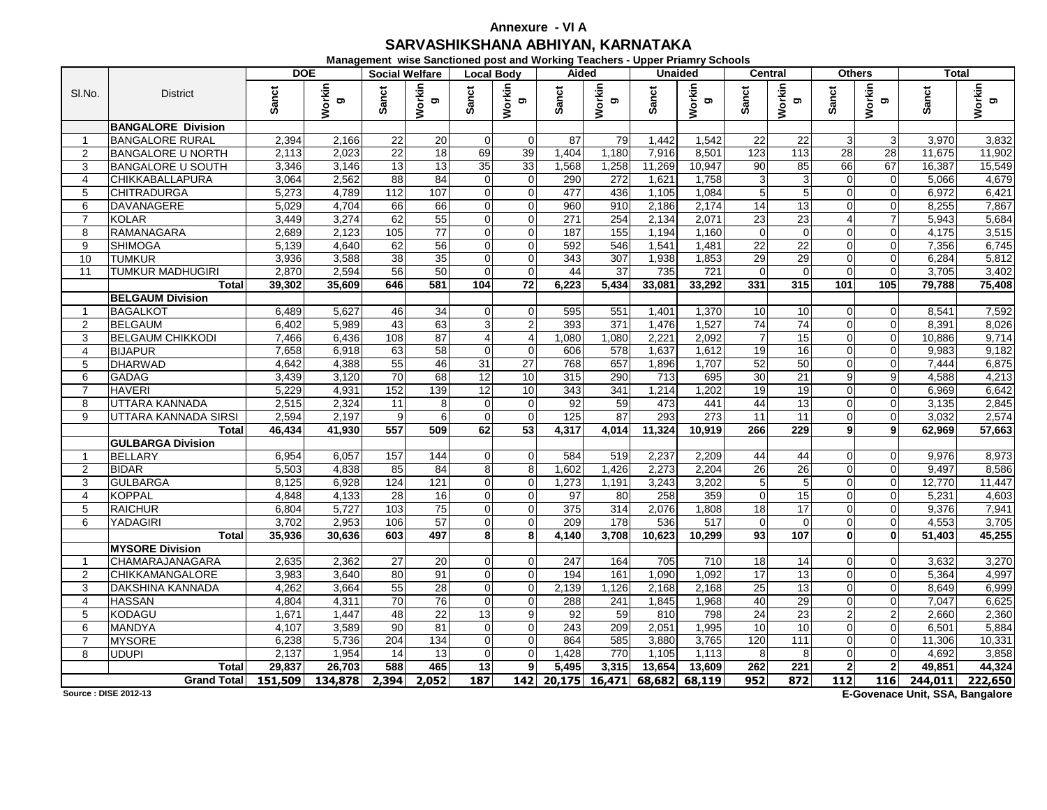**Annexure - VI A**

# SARVASHIKSHANA ABHIYAN, KARNATAKA

### Management wise Sanctioned post and Working Teachers - Upper Priamry Schools

| Sl.No. | District | DOE | | Social Welfare | | Local Body | | Aided | | Unaided | | Central | | Others | | Total | |
|---|---|---|---|---|---|---|---|---|---|---|---|---|---|---|---|---|---|
| | | Sanct | Working | Sanct | Working | Sanct | Working | Sanct | Working | Sanct | Working | Sanct | Working | Sanct | Working | Sanct | Working |
| | **BANGALORE Division** | | | | | | | | | | | | | | | | |
| 1 | BANGALORE RURAL | 2,394 | 2,166 | 22 | 20 | 0 | 0 | 87 | 79 | 1,442 | 1,542 | 22 | 22 | 3 | 3 | 3,970 | 3,832 |
| 2 | BANGALORE U NORTH | 2,113 | 2,023 | 22 | 18 | 69 | 39 | 1,404 | 1,180 | 7,916 | 8,501 | 123 | 113 | 28 | 28 | 11,675 | 11,902 |
| 3 | BANGALORE U SOUTH | 3,346 | 3,146 | 13 | 13 | 35 | 33 | 1,568 | 1,258 | 11,269 | 10,947 | 90 | 85 | 66 | 67 | 16,387 | 15,549 |
| 4 | CHIKKABALLAPURA | 3,064 | 2,562 | 88 | 84 | 0 | 0 | 290 | 272 | 1,621 | 1,758 | 3 | 3 | 0 | 0 | 5,066 | 4,679 |
| 5 | CHITRADURGA | 5,273 | 4,789 | 112 | 107 | 0 | 0 | 477 | 436 | 1,105 | 1,084 | 5 | 5 | 0 | 0 | 6,972 | 6,421 |
| 6 | DAVANAGERE | 5,029 | 4,704 | 66 | 66 | 0 | 0 | 960 | 910 | 2,186 | 2,174 | 14 | 13 | 0 | 0 | 8,255 | 7,867 |
| 7 | KOLAR | 3,449 | 3,274 | 62 | 55 | 0 | 0 | 271 | 254 | 2,134 | 2,071 | 23 | 23 | 4 | 7 | 5,943 | 5,684 |
| 8 | RAMANAGARA | 2,689 | 2,123 | 105 | 77 | 0 | 0 | 187 | 155 | 1,194 | 1,160 | 0 | 0 | 0 | 0 | 4,175 | 3,515 |
| 9 | SHIMOGA | 5,139 | 4,640 | 62 | 56 | 0 | 0 | 592 | 546 | 1,541 | 1,481 | 22 | 22 | 0 | 0 | 7,356 | 6,745 |
| 10 | TUMKUR | 3,936 | 3,588 | 38 | 35 | 0 | 0 | 343 | 307 | 1,938 | 1,853 | 29 | 29 | 0 | 0 | 6,284 | 5,812 |
| 11 | TUMKUR MADHUGIRI | 2,870 | 2,594 | 56 | 50 | 0 | 0 | 44 | 37 | 735 | 721 | 0 | 0 | 0 | 0 | 3,705 | 3,402 |
| | **Total** | **39,302** | **35,609** | **646** | **581** | **104** | **72** | **6,223** | **5,434** | **33,081** | **33,292** | **331** | **315** | **101** | **105** | **79,788** | **75,408** |
| | **BELGAUM Division** | | | | | | | | | | | | | | | | |
| 1 | BAGALKOT | 6,489 | 5,627 | 46 | 34 | 0 | 0 | 595 | 551 | 1,401 | 1,370 | 10 | 10 | 0 | 0 | 8,541 | 7,592 |
| 2 | BELGAUM | 6,402 | 5,989 | 43 | 63 | 3 | 2 | 393 | 371 | 1,476 | 1,527 | 74 | 74 | 0 | 0 | 8,391 | 8,026 |
| 3 | BELGAUM CHIKKODI | 7,466 | 6,436 | 108 | 87 | 4 | 4 | 1,080 | 1,080 | 2,221 | 2,092 | 7 | 15 | 0 | 0 | 10,886 | 9,714 |
| 4 | BIJAPUR | 7,658 | 6,918 | 63 | 58 | 0 | 0 | 606 | 578 | 1,637 | 1,612 | 19 | 16 | 0 | 0 | 9,983 | 9,182 |
| 5 | DHARWAD | 4,642 | 4,388 | 55 | 46 | 31 | 27 | 768 | 657 | 1,896 | 1,707 | 52 | 50 | 0 | 0 | 7,444 | 6,875 |
| 6 | GADAG | 3,439 | 3,120 | 70 | 68 | 12 | 10 | 315 | 290 | 713 | 695 | 30 | 21 | 9 | 9 | 4,588 | 4,213 |
| 7 | HAVERI | 5,229 | 4,931 | 152 | 139 | 12 | 10 | 343 | 341 | 1,214 | 1,202 | 19 | 19 | 0 | 0 | 6,969 | 6,642 |
| 8 | UTTARA KANNADA | 2,515 | 2,324 | 11 | 8 | 0 | 0 | 92 | 59 | 473 | 441 | 44 | 13 | 0 | 0 | 3,135 | 2,845 |
| 9 | UTTARA KANNADA SIRSI | 2,594 | 2,197 | 9 | 6 | 0 | 0 | 125 | 87 | 293 | 273 | 11 | 11 | 0 | 0 | 3,032 | 2,574 |
| | **Total** | **46,434** | **41,930** | **557** | **509** | **62** | **53** | **4,317** | **4,014** | **11,324** | **10,919** | **266** | **229** | **9** | **9** | **62,969** | **57,663** |
| | **GULBARGA Division** | | | | | | | | | | | | | | | | |
| 1 | BELLARY | 6,954 | 6,057 | 157 | 144 | 0 | 0 | 584 | 519 | 2,237 | 2,209 | 44 | 44 | 0 | 0 | 9,976 | 8,973 |
| 2 | BIDAR | 5,503 | 4,838 | 85 | 84 | 8 | 8 | 1,602 | 1,426 | 2,273 | 2,204 | 26 | 26 | 0 | 0 | 9,497 | 8,586 |
| 3 | GULBARGA | 8,125 | 6,928 | 124 | 121 | 0 | 0 | 1,273 | 1,191 | 3,243 | 3,202 | 5 | 5 | 0 | 0 | 12,770 | 11,447 |
| 4 | KOPPAL | 4,848 | 4,133 | 28 | 16 | 0 | 0 | 97 | 80 | 258 | 359 | 0 | 15 | 0 | 0 | 5,231 | 4,603 |
| 5 | RAICHUR | 6,804 | 5,727 | 103 | 75 | 0 | 0 | 375 | 314 | 2,076 | 1,808 | 18 | 17 | 0 | 0 | 9,376 | 7,941 |
| 6 | YADAGIRI | 3,702 | 2,953 | 106 | 57 | 0 | 0 | 209 | 178 | 536 | 517 | 0 | 0 | 0 | 0 | 4,553 | 3,705 |
| | **Total** | **35,936** | **30,636** | **603** | **497** | **8** | **8** | **4,140** | **3,708** | **10,623** | **10,299** | **93** | **107** | **0** | **0** | **51,403** | **45,255** |
| | **MYSORE Division** | | | | | | | | | | | | | | | | |
| 1 | CHAMARAJANAGARA | 2,635 | 2,362 | 27 | 20 | 0 | 0 | 247 | 164 | 705 | 710 | 18 | 14 | 0 | 0 | 3,632 | 3,270 |
| 2 | CHIKKAMANGALORE | 3,983 | 3,640 | 80 | 91 | 0 | 0 | 194 | 161 | 1,090 | 1,092 | 17 | 13 | 0 | 0 | 5,364 | 4,997 |
| 3 | DAKSHINA KANNADA | 4,262 | 3,664 | 55 | 28 | 0 | 0 | 2,139 | 1,126 | 2,168 | 2,168 | 25 | 13 | 0 | 0 | 8,649 | 6,999 |
| 4 | HASSAN | 4,804 | 4,311 | 70 | 76 | 0 | 0 | 288 | 241 | 1,845 | 1,968 | 40 | 29 | 0 | 0 | 7,047 | 6,625 |
| 5 | KODAGU | 1,671 | 1,447 | 48 | 22 | 13 | 9 | 92 | 59 | 810 | 798 | 24 | 23 | 2 | 2 | 2,660 | 2,360 |
| 6 | MANDYA | 4,107 | 3,589 | 90 | 81 | 0 | 0 | 243 | 209 | 2,051 | 1,995 | 10 | 10 | 0 | 0 | 6,501 | 5,884 |
| 7 | MYSORE | 6,238 | 5,736 | 204 | 134 | 0 | 0 | 864 | 585 | 3,880 | 3,765 | 120 | 111 | 0 | 0 | 11,306 | 10,331 |
| 8 | UDUPI | 2,137 | 1,954 | 14 | 13 | 0 | 0 | 1,428 | 770 | 1,105 | 1,113 | 8 | 8 | 0 | 0 | 4,692 | 3,858 |
| | **Total** | **29,837** | **26,703** | **588** | **465** | **13** | **9** | **5,495** | **3,315** | **13,654** | **13,609** | **262** | **221** | **2** | **2** | **49,851** | **44,324** |
| | **Grand Total** | **151,509** | **134,878** | **2,394** | **2,052** | **187** | **142** | **20,175** | **16,471** | **68,682** | **68,119** | **952** | **872** | **112** | **116** | **244,011** | **222,650** |

Source : DISE 2012-13

**E-Govenace Unit, SSA, Bangalore**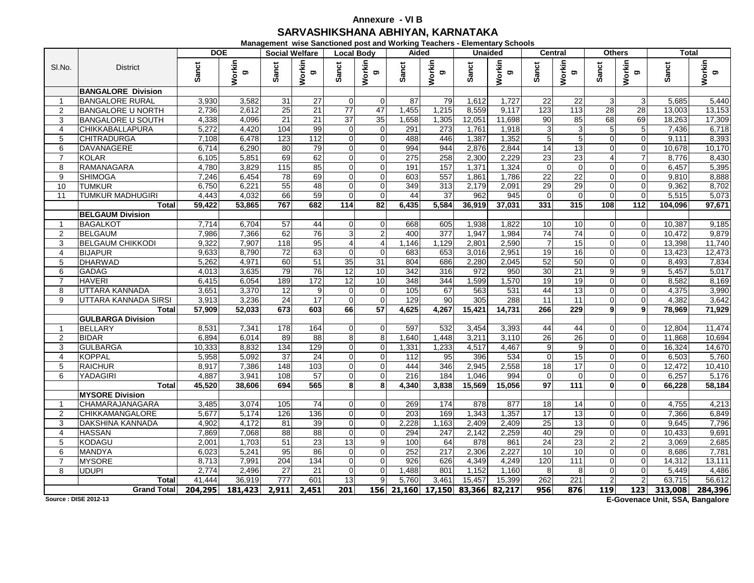**Annexure - VI B**

## SARVASHIKSHANA ABHIYAN, KARNATAKA

**Management wise Sanctioned post and Working Teachers - Elementary Schools**

| Sl.No. | District | DOE | | Social Welfare | | Local Body | | Aided | | Unaided | | Central | | Others | | Total | |
|---|---|---|---|---|---|---|---|---|---|---|---|---|---|---|---|---|---|
| | | Sanct | Working | Sanct | Working | Sanct | Working | Sanct | Working | Sanct | Working | Sanct | Working | Sanct | Working | Sanct | Working |
| | **BANGALORE Division** | | | | | | | | | | | | | | | | |
| 1 | BANGALORE RURAL | 3,930 | 3,582 | 31 | 27 | 0 | 0 | 87 | 79 | 1,612 | 1,727 | 22 | 22 | 3 | 3 | 5,685 | 5,440 |
| 2 | BANGALORE U NORTH | 2,736 | 2,612 | 25 | 21 | 77 | 47 | 1,455 | 1,215 | 8,559 | 9,117 | 123 | 113 | 28 | 28 | 13,003 | 13,153 |
| 3 | BANGALORE U SOUTH | 4,338 | 4,096 | 21 | 21 | 37 | 35 | 1,658 | 1,305 | 12,051 | 11,698 | 90 | 85 | 68 | 69 | 18,263 | 17,309 |
| 4 | CHIKKABALLAPURA | 5,272 | 4,420 | 104 | 99 | 0 | 0 | 291 | 273 | 1,761 | 1,918 | 3 | 3 | 5 | 5 | 7,436 | 6,718 |
| 5 | CHITRADURGA | 7,108 | 6,478 | 123 | 112 | 0 | 0 | 488 | 446 | 1,387 | 1,352 | 5 | 5 | 0 | 0 | 9,111 | 8,393 |
| 6 | DAVANAGERE | 6,714 | 6,290 | 80 | 79 | 0 | 0 | 994 | 944 | 2,876 | 2,844 | 14 | 13 | 0 | 0 | 10,678 | 10,170 |
| 7 | KOLAR | 6,105 | 5,851 | 69 | 62 | 0 | 0 | 275 | 258 | 2,300 | 2,229 | 23 | 23 | 4 | 7 | 8,776 | 8,430 |
| 8 | RAMANAGARA | 4,780 | 3,829 | 115 | 85 | 0 | 0 | 191 | 157 | 1,371 | 1,324 | 0 | 0 | 0 | 0 | 6,457 | 5,395 |
| 9 | SHIMOGA | 7,246 | 6,454 | 78 | 69 | 0 | 0 | 603 | 557 | 1,861 | 1,786 | 22 | 22 | 0 | 0 | 9,810 | 8,888 |
| 10 | TUMKUR | 6,750 | 6,221 | 55 | 48 | 0 | 0 | 349 | 313 | 2,179 | 2,091 | 29 | 29 | 0 | 0 | 9,362 | 8,702 |
| 11 | TUMKUR MADHUGIRI | 4,443 | 4,032 | 66 | 59 | 0 | 0 | 44 | 37 | 962 | 945 | 0 | 0 | 0 | 0 | 5,515 | 5,073 |
| | **Total** | **59,422** | **53,865** | **767** | **682** | **114** | **82** | **6,435** | **5,584** | **36,919** | **37,031** | **331** | **315** | **108** | **112** | **104,096** | **97,671** |
| | **BELGAUM Division** | | | | | | | | | | | | | | | | |
| 1 | BAGALKOT | 7,714 | 6,704 | 57 | 44 | 0 | 0 | 668 | 605 | 1,938 | 1,822 | 10 | 10 | 0 | 0 | 10,387 | 9,185 |
| 2 | BELGAUM | 7,986 | 7,366 | 62 | 76 | 3 | 2 | 400 | 377 | 1,947 | 1,984 | 74 | 74 | 0 | 0 | 10,472 | 9,879 |
| 3 | BELGAUM CHIKKODI | 9,322 | 7,907 | 118 | 95 | 4 | 4 | 1,146 | 1,129 | 2,801 | 2,590 | 7 | 15 | 0 | 0 | 13,398 | 11,740 |
| 4 | BIJAPUR | 9,633 | 8,790 | 72 | 63 | 0 | 0 | 683 | 653 | 3,016 | 2,951 | 19 | 16 | 0 | 0 | 13,423 | 12,473 |
| 5 | DHARWAD | 5,262 | 4,971 | 60 | 51 | 35 | 31 | 804 | 686 | 2,280 | 2,045 | 52 | 50 | 0 | 0 | 8,493 | 7,834 |
| 6 | GADAG | 4,013 | 3,635 | 79 | 76 | 12 | 10 | 342 | 316 | 972 | 950 | 30 | 21 | 9 | 9 | 5,457 | 5,017 |
| 7 | HAVERI | 6,415 | 6,054 | 189 | 172 | 12 | 10 | 348 | 344 | 1,599 | 1,570 | 19 | 19 | 0 | 0 | 8,582 | 8,169 |
| 8 | UTTARA KANNADA | 3,651 | 3,370 | 12 | 9 | 0 | 0 | 105 | 67 | 563 | 531 | 44 | 13 | 0 | 0 | 4,375 | 3,990 |
| 9 | UTTARA KANNADA SIRSI | 3,913 | 3,236 | 24 | 17 | 0 | 0 | 129 | 90 | 305 | 288 | 11 | 11 | 0 | 0 | 4,382 | 3,642 |
| | **Total** | **57,909** | **52,033** | **673** | **603** | **66** | **57** | **4,625** | **4,267** | **15,421** | **14,731** | **266** | **229** | **9** | **9** | **78,969** | **71,929** |
| | **GULBARGA Division** | | | | | | | | | | | | | | | | |
| 1 | BELLARY | 8,531 | 7,341 | 178 | 164 | 0 | 0 | 597 | 532 | 3,454 | 3,393 | 44 | 44 | 0 | 0 | 12,804 | 11,474 |
| 2 | BIDAR | 6,894 | 6,014 | 89 | 88 | 8 | 8 | 1,640 | 1,448 | 3,211 | 3,110 | 26 | 26 | 0 | 0 | 11,868 | 10,694 |
| 3 | GULBARGA | 10,333 | 8,832 | 134 | 129 | 0 | 0 | 1,331 | 1,233 | 4,517 | 4,467 | 9 | 9 | 0 | 0 | 16,324 | 14,670 |
| 4 | KOPPAL | 5,958 | 5,092 | 37 | 24 | 0 | 0 | 112 | 95 | 396 | 534 | 0 | 15 | 0 | 0 | 6,503 | 5,760 |
| 5 | RAICHUR | 8,917 | 7,386 | 148 | 103 | 0 | 0 | 444 | 346 | 2,945 | 2,558 | 18 | 17 | 0 | 0 | 12,472 | 10,410 |
| 6 | YADAGIRI | 4,887 | 3,941 | 108 | 57 | 0 | 0 | 216 | 184 | 1,046 | 994 | 0 | 0 | 0 | 0 | 6,257 | 5,176 |
| | **Total** | **45,520** | **38,606** | **694** | **565** | **8** | **8** | **4,340** | **3,838** | **15,569** | **15,056** | **97** | **111** | **0** | **0** | **66,228** | **58,184** |
| | **MYSORE Division** | | | | | | | | | | | | | | | | |
| 1 | CHAMARAJANAGARA | 3,485 | 3,074 | 105 | 74 | 0 | 0 | 269 | 174 | 878 | 877 | 18 | 14 | 0 | 0 | 4,755 | 4,213 |
| 2 | CHIKKAMANGALORE | 5,677 | 5,174 | 126 | 136 | 0 | 0 | 203 | 169 | 1,343 | 1,357 | 17 | 13 | 0 | 0 | 7,366 | 6,849 |
| 3 | DAKSHINA KANNADA | 4,902 | 4,172 | 81 | 39 | 0 | 0 | 2,228 | 1,163 | 2,409 | 2,409 | 25 | 13 | 0 | 0 | 9,645 | 7,796 |
| 4 | HASSAN | 7,869 | 7,068 | 88 | 88 | 0 | 0 | 294 | 247 | 2,142 | 2,259 | 40 | 29 | 0 | 0 | 10,433 | 9,691 |
| 5 | KODAGU | 2,001 | 1,703 | 51 | 23 | 13 | 9 | 100 | 64 | 878 | 861 | 24 | 23 | 2 | 2 | 3,069 | 2,685 |
| 6 | MANDYA | 6,023 | 5,241 | 95 | 86 | 0 | 0 | 252 | 217 | 2,306 | 2,227 | 10 | 10 | 0 | 0 | 8,686 | 7,781 |
| 7 | MYSORE | 8,713 | 7,991 | 204 | 134 | 0 | 0 | 926 | 626 | 4,349 | 4,249 | 120 | 111 | 0 | 0 | 14,312 | 13,111 |
| 8 | UDUPI | 2,774 | 2,496 | 27 | 21 | 0 | 0 | 1,488 | 801 | 1,152 | 1,160 | 8 | 8 | 0 | 0 | 5,449 | 4,486 |
| | **Total** | 41,444 | 36,919 | 777 | 601 | 13 | 9 | 5,760 | 3,461 | 15,457 | 15,399 | 262 | 221 | 2 | 2 | 63,715 | 56,612 |
| | **Grand Total** | **204,295** | **181,423** | **2,911** | **2,451** | **201** | **156** | **21,160** | **17,150** | **83,366** | **82,217** | **956** | **876** | **119** | **123** | **313,008** | **284,396** |

**Source : DISE 2012-13**

**E-Govenace Unit, SSA, Bangalore**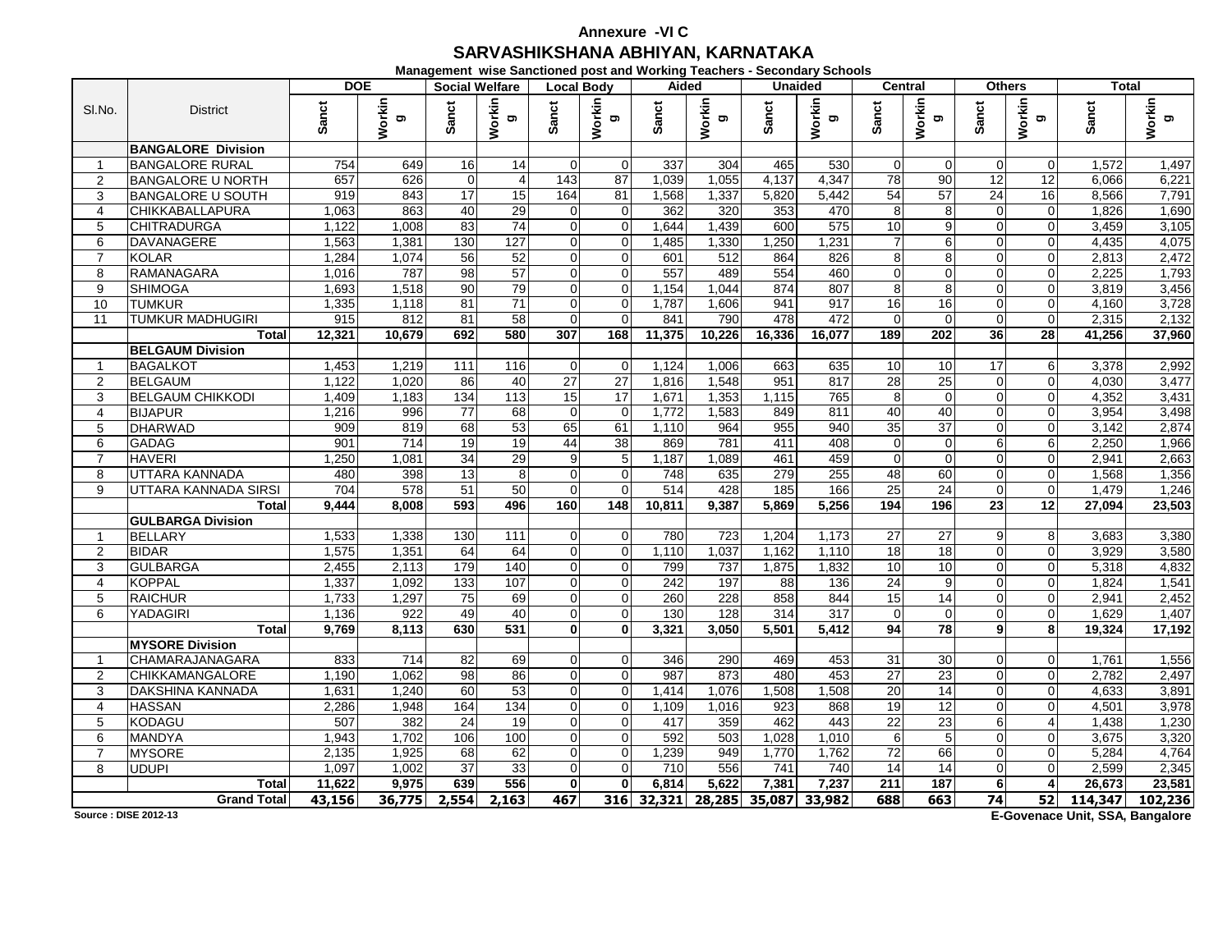# Annexure -VI C

## SARVASHIKSHANA ABHIYAN, KARNATAKA

### Management wise Sanctioned post and Working Teachers - Secondary Schools

| Sl.No. | District | DOE | | Social Welfare | | Local Body | | Aided | | Unaided | | Central | | Others | | Total | |
|---|---|---|---|---|---|---|---|---|---|---|---|---|---|---|---|---|---|
| | | Sanct | Working | Sanct | Working | Sanct | Working | Sanct | Working | Sanct | Working | Sanct | Working | Sanct | Working | Sanct | Working |
| | **BANGALORE Division** | | | | | | | | | | | | | | | | |
| 1 | BANGALORE RURAL | 754 | 649 | 16 | 14 | 0 | 0 | 337 | 304 | 465 | 530 | 0 | 0 | 0 | 0 | 1,572 | 1,497 |
| 2 | BANGALORE U NORTH | 657 | 626 | 0 | 4 | 143 | 87 | 1,039 | 1,055 | 4,137 | 4,347 | 78 | 90 | 12 | 12 | 6,066 | 6,221 |
| 3 | BANGALORE U SOUTH | 919 | 843 | 17 | 15 | 164 | 81 | 1,568 | 1,337 | 5,820 | 5,442 | 54 | 57 | 24 | 16 | 8,566 | 7,791 |
| 4 | CHIKKABALLAPURA | 1,063 | 863 | 40 | 29 | 0 | 0 | 362 | 320 | 353 | 470 | 8 | 8 | 0 | 0 | 1,826 | 1,690 |
| 5 | CHITRADURGA | 1,122 | 1,008 | 83 | 74 | 0 | 0 | 1,644 | 1,439 | 600 | 575 | 10 | 9 | 0 | 0 | 3,459 | 3,105 |
| 6 | DAVANAGERE | 1,563 | 1,381 | 130 | 127 | 0 | 0 | 1,485 | 1,330 | 1,250 | 1,231 | 7 | 6 | 0 | 0 | 4,435 | 4,075 |
| 7 | KOLAR | 1,284 | 1,074 | 56 | 52 | 0 | 0 | 601 | 512 | 864 | 826 | 8 | 8 | 0 | 0 | 2,813 | 2,472 |
| 8 | RAMANAGARA | 1,016 | 787 | 98 | 57 | 0 | 0 | 557 | 489 | 554 | 460 | 0 | 0 | 0 | 0 | 2,225 | 1,793 |
| 9 | SHIMOGA | 1,693 | 1,518 | 90 | 79 | 0 | 0 | 1,154 | 1,044 | 874 | 807 | 8 | 8 | 0 | 0 | 3,819 | 3,456 |
| 10 | TUMKUR | 1,335 | 1,118 | 81 | 71 | 0 | 0 | 1,787 | 1,606 | 941 | 917 | 16 | 16 | 0 | 0 | 4,160 | 3,728 |
| 11 | TUMKUR MADHUGIRI | 915 | 812 | 81 | 58 | 0 | 0 | 841 | 790 | 478 | 472 | 0 | 0 | 0 | 0 | 2,315 | 2,132 |
| | **Total** | **12,321** | **10,679** | **692** | **580** | **307** | **168** | **11,375** | **10,226** | **16,336** | **16,077** | **189** | **202** | **36** | **28** | **41,256** | **37,960** |
| | **BELGAUM Division** | | | | | | | | | | | | | | | | |
| 1 | BAGALKOT | 1,453 | 1,219 | 111 | 116 | 0 | 0 | 1,124 | 1,006 | 663 | 635 | 10 | 10 | 17 | 6 | 3,378 | 2,992 |
| 2 | BELGAUM | 1,122 | 1,020 | 86 | 40 | 27 | 27 | 1,816 | 1,548 | 951 | 817 | 28 | 25 | 0 | 0 | 4,030 | 3,477 |
| 3 | BELGAUM CHIKKODI | 1,409 | 1,183 | 134 | 113 | 15 | 17 | 1,671 | 1,353 | 1,115 | 765 | 8 | 0 | 0 | 0 | 4,352 | 3,431 |
| 4 | BIJAPUR | 1,216 | 996 | 77 | 68 | 0 | 0 | 1,772 | 1,583 | 849 | 811 | 40 | 40 | 0 | 0 | 3,954 | 3,498 |
| 5 | DHARWAD | 909 | 819 | 68 | 53 | 65 | 61 | 1,110 | 964 | 955 | 940 | 35 | 37 | 0 | 0 | 3,142 | 2,874 |
| 6 | GADAG | 901 | 714 | 19 | 19 | 44 | 38 | 869 | 781 | 411 | 408 | 0 | 0 | 6 | 6 | 2,250 | 1,966 |
| 7 | HAVERI | 1,250 | 1,081 | 34 | 29 | 9 | 5 | 1,187 | 1,089 | 461 | 459 | 0 | 0 | 0 | 0 | 2,941 | 2,663 |
| 8 | UTTARA KANNADA | 480 | 398 | 13 | 8 | 0 | 0 | 748 | 635 | 279 | 255 | 48 | 60 | 0 | 0 | 1,568 | 1,356 |
| 9 | UTTARA KANNADA SIRSI | 704 | 578 | 51 | 50 | 0 | 0 | 514 | 428 | 185 | 166 | 25 | 24 | 0 | 0 | 1,479 | 1,246 |
| | **Total** | **9,444** | **8,008** | **593** | **496** | **160** | **148** | **10,811** | **9,387** | **5,869** | **5,256** | **194** | **196** | **23** | **12** | **27,094** | **23,503** |
| | **GULBARGA Division** | | | | | | | | | | | | | | | | |
| 1 | BELLARY | 1,533 | 1,338 | 130 | 111 | 0 | 0 | 780 | 723 | 1,204 | 1,173 | 27 | 27 | 9 | 8 | 3,683 | 3,380 |
| 2 | BIDAR | 1,575 | 1,351 | 64 | 64 | 0 | 0 | 1,110 | 1,037 | 1,162 | 1,110 | 18 | 18 | 0 | 0 | 3,929 | 3,580 |
| 3 | GULBARGA | 2,455 | 2,113 | 179 | 140 | 0 | 0 | 799 | 737 | 1,875 | 1,832 | 10 | 10 | 0 | 0 | 5,318 | 4,832 |
| 4 | KOPPAL | 1,337 | 1,092 | 133 | 107 | 0 | 0 | 242 | 197 | 88 | 136 | 24 | 9 | 0 | 0 | 1,824 | 1,541 |
| 5 | RAICHUR | 1,733 | 1,297 | 75 | 69 | 0 | 0 | 260 | 228 | 858 | 844 | 15 | 14 | 0 | 0 | 2,941 | 2,452 |
| 6 | YADAGIRI | 1,136 | 922 | 49 | 40 | 0 | 0 | 130 | 128 | 314 | 317 | 0 | 0 | 0 | 0 | 1,629 | 1,407 |
| | **Total** | **9,769** | **8,113** | **630** | **531** | **0** | **0** | **3,321** | **3,050** | **5,501** | **5,412** | **94** | **78** | **9** | **8** | **19,324** | **17,192** |
| | **MYSORE Division** | | | | | | | | | | | | | | | | |
| 1 | CHAMARAJANAGARA | 833 | 714 | 82 | 69 | 0 | 0 | 346 | 290 | 469 | 453 | 31 | 30 | 0 | 0 | 1,761 | 1,556 |
| 2 | CHIKKAMANGALORE | 1,190 | 1,062 | 98 | 86 | 0 | 0 | 987 | 873 | 480 | 453 | 27 | 23 | 0 | 0 | 2,782 | 2,497 |
| 3 | DAKSHINA KANNADA | 1,631 | 1,240 | 60 | 53 | 0 | 0 | 1,414 | 1,076 | 1,508 | 1,508 | 20 | 14 | 0 | 0 | 4,633 | 3,891 |
| 4 | HASSAN | 2,286 | 1,948 | 164 | 134 | 0 | 0 | 1,109 | 1,016 | 923 | 868 | 19 | 12 | 0 | 0 | 4,501 | 3,978 |
| 5 | KODAGU | 507 | 382 | 24 | 19 | 0 | 0 | 417 | 359 | 462 | 443 | 22 | 23 | 6 | 4 | 1,438 | 1,230 |
| 6 | MANDYA | 1,943 | 1,702 | 106 | 100 | 0 | 0 | 592 | 503 | 1,028 | 1,010 | 6 | 5 | 0 | 0 | 3,675 | 3,320 |
| 7 | MYSORE | 2,135 | 1,925 | 68 | 62 | 0 | 0 | 1,239 | 949 | 1,770 | 1,762 | 72 | 66 | 0 | 0 | 5,284 | 4,764 |
| 8 | UDUPI | 1,097 | 1,002 | 37 | 33 | 0 | 0 | 710 | 556 | 741 | 740 | 14 | 14 | 0 | 0 | 2,599 | 2,345 |
| | **Total** | **11,622** | **9,975** | **639** | **556** | **0** | **0** | **6,814** | **5,622** | **7,381** | **7,237** | **211** | **187** | **6** | **4** | **26,673** | **23,581** |
| | **Grand Total** | **43,156** | **36,775** | **2,554** | **2,163** | **467** | **316** | **32,321** | **28,285** | **35,087** | **33,982** | **688** | **663** | **74** | **52** | **114,347** | **102,236** |

Source : DISE 2012-13

E-Govenace Unit, SSA, Bangalore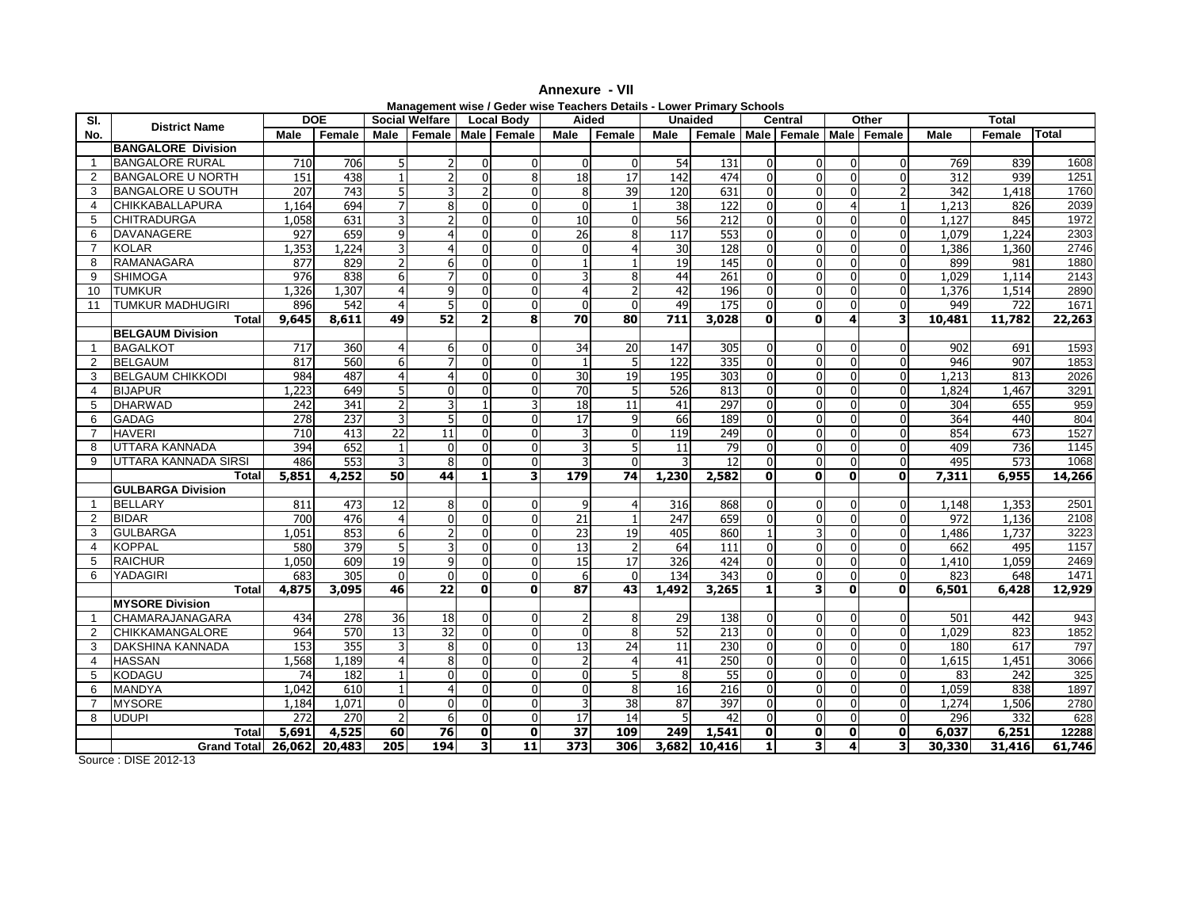**Annexure - VII**

**Management wise / Geder wise Teachers Details - Lower Primary Schools**

| Sl. No. | District Name | DOE | | Social Welfare | | Local Body | | Aided | | Unaided | | Central | | Other | | Total | | |
|---|---|---|---|---|---|---|---|---|---|---|---|---|---|---|---|---|---|---|
| | | Male | Female | Male | Female | Male | Female | Male | Female | Male | Female | Male | Female | Male | Female | Male | Female | Total |
| | **BANGALORE Division** | | | | | | | | | | | | | | | | | |
| 1 | BANGALORE RURAL | 710 | 706 | 5 | 2 | 0 | 0 | 0 | 0 | 54 | 131 | 0 | 0 | 0 | 0 | 769 | 839 | 1608 |
| 2 | BANGALORE U NORTH | 151 | 438 | 1 | 2 | 0 | 8 | 18 | 17 | 142 | 474 | 0 | 0 | 0 | 0 | 312 | 939 | 1251 |
| 3 | BANGALORE U SOUTH | 207 | 743 | 5 | 3 | 2 | 0 | 8 | 39 | 120 | 631 | 0 | 0 | 0 | 2 | 342 | 1,418 | 1760 |
| 4 | CHIKKABALLAPURA | 1,164 | 694 | 7 | 8 | 0 | 0 | 0 | 1 | 38 | 122 | 0 | 0 | 4 | 1 | 1,213 | 826 | 2039 |
| 5 | CHITRADURGA | 1,058 | 631 | 3 | 2 | 0 | 0 | 10 | 0 | 56 | 212 | 0 | 0 | 0 | 0 | 1,127 | 845 | 1972 |
| 6 | DAVANAGERE | 927 | 659 | 9 | 4 | 0 | 0 | 26 | 8 | 117 | 553 | 0 | 0 | 0 | 0 | 1,079 | 1,224 | 2303 |
| 7 | KOLAR | 1,353 | 1,224 | 3 | 4 | 0 | 0 | 0 | 4 | 30 | 128 | 0 | 0 | 0 | 0 | 1,386 | 1,360 | 2746 |
| 8 | RAMANAGARA | 877 | 829 | 2 | 6 | 0 | 0 | 1 | 1 | 19 | 145 | 0 | 0 | 0 | 0 | 899 | 981 | 1880 |
| 9 | SHIMOGA | 976 | 838 | 6 | 7 | 0 | 0 | 3 | 8 | 44 | 261 | 0 | 0 | 0 | 0 | 1,029 | 1,114 | 2143 |
| 10 | TUMKUR | 1,326 | 1,307 | 4 | 9 | 0 | 0 | 4 | 2 | 42 | 196 | 0 | 0 | 0 | 0 | 1,376 | 1,514 | 2890 |
| 11 | TUMKUR MADHUGIRI | 896 | 542 | 4 | 5 | 0 | 0 | 0 | 0 | 49 | 175 | 0 | 0 | 0 | 0 | 949 | 722 | 1671 |
| | **Total** | **9,645** | **8,611** | **49** | **52** | **2** | **8** | **70** | **80** | **711** | **3,028** | **0** | **0** | **4** | **3** | **10,481** | **11,782** | **22,263** |
| | **BELGAUM Division** | | | | | | | | | | | | | | | | | |
| 1 | BAGALKOT | 717 | 360 | 4 | 6 | 0 | 0 | 34 | 20 | 147 | 305 | 0 | 0 | 0 | 0 | 902 | 691 | 1593 |
| 2 | BELGAUM | 817 | 560 | 6 | 7 | 0 | 0 | 1 | 5 | 122 | 335 | 0 | 0 | 0 | 0 | 946 | 907 | 1853 |
| 3 | BELGAUM CHIKKODI | 984 | 487 | 4 | 4 | 0 | 0 | 30 | 19 | 195 | 303 | 0 | 0 | 0 | 0 | 1,213 | 813 | 2026 |
| 4 | BIJAPUR | 1,223 | 649 | 5 | 0 | 0 | 0 | 70 | 5 | 526 | 813 | 0 | 0 | 0 | 0 | 1,824 | 1,467 | 3291 |
| 5 | DHARWAD | 242 | 341 | 2 | 3 | 1 | 3 | 18 | 11 | 41 | 297 | 0 | 0 | 0 | 0 | 304 | 655 | 959 |
| 6 | GADAG | 278 | 237 | 3 | 5 | 0 | 0 | 17 | 9 | 66 | 189 | 0 | 0 | 0 | 0 | 364 | 440 | 804 |
| 7 | HAVERI | 710 | 413 | 22 | 11 | 0 | 0 | 3 | 0 | 119 | 249 | 0 | 0 | 0 | 0 | 854 | 673 | 1527 |
| 8 | UTTARA KANNADA | 394 | 652 | 1 | 0 | 0 | 0 | 3 | 5 | 11 | 79 | 0 | 0 | 0 | 0 | 409 | 736 | 1145 |
| 9 | UTTARA KANNADA SIRSI | 486 | 553 | 3 | 8 | 0 | 0 | 3 | 0 | 3 | 12 | 0 | 0 | 0 | 0 | 495 | 573 | 1068 |
| | **Total** | **5,851** | **4,252** | **50** | **44** | **1** | **3** | **179** | **74** | **1,230** | **2,582** | **0** | **0** | **0** | **0** | **7,311** | **6,955** | **14,266** |
| | **GULBARGA Division** | | | | | | | | | | | | | | | | | |
| 1 | BELLARY | 811 | 473 | 12 | 8 | 0 | 0 | 9 | 4 | 316 | 868 | 0 | 0 | 0 | 0 | 1,148 | 1,353 | 2501 |
| 2 | BIDAR | 700 | 476 | 4 | 0 | 0 | 0 | 21 | 1 | 247 | 659 | 0 | 0 | 0 | 0 | 972 | 1,136 | 2108 |
| 3 | GULBARGA | 1,051 | 853 | 6 | 2 | 0 | 0 | 23 | 19 | 405 | 860 | 1 | 3 | 0 | 0 | 1,486 | 1,737 | 3223 |
| 4 | KOPPAL | 580 | 379 | 5 | 3 | 0 | 0 | 13 | 2 | 64 | 111 | 0 | 0 | 0 | 0 | 662 | 495 | 1157 |
| 5 | RAICHUR | 1,050 | 609 | 19 | 9 | 0 | 0 | 15 | 17 | 326 | 424 | 0 | 0 | 0 | 0 | 1,410 | 1,059 | 2469 |
| 6 | YADAGIRI | 683 | 305 | 0 | 0 | 0 | 0 | 6 | 0 | 134 | 343 | 0 | 0 | 0 | 0 | 823 | 648 | 1471 |
| | **Total** | **4,875** | **3,095** | **46** | **22** | **0** | **0** | **87** | **43** | **1,492** | **3,265** | **1** | **3** | **0** | **0** | **6,501** | **6,428** | **12,929** |
| | **MYSORE Division** | | | | | | | | | | | | | | | | | |
| 1 | CHAMARAJANAGARA | 434 | 278 | 36 | 18 | 0 | 0 | 2 | 8 | 29 | 138 | 0 | 0 | 0 | 0 | 501 | 442 | 943 |
| 2 | CHIKKAMANGALORE | 964 | 570 | 13 | 32 | 0 | 0 | 0 | 8 | 52 | 213 | 0 | 0 | 0 | 0 | 1,029 | 823 | 1852 |
| 3 | DAKSHINA KANNADA | 153 | 355 | 3 | 8 | 0 | 0 | 13 | 24 | 11 | 230 | 0 | 0 | 0 | 0 | 180 | 617 | 797 |
| 4 | HASSAN | 1,568 | 1,189 | 4 | 8 | 0 | 0 | 2 | 4 | 41 | 250 | 0 | 0 | 0 | 0 | 1,615 | 1,451 | 3066 |
| 5 | KODAGU | 74 | 182 | 1 | 0 | 0 | 0 | 0 | 5 | 8 | 55 | 0 | 0 | 0 | 0 | 83 | 242 | 325 |
| 6 | MANDYA | 1,042 | 610 | 1 | 4 | 0 | 0 | 0 | 8 | 16 | 216 | 0 | 0 | 0 | 0 | 1,059 | 838 | 1897 |
| 7 | MYSORE | 1,184 | 1,071 | 0 | 0 | 0 | 0 | 3 | 38 | 87 | 397 | 0 | 0 | 0 | 0 | 1,274 | 1,506 | 2780 |
| 8 | UDUPI | 272 | 270 | 2 | 6 | 0 | 0 | 17 | 14 | 5 | 42 | 0 | 0 | 0 | 0 | 296 | 332 | 628 |
| | **Total** | **5,691** | **4,525** | **60** | **76** | **0** | **0** | **37** | **109** | **249** | **1,541** | **0** | **0** | **0** | **0** | **6,037** | **6,251** | **12288** |
| | **Grand Total** | **26,062** | **20,483** | **205** | **194** | **3** | **11** | **373** | **306** | **3,682** | **10,416** | **1** | **3** | **4** | **3** | **30,330** | **31,416** | **61,746** |

Source : DISE 2012-13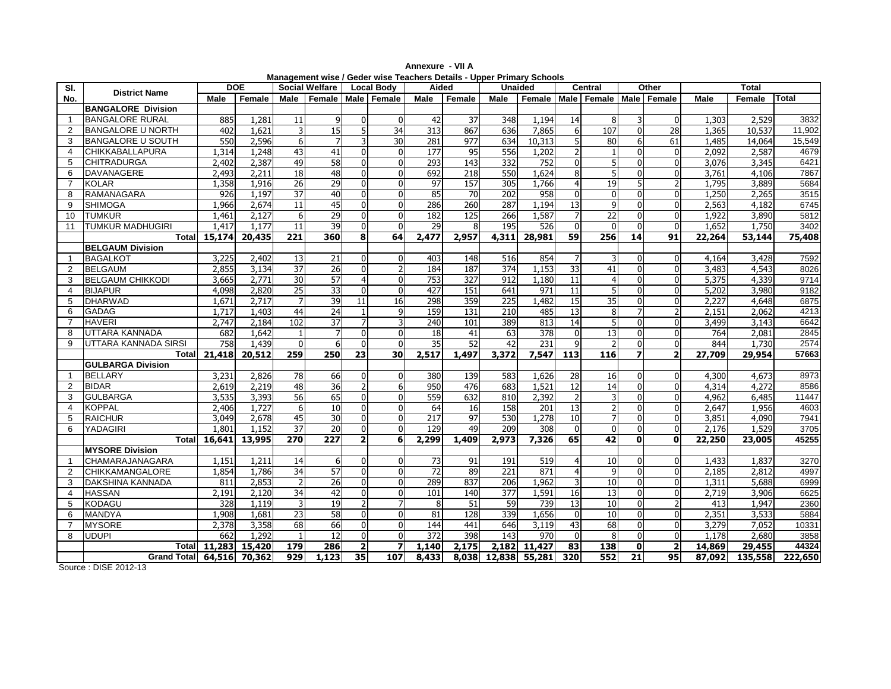**Annexure - VII A**

**Management wise / Geder wise Teachers Details - Upper Primary Schools**

| Sl. No. | District Name | DOE | | Social Welfare | | Local Body | | Aided | | Unaided | | Central | | Other | | Total | | |
|---|---|---|---|---|---|---|---|---|---|---|---|---|---|---|---|---|---|---|
| | | Male | Female | Male | Female | Male | Female | Male | Female | Male | Female | Male | Female | Male | Female | Male | Female | Total |
| | **BANGALORE Division** | | | | | | | | | | | | | | | | | |
| 1 | BANGALORE RURAL | 885 | 1,281 | 11 | 9 | 0 | 0 | 42 | 37 | 348 | 1,194 | 14 | 8 | 3 | 0 | 1,303 | 2,529 | 3832 |
| 2 | BANGALORE U NORTH | 402 | 1,621 | 3 | 15 | 5 | 34 | 313 | 867 | 636 | 7,865 | 6 | 107 | 0 | 28 | 1,365 | 10,537 | 11,902 |
| 3 | BANGALORE U SOUTH | 550 | 2,596 | 6 | 7 | 3 | 30 | 281 | 977 | 634 | 10,313 | 5 | 80 | 6 | 61 | 1,485 | 14,064 | 15,549 |
| 4 | CHIKKABALLAPURA | 1,314 | 1,248 | 43 | 41 | 0 | 0 | 177 | 95 | 556 | 1,202 | 2 | 1 | 0 | 0 | 2,092 | 2,587 | 4679 |
| 5 | CHITRADURGA | 2,402 | 2,387 | 49 | 58 | 0 | 0 | 293 | 143 | 332 | 752 | 0 | 5 | 0 | 0 | 3,076 | 3,345 | 6421 |
| 6 | DAVANAGERE | 2,493 | 2,211 | 18 | 48 | 0 | 0 | 692 | 218 | 550 | 1,624 | 8 | 5 | 0 | 0 | 3,761 | 4,106 | 7867 |
| 7 | KOLAR | 1,358 | 1,916 | 26 | 29 | 0 | 0 | 97 | 157 | 305 | 1,766 | 4 | 19 | 5 | 2 | 1,795 | 3,889 | 5684 |
| 8 | RAMANAGARA | 926 | 1,197 | 37 | 40 | 0 | 0 | 85 | 70 | 202 | 958 | 0 | 0 | 0 | 0 | 1,250 | 2,265 | 3515 |
| 9 | SHIMOGA | 1,966 | 2,674 | 11 | 45 | 0 | 0 | 286 | 260 | 287 | 1,194 | 13 | 9 | 0 | 0 | 2,563 | 4,182 | 6745 |
| 10 | TUMKUR | 1,461 | 2,127 | 6 | 29 | 0 | 0 | 182 | 125 | 266 | 1,587 | 7 | 22 | 0 | 0 | 1,922 | 3,890 | 5812 |
| 11 | TUMKUR MADHUGIRI | 1,417 | 1,177 | 11 | 39 | 0 | 0 | 29 | 8 | 195 | 526 | 0 | 0 | 0 | 0 | 1,652 | 1,750 | 3402 |
| | **Total** | **15,174** | **20,435** | **221** | **360** | **8** | **64** | **2,477** | **2,957** | **4,311** | **28,981** | **59** | **256** | **14** | **91** | **22,264** | **53,144** | **75,408** |
| | **BELGAUM Division** | | | | | | | | | | | | | | | | | |
| 1 | BAGALKOT | 3,225 | 2,402 | 13 | 21 | 0 | 0 | 403 | 148 | 516 | 854 | 7 | 3 | 0 | 0 | 4,164 | 3,428 | 7592 |
| 2 | BELGAUM | 2,855 | 3,134 | 37 | 26 | 0 | 2 | 184 | 187 | 374 | 1,153 | 33 | 41 | 0 | 0 | 3,483 | 4,543 | 8026 |
| 3 | BELGAUM CHIKKODI | 3,665 | 2,771 | 30 | 57 | 4 | 0 | 753 | 327 | 912 | 1,180 | 11 | 4 | 0 | 0 | 5,375 | 4,339 | 9714 |
| 4 | BIJAPUR | 4,098 | 2,820 | 25 | 33 | 0 | 0 | 427 | 151 | 641 | 971 | 11 | 5 | 0 | 0 | 5,202 | 3,980 | 9182 |
| 5 | DHARWAD | 1,671 | 2,717 | 7 | 39 | 11 | 16 | 298 | 359 | 225 | 1,482 | 15 | 35 | 0 | 0 | 2,227 | 4,648 | 6875 |
| 6 | GADAG | 1,717 | 1,403 | 44 | 24 | 1 | 9 | 159 | 131 | 210 | 485 | 13 | 8 | 7 | 2 | 2,151 | 2,062 | 4213 |
| 7 | HAVERI | 2,747 | 2,184 | 102 | 37 | 7 | 3 | 240 | 101 | 389 | 813 | 14 | 5 | 0 | 0 | 3,499 | 3,143 | 6642 |
| 8 | UTTARA KANNADA | 682 | 1,642 | 1 | 7 | 0 | 0 | 18 | 41 | 63 | 378 | 0 | 13 | 0 | 0 | 764 | 2,081 | 2845 |
| 9 | UTTARA KANNADA SIRSI | 758 | 1,439 | 0 | 6 | 0 | 0 | 35 | 52 | 42 | 231 | 9 | 2 | 0 | 0 | 844 | 1,730 | 2574 |
| | **Total** | **21,418** | **20,512** | **259** | **250** | **23** | **30** | **2,517** | **1,497** | **3,372** | **7,547** | **113** | **116** | **7** | **2** | **27,709** | **29,954** | **57663** |
| | **GULBARGA Division** | | | | | | | | | | | | | | | | | |
| 1 | BELLARY | 3,231 | 2,826 | 78 | 66 | 0 | 0 | 380 | 139 | 583 | 1,626 | 28 | 16 | 0 | 0 | 4,300 | 4,673 | 8973 |
| 2 | BIDAR | 2,619 | 2,219 | 48 | 36 | 2 | 6 | 950 | 476 | 683 | 1,521 | 12 | 14 | 0 | 0 | 4,314 | 4,272 | 8586 |
| 3 | GULBARGA | 3,535 | 3,393 | 56 | 65 | 0 | 0 | 559 | 632 | 810 | 2,392 | 2 | 3 | 0 | 0 | 4,962 | 6,485 | 11447 |
| 4 | KOPPAL | 2,406 | 1,727 | 6 | 10 | 0 | 0 | 64 | 16 | 158 | 201 | 13 | 2 | 0 | 0 | 2,647 | 1,956 | 4603 |
| 5 | RAICHUR | 3,049 | 2,678 | 45 | 30 | 0 | 0 | 217 | 97 | 530 | 1,278 | 10 | 7 | 0 | 0 | 3,851 | 4,090 | 7941 |
| 6 | YADAGIRI | 1,801 | 1,152 | 37 | 20 | 0 | 0 | 129 | 49 | 209 | 308 | 0 | 0 | 0 | 0 | 2,176 | 1,529 | 3705 |
| | **Total** | **16,641** | **13,995** | **270** | **227** | **2** | **6** | **2,299** | **1,409** | **2,973** | **7,326** | **65** | **42** | **0** | **0** | **22,250** | **23,005** | **45255** |
| | **MYSORE Division** | | | | | | | | | | | | | | | | | |
| 1 | CHAMARAJANAGARA | 1,151 | 1,211 | 14 | 6 | 0 | 0 | 73 | 91 | 191 | 519 | 4 | 10 | 0 | 0 | 1,433 | 1,837 | 3270 |
| 2 | CHIKKAMANGALORE | 1,854 | 1,786 | 34 | 57 | 0 | 0 | 72 | 89 | 221 | 871 | 4 | 9 | 0 | 0 | 2,185 | 2,812 | 4997 |
| 3 | DAKSHINA KANNADA | 811 | 2,853 | 2 | 26 | 0 | 0 | 289 | 837 | 206 | 1,962 | 3 | 10 | 0 | 0 | 1,311 | 5,688 | 6999 |
| 4 | HASSAN | 2,191 | 2,120 | 34 | 42 | 0 | 0 | 101 | 140 | 377 | 1,591 | 16 | 13 | 0 | 0 | 2,719 | 3,906 | 6625 |
| 5 | KODAGU | 328 | 1,119 | 3 | 19 | 2 | 7 | 8 | 51 | 59 | 739 | 13 | 10 | 0 | 2 | 413 | 1,947 | 2360 |
| 6 | MANDYA | 1,908 | 1,681 | 23 | 58 | 0 | 0 | 81 | 128 | 339 | 1,656 | 0 | 10 | 0 | 0 | 2,351 | 3,533 | 5884 |
| 7 | MYSORE | 2,378 | 3,358 | 68 | 66 | 0 | 0 | 144 | 441 | 646 | 3,119 | 43 | 68 | 0 | 0 | 3,279 | 7,052 | 10331 |
| 8 | UDUPI | 662 | 1,292 | 1 | 12 | 0 | 0 | 372 | 398 | 143 | 970 | 0 | 8 | 0 | 0 | 1,178 | 2,680 | 3858 |
| | **Total** | **11,283** | **15,420** | **179** | **286** | **2** | **7** | **1,140** | **2,175** | **2,182** | **11,427** | **83** | **138** | **0** | **2** | **14,869** | **29,455** | **44324** |
| | **Grand Total** | **64,516** | **70,362** | **929** | **1,123** | **35** | **107** | **8,433** | **8,038** | **12,838** | **55,281** | **320** | **552** | **21** | **95** | **87,092** | **135,558** | **222,650** |

Source : DISE 2012-13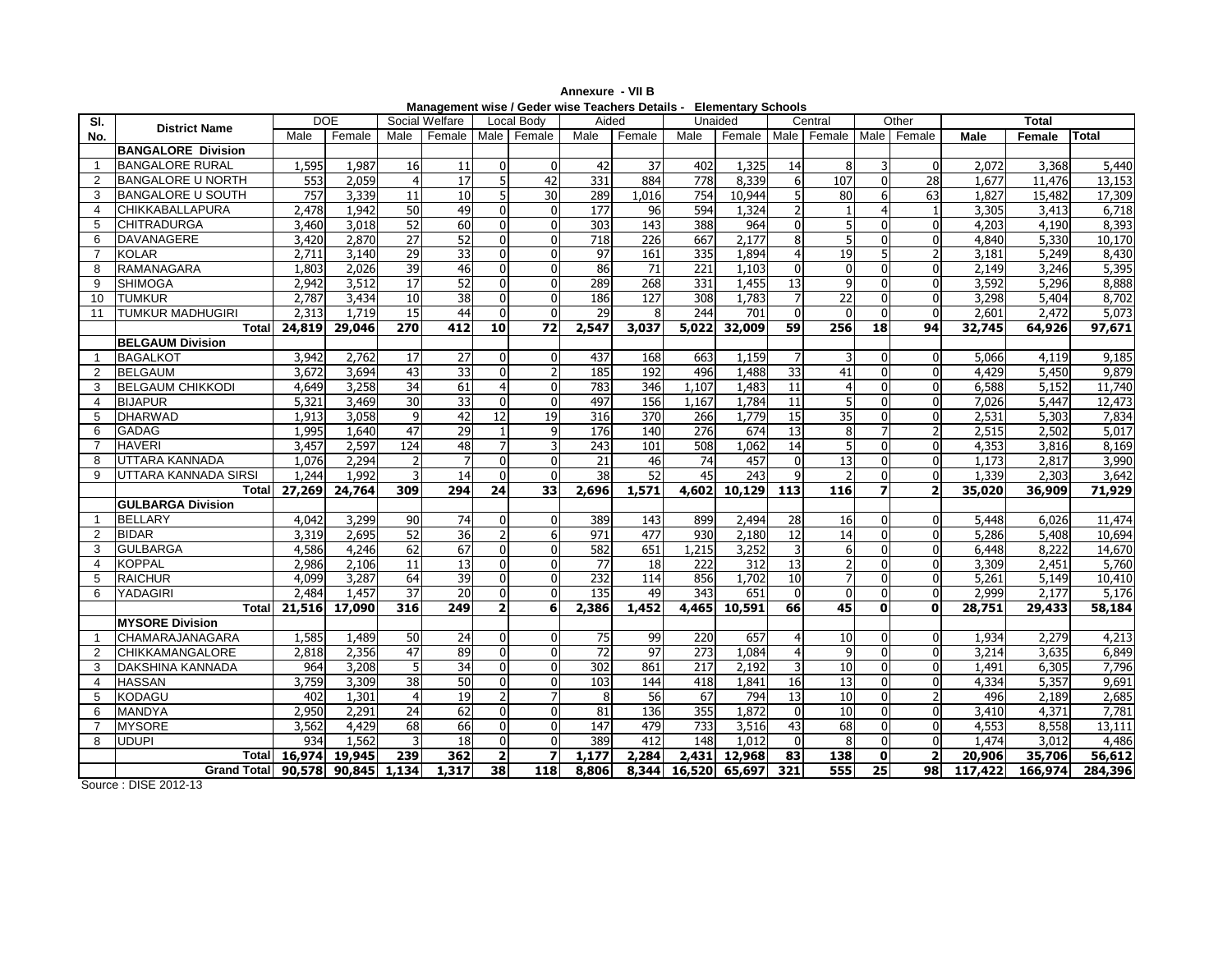**Annexure - VII B**

**Management wise / Geder wise Teachers Details - Elementary Schools**

| Sl. No. | District Name | DOE | | Social Welfare | | Local Body | | Aided | | Unaided | | Central | | Other | | Total | | |
|---|---|---|---|---|---|---|---|---|---|---|---|---|---|---|---|---|---|---|
| | | Male | Female | Male | Female | Male | Female | Male | Female | Male | Female | Male | Female | Male | Female | Male | Female | Total |
| | **BANGALORE Division** | | | | | | | | | | | | | | | | | |
| 1 | BANGALORE RURAL | 1,595 | 1,987 | 16 | 11 | 0 | 0 | 42 | 37 | 402 | 1,325 | 14 | 8 | 3 | 0 | 2,072 | 3,368 | 5,440 |
| 2 | BANGALORE U NORTH | 553 | 2,059 | 4 | 17 | 5 | 42 | 331 | 884 | 778 | 8,339 | 6 | 107 | 0 | 28 | 1,677 | 11,476 | 13,153 |
| 3 | BANGALORE U SOUTH | 757 | 3,339 | 11 | 10 | 5 | 30 | 289 | 1,016 | 754 | 10,944 | 5 | 80 | 6 | 63 | 1,827 | 15,482 | 17,309 |
| 4 | CHIKKABALLAPURA | 2,478 | 1,942 | 50 | 49 | 0 | 0 | 177 | 96 | 594 | 1,324 | 2 | 1 | 4 | 1 | 3,305 | 3,413 | 6,718 |
| 5 | CHITRADURGA | 3,460 | 3,018 | 52 | 60 | 0 | 0 | 303 | 143 | 388 | 964 | 0 | 5 | 0 | 0 | 4,203 | 4,190 | 8,393 |
| 6 | DAVANAGERE | 3,420 | 2,870 | 27 | 52 | 0 | 0 | 718 | 226 | 667 | 2,177 | 8 | 5 | 0 | 0 | 4,840 | 5,330 | 10,170 |
| 7 | KOLAR | 2,711 | 3,140 | 29 | 33 | 0 | 0 | 97 | 161 | 335 | 1,894 | 4 | 19 | 5 | 2 | 3,181 | 5,249 | 8,430 |
| 8 | RAMANAGARA | 1,803 | 2,026 | 39 | 46 | 0 | 0 | 86 | 71 | 221 | 1,103 | 0 | 0 | 0 | 0 | 2,149 | 3,246 | 5,395 |
| 9 | SHIMOGA | 2,942 | 3,512 | 17 | 52 | 0 | 0 | 289 | 268 | 331 | 1,455 | 13 | 9 | 0 | 0 | 3,592 | 5,296 | 8,888 |
| 10 | TUMKUR | 2,787 | 3,434 | 10 | 38 | 0 | 0 | 186 | 127 | 308 | 1,783 | 7 | 22 | 0 | 0 | 3,298 | 5,404 | 8,702 |
| 11 | TUMKUR MADHUGIRI | 2,313 | 1,719 | 15 | 44 | 0 | 0 | 29 | 8 | 244 | 701 | 0 | 0 | 0 | 0 | 2,601 | 2,472 | 5,073 |
| | **Total** | **24,819** | **29,046** | **270** | **412** | **10** | **72** | **2,547** | **3,037** | **5,022** | **32,009** | **59** | **256** | **18** | **94** | **32,745** | **64,926** | **97,671** |
| | **BELGAUM Division** | | | | | | | | | | | | | | | | | |
| 1 | BAGALKOT | 3,942 | 2,762 | 17 | 27 | 0 | 0 | 437 | 168 | 663 | 1,159 | 7 | 3 | 0 | 0 | 5,066 | 4,119 | 9,185 |
| 2 | BELGAUM | 3,672 | 3,694 | 43 | 33 | 0 | 2 | 185 | 192 | 496 | 1,488 | 33 | 41 | 0 | 0 | 4,429 | 5,450 | 9,879 |
| 3 | BELGAUM CHIKKODI | 4,649 | 3,258 | 34 | 61 | 4 | 0 | 783 | 346 | 1,107 | 1,483 | 11 | 4 | 0 | 0 | 6,588 | 5,152 | 11,740 |
| 4 | BIJAPUR | 5,321 | 3,469 | 30 | 33 | 0 | 0 | 497 | 156 | 1,167 | 1,784 | 11 | 5 | 0 | 0 | 7,026 | 5,447 | 12,473 |
| 5 | DHARWAD | 1,913 | 3,058 | 9 | 42 | 12 | 19 | 316 | 370 | 266 | 1,779 | 15 | 35 | 0 | 0 | 2,531 | 5,303 | 7,834 |
| 6 | GADAG | 1,995 | 1,640 | 47 | 29 | 1 | 9 | 176 | 140 | 276 | 674 | 13 | 8 | 7 | 2 | 2,515 | 2,502 | 5,017 |
| 7 | HAVERI | 3,457 | 2,597 | 124 | 48 | 7 | 3 | 243 | 101 | 508 | 1,062 | 14 | 5 | 0 | 0 | 4,353 | 3,816 | 8,169 |
| 8 | UTTARA KANNADA | 1,076 | 2,294 | 2 | 7 | 0 | 0 | 21 | 46 | 74 | 457 | 0 | 13 | 0 | 0 | 1,173 | 2,817 | 3,990 |
| 9 | UTTARA KANNADA SIRSI | 1,244 | 1,992 | 3 | 14 | 0 | 0 | 38 | 52 | 45 | 243 | 9 | 2 | 0 | 0 | 1,339 | 2,303 | 3,642 |
| | **Total** | **27,269** | **24,764** | **309** | **294** | **24** | **33** | **2,696** | **1,571** | **4,602** | **10,129** | **113** | **116** | **7** | **2** | **35,020** | **36,909** | **71,929** |
| | **GULBARGA Division** | | | | | | | | | | | | | | | | | |
| 1 | BELLARY | 4,042 | 3,299 | 90 | 74 | 0 | 0 | 389 | 143 | 899 | 2,494 | 28 | 16 | 0 | 0 | 5,448 | 6,026 | 11,474 |
| 2 | BIDAR | 3,319 | 2,695 | 52 | 36 | 2 | 6 | 971 | 477 | 930 | 2,180 | 12 | 14 | 0 | 0 | 5,286 | 5,408 | 10,694 |
| 3 | GULBARGA | 4,586 | 4,246 | 62 | 67 | 0 | 0 | 582 | 651 | 1,215 | 3,252 | 3 | 6 | 0 | 0 | 6,448 | 8,222 | 14,670 |
| 4 | KOPPAL | 2,986 | 2,106 | 11 | 13 | 0 | 0 | 77 | 18 | 222 | 312 | 13 | 2 | 0 | 0 | 3,309 | 2,451 | 5,760 |
| 5 | RAICHUR | 4,099 | 3,287 | 64 | 39 | 0 | 0 | 232 | 114 | 856 | 1,702 | 10 | 7 | 0 | 0 | 5,261 | 5,149 | 10,410 |
| 6 | YADAGIRI | 2,484 | 1,457 | 37 | 20 | 0 | 0 | 135 | 49 | 343 | 651 | 0 | 0 | 0 | 0 | 2,999 | 2,177 | 5,176 |
| | **Total** | **21,516** | **17,090** | **316** | **249** | **2** | **6** | **2,386** | **1,452** | **4,465** | **10,591** | **66** | **45** | **0** | **0** | **28,751** | **29,433** | **58,184** |
| | **MYSORE Division** | | | | | | | | | | | | | | | | | |
| 1 | CHAMARAJANAGARA | 1,585 | 1,489 | 50 | 24 | 0 | 0 | 75 | 99 | 220 | 657 | 4 | 10 | 0 | 0 | 1,934 | 2,279 | 4,213 |
| 2 | CHIKKAMANGALORE | 2,818 | 2,356 | 47 | 89 | 0 | 0 | 72 | 97 | 273 | 1,084 | 4 | 9 | 0 | 0 | 3,214 | 3,635 | 6,849 |
| 3 | DAKSHINA KANNADA | 964 | 3,208 | 5 | 34 | 0 | 0 | 302 | 861 | 217 | 2,192 | 3 | 10 | 0 | 0 | 1,491 | 6,305 | 7,796 |
| 4 | HASSAN | 3,759 | 3,309 | 38 | 50 | 0 | 0 | 103 | 144 | 418 | 1,841 | 16 | 13 | 0 | 0 | 4,334 | 5,357 | 9,691 |
| 5 | KODAGU | 402 | 1,301 | 4 | 19 | 2 | 7 | 8 | 56 | 67 | 794 | 13 | 10 | 0 | 2 | 496 | 2,189 | 2,685 |
| 6 | MANDYA | 2,950 | 2,291 | 24 | 62 | 0 | 0 | 81 | 136 | 355 | 1,872 | 0 | 10 | 0 | 0 | 3,410 | 4,371 | 7,781 |
| 7 | MYSORE | 3,562 | 4,429 | 68 | 66 | 0 | 0 | 147 | 479 | 733 | 3,516 | 43 | 68 | 0 | 0 | 4,553 | 8,558 | 13,111 |
| 8 | UDUPI | 934 | 1,562 | 3 | 18 | 0 | 0 | 389 | 412 | 148 | 1,012 | 0 | 8 | 0 | 0 | 1,474 | 3,012 | 4,486 |
| | **Total** | **16,974** | **19,945** | **239** | **362** | **2** | **7** | **1,177** | **2,284** | **2,431** | **12,968** | **83** | **138** | **0** | **2** | **20,906** | **35,706** | **56,612** |
| | **Grand Total** | **90,578** | **90,845** | **1,134** | **1,317** | **38** | **118** | **8,806** | **8,344** | **16,520** | **65,697** | **321** | **555** | **25** | **98** | **117,422** | **166,974** | **284,396** |

Source : DISE 2012-13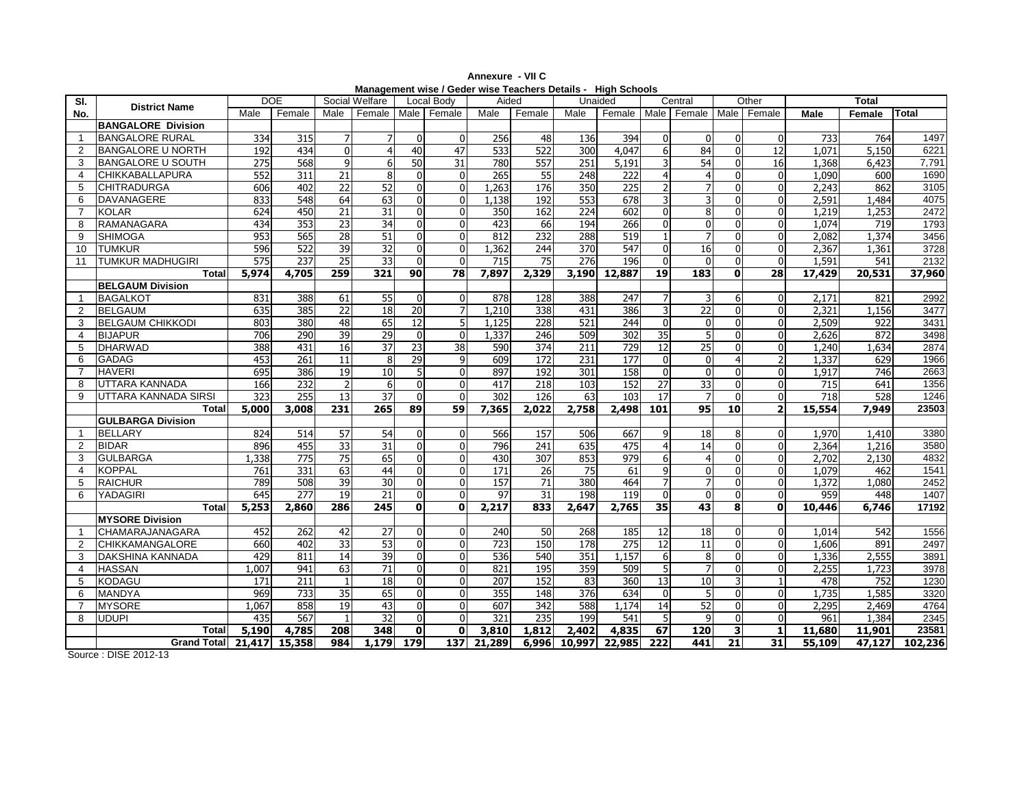**Annexure - VII C**

**Management wise / Geder wise Teachers Details - High Schools**

| Sl. No. | District Name | DOE | | Social Welfare | | Local Body | | Aided | | Unaided | | Central | | Other | | Total | | |
|---|---|---|---|---|---|---|---|---|---|---|---|---|---|---|---|---|---|---|
| | | Male | Female | Male | Female | Male | Female | Male | Female | Male | Female | Male | Female | Male | Female | Male | Female | Total |
| | **BANGALORE Division** | | | | | | | | | | | | | | | | | |
| 1 | BANGALORE RURAL | 334 | 315 | 7 | 7 | 0 | 0 | 256 | 48 | 136 | 394 | 0 | 0 | 0 | 0 | 733 | 764 | 1497 |
| 2 | BANGALORE U NORTH | 192 | 434 | 0 | 4 | 40 | 47 | 533 | 522 | 300 | 4,047 | 6 | 84 | 0 | 12 | 1,071 | 5,150 | 6221 |
| 3 | BANGALORE U SOUTH | 275 | 568 | 9 | 6 | 50 | 31 | 780 | 557 | 251 | 5,191 | 3 | 54 | 0 | 16 | 1,368 | 6,423 | 7,791 |
| 4 | CHIKKABALLAPURA | 552 | 311 | 21 | 8 | 0 | 0 | 265 | 55 | 248 | 222 | 4 | 4 | 0 | 0 | 1,090 | 600 | 1690 |
| 5 | CHITRADURGA | 606 | 402 | 22 | 52 | 0 | 0 | 1,263 | 176 | 350 | 225 | 2 | 7 | 0 | 0 | 2,243 | 862 | 3105 |
| 6 | DAVANAGERE | 833 | 548 | 64 | 63 | 0 | 0 | 1,138 | 192 | 553 | 678 | 3 | 3 | 0 | 0 | 2,591 | 1,484 | 4075 |
| 7 | KOLAR | 624 | 450 | 21 | 31 | 0 | 0 | 350 | 162 | 224 | 602 | 0 | 8 | 0 | 0 | 1,219 | 1,253 | 2472 |
| 8 | RAMANAGARA | 434 | 353 | 23 | 34 | 0 | 0 | 423 | 66 | 194 | 266 | 0 | 0 | 0 | 0 | 1,074 | 719 | 1793 |
| 9 | SHIMOGA | 953 | 565 | 28 | 51 | 0 | 0 | 812 | 232 | 288 | 519 | 1 | 7 | 0 | 0 | 2,082 | 1,374 | 3456 |
| 10 | TUMKUR | 596 | 522 | 39 | 32 | 0 | 0 | 1,362 | 244 | 370 | 547 | 0 | 16 | 0 | 0 | 2,367 | 1,361 | 3728 |
| 11 | TUMKUR MADHUGIRI | 575 | 237 | 25 | 33 | 0 | 0 | 715 | 75 | 276 | 196 | 0 | 0 | 0 | 0 | 1,591 | 541 | 2132 |
| | **Total** | **5,974** | **4,705** | **259** | **321** | **90** | **78** | **7,897** | **2,329** | **3,190** | **12,887** | **19** | **183** | **0** | **28** | **17,429** | **20,531** | **37,960** |
| | **BELGAUM Division** | | | | | | | | | | | | | | | | | |
| 1 | BAGALKOT | 831 | 388 | 61 | 55 | 0 | 0 | 878 | 128 | 388 | 247 | 7 | 3 | 6 | 0 | 2,171 | 821 | 2992 |
| 2 | BELGAUM | 635 | 385 | 22 | 18 | 20 | 7 | 1,210 | 338 | 431 | 386 | 3 | 22 | 0 | 0 | 2,321 | 1,156 | 3477 |
| 3 | BELGAUM CHIKKODI | 803 | 380 | 48 | 65 | 12 | 5 | 1,125 | 228 | 521 | 244 | 0 | 0 | 0 | 0 | 2,509 | 922 | 3431 |
| 4 | BIJAPUR | 706 | 290 | 39 | 29 | 0 | 0 | 1,337 | 246 | 509 | 302 | 35 | 5 | 0 | 0 | 2,626 | 872 | 3498 |
| 5 | DHARWAD | 388 | 431 | 16 | 37 | 23 | 38 | 590 | 374 | 211 | 729 | 12 | 25 | 0 | 0 | 1,240 | 1,634 | 2874 |
| 6 | GADAG | 453 | 261 | 11 | 8 | 29 | 9 | 609 | 172 | 231 | 177 | 0 | 0 | 4 | 2 | 1,337 | 629 | 1966 |
| 7 | HAVERI | 695 | 386 | 19 | 10 | 5 | 0 | 897 | 192 | 301 | 158 | 0 | 0 | 0 | 0 | 1,917 | 746 | 2663 |
| 8 | UTTARA KANNADA | 166 | 232 | 2 | 6 | 0 | 0 | 417 | 218 | 103 | 152 | 27 | 33 | 0 | 0 | 715 | 641 | 1356 |
| 9 | UTTARA KANNADA SIRSI | 323 | 255 | 13 | 37 | 0 | 0 | 302 | 126 | 63 | 103 | 17 | 7 | 0 | 0 | 718 | 528 | 1246 |
| | **Total** | **5,000** | **3,008** | **231** | **265** | **89** | **59** | **7,365** | **2,022** | **2,758** | **2,498** | **101** | **95** | **10** | **2** | **15,554** | **7,949** | **23503** |
| | **GULBARGA Division** | | | | | | | | | | | | | | | | | |
| 1 | BELLARY | 824 | 514 | 57 | 54 | 0 | 0 | 566 | 157 | 506 | 667 | 9 | 18 | 8 | 0 | 1,970 | 1,410 | 3380 |
| 2 | BIDAR | 896 | 455 | 33 | 31 | 0 | 0 | 796 | 241 | 635 | 475 | 4 | 14 | 0 | 0 | 2,364 | 1,216 | 3580 |
| 3 | GULBARGA | 1,338 | 775 | 75 | 65 | 0 | 0 | 430 | 307 | 853 | 979 | 6 | 4 | 0 | 0 | 2,702 | 2,130 | 4832 |
| 4 | KOPPAL | 761 | 331 | 63 | 44 | 0 | 0 | 171 | 26 | 75 | 61 | 9 | 0 | 0 | 0 | 1,079 | 462 | 1541 |
| 5 | RAICHUR | 789 | 508 | 39 | 30 | 0 | 0 | 157 | 71 | 380 | 464 | 7 | 7 | 0 | 0 | 1,372 | 1,080 | 2452 |
| 6 | YADAGIRI | 645 | 277 | 19 | 21 | 0 | 0 | 97 | 31 | 198 | 119 | 0 | 0 | 0 | 0 | 959 | 448 | 1407 |
| | **Total** | **5,253** | **2,860** | **286** | **245** | **0** | **0** | **2,217** | **833** | **2,647** | **2,765** | **35** | **43** | **8** | **0** | **10,446** | **6,746** | **17192** |
| | **MYSORE Division** | | | | | | | | | | | | | | | | | |
| 1 | CHAMARAJANAGARA | 452 | 262 | 42 | 27 | 0 | 0 | 240 | 50 | 268 | 185 | 12 | 18 | 0 | 0 | 1,014 | 542 | 1556 |
| 2 | CHIKKAMANGALORE | 660 | 402 | 33 | 53 | 0 | 0 | 723 | 150 | 178 | 275 | 12 | 11 | 0 | 0 | 1,606 | 891 | 2497 |
| 3 | DAKSHINA KANNADA | 429 | 811 | 14 | 39 | 0 | 0 | 536 | 540 | 351 | 1,157 | 6 | 8 | 0 | 0 | 1,336 | 2,555 | 3891 |
| 4 | HASSAN | 1,007 | 941 | 63 | 71 | 0 | 0 | 821 | 195 | 359 | 509 | 5 | 7 | 0 | 0 | 2,255 | 1,723 | 3978 |
| 5 | KODAGU | 171 | 211 | 1 | 18 | 0 | 0 | 207 | 152 | 83 | 360 | 13 | 10 | 3 | 1 | 478 | 752 | 1230 |
| 6 | MANDYA | 969 | 733 | 35 | 65 | 0 | 0 | 355 | 148 | 376 | 634 | 0 | 5 | 0 | 0 | 1,735 | 1,585 | 3320 |
| 7 | MYSORE | 1,067 | 858 | 19 | 43 | 0 | 0 | 607 | 342 | 588 | 1,174 | 14 | 52 | 0 | 0 | 2,295 | 2,469 | 4764 |
| 8 | UDUPI | 435 | 567 | 1 | 32 | 0 | 0 | 321 | 235 | 199 | 541 | 5 | 9 | 0 | 0 | 961 | 1,384 | 2345 |
| | **Total** | **5,190** | **4,785** | **208** | **348** | **0** | **0** | **3,810** | **1,812** | **2,402** | **4,835** | **67** | **120** | **3** | **1** | **11,680** | **11,901** | **23581** |
| | **Grand Total** | **21,417** | **15,358** | **984** | **1,179** | **179** | **137** | **21,289** | **6,996** | **10,997** | **22,985** | **222** | **441** | **21** | **31** | **55,109** | **47,127** | **102,236** |

Source : DISE 2012-13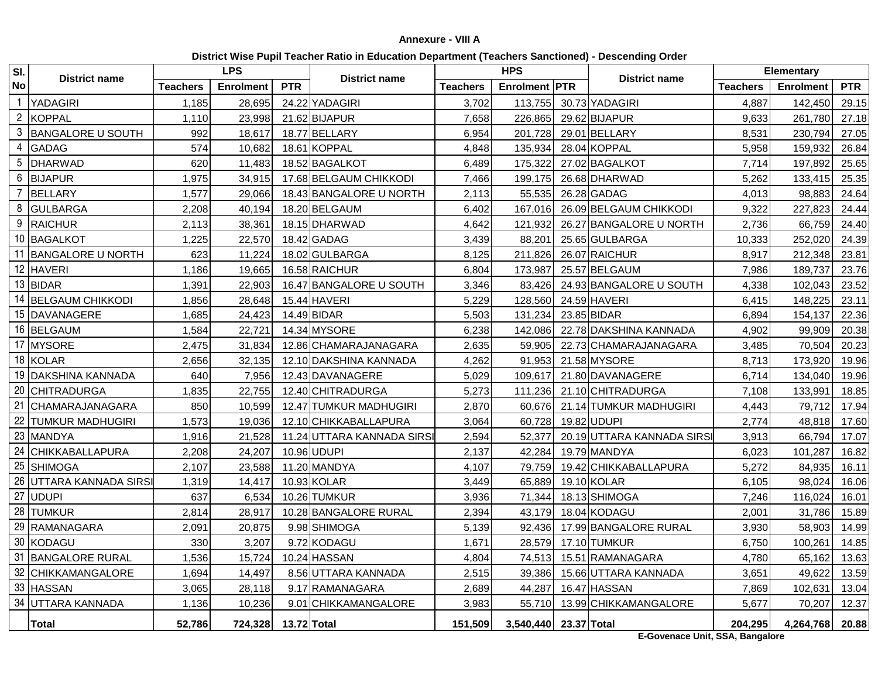**Annexure - VIII A**

**District Wise Pupil Teacher Ratio in Education Department (Teachers Sanctioned) - Descending Order**

| Sl. No | District name | LPS | | | District name | HPS | | | District name | Elementary | | |
|---|---|---|---|---|---|---|---|---|---|---|---|---|
| | | Teachers | Enrolment | PTR | | Teachers | Enrolment | PTR | | Teachers | Enrolment | PTR |
| 1 | YADAGIRI | 1,185 | 28,695 | 24.22 | YADAGIRI | 3,702 | 113,755 | 30.73 | YADAGIRI | 4,887 | 142,450 | 29.15 |
| 2 | KOPPAL | 1,110 | 23,998 | 21.62 | BIJAPUR | 7,658 | 226,865 | 29.62 | BIJAPUR | 9,633 | 261,780 | 27.18 |
| 3 | BANGALORE U SOUTH | 992 | 18,617 | 18.77 | BELLARY | 6,954 | 201,728 | 29.01 | BELLARY | 8,531 | 230,794 | 27.05 |
| 4 | GADAG | 574 | 10,682 | 18.61 | KOPPAL | 4,848 | 135,934 | 28.04 | KOPPAL | 5,958 | 159,932 | 26.84 |
| 5 | DHARWAD | 620 | 11,483 | 18.52 | BAGALKOT | 6,489 | 175,322 | 27.02 | BAGALKOT | 7,714 | 197,892 | 25.65 |
| 6 | BIJAPUR | 1,975 | 34,915 | 17.68 | BELGAUM CHIKKODI | 7,466 | 199,175 | 26.68 | DHARWAD | 5,262 | 133,415 | 25.35 |
| 7 | BELLARY | 1,577 | 29,066 | 18.43 | BANGALORE U NORTH | 2,113 | 55,535 | 26.28 | GADAG | 4,013 | 98,883 | 24.64 |
| 8 | GULBARGA | 2,208 | 40,194 | 18.20 | BELGAUM | 6,402 | 167,016 | 26.09 | BELGAUM CHIKKODI | 9,322 | 227,823 | 24.44 |
| 9 | RAICHUR | 2,113 | 38,361 | 18.15 | DHARWAD | 4,642 | 121,932 | 26.27 | BANGALORE U NORTH | 2,736 | 66,759 | 24.40 |
| 10 | BAGALKOT | 1,225 | 22,570 | 18.42 | GADAG | 3,439 | 88,201 | 25.65 | GULBARGA | 10,333 | 252,020 | 24.39 |
| 11 | BANGALORE U NORTH | 623 | 11,224 | 18.02 | GULBARGA | 8,125 | 211,826 | 26.07 | RAICHUR | 8,917 | 212,348 | 23.81 |
| 12 | HAVERI | 1,186 | 19,665 | 16.58 | RAICHUR | 6,804 | 173,987 | 25.57 | BELGAUM | 7,986 | 189,737 | 23.76 |
| 13 | BIDAR | 1,391 | 22,903 | 16.47 | BANGALORE U SOUTH | 3,346 | 83,426 | 24.93 | BANGALORE U SOUTH | 4,338 | 102,043 | 23.52 |
| 14 | BELGAUM CHIKKODI | 1,856 | 28,648 | 15.44 | HAVERI | 5,229 | 128,560 | 24.59 | HAVERI | 6,415 | 148,225 | 23.11 |
| 15 | DAVANAGERE | 1,685 | 24,423 | 14.49 | BIDAR | 5,503 | 131,234 | 23.85 | BIDAR | 6,894 | 154,137 | 22.36 |
| 16 | BELGAUM | 1,584 | 22,721 | 14.34 | MYSORE | 6,238 | 142,086 | 22.78 | DAKSHINA KANNADA | 4,902 | 99,909 | 20.38 |
| 17 | MYSORE | 2,475 | 31,834 | 12.86 | CHAMARAJANAGARA | 2,635 | 59,905 | 22.73 | CHAMARAJANAGARA | 3,485 | 70,504 | 20.23 |
| 18 | KOLAR | 2,656 | 32,135 | 12.10 | DAKSHINA KANNADA | 4,262 | 91,953 | 21.58 | MYSORE | 8,713 | 173,920 | 19.96 |
| 19 | DAKSHINA KANNADA | 640 | 7,956 | 12.43 | DAVANAGERE | 5,029 | 109,617 | 21.80 | DAVANAGERE | 6,714 | 134,040 | 19.96 |
| 20 | CHITRADURGA | 1,835 | 22,755 | 12.40 | CHITRADURGA | 5,273 | 111,236 | 21.10 | CHITRADURGA | 7,108 | 133,991 | 18.85 |
| 21 | CHAMARAJANAGARA | 850 | 10,599 | 12.47 | TUMKUR MADHUGIRI | 2,870 | 60,676 | 21.14 | TUMKUR MADHUGIRI | 4,443 | 79,712 | 17.94 |
| 22 | TUMKUR MADHUGIRI | 1,573 | 19,036 | 12.10 | CHIKKABALLAPURA | 3,064 | 60,728 | 19.82 | UDUPI | 2,774 | 48,818 | 17.60 |
| 23 | MANDYA | 1,916 | 21,528 | 11.24 | UTTARA KANNADA SIRSI | 2,594 | 52,377 | 20.19 | UTTARA KANNADA SIRSI | 3,913 | 66,794 | 17.07 |
| 24 | CHIKKABALLAPURA | 2,208 | 24,207 | 10.96 | UDUPI | 2,137 | 42,284 | 19.79 | MANDYA | 6,023 | 101,287 | 16.82 |
| 25 | SHIMOGA | 2,107 | 23,588 | 11.20 | MANDYA | 4,107 | 79,759 | 19.42 | CHIKKABALLAPURA | 5,272 | 84,935 | 16.11 |
| 26 | UTTARA KANNADA SIRSI | 1,319 | 14,417 | 10.93 | KOLAR | 3,449 | 65,889 | 19.10 | KOLAR | 6,105 | 98,024 | 16.06 |
| 27 | UDUPI | 637 | 6,534 | 10.26 | TUMKUR | 3,936 | 71,344 | 18.13 | SHIMOGA | 7,246 | 116,024 | 16.01 |
| 28 | TUMKUR | 2,814 | 28,917 | 10.28 | BANGALORE RURAL | 2,394 | 43,179 | 18.04 | KODAGU | 2,001 | 31,786 | 15.89 |
| 29 | RAMANAGARA | 2,091 | 20,875 | 9.98 | SHIMOGA | 5,139 | 92,436 | 17.99 | BANGALORE RURAL | 3,930 | 58,903 | 14.99 |
| 30 | KODAGU | 330 | 3,207 | 9.72 | KODAGU | 1,671 | 28,579 | 17.10 | TUMKUR | 6,750 | 100,261 | 14.85 |
| 31 | BANGALORE RURAL | 1,536 | 15,724 | 10.24 | HASSAN | 4,804 | 74,513 | 15.51 | RAMANAGARA | 4,780 | 65,162 | 13.63 |
| 32 | CHIKKAMANGALORE | 1,694 | 14,497 | 8.56 | UTTARA KANNADA | 2,515 | 39,386 | 15.66 | UTTARA KANNADA | 3,651 | 49,622 | 13.59 |
| 33 | HASSAN | 3,065 | 28,118 | 9.17 | RAMANAGARA | 2,689 | 44,287 | 16.47 | HASSAN | 7,869 | 102,631 | 13.04 |
| 34 | UTTARA KANNADA | 1,136 | 10,236 | 9.01 | CHIKKAMANGALORE | 3,983 | 55,710 | 13.99 | CHIKKAMANGALORE | 5,677 | 70,207 | 12.37 |
| | **Total** | **52,786** | **724,328** | **13.72** | **Total** | **151,509** | **3,540,440** | **23.37** | **Total** | **204,295** | **4,264,768** | **20.88** |

**E-Govenace Unit, SSA, Bangalore**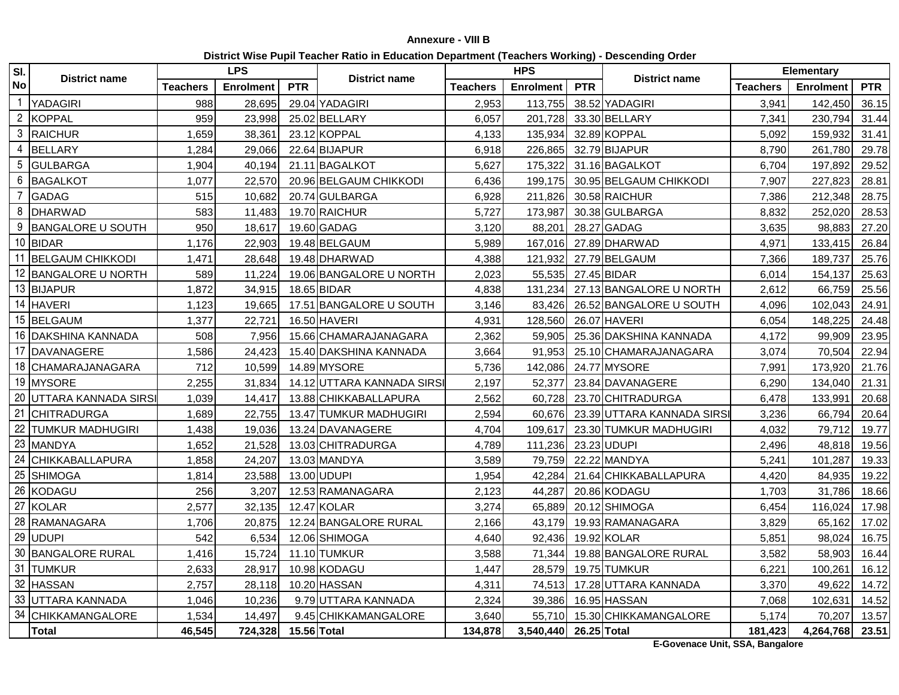**Annexure - VIII B**

**District Wise Pupil Teacher Ratio in Education Department (Teachers Working) - Descending Order**

| Sl. No | District name | LPS | | | District name | HPS | | | District name | Elementary | | |
|---|---|---|---|---|---|---|---|---|---|---|---|---|
| | | Teachers | Enrolment | PTR | | Teachers | Enrolment | PTR | | Teachers | Enrolment | PTR |
| 1 | YADAGIRI | 988 | 28,695 | 29.04 | YADAGIRI | 2,953 | 113,755 | 38.52 | YADAGIRI | 3,941 | 142,450 | 36.15 |
| 2 | KOPPAL | 959 | 23,998 | 25.02 | BELLARY | 6,057 | 201,728 | 33.30 | BELLARY | 7,341 | 230,794 | 31.44 |
| 3 | RAICHUR | 1,659 | 38,361 | 23.12 | KOPPAL | 4,133 | 135,934 | 32.89 | KOPPAL | 5,092 | 159,932 | 31.41 |
| 4 | BELLARY | 1,284 | 29,066 | 22.64 | BIJAPUR | 6,918 | 226,865 | 32.79 | BIJAPUR | 8,790 | 261,780 | 29.78 |
| 5 | GULBARGA | 1,904 | 40,194 | 21.11 | BAGALKOT | 5,627 | 175,322 | 31.16 | BAGALKOT | 6,704 | 197,892 | 29.52 |
| 6 | BAGALKOT | 1,077 | 22,570 | 20.96 | BELGAUM CHIKKODI | 6,436 | 199,175 | 30.95 | BELGAUM CHIKKODI | 7,907 | 227,823 | 28.81 |
| 7 | GADAG | 515 | 10,682 | 20.74 | GULBARGA | 6,928 | 211,826 | 30.58 | RAICHUR | 7,386 | 212,348 | 28.75 |
| 8 | DHARWAD | 583 | 11,483 | 19.70 | RAICHUR | 5,727 | 173,987 | 30.38 | GULBARGA | 8,832 | 252,020 | 28.53 |
| 9 | BANGALORE U SOUTH | 950 | 18,617 | 19.60 | GADAG | 3,120 | 88,201 | 28.27 | GADAG | 3,635 | 98,883 | 27.20 |
| 10 | BIDAR | 1,176 | 22,903 | 19.48 | BELGAUM | 5,989 | 167,016 | 27.89 | DHARWAD | 4,971 | 133,415 | 26.84 |
| 11 | BELGAUM CHIKKODI | 1,471 | 28,648 | 19.48 | DHARWAD | 4,388 | 121,932 | 27.79 | BELGAUM | 7,366 | 189,737 | 25.76 |
| 12 | BANGALORE U NORTH | 589 | 11,224 | 19.06 | BANGALORE U NORTH | 2,023 | 55,535 | 27.45 | BIDAR | 6,014 | 154,137 | 25.63 |
| 13 | BIJAPUR | 1,872 | 34,915 | 18.65 | BIDAR | 4,838 | 131,234 | 27.13 | BANGALORE U NORTH | 2,612 | 66,759 | 25.56 |
| 14 | HAVERI | 1,123 | 19,665 | 17.51 | BANGALORE U SOUTH | 3,146 | 83,426 | 26.52 | BANGALORE U SOUTH | 4,096 | 102,043 | 24.91 |
| 15 | BELGAUM | 1,377 | 22,721 | 16.50 | HAVERI | 4,931 | 128,560 | 26.07 | HAVERI | 6,054 | 148,225 | 24.48 |
| 16 | DAKSHINA KANNADA | 508 | 7,956 | 15.66 | CHAMARAJANAGARA | 2,362 | 59,905 | 25.36 | DAKSHINA KANNADA | 4,172 | 99,909 | 23.95 |
| 17 | DAVANAGERE | 1,586 | 24,423 | 15.40 | DAKSHINA KANNADA | 3,664 | 91,953 | 25.10 | CHAMARAJANAGARA | 3,074 | 70,504 | 22.94 |
| 18 | CHAMARAJANAGARA | 712 | 10,599 | 14.89 | MYSORE | 5,736 | 142,086 | 24.77 | MYSORE | 7,991 | 173,920 | 21.76 |
| 19 | MYSORE | 2,255 | 31,834 | 14.12 | UTTARA KANNADA SIRSI | 2,197 | 52,377 | 23.84 | DAVANAGERE | 6,290 | 134,040 | 21.31 |
| 20 | UTTARA KANNADA SIRSI | 1,039 | 14,417 | 13.88 | CHIKKABALLAPURA | 2,562 | 60,728 | 23.70 | CHITRADURGA | 6,478 | 133,991 | 20.68 |
| 21 | CHITRADURGA | 1,689 | 22,755 | 13.47 | TUMKUR MADHUGIRI | 2,594 | 60,676 | 23.39 | UTTARA KANNADA SIRSI | 3,236 | 66,794 | 20.64 |
| 22 | TUMKUR MADHUGIRI | 1,438 | 19,036 | 13.24 | DAVANAGERE | 4,704 | 109,617 | 23.30 | TUMKUR MADHUGIRI | 4,032 | 79,712 | 19.77 |
| 23 | MANDYA | 1,652 | 21,528 | 13.03 | CHITRADURGA | 4,789 | 111,236 | 23.23 | UDUPI | 2,496 | 48,818 | 19.56 |
| 24 | CHIKKABALLAPURA | 1,858 | 24,207 | 13.03 | MANDYA | 3,589 | 79,759 | 22.22 | MANDYA | 5,241 | 101,287 | 19.33 |
| 25 | SHIMOGA | 1,814 | 23,588 | 13.00 | UDUPI | 1,954 | 42,284 | 21.64 | CHIKKABALLAPURA | 4,420 | 84,935 | 19.22 |
| 26 | KODAGU | 256 | 3,207 | 12.53 | RAMANAGARA | 2,123 | 44,287 | 20.86 | KODAGU | 1,703 | 31,786 | 18.66 |
| 27 | KOLAR | 2,577 | 32,135 | 12.47 | KOLAR | 3,274 | 65,889 | 20.12 | SHIMOGA | 6,454 | 116,024 | 17.98 |
| 28 | RAMANAGARA | 1,706 | 20,875 | 12.24 | BANGALORE RURAL | 2,166 | 43,179 | 19.93 | RAMANAGARA | 3,829 | 65,162 | 17.02 |
| 29 | UDUPI | 542 | 6,534 | 12.06 | SHIMOGA | 4,640 | 92,436 | 19.92 | KOLAR | 5,851 | 98,024 | 16.75 |
| 30 | BANGALORE RURAL | 1,416 | 15,724 | 11.10 | TUMKUR | 3,588 | 71,344 | 19.88 | BANGALORE RURAL | 3,582 | 58,903 | 16.44 |
| 31 | TUMKUR | 2,633 | 28,917 | 10.98 | KODAGU | 1,447 | 28,579 | 19.75 | TUMKUR | 6,221 | 100,261 | 16.12 |
| 32 | HASSAN | 2,757 | 28,118 | 10.20 | HASSAN | 4,311 | 74,513 | 17.28 | UTTARA KANNADA | 3,370 | 49,622 | 14.72 |
| 33 | UTTARA KANNADA | 1,046 | 10,236 | 9.79 | UTTARA KANNADA | 2,324 | 39,386 | 16.95 | HASSAN | 7,068 | 102,631 | 14.52 |
| 34 | CHIKKAMANGALORE | 1,534 | 14,497 | 9.45 | CHIKKAMANGALORE | 3,640 | 55,710 | 15.30 | CHIKKAMANGALORE | 5,174 | 70,207 | 13.57 |
| | **Total** | **46,545** | **724,328** | **15.56** | **Total** | **134,878** | **3,540,440** | **26.25** | **Total** | **181,423** | **4,264,768** | **23.51** |

**E-Govenace Unit, SSA, Bangalore**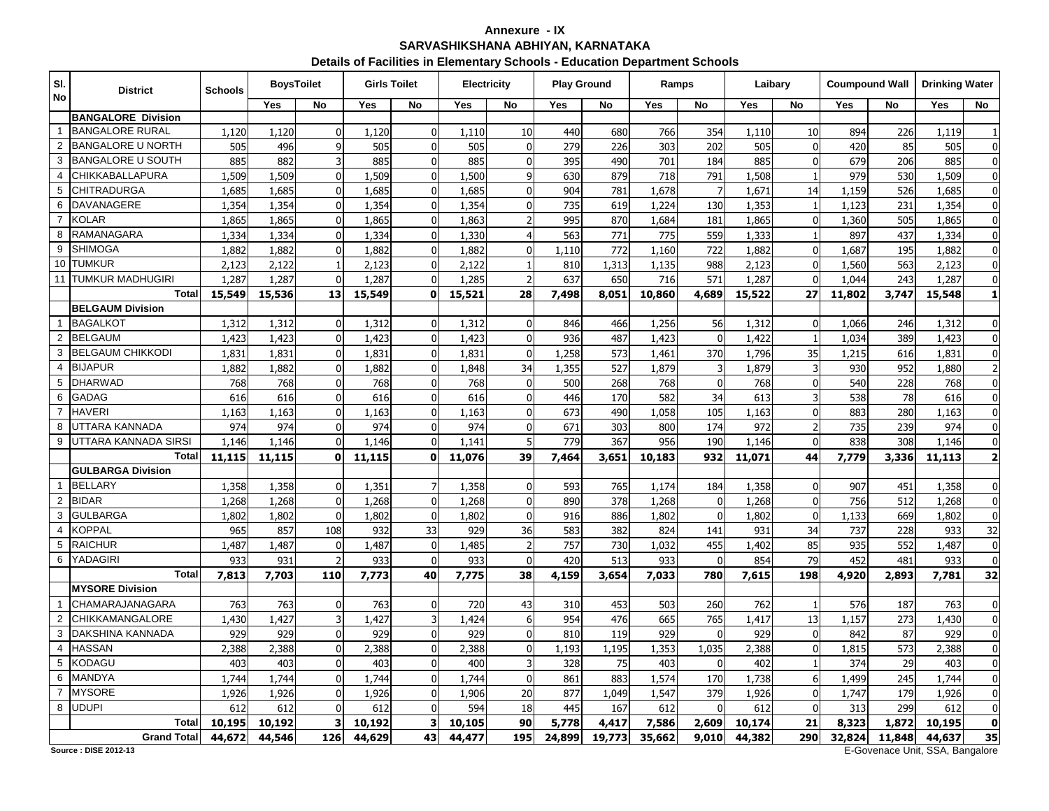**Annexure - IX**
**SARVASHIKSHANA ABHIYAN, KARNATAKA**
**Details of Facilities in Elementary Schools - Education Department Schools**

| Sl. No | District | Schools | BoysToilet | | Girls Toilet | | Electricity | | Play Ground | | Ramps | | Laibary | | Coumpound Wall | | Drinking Water | |
|---|---|---|---|---|---|---|---|---|---|---|---|---|---|---|---|---|---|---|
| | | | Yes | No | Yes | No | Yes | No | Yes | No | Yes | No | Yes | No | Yes | No | Yes | No |
| | **BANGALORE Division** | | | | | | | | | | | | | | | | | |
| 1 | BANGALORE RURAL | 1,120 | 1,120 | 0 | 1,120 | 0 | 1,110 | 10 | 440 | 680 | 766 | 354 | 1,110 | 10 | 894 | 226 | 1,119 | 1 |
| 2 | BANGALORE U NORTH | 505 | 496 | 9 | 505 | 0 | 505 | 0 | 279 | 226 | 303 | 202 | 505 | 0 | 420 | 85 | 505 | 0 |
| 3 | BANGALORE U SOUTH | 885 | 882 | 3 | 885 | 0 | 885 | 0 | 395 | 490 | 701 | 184 | 885 | 0 | 679 | 206 | 885 | 0 |
| 4 | CHIKKABALLAPURA | 1,509 | 1,509 | 0 | 1,509 | 0 | 1,500 | 9 | 630 | 879 | 718 | 791 | 1,508 | 1 | 979 | 530 | 1,509 | 0 |
| 5 | CHITRADURGA | 1,685 | 1,685 | 0 | 1,685 | 0 | 1,685 | 0 | 904 | 781 | 1,678 | 7 | 1,671 | 14 | 1,159 | 526 | 1,685 | 0 |
| 6 | DAVANAGERE | 1,354 | 1,354 | 0 | 1,354 | 0 | 1,354 | 0 | 735 | 619 | 1,224 | 130 | 1,353 | 1 | 1,123 | 231 | 1,354 | 0 |
| 7 | KOLAR | 1,865 | 1,865 | 0 | 1,865 | 0 | 1,863 | 2 | 995 | 870 | 1,684 | 181 | 1,865 | 0 | 1,360 | 505 | 1,865 | 0 |
| 8 | RAMANAGARA | 1,334 | 1,334 | 0 | 1,334 | 0 | 1,330 | 4 | 563 | 771 | 775 | 559 | 1,333 | 1 | 897 | 437 | 1,334 | 0 |
| 9 | SHIMOGA | 1,882 | 1,882 | 0 | 1,882 | 0 | 1,882 | 0 | 1,110 | 772 | 1,160 | 722 | 1,882 | 0 | 1,687 | 195 | 1,882 | 0 |
| 10 | TUMKUR | 2,123 | 2,122 | 1 | 2,123 | 0 | 2,122 | 1 | 810 | 1,313 | 1,135 | 988 | 2,123 | 0 | 1,560 | 563 | 2,123 | 0 |
| 11 | TUMKUR MADHUGIRI | 1,287 | 1,287 | 0 | 1,287 | 0 | 1,285 | 2 | 637 | 650 | 716 | 571 | 1,287 | 0 | 1,044 | 243 | 1,287 | 0 |
| | **Total** | **15,549** | **15,536** | **13** | **15,549** | **0** | **15,521** | **28** | **7,498** | **8,051** | **10,860** | **4,689** | **15,522** | **27** | **11,802** | **3,747** | **15,548** | **1** |
| | **BELGAUM Division** | | | | | | | | | | | | | | | | | |
| 1 | BAGALKOT | 1,312 | 1,312 | 0 | 1,312 | 0 | 1,312 | 0 | 846 | 466 | 1,256 | 56 | 1,312 | 0 | 1,066 | 246 | 1,312 | 0 |
| 2 | BELGAUM | 1,423 | 1,423 | 0 | 1,423 | 0 | 1,423 | 0 | 936 | 487 | 1,423 | 0 | 1,422 | 1 | 1,034 | 389 | 1,423 | 0 |
| 3 | BELGAUM CHIKKODI | 1,831 | 1,831 | 0 | 1,831 | 0 | 1,831 | 0 | 1,258 | 573 | 1,461 | 370 | 1,796 | 35 | 1,215 | 616 | 1,831 | 0 |
| 4 | BIJAPUR | 1,882 | 1,882 | 0 | 1,882 | 0 | 1,848 | 34 | 1,355 | 527 | 1,879 | 3 | 1,879 | 3 | 930 | 952 | 1,880 | 2 |
| 5 | DHARWAD | 768 | 768 | 0 | 768 | 0 | 768 | 0 | 500 | 268 | 768 | 0 | 768 | 0 | 540 | 228 | 768 | 0 |
| 6 | GADAG | 616 | 616 | 0 | 616 | 0 | 616 | 0 | 446 | 170 | 582 | 34 | 613 | 3 | 538 | 78 | 616 | 0 |
| 7 | HAVERI | 1,163 | 1,163 | 0 | 1,163 | 0 | 1,163 | 0 | 673 | 490 | 1,058 | 105 | 1,163 | 0 | 883 | 280 | 1,163 | 0 |
| 8 | UTTARA KANNADA | 974 | 974 | 0 | 974 | 0 | 974 | 0 | 671 | 303 | 800 | 174 | 972 | 2 | 735 | 239 | 974 | 0 |
| 9 | UTTARA KANNADA SIRSI | 1,146 | 1,146 | 0 | 1,146 | 0 | 1,141 | 5 | 779 | 367 | 956 | 190 | 1,146 | 0 | 838 | 308 | 1,146 | 0 |
| | **Total** | **11,115** | **11,115** | **0** | **11,115** | **0** | **11,076** | **39** | **7,464** | **3,651** | **10,183** | **932** | **11,071** | **44** | **7,779** | **3,336** | **11,113** | **2** |
| | **GULBARGA Division** | | | | | | | | | | | | | | | | | |
| 1 | BELLARY | 1,358 | 1,358 | 0 | 1,351 | 7 | 1,358 | 0 | 593 | 765 | 1,174 | 184 | 1,358 | 0 | 907 | 451 | 1,358 | 0 |
| 2 | BIDAR | 1,268 | 1,268 | 0 | 1,268 | 0 | 1,268 | 0 | 890 | 378 | 1,268 | 0 | 1,268 | 0 | 756 | 512 | 1,268 | 0 |
| 3 | GULBARGA | 1,802 | 1,802 | 0 | 1,802 | 0 | 1,802 | 0 | 916 | 886 | 1,802 | 0 | 1,802 | 0 | 1,133 | 669 | 1,802 | 0 |
| 4 | KOPPAL | 965 | 857 | 108 | 932 | 33 | 929 | 36 | 583 | 382 | 824 | 141 | 931 | 34 | 737 | 228 | 933 | 32 |
| 5 | RAICHUR | 1,487 | 1,487 | 0 | 1,487 | 0 | 1,485 | 2 | 757 | 730 | 1,032 | 455 | 1,402 | 85 | 935 | 552 | 1,487 | 0 |
| 6 | YADAGIRI | 933 | 931 | 2 | 933 | 0 | 933 | 0 | 420 | 513 | 933 | 0 | 854 | 79 | 452 | 481 | 933 | 0 |
| | **Total** | **7,813** | **7,703** | **110** | **7,773** | **40** | **7,775** | **38** | **4,159** | **3,654** | **7,033** | **780** | **7,615** | **198** | **4,920** | **2,893** | **7,781** | **32** |
| | **MYSORE Division** | | | | | | | | | | | | | | | | | |
| 1 | CHAMARAJANAGARA | 763 | 763 | 0 | 763 | 0 | 720 | 43 | 310 | 453 | 503 | 260 | 762 | 1 | 576 | 187 | 763 | 0 |
| 2 | CHIKKAMANGALORE | 1,430 | 1,427 | 3 | 1,427 | 3 | 1,424 | 6 | 954 | 476 | 665 | 765 | 1,417 | 13 | 1,157 | 273 | 1,430 | 0 |
| 3 | DAKSHINA KANNADA | 929 | 929 | 0 | 929 | 0 | 929 | 0 | 810 | 119 | 929 | 0 | 929 | 0 | 842 | 87 | 929 | 0 |
| 4 | HASSAN | 2,388 | 2,388 | 0 | 2,388 | 0 | 2,388 | 0 | 1,193 | 1,195 | 1,353 | 1,035 | 2,388 | 0 | 1,815 | 573 | 2,388 | 0 |
| 5 | KODAGU | 403 | 403 | 0 | 403 | 0 | 400 | 3 | 328 | 75 | 403 | 0 | 402 | 1 | 374 | 29 | 403 | 0 |
| 6 | MANDYA | 1,744 | 1,744 | 0 | 1,744 | 0 | 1,744 | 0 | 861 | 883 | 1,574 | 170 | 1,738 | 6 | 1,499 | 245 | 1,744 | 0 |
| 7 | MYSORE | 1,926 | 1,926 | 0 | 1,926 | 0 | 1,906 | 20 | 877 | 1,049 | 1,547 | 379 | 1,926 | 0 | 1,747 | 179 | 1,926 | 0 |
| 8 | UDUPI | 612 | 612 | 0 | 612 | 0 | 594 | 18 | 445 | 167 | 612 | 0 | 612 | 0 | 313 | 299 | 612 | 0 |
| | **Total** | **10,195** | **10,192** | **3** | **10,192** | **3** | **10,105** | **90** | **5,778** | **4,417** | **7,586** | **2,609** | **10,174** | **21** | **8,323** | **1,872** | **10,195** | **0** |
| | **Grand Total** | **44,672** | **44,546** | **126** | **44,629** | **43** | **44,477** | **195** | **24,899** | **19,773** | **35,662** | **9,010** | **44,382** | **290** | **32,824** | **11,848** | **44,637** | **35** |

**Source : DISE 2012-13**

E-Govenace Unit, SSA, Bangalore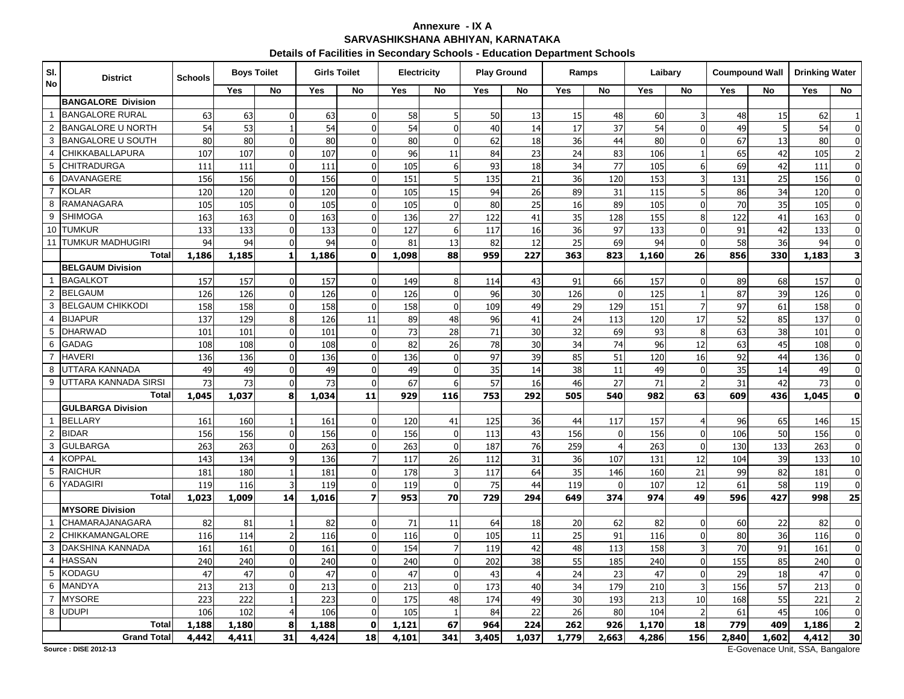# Annexure - IX A
## SARVASHIKSHANA ABHIYAN, KARNATAKA
### Details of Facilities in Secondary Schools - Education Department Schools

| Sl. No | District | Schools | Boys Toilet | | Girls Toilet | | Electricity | | Play Ground | | Ramps | | Laibary | | Coumpound Wall | | Drinking Water | |
|---|---|---|---|---|---|---|---|---|---|---|---|---|---|---|---|---|---|---|
| | | | Yes | No | Yes | No | Yes | No | Yes | No | Yes | No | Yes | No | Yes | No | Yes | No |
| | **BANGALORE Division** | | | | | | | | | | | | | | | | | |
| 1 | BANGALORE RURAL | 63 | 63 | 0 | 63 | 0 | 58 | 5 | 50 | 13 | 15 | 48 | 60 | 3 | 48 | 15 | 62 | 1 |
| 2 | BANGALORE U NORTH | 54 | 53 | 1 | 54 | 0 | 54 | 0 | 40 | 14 | 17 | 37 | 54 | 0 | 49 | 5 | 54 | 0 |
| 3 | BANGALORE U SOUTH | 80 | 80 | 0 | 80 | 0 | 80 | 0 | 62 | 18 | 36 | 44 | 80 | 0 | 67 | 13 | 80 | 0 |
| 4 | CHIKKABALLAPURA | 107 | 107 | 0 | 107 | 0 | 96 | 11 | 84 | 23 | 24 | 83 | 106 | 1 | 65 | 42 | 105 | 2 |
| 5 | CHITRADURGA | 111 | 111 | 0 | 111 | 0 | 105 | 6 | 93 | 18 | 34 | 77 | 105 | 6 | 69 | 42 | 111 | 0 |
| 6 | DAVANAGERE | 156 | 156 | 0 | 156 | 0 | 151 | 5 | 135 | 21 | 36 | 120 | 153 | 3 | 131 | 25 | 156 | 0 |
| 7 | KOLAR | 120 | 120 | 0 | 120 | 0 | 105 | 15 | 94 | 26 | 89 | 31 | 115 | 5 | 86 | 34 | 120 | 0 |
| 8 | RAMANAGARA | 105 | 105 | 0 | 105 | 0 | 105 | 0 | 80 | 25 | 16 | 89 | 105 | 0 | 70 | 35 | 105 | 0 |
| 9 | SHIMOGA | 163 | 163 | 0 | 163 | 0 | 136 | 27 | 122 | 41 | 35 | 128 | 155 | 8 | 122 | 41 | 163 | 0 |
| 10 | TUMKUR | 133 | 133 | 0 | 133 | 0 | 127 | 6 | 117 | 16 | 36 | 97 | 133 | 0 | 91 | 42 | 133 | 0 |
| 11 | TUMKUR MADHUGIRI | 94 | 94 | 0 | 94 | 0 | 81 | 13 | 82 | 12 | 25 | 69 | 94 | 0 | 58 | 36 | 94 | 0 |
| | **Total** | **1,186** | **1,185** | **1** | **1,186** | **0** | **1,098** | **88** | **959** | **227** | **363** | **823** | **1,160** | **26** | **856** | **330** | **1,183** | **3** |
| | **BELGAUM Division** | | | | | | | | | | | | | | | | | |
| 1 | BAGALKOT | 157 | 157 | 0 | 157 | 0 | 149 | 8 | 114 | 43 | 91 | 66 | 157 | 0 | 89 | 68 | 157 | 0 |
| 2 | BELGAUM | 126 | 126 | 0 | 126 | 0 | 126 | 0 | 96 | 30 | 126 | 0 | 125 | 1 | 87 | 39 | 126 | 0 |
| 3 | BELGAUM CHIKKODI | 158 | 158 | 0 | 158 | 0 | 158 | 0 | 109 | 49 | 29 | 129 | 151 | 7 | 97 | 61 | 158 | 0 |
| 4 | BIJAPUR | 137 | 129 | 8 | 126 | 11 | 89 | 48 | 96 | 41 | 24 | 113 | 120 | 17 | 52 | 85 | 137 | 0 |
| 5 | DHARWAD | 101 | 101 | 0 | 101 | 0 | 73 | 28 | 71 | 30 | 32 | 69 | 93 | 8 | 63 | 38 | 101 | 0 |
| 6 | GADAG | 108 | 108 | 0 | 108 | 0 | 82 | 26 | 78 | 30 | 34 | 74 | 96 | 12 | 63 | 45 | 108 | 0 |
| 7 | HAVERI | 136 | 136 | 0 | 136 | 0 | 136 | 0 | 97 | 39 | 85 | 51 | 120 | 16 | 92 | 44 | 136 | 0 |
| 8 | UTTARA KANNADA | 49 | 49 | 0 | 49 | 0 | 49 | 0 | 35 | 14 | 38 | 11 | 49 | 0 | 35 | 14 | 49 | 0 |
| 9 | UTTARA KANNADA SIRSI | 73 | 73 | 0 | 73 | 0 | 67 | 6 | 57 | 16 | 46 | 27 | 71 | 2 | 31 | 42 | 73 | 0 |
| | **Total** | **1,045** | **1,037** | **8** | **1,034** | **11** | **929** | **116** | **753** | **292** | **505** | **540** | **982** | **63** | **609** | **436** | **1,045** | **0** |
| | **GULBARGA Division** | | | | | | | | | | | | | | | | | |
| 1 | BELLARY | 161 | 160 | 1 | 161 | 0 | 120 | 41 | 125 | 36 | 44 | 117 | 157 | 4 | 96 | 65 | 146 | 15 |
| 2 | BIDAR | 156 | 156 | 0 | 156 | 0 | 156 | 0 | 113 | 43 | 156 | 0 | 156 | 0 | 106 | 50 | 156 | 0 |
| 3 | GULBARGA | 263 | 263 | 0 | 263 | 0 | 263 | 0 | 187 | 76 | 259 | 4 | 263 | 0 | 130 | 133 | 263 | 0 |
| 4 | KOPPAL | 143 | 134 | 9 | 136 | 7 | 117 | 26 | 112 | 31 | 36 | 107 | 131 | 12 | 104 | 39 | 133 | 10 |
| 5 | RAICHUR | 181 | 180 | 1 | 181 | 0 | 178 | 3 | 117 | 64 | 35 | 146 | 160 | 21 | 99 | 82 | 181 | 0 |
| 6 | YADAGIRI | 119 | 116 | 3 | 119 | 0 | 119 | 0 | 75 | 44 | 119 | 0 | 107 | 12 | 61 | 58 | 119 | 0 |
| | **Total** | **1,023** | **1,009** | **14** | **1,016** | **7** | **953** | **70** | **729** | **294** | **649** | **374** | **974** | **49** | **596** | **427** | **998** | **25** |
| | **MYSORE Division** | | | | | | | | | | | | | | | | | |
| 1 | CHAMARAJANAGARA | 82 | 81 | 1 | 82 | 0 | 71 | 11 | 64 | 18 | 20 | 62 | 82 | 0 | 60 | 22 | 82 | 0 |
| 2 | CHIKKAMANGALORE | 116 | 114 | 2 | 116 | 0 | 116 | 0 | 105 | 11 | 25 | 91 | 116 | 0 | 80 | 36 | 116 | 0 |
| 3 | DAKSHINA KANNADA | 161 | 161 | 0 | 161 | 0 | 154 | 7 | 119 | 42 | 48 | 113 | 158 | 3 | 70 | 91 | 161 | 0 |
| 4 | HASSAN | 240 | 240 | 0 | 240 | 0 | 240 | 0 | 202 | 38 | 55 | 185 | 240 | 0 | 155 | 85 | 240 | 0 |
| 5 | KODAGU | 47 | 47 | 0 | 47 | 0 | 47 | 0 | 43 | 4 | 24 | 23 | 47 | 0 | 29 | 18 | 47 | 0 |
| 6 | MANDYA | 213 | 213 | 0 | 213 | 0 | 213 | 0 | 173 | 40 | 34 | 179 | 210 | 3 | 156 | 57 | 213 | 0 |
| 7 | MYSORE | 223 | 222 | 1 | 223 | 0 | 175 | 48 | 174 | 49 | 30 | 193 | 213 | 10 | 168 | 55 | 221 | 2 |
| 8 | UDUPI | 106 | 102 | 4 | 106 | 0 | 105 | 1 | 84 | 22 | 26 | 80 | 104 | 2 | 61 | 45 | 106 | 0 |
| | **Total** | **1,188** | **1,180** | **8** | **1,188** | **0** | **1,121** | **67** | **964** | **224** | **262** | **926** | **1,170** | **18** | **779** | **409** | **1,186** | **2** |
| | **Grand Total** | **4,442** | **4,411** | **31** | **4,424** | **18** | **4,101** | **341** | **3,405** | **1,037** | **1,779** | **2,663** | **4,286** | **156** | **2,840** | **1,602** | **4,412** | **30** |

**Source : DISE 2012-13**

E-Govenace Unit, SSA, Bangalore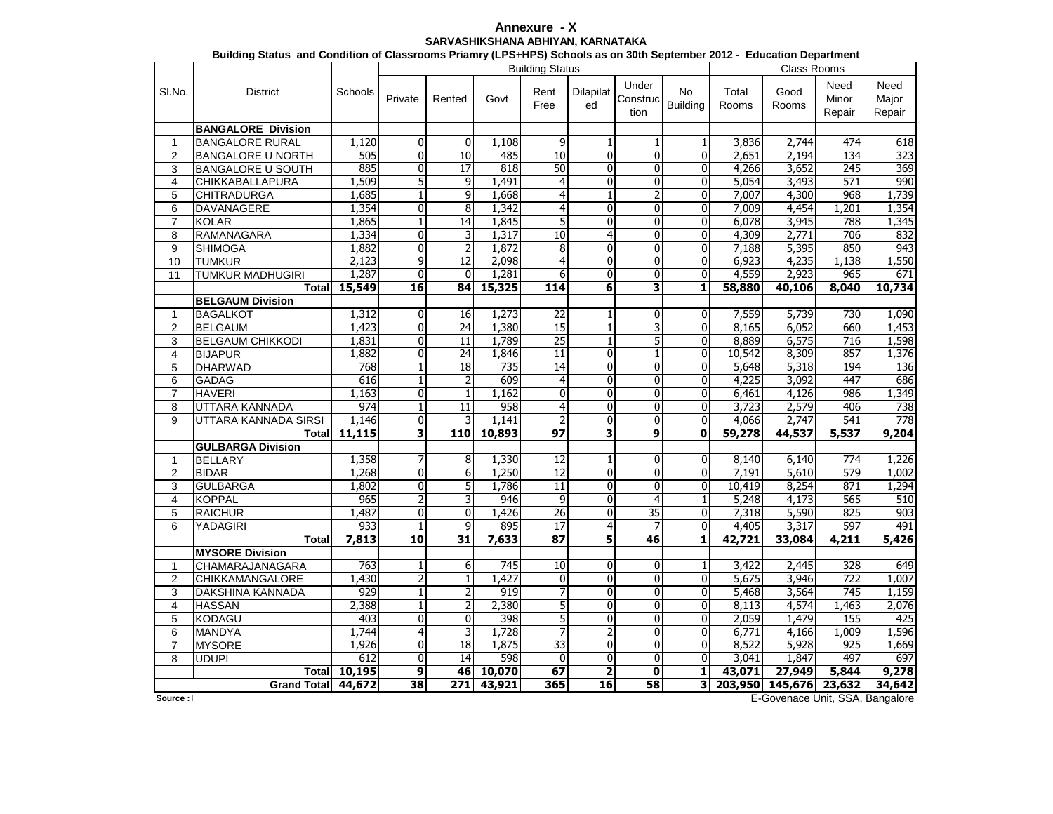# Annexure - X

## SARVASHIKSHANA ABHIYAN, KARNATAKA

### Building Status and Condition of Classrooms Priamry (LPS+HPS) Schools as on 30th September 2012 - Education Department

| Sl.No. | District | Schools | Building Status | | | | | | | Class Rooms | | | |
|---|---|---|---|---|---|---|---|---|---|---|---|---|---|
| | | | Private | Rented | Govt | Rent Free | Dilapilated | Under Construction | No Building | Total Rooms | Good Rooms | Need Minor Repair | Need Major Repair |
| | **BANGALORE Division** | | | | | | | | | | | | |
| 1 | BANGALORE RURAL | 1,120 | 0 | 0 | 1,108 | 9 | 1 | 1 | 1 | 3,836 | 2,744 | 474 | 618 |
| 2 | BANGALORE U NORTH | 505 | 0 | 10 | 485 | 10 | 0 | 0 | 0 | 2,651 | 2,194 | 134 | 323 |
| 3 | BANGALORE U SOUTH | 885 | 0 | 17 | 818 | 50 | 0 | 0 | 0 | 4,266 | 3,652 | 245 | 369 |
| 4 | CHIKKABALLAPURA | 1,509 | 5 | 9 | 1,491 | 4 | 0 | 0 | 0 | 5,054 | 3,493 | 571 | 990 |
| 5 | CHITRADURGA | 1,685 | 1 | 9 | 1,668 | 4 | 1 | 2 | 0 | 7,007 | 4,300 | 968 | 1,739 |
| 6 | DAVANAGERE | 1,354 | 0 | 8 | 1,342 | 4 | 0 | 0 | 0 | 7,009 | 4,454 | 1,201 | 1,354 |
| 7 | KOLAR | 1,865 | 1 | 14 | 1,845 | 5 | 0 | 0 | 0 | 6,078 | 3,945 | 788 | 1,345 |
| 8 | RAMANAGARA | 1,334 | 0 | 3 | 1,317 | 10 | 4 | 0 | 0 | 4,309 | 2,771 | 706 | 832 |
| 9 | SHIMOGA | 1,882 | 0 | 2 | 1,872 | 8 | 0 | 0 | 0 | 7,188 | 5,395 | 850 | 943 |
| 10 | TUMKUR | 2,123 | 9 | 12 | 2,098 | 4 | 0 | 0 | 0 | 6,923 | 4,235 | 1,138 | 1,550 |
| 11 | TUMKUR MADHUGIRI | 1,287 | 0 | 0 | 1,281 | 6 | 0 | 0 | 0 | 4,559 | 2,923 | 965 | 671 |
| | **Total** | **15,549** | **16** | **84** | **15,325** | **114** | **6** | **3** | **1** | **58,880** | **40,106** | **8,040** | **10,734** |
| | **BELGAUM Division** | | | | | | | | | | | | |
| 1 | BAGALKOT | 1,312 | 0 | 16 | 1,273 | 22 | 1 | 0 | 0 | 7,559 | 5,739 | 730 | 1,090 |
| 2 | BELGAUM | 1,423 | 0 | 24 | 1,380 | 15 | 1 | 3 | 0 | 8,165 | 6,052 | 660 | 1,453 |
| 3 | BELGAUM CHIKKODI | 1,831 | 0 | 11 | 1,789 | 25 | 1 | 5 | 0 | 8,889 | 6,575 | 716 | 1,598 |
| 4 | BIJAPUR | 1,882 | 0 | 24 | 1,846 | 11 | 0 | 1 | 0 | 10,542 | 8,309 | 857 | 1,376 |
| 5 | DHARWAD | 768 | 1 | 18 | 735 | 14 | 0 | 0 | 0 | 5,648 | 5,318 | 194 | 136 |
| 6 | GADAG | 616 | 1 | 2 | 609 | 4 | 0 | 0 | 0 | 4,225 | 3,092 | 447 | 686 |
| 7 | HAVERI | 1,163 | 0 | 1 | 1,162 | 0 | 0 | 0 | 0 | 6,461 | 4,126 | 986 | 1,349 |
| 8 | UTTARA KANNADA | 974 | 1 | 11 | 958 | 4 | 0 | 0 | 0 | 3,723 | 2,579 | 406 | 738 |
| 9 | UTTARA KANNADA SIRSI | 1,146 | 0 | 3 | 1,141 | 2 | 0 | 0 | 0 | 4,066 | 2,747 | 541 | 778 |
| | **Total** | **11,115** | **3** | **110** | **10,893** | **97** | **3** | **9** | **0** | **59,278** | **44,537** | **5,537** | **9,204** |
| | **GULBARGA Division** | | | | | | | | | | | | |
| 1 | BELLARY | 1,358 | 7 | 8 | 1,330 | 12 | 1 | 0 | 0 | 8,140 | 6,140 | 774 | 1,226 |
| 2 | BIDAR | 1,268 | 0 | 6 | 1,250 | 12 | 0 | 0 | 0 | 7,191 | 5,610 | 579 | 1,002 |
| 3 | GULBARGA | 1,802 | 0 | 5 | 1,786 | 11 | 0 | 0 | 0 | 10,419 | 8,254 | 871 | 1,294 |
| 4 | KOPPAL | 965 | 2 | 3 | 946 | 9 | 0 | 4 | 1 | 5,248 | 4,173 | 565 | 510 |
| 5 | RAICHUR | 1,487 | 0 | 0 | 1,426 | 26 | 0 | 35 | 0 | 7,318 | 5,590 | 825 | 903 |
| 6 | YADAGIRI | 933 | 1 | 9 | 895 | 17 | 4 | 7 | 0 | 4,405 | 3,317 | 597 | 491 |
| | **Total** | **7,813** | **10** | **31** | **7,633** | **87** | **5** | **46** | **1** | **42,721** | **33,084** | **4,211** | **5,426** |
| | **MYSORE Division** | | | | | | | | | | | | |
| 1 | CHAMARAJANAGARA | 763 | 1 | 6 | 745 | 10 | 0 | 0 | 1 | 3,422 | 2,445 | 328 | 649 |
| 2 | CHIKKAMANGALORE | 1,430 | 2 | 1 | 1,427 | 0 | 0 | 0 | 0 | 5,675 | 3,946 | 722 | 1,007 |
| 3 | DAKSHINA KANNADA | 929 | 1 | 2 | 919 | 7 | 0 | 0 | 0 | 5,468 | 3,564 | 745 | 1,159 |
| 4 | HASSAN | 2,388 | 1 | 2 | 2,380 | 5 | 0 | 0 | 0 | 8,113 | 4,574 | 1,463 | 2,076 |
| 5 | KODAGU | 403 | 0 | 0 | 398 | 5 | 0 | 0 | 0 | 2,059 | 1,479 | 155 | 425 |
| 6 | MANDYA | 1,744 | 4 | 3 | 1,728 | 7 | 2 | 0 | 0 | 6,771 | 4,166 | 1,009 | 1,596 |
| 7 | MYSORE | 1,926 | 0 | 18 | 1,875 | 33 | 0 | 0 | 0 | 8,522 | 5,928 | 925 | 1,669 |
| 8 | UDUPI | 612 | 0 | 14 | 598 | 0 | 0 | 0 | 0 | 3,041 | 1,847 | 497 | 697 |
| | **Total** | **10,195** | **9** | **46** | **10,070** | **67** | **2** | **0** | **1** | **43,071** | **27,949** | **5,844** | **9,278** |
| | **Grand Total** | **44,672** | **38** | **271** | **43,921** | **365** | **16** | **58** | **3** | **203,950** | **145,676** | **23,632** | **34,642** |

Source : E-Govenace Unit, SSA, Bangalore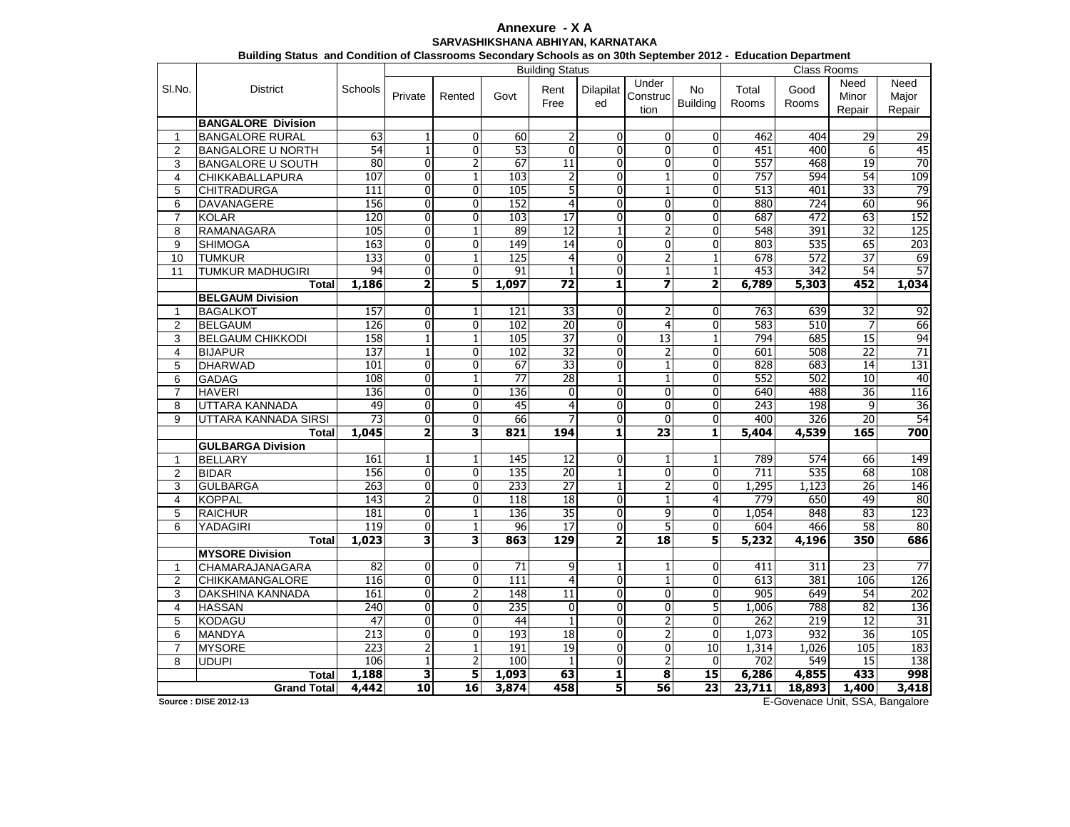# Annexure - X A

## SARVASHIKSHANA ABHIYAN, KARNATAKA

### Building Status and Condition of Classrooms Secondary Schools as on 30th September 2012 - Education Department

| Sl.No. | District | Schools | Building Status | | | | | | | Class Rooms | | | |
|---|---|---|---|---|---|---|---|---|---|---|---|---|---|
| | | | Private | Rented | Govt | Rent Free | Dilapilated | Under Construction | No Building | Total Rooms | Good Rooms | Need Minor Repair | Need Major Repair |
| | **BANGALORE Division** | | | | | | | | | | | | |
| 1 | BANGALORE RURAL | 63 | 1 | 0 | 60 | 2 | 0 | 0 | 0 | 462 | 404 | 29 | 29 |
| 2 | BANGALORE U NORTH | 54 | 1 | 0 | 53 | 0 | 0 | 0 | 0 | 451 | 400 | 6 | 45 |
| 3 | BANGALORE U SOUTH | 80 | 0 | 2 | 67 | 11 | 0 | 0 | 0 | 557 | 468 | 19 | 70 |
| 4 | CHIKKABALLAPURA | 107 | 0 | 1 | 103 | 2 | 0 | 1 | 0 | 757 | 594 | 54 | 109 |
| 5 | CHITRADURGA | 111 | 0 | 0 | 105 | 5 | 0 | 1 | 0 | 513 | 401 | 33 | 79 |
| 6 | DAVANAGERE | 156 | 0 | 0 | 152 | 4 | 0 | 0 | 0 | 880 | 724 | 60 | 96 |
| 7 | KOLAR | 120 | 0 | 0 | 103 | 17 | 0 | 0 | 0 | 687 | 472 | 63 | 152 |
| 8 | RAMANAGARA | 105 | 0 | 1 | 89 | 12 | 1 | 2 | 0 | 548 | 391 | 32 | 125 |
| 9 | SHIMOGA | 163 | 0 | 0 | 149 | 14 | 0 | 0 | 0 | 803 | 535 | 65 | 203 |
| 10 | TUMKUR | 133 | 0 | 1 | 125 | 4 | 0 | 2 | 1 | 678 | 572 | 37 | 69 |
| 11 | TUMKUR MADHUGIRI | 94 | 0 | 0 | 91 | 1 | 0 | 1 | 1 | 453 | 342 | 54 | 57 |
| | **Total** | **1,186** | **2** | **5** | **1,097** | **72** | **1** | **7** | **2** | **6,789** | **5,303** | **452** | **1,034** |
| | **BELGAUM Division** | | | | | | | | | | | | |
| 1 | BAGALKOT | 157 | 0 | 1 | 121 | 33 | 0 | 2 | 0 | 763 | 639 | 32 | 92 |
| 2 | BELGAUM | 126 | 0 | 0 | 102 | 20 | 0 | 4 | 0 | 583 | 510 | 7 | 66 |
| 3 | BELGAUM CHIKKODI | 158 | 1 | 1 | 105 | 37 | 0 | 13 | 1 | 794 | 685 | 15 | 94 |
| 4 | BIJAPUR | 137 | 1 | 0 | 102 | 32 | 0 | 2 | 0 | 601 | 508 | 22 | 71 |
| 5 | DHARWAD | 101 | 0 | 0 | 67 | 33 | 0 | 1 | 0 | 828 | 683 | 14 | 131 |
| 6 | GADAG | 108 | 0 | 1 | 77 | 28 | 1 | 1 | 0 | 552 | 502 | 10 | 40 |
| 7 | HAVERI | 136 | 0 | 0 | 136 | 0 | 0 | 0 | 0 | 640 | 488 | 36 | 116 |
| 8 | UTTARA KANNADA | 49 | 0 | 0 | 45 | 4 | 0 | 0 | 0 | 243 | 198 | 9 | 36 |
| 9 | UTTARA KANNADA SIRSI | 73 | 0 | 0 | 66 | 7 | 0 | 0 | 0 | 400 | 326 | 20 | 54 |
| | **Total** | **1,045** | **2** | **3** | **821** | **194** | **1** | **23** | **1** | **5,404** | **4,539** | **165** | **700** |
| | **GULBARGA Division** | | | | | | | | | | | | |
| 1 | BELLARY | 161 | 1 | 1 | 145 | 12 | 0 | 1 | 1 | 789 | 574 | 66 | 149 |
| 2 | BIDAR | 156 | 0 | 0 | 135 | 20 | 1 | 0 | 0 | 711 | 535 | 68 | 108 |
| 3 | GULBARGA | 263 | 0 | 0 | 233 | 27 | 1 | 2 | 0 | 1,295 | 1,123 | 26 | 146 |
| 4 | KOPPAL | 143 | 2 | 0 | 118 | 18 | 0 | 1 | 4 | 779 | 650 | 49 | 80 |
| 5 | RAICHUR | 181 | 0 | 1 | 136 | 35 | 0 | 9 | 0 | 1,054 | 848 | 83 | 123 |
| 6 | YADAGIRI | 119 | 0 | 1 | 96 | 17 | 0 | 5 | 0 | 604 | 466 | 58 | 80 |
| | **Total** | **1,023** | **3** | **3** | **863** | **129** | **2** | **18** | **5** | **5,232** | **4,196** | **350** | **686** |
| | **MYSORE Division** | | | | | | | | | | | | |
| 1 | CHAMARAJANAGARA | 82 | 0 | 0 | 71 | 9 | 1 | 1 | 0 | 411 | 311 | 23 | 77 |
| 2 | CHIKKAMANGALORE | 116 | 0 | 0 | 111 | 4 | 0 | 1 | 0 | 613 | 381 | 106 | 126 |
| 3 | DAKSHINA KANNADA | 161 | 0 | 2 | 148 | 11 | 0 | 0 | 0 | 905 | 649 | 54 | 202 |
| 4 | HASSAN | 240 | 0 | 0 | 235 | 0 | 0 | 0 | 5 | 1,006 | 788 | 82 | 136 |
| 5 | KODAGU | 47 | 0 | 0 | 44 | 1 | 0 | 2 | 0 | 262 | 219 | 12 | 31 |
| 6 | MANDYA | 213 | 0 | 0 | 193 | 18 | 0 | 2 | 0 | 1,073 | 932 | 36 | 105 |
| 7 | MYSORE | 223 | 2 | 1 | 191 | 19 | 0 | 0 | 10 | 1,314 | 1,026 | 105 | 183 |
| 8 | UDUPI | 106 | 1 | 2 | 100 | 1 | 0 | 2 | 0 | 702 | 549 | 15 | 138 |
| | **Total** | **1,188** | **3** | **5** | **1,093** | **63** | **1** | **8** | **15** | **6,286** | **4,855** | **433** | **998** |
| | **Grand Total** | **4,442** | **10** | **16** | **3,874** | **458** | **5** | **56** | **23** | **23,711** | **18,893** | **1,400** | **3,418** |

**Source : DISE 2012-13**

E-Govenace Unit, SSA, Bangalore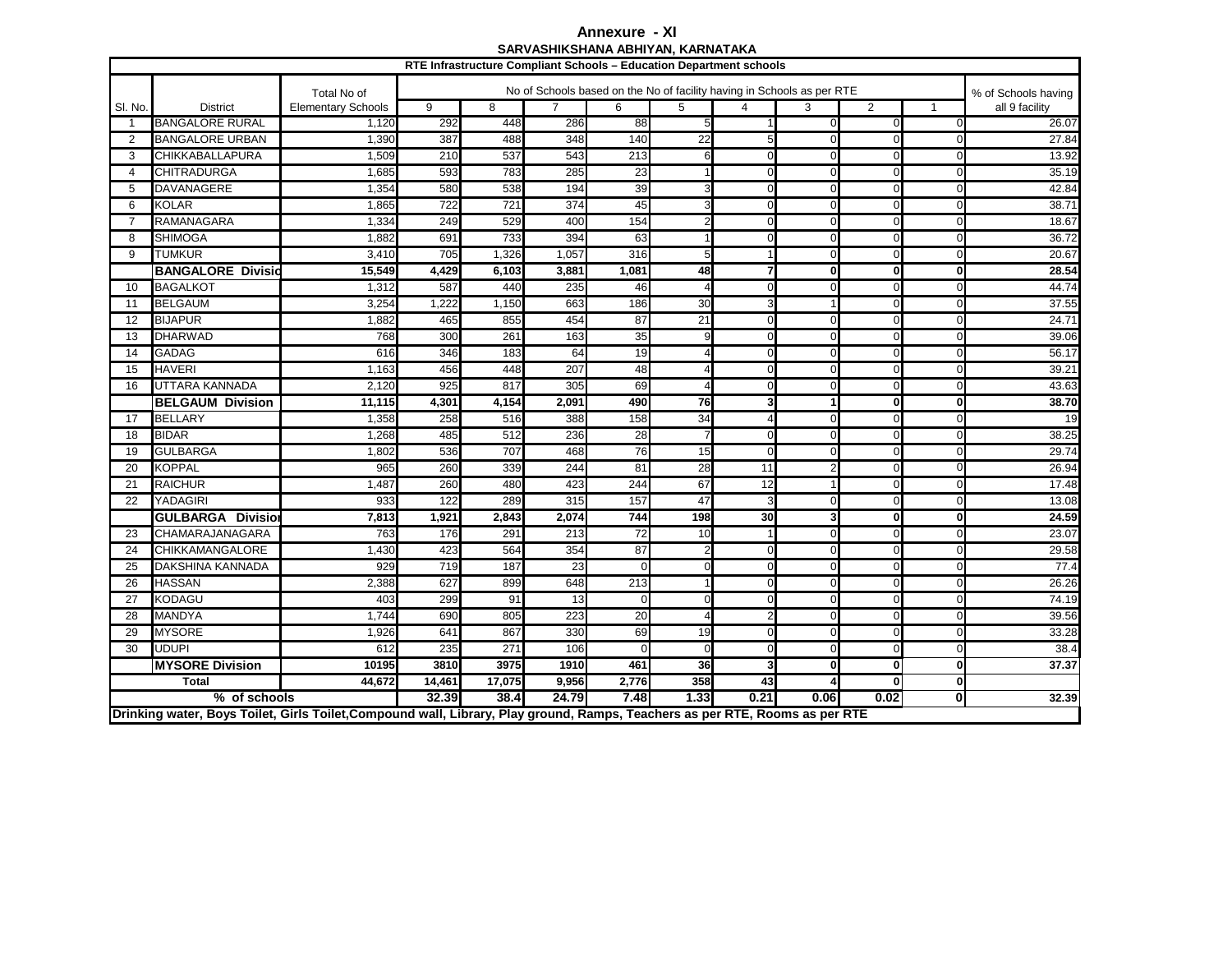# Annexure - XI

## SARVASHIKSHANA ABHIYAN, KARNATAKA

### RTE Infrastructure Compliant Schools – Education Department schools

| Sl. No. | District | Total No of Elementary Schools | No of Schools based on the No of facility having in Schools as per RTE | | | | | | | | | % of Schools having all 9 facility |
|---|---|---|---|---|---|---|---|---|---|---|---|---|
| | | | 9 | 8 | 7 | 6 | 5 | 4 | 3 | 2 | 1 | |
| 1 | BANGALORE RURAL | 1,120 | 292 | 448 | 286 | 88 | 5 | 1 | 0 | 0 | 0 | 26.07 |
| 2 | BANGALORE URBAN | 1,390 | 387 | 488 | 348 | 140 | 22 | 5 | 0 | 0 | 0 | 27.84 |
| 3 | CHIKKABALLAPURA | 1,509 | 210 | 537 | 543 | 213 | 6 | 0 | 0 | 0 | 0 | 13.92 |
| 4 | CHITRADURGA | 1,685 | 593 | 783 | 285 | 23 | 1 | 0 | 0 | 0 | 0 | 35.19 |
| 5 | DAVANAGERE | 1,354 | 580 | 538 | 194 | 39 | 3 | 0 | 0 | 0 | 0 | 42.84 |
| 6 | KOLAR | 1,865 | 722 | 721 | 374 | 45 | 3 | 0 | 0 | 0 | 0 | 38.71 |
| 7 | RAMANAGARA | 1,334 | 249 | 529 | 400 | 154 | 2 | 0 | 0 | 0 | 0 | 18.67 |
| 8 | SHIMOGA | 1,882 | 691 | 733 | 394 | 63 | 1 | 0 | 0 | 0 | 0 | 36.72 |
| 9 | TUMKUR | 3,410 | 705 | 1,326 | 1,057 | 316 | 5 | 1 | 0 | 0 | 0 | 20.67 |
| | **BANGALORE Divisio** | **15,549** | **4,429** | **6,103** | **3,881** | **1,081** | **48** | **7** | **0** | **0** | **0** | **28.54** |
| 10 | BAGALKOT | 1,312 | 587 | 440 | 235 | 46 | 4 | 0 | 0 | 0 | 0 | 44.74 |
| 11 | BELGAUM | 3,254 | 1,222 | 1,150 | 663 | 186 | 30 | 3 | 1 | 0 | 0 | 37.55 |
| 12 | BIJAPUR | 1,882 | 465 | 855 | 454 | 87 | 21 | 0 | 0 | 0 | 0 | 24.71 |
| 13 | DHARWAD | 768 | 300 | 261 | 163 | 35 | 9 | 0 | 0 | 0 | 0 | 39.06 |
| 14 | GADAG | 616 | 346 | 183 | 64 | 19 | 4 | 0 | 0 | 0 | 0 | 56.17 |
| 15 | HAVERI | 1,163 | 456 | 448 | 207 | 48 | 4 | 0 | 0 | 0 | 0 | 39.21 |
| 16 | UTTARA KANNADA | 2,120 | 925 | 817 | 305 | 69 | 4 | 0 | 0 | 0 | 0 | 43.63 |
| | **BELGAUM Division** | **11,115** | **4,301** | **4,154** | **2,091** | **490** | **76** | **3** | **1** | **0** | **0** | **38.70** |
| 17 | BELLARY | 1,358 | 258 | 516 | 388 | 158 | 34 | 4 | 0 | 0 | 0 | 19 |
| 18 | BIDAR | 1,268 | 485 | 512 | 236 | 28 | 7 | 0 | 0 | 0 | 0 | 38.25 |
| 19 | GULBARGA | 1,802 | 536 | 707 | 468 | 76 | 15 | 0 | 0 | 0 | 0 | 29.74 |
| 20 | KOPPAL | 965 | 260 | 339 | 244 | 81 | 28 | 11 | 2 | 0 | 0 | 26.94 |
| 21 | RAICHUR | 1,487 | 260 | 480 | 423 | 244 | 67 | 12 | 1 | 0 | 0 | 17.48 |
| 22 | YADAGIRI | 933 | 122 | 289 | 315 | 157 | 47 | 3 | 0 | 0 | 0 | 13.08 |
| | **GULBARGA Divisio** | **7,813** | **1,921** | **2,843** | **2,074** | **744** | **198** | **30** | **3** | **0** | **0** | **24.59** |
| 23 | CHAMARAJANAGARA | 763 | 176 | 291 | 213 | 72 | 10 | 1 | 0 | 0 | 0 | 23.07 |
| 24 | CHIKKAMANGALORE | 1,430 | 423 | 564 | 354 | 87 | 2 | 0 | 0 | 0 | 0 | 29.58 |
| 25 | DAKSHINA KANNADA | 929 | 719 | 187 | 23 | 0 | 0 | 0 | 0 | 0 | 0 | 77.4 |
| 26 | HASSAN | 2,388 | 627 | 899 | 648 | 213 | 1 | 0 | 0 | 0 | 0 | 26.26 |
| 27 | KODAGU | 403 | 299 | 91 | 13 | 0 | 0 | 0 | 0 | 0 | 0 | 74.19 |
| 28 | MANDYA | 1,744 | 690 | 805 | 223 | 20 | 4 | 2 | 0 | 0 | 0 | 39.56 |
| 29 | MYSORE | 1,926 | 641 | 867 | 330 | 69 | 19 | 0 | 0 | 0 | 0 | 33.28 |
| 30 | UDUPI | 612 | 235 | 271 | 106 | 0 | 0 | 0 | 0 | 0 | 0 | 38.4 |
| | **MYSORE Division** | **10195** | **3810** | **3975** | **1910** | **461** | **36** | **3** | **0** | **0** | **0** | **37.37** |
| | **Total** | **44,672** | **14,461** | **17,075** | **9,956** | **2,776** | **358** | **43** | **4** | **0** | **0** | |
| | **% of schools** | | **32.39** | **38.4** | **24.79** | **7.48** | **1.33** | **0.21** | **0.06** | **0.02** | **0** | **32.39** |

**Drinking water, Boys Toilet, Girls Toilet,Compound wall, Library, Play ground, Ramps, Teachers as per RTE, Rooms as per RTE**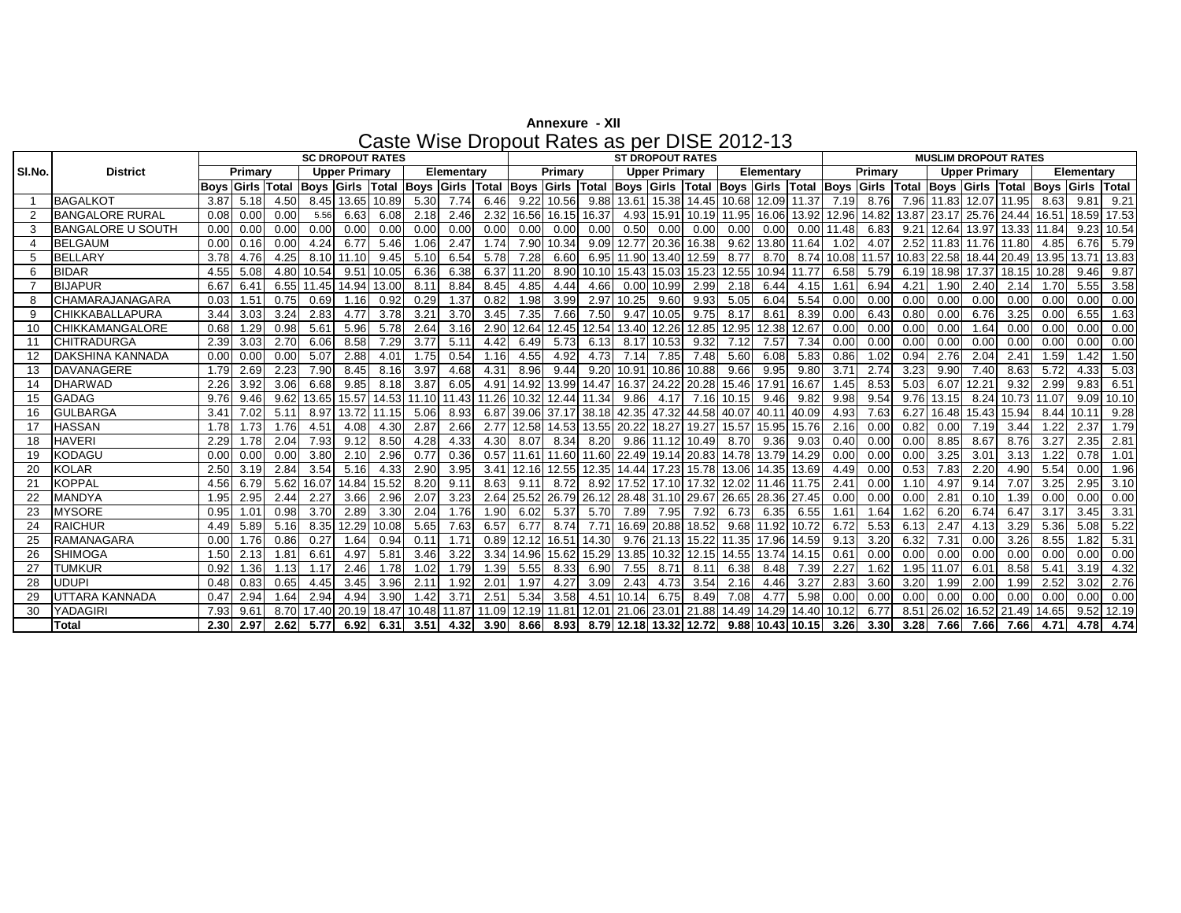**Annexure - XII**

# Caste Wise Dropout Rates as per DISE 2012-13

| Sl.No. | District | SC DROPOUT RATES | | | | | | | | | ST DROPOUT RATES | | | | | | | | | MUSLIM DROPOUT RATES | | | | | | | | |
|---|---|---|---|---|---|---|---|---|---|---|---|---|---|---|---|---|---|---|---|---|---|---|---|---|---|---|---|---|
| | | Primary | | | Upper Primary | | | Elementary | | | Primary | | | Upper Primary | | | Elementary | | | Primary | | | Upper Primary | | | Elementary | | |
| | | Boys | Girls | Total | Boys | Girls | Total | Boys | Girls | Total | Boys | Girls | Total | Boys | Girls | Total | Boys | Girls | Total | Boys | Girls | Total | Boys | Girls | Total | Boys | Girls | Total |
| 1 | BAGALKOT | 3.87 | 5.18 | 4.50 | 8.45 | 13.65 | 10.89 | 5.30 | 7.74 | 6.46 | 9.22 | 10.56 | 9.88 | 13.61 | 15.38 | 14.45 | 10.68 | 12.09 | 11.37 | 7.19 | 8.76 | 7.96 | 11.83 | 12.07 | 11.95 | 8.63 | 9.81 | 9.21 |
| 2 | BANGALORE RURAL | 0.08 | 0.00 | 0.00 | 5.56 | 6.63 | 6.08 | 2.18 | 2.46 | 2.32 | 16.56 | 16.15 | 16.37 | 4.93 | 15.91 | 10.19 | 11.95 | 16.06 | 13.92 | 12.96 | 14.82 | 13.87 | 23.17 | 25.76 | 24.44 | 16.51 | 18.59 | 17.53 |
| 3 | BANGALORE U SOUTH | 0.00 | 0.00 | 0.00 | 0.00 | 0.00 | 0.00 | 0.00 | 0.00 | 0.00 | 0.00 | 0.00 | 0.00 | 0.50 | 0.00 | 0.00 | 0.00 | 0.00 | 0.00 | 11.48 | 6.83 | 9.21 | 12.64 | 13.97 | 13.33 | 11.84 | 9.23 | 10.54 |
| 4 | BELGAUM | 0.00 | 0.16 | 0.00 | 4.24 | 6.77 | 5.46 | 1.06 | 2.47 | 1.74 | 7.90 | 10.34 | 9.09 | 12.77 | 20.36 | 16.38 | 9.62 | 13.80 | 11.64 | 1.02 | 4.07 | 2.52 | 11.83 | 11.76 | 11.80 | 4.85 | 6.76 | 5.79 |
| 5 | BELLARY | 3.78 | 4.76 | 4.25 | 8.10 | 11.10 | 9.45 | 5.10 | 6.54 | 5.78 | 7.28 | 6.60 | 6.95 | 11.90 | 13.40 | 12.59 | 8.77 | 8.70 | 8.74 | 10.08 | 11.57 | 10.83 | 22.58 | 18.44 | 20.49 | 13.95 | 13.71 | 13.83 |
| 6 | BIDAR | 4.55 | 5.08 | 4.80 | 10.54 | 9.51 | 10.05 | 6.36 | 6.38 | 6.37 | 11.20 | 8.90 | 10.10 | 15.43 | 15.03 | 15.23 | 12.55 | 10.94 | 11.77 | 6.58 | 5.79 | 6.19 | 18.98 | 17.37 | 18.15 | 10.28 | 9.46 | 9.87 |
| 7 | BIJAPUR | 6.67 | 6.41 | 6.55 | 11.45 | 14.94 | 13.00 | 8.11 | 8.84 | 8.45 | 4.85 | 4.44 | 4.66 | 0.00 | 10.99 | 2.99 | 2.18 | 6.44 | 4.15 | 1.61 | 6.94 | 4.21 | 1.90 | 2.40 | 2.14 | 1.70 | 5.55 | 3.58 |
| 8 | CHAMARAJANAGARA | 0.03 | 1.51 | 0.75 | 0.69 | 1.16 | 0.92 | 0.29 | 1.37 | 0.82 | 1.98 | 3.99 | 2.97 | 10.25 | 9.60 | 9.93 | 5.05 | 6.04 | 5.54 | 0.00 | 0.00 | 0.00 | 0.00 | 0.00 | 0.00 | 0.00 | 0.00 | 0.00 |
| 9 | CHIKKABALLAPURA | 3.44 | 3.03 | 3.24 | 2.83 | 4.77 | 3.78 | 3.21 | 3.70 | 3.45 | 7.35 | 7.66 | 7.50 | 9.47 | 10.05 | 9.75 | 8.17 | 8.61 | 8.39 | 0.00 | 6.43 | 0.80 | 0.00 | 6.76 | 3.25 | 0.00 | 6.55 | 1.63 |
| 10 | CHIKKAMANGALORE | 0.68 | 1.29 | 0.98 | 5.61 | 5.96 | 5.78 | 2.64 | 3.16 | 2.90 | 12.64 | 12.45 | 12.54 | 13.40 | 12.26 | 12.85 | 12.95 | 12.38 | 12.67 | 0.00 | 0.00 | 0.00 | 0.00 | 1.64 | 0.00 | 0.00 | 0.00 | 0.00 |
| 11 | CHITRADURGA | 2.39 | 3.03 | 2.70 | 6.06 | 8.58 | 7.29 | 3.77 | 5.11 | 4.42 | 6.49 | 5.73 | 6.13 | 8.17 | 10.53 | 9.32 | 7.12 | 7.57 | 7.34 | 0.00 | 0.00 | 0.00 | 0.00 | 0.00 | 0.00 | 0.00 | 0.00 | 0.00 |
| 12 | DAKSHINA KANNADA | 0.00 | 0.00 | 0.00 | 5.07 | 2.88 | 4.01 | 1.75 | 0.54 | 1.16 | 4.55 | 4.92 | 4.73 | 7.14 | 7.85 | 7.48 | 5.60 | 6.08 | 5.83 | 0.86 | 1.02 | 0.94 | 2.76 | 2.04 | 2.41 | 1.59 | 1.42 | 1.50 |
| 13 | DAVANAGERE | 1.79 | 2.69 | 2.23 | 7.90 | 8.45 | 8.16 | 3.97 | 4.68 | 4.31 | 8.96 | 9.44 | 9.20 | 10.91 | 10.86 | 10.88 | 9.66 | 9.95 | 9.80 | 3.71 | 2.74 | 3.23 | 9.90 | 7.40 | 8.63 | 5.72 | 4.33 | 5.03 |
| 14 | DHARWAD | 2.26 | 3.92 | 3.06 | 6.68 | 9.85 | 8.18 | 3.87 | 6.05 | 4.91 | 14.92 | 13.99 | 14.47 | 16.37 | 24.22 | 20.28 | 15.46 | 17.91 | 16.67 | 1.45 | 8.53 | 5.03 | 6.07 | 12.21 | 9.32 | 2.99 | 9.83 | 6.51 |
| 15 | GADAG | 9.76 | 9.46 | 9.62 | 13.65 | 15.57 | 14.53 | 11.10 | 11.43 | 11.26 | 10.32 | 12.44 | 11.34 | 9.86 | 4.17 | 7.16 | 10.15 | 9.46 | 9.82 | 9.98 | 9.54 | 9.76 | 13.15 | 8.24 | 10.73 | 11.07 | 9.09 | 10.10 |
| 16 | GULBARGA | 3.41 | 7.02 | 5.11 | 8.97 | 13.72 | 11.15 | 5.06 | 8.93 | 6.87 | 39.06 | 37.17 | 38.18 | 42.35 | 47.32 | 44.58 | 40.07 | 40.11 | 40.09 | 4.93 | 7.63 | 6.27 | 16.48 | 15.43 | 15.94 | 8.44 | 10.11 | 9.28 |
| 17 | HASSAN | 1.78 | 1.73 | 1.76 | 4.51 | 4.08 | 4.30 | 2.87 | 2.66 | 2.77 | 12.58 | 14.53 | 13.55 | 20.22 | 18.27 | 19.27 | 15.57 | 15.95 | 15.76 | 2.16 | 0.00 | 0.82 | 0.00 | 7.19 | 3.44 | 1.22 | 2.37 | 1.79 |
| 18 | HAVERI | 2.29 | 1.78 | 2.04 | 7.93 | 9.12 | 8.50 | 4.28 | 4.33 | 4.30 | 8.07 | 8.34 | 8.20 | 9.86 | 11.12 | 10.49 | 8.70 | 9.36 | 9.03 | 0.40 | 0.00 | 0.00 | 8.85 | 8.67 | 8.76 | 3.27 | 2.35 | 2.81 |
| 19 | KODAGU | 0.00 | 0.00 | 0.00 | 3.80 | 2.10 | 2.96 | 0.77 | 0.36 | 0.57 | 11.61 | 11.60 | 11.60 | 22.49 | 19.14 | 20.83 | 14.78 | 13.79 | 14.29 | 0.00 | 0.00 | 0.00 | 3.25 | 3.01 | 3.13 | 1.22 | 0.78 | 1.01 |
| 20 | KOLAR | 2.50 | 3.19 | 2.84 | 3.54 | 5.16 | 4.33 | 2.90 | 3.95 | 3.41 | 12.16 | 12.55 | 12.35 | 14.44 | 17.23 | 15.78 | 13.06 | 14.35 | 13.69 | 4.49 | 0.00 | 0.53 | 7.83 | 2.20 | 4.90 | 5.54 | 0.00 | 1.96 |
| 21 | KOPPAL | 4.56 | 6.79 | 5.62 | 16.07 | 14.84 | 15.52 | 8.20 | 9.11 | 8.63 | 9.11 | 8.72 | 8.92 | 17.52 | 17.10 | 17.32 | 12.02 | 11.46 | 11.75 | 2.41 | 0.00 | 1.10 | 4.97 | 9.14 | 7.07 | 3.25 | 2.95 | 3.10 |
| 22 | MANDYA | 1.95 | 2.95 | 2.44 | 2.27 | 3.66 | 2.96 | 2.07 | 3.23 | 2.64 | 25.52 | 26.79 | 26.12 | 28.48 | 31.10 | 29.67 | 26.65 | 28.36 | 27.45 | 0.00 | 0.00 | 0.00 | 2.81 | 0.10 | 1.39 | 0.00 | 0.00 | 0.00 |
| 23 | MYSORE | 0.95 | 1.01 | 0.98 | 3.70 | 2.89 | 3.30 | 2.04 | 1.76 | 1.90 | 6.02 | 5.37 | 5.70 | 7.89 | 7.95 | 7.92 | 6.73 | 6.35 | 6.55 | 1.61 | 1.64 | 1.62 | 6.20 | 6.74 | 6.47 | 3.17 | 3.45 | 3.31 |
| 24 | RAICHUR | 4.49 | 5.89 | 5.16 | 8.35 | 12.29 | 10.08 | 5.65 | 7.63 | 6.57 | 6.77 | 8.74 | 7.71 | 16.69 | 20.88 | 18.52 | 9.68 | 11.92 | 10.72 | 6.72 | 5.53 | 6.13 | 2.47 | 4.13 | 3.29 | 5.36 | 5.08 | 5.22 |
| 25 | RAMANAGARA | 0.00 | 1.76 | 0.86 | 0.27 | 1.64 | 0.94 | 0.11 | 1.71 | 0.89 | 12.12 | 16.51 | 14.30 | 9.76 | 21.13 | 15.22 | 11.35 | 17.96 | 14.59 | 9.13 | 3.20 | 6.32 | 7.31 | 0.00 | 3.26 | 8.55 | 1.82 | 5.31 |
| 26 | SHIMOGA | 1.50 | 2.13 | 1.81 | 6.61 | 4.97 | 5.81 | 3.46 | 3.22 | 3.34 | 14.96 | 15.62 | 15.29 | 13.85 | 10.32 | 12.15 | 14.55 | 13.74 | 14.15 | 0.61 | 0.00 | 0.00 | 0.00 | 0.00 | 0.00 | 0.00 | 0.00 | 0.00 |
| 27 | TUMKUR | 0.92 | 1.36 | 1.13 | 1.17 | 2.46 | 1.78 | 1.02 | 1.79 | 1.39 | 5.55 | 8.33 | 6.90 | 7.55 | 8.71 | 8.11 | 6.38 | 8.48 | 7.39 | 2.27 | 1.62 | 1.95 | 11.07 | 6.01 | 8.58 | 5.41 | 3.19 | 4.32 |
| 28 | UDUPI | 0.48 | 0.83 | 0.65 | 4.45 | 3.45 | 3.96 | 2.11 | 1.92 | 2.01 | 1.97 | 4.27 | 3.09 | 2.43 | 4.73 | 3.54 | 2.16 | 4.46 | 3.27 | 2.83 | 3.60 | 3.20 | 1.99 | 2.00 | 1.99 | 2.52 | 3.02 | 2.76 |
| 29 | UTTARA KANNADA | 0.47 | 2.94 | 1.64 | 2.94 | 4.94 | 3.90 | 1.42 | 3.71 | 2.51 | 5.34 | 3.58 | 4.51 | 10.14 | 6.75 | 8.49 | 7.08 | 4.77 | 5.98 | 0.00 | 0.00 | 0.00 | 0.00 | 0.00 | 0.00 | 0.00 | 0.00 | 0.00 |
| 30 | YADAGIRI | 7.93 | 9.61 | 8.70 | 17.40 | 20.19 | 18.47 | 10.48 | 11.87 | 11.09 | 12.19 | 11.81 | 12.01 | 21.06 | 23.01 | 21.88 | 14.49 | 14.29 | 14.40 | 10.12 | 6.77 | 8.51 | 26.02 | 16.52 | 21.49 | 14.65 | 9.52 | 12.19 |
| | **Total** | **2.30** | **2.97** | **2.62** | **5.77** | **6.92** | **6.31** | **3.51** | **4.32** | **3.90** | **8.66** | **8.93** | **8.79** | **12.18** | **13.32** | **12.72** | **9.88** | **10.43** | **10.15** | **3.26** | **3.30** | **3.28** | **7.66** | **7.66** | **7.66** | **4.71** | **4.78** | **4.74** |